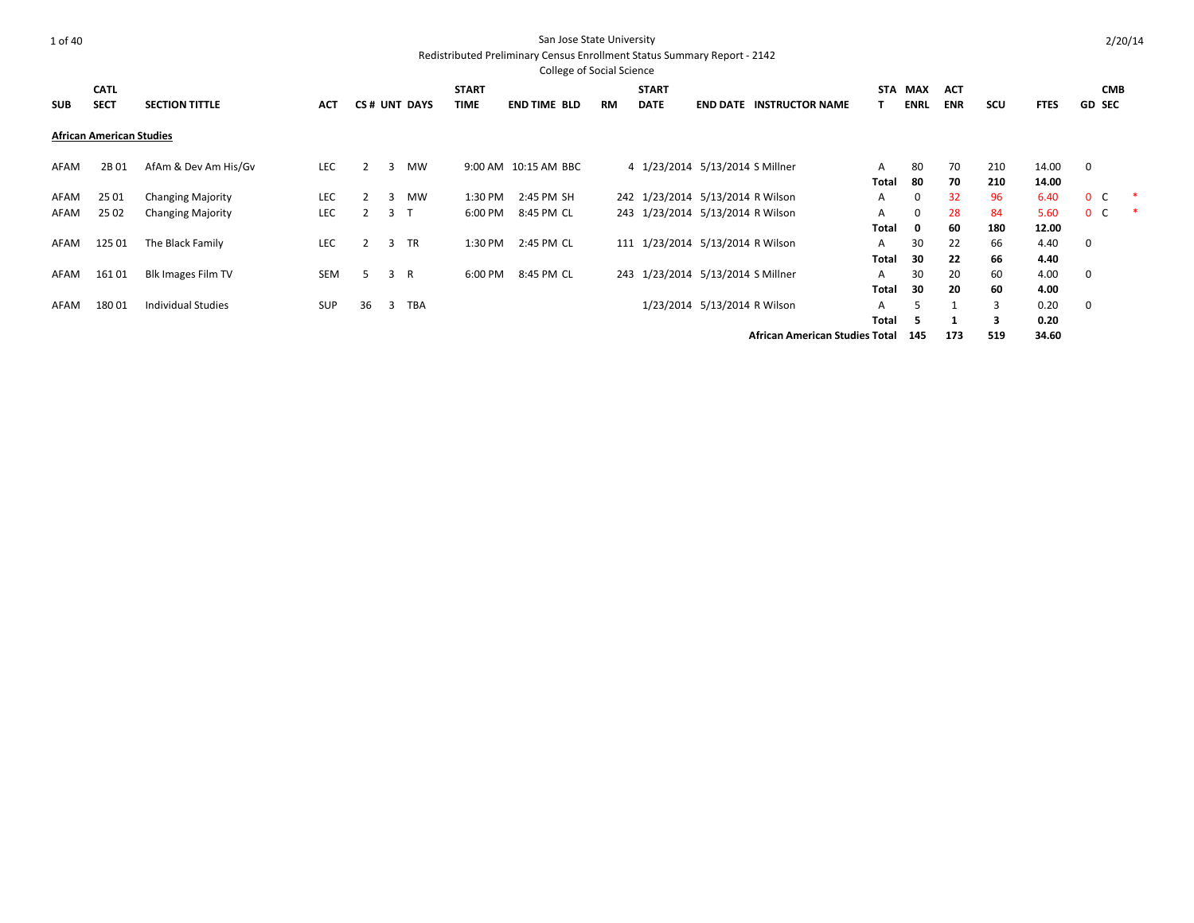San Jose State University

Redistributed Preliminary Census Enrollment Status Summary Report - 2142

College of Social Science

| SUB | CATL SECT | SECTION TITTLE | ACT | CS # | UNT | DAYS | START TIME | END TIME | BLD | RM | START DATE | END DATE | INSTRUCTOR NAME | STAT | MAX ENRL | ACT ENR | SCU | FTES | GD | CMB SEC | |
|---|---|---|---|---|---|---|---|---|---|---|---|---|---|---|---|---|---|---|---|---|---|
| **African American Studies** | | | | | | | | | | | | | | | | | | | | | |
| AFAM | 2B 01 | AfAm & Dev Am His/Gv | LEC | 2 | 3 | MW | 9:00 AM | 10:15 AM | BBC | 4 | 1/23/2014 | 5/13/2014 | S Millner | A | 80 | 70 | 210 | 14.00 | 0 | | |
| | | | | | | | | | | | | | | **Total** | **80** | **70** | **210** | **14.00** | | | |
| AFAM | 25 01 | Changing Majority | LEC | 2 | 3 | MW | 1:30 PM | 2:45 PM | SH | 242 | 1/23/2014 | 5/13/2014 | R Wilson | A | 0 | 32 | 96 | 6.40 | 0 | C | * |
| AFAM | 25 02 | Changing Majority | LEC | 2 | 3 | T | 6:00 PM | 8:45 PM | CL | 243 | 1/23/2014 | 5/13/2014 | R Wilson | A | 0 | 28 | 84 | 5.60 | 0 | C | * |
| | | | | | | | | | | | | | | **Total** | **0** | **60** | **180** | **12.00** | | | |
| AFAM | 125 01 | The Black Family | LEC | 2 | 3 | TR | 1:30 PM | 2:45 PM | CL | 111 | 1/23/2014 | 5/13/2014 | R Wilson | A | 30 | 22 | 66 | 4.40 | 0 | | |
| | | | | | | | | | | | | | | **Total** | **30** | **22** | **66** | **4.40** | | | |
| AFAM | 161 01 | Blk Images Film TV | SEM | 5 | 3 | R | 6:00 PM | 8:45 PM | CL | 243 | 1/23/2014 | 5/13/2014 | S Millner | A | 30 | 20 | 60 | 4.00 | 0 | | |
| | | | | | | | | | | | | | | **Total** | **30** | **20** | **60** | **4.00** | | | |
| AFAM | 180 01 | Individual Studies | SUP | 36 | 3 | TBA | | | | | 1/23/2014 | 5/13/2014 | R Wilson | A | 5 | 1 | 3 | 0.20 | 0 | | |
| | | | | | | | | | | | | | | **Total** | **5** | **1** | **3** | **0.20** | | | |
| | | | | | | | | | | | | | | **African American Studies Total** | **145** | **173** | **519** | **34.60** | | | |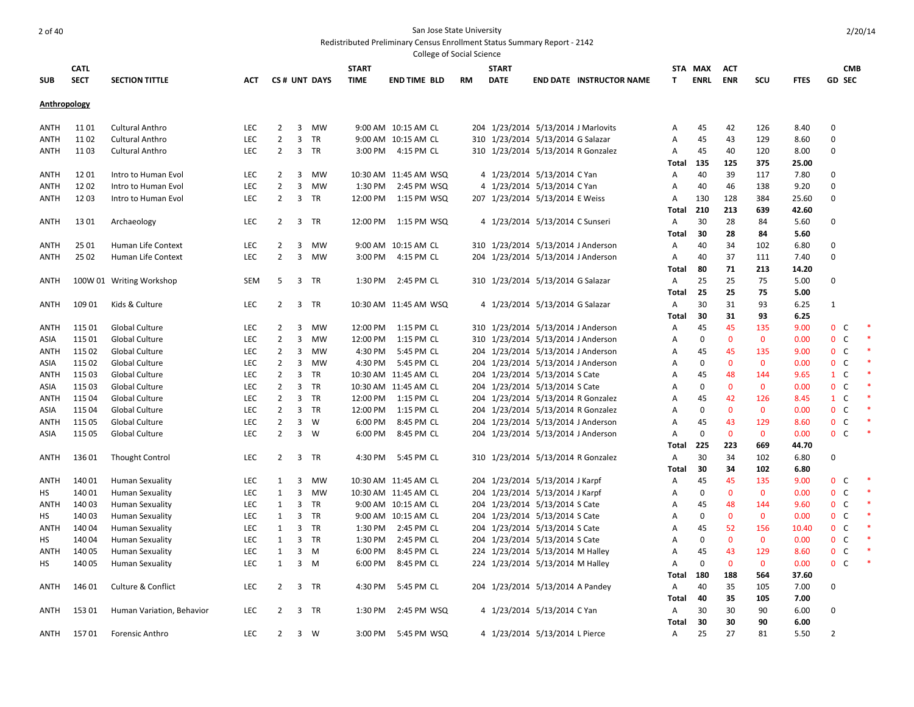San Jose State University
Redistributed Preliminary Census Enrollment Status Summary Report - 2142
College of Social Science

| SUB | CATL SECT | SECTION TITTLE | ACT | CS # | UNT | DAYS | START TIME | END TIME | BLD | RM | START DATE | END DATE | INSTRUCTOR NAME | STAT | MAX ENRL | ACT ENR | SCU | FTES | GD | CMB SEC | |
|---|---|---|---|---|---|---|---|---|---|---|---|---|---|---|---|---|---|---|---|---|---|
| **Anthropology** | | | | | | | | | | | | | | | | | | | | | |
| ANTH | 11 01 | Cultural Anthro | LEC | 2 | 3 | MW | 9:00 AM | 10:15 AM | CL | 204 | 1/23/2014 | 5/13/2014 | J Marlovits | A | 45 | 42 | 126 | 8.40 | 0 | | |
| ANTH | 11 02 | Cultural Anthro | LEC | 2 | 3 | TR | 9:00 AM | 10:15 AM | CL | 310 | 1/23/2014 | 5/13/2014 | G Salazar | A | 45 | 43 | 129 | 8.60 | 0 | | |
| ANTH | 11 03 | Cultural Anthro | LEC | 2 | 3 | TR | 3:00 PM | 4:15 PM | CL | 310 | 1/23/2014 | 5/13/2014 | R Gonzalez | A | 45 | 40 | 120 | 8.00 | 0 | | |
| | | | | | | | | | | | | | | **Total** | **135** | **125** | **375** | **25.00** | | | |
| ANTH | 12 01 | Intro to Human Evol | LEC | 2 | 3 | MW | 10:30 AM | 11:45 AM | WSQ | 4 | 1/23/2014 | 5/13/2014 | C Yan | A | 40 | 39 | 117 | 7.80 | 0 | | |
| ANTH | 12 02 | Intro to Human Evol | LEC | 2 | 3 | MW | 1:30 PM | 2:45 PM | WSQ | 4 | 1/23/2014 | 5/13/2014 | C Yan | A | 40 | 46 | 138 | 9.20 | 0 | | |
| ANTH | 12 03 | Intro to Human Evol | LEC | 2 | 3 | TR | 12:00 PM | 1:15 PM | WSQ | 207 | 1/23/2014 | 5/13/2014 | E Weiss | A | 130 | 128 | 384 | 25.60 | 0 | | |
| | | | | | | | | | | | | | | **Total** | **210** | **213** | **639** | **42.60** | | | |
| ANTH | 13 01 | Archaeology | LEC | 2 | 3 | TR | 12:00 PM | 1:15 PM | WSQ | 4 | 1/23/2014 | 5/13/2014 | C Sunseri | A | 30 | 28 | 84 | 5.60 | 0 | | |
| | | | | | | | | | | | | | | **Total** | **30** | **28** | **84** | **5.60** | | | |
| ANTH | 25 01 | Human Life Context | LEC | 2 | 3 | MW | 9:00 AM | 10:15 AM | CL | 310 | 1/23/2014 | 5/13/2014 | J Anderson | A | 40 | 34 | 102 | 6.80 | 0 | | |
| ANTH | 25 02 | Human Life Context | LEC | 2 | 3 | MW | 3:00 PM | 4:15 PM | CL | 204 | 1/23/2014 | 5/13/2014 | J Anderson | A | 40 | 37 | 111 | 7.40 | 0 | | |
| | | | | | | | | | | | | | | **Total** | **80** | **71** | **213** | **14.20** | | | |
| ANTH | 100W 01 | Writing Workshop | SEM | 5 | 3 | TR | 1:30 PM | 2:45 PM | CL | 310 | 1/23/2014 | 5/13/2014 | G Salazar | A | 25 | 25 | 75 | 5.00 | 0 | | |
| | | | | | | | | | | | | | | **Total** | **25** | **25** | **75** | **5.00** | | | |
| ANTH | 109 01 | Kids & Culture | LEC | 2 | 3 | TR | 10:30 AM | 11:45 AM | WSQ | 4 | 1/23/2014 | 5/13/2014 | G Salazar | A | 30 | 31 | 93 | 6.25 | 1 | | |
| | | | | | | | | | | | | | | **Total** | **30** | **31** | **93** | **6.25** | | | |
| ANTH | 115 01 | Global Culture | LEC | 2 | 3 | MW | 12:00 PM | 1:15 PM | CL | 310 | 1/23/2014 | 5/13/2014 | J Anderson | A | 45 | 45 | 135 | 9.00 | 0 | C | * |
| ASIA | 115 01 | Global Culture | LEC | 2 | 3 | MW | 12:00 PM | 1:15 PM | CL | 310 | 1/23/2014 | 5/13/2014 | J Anderson | A | 0 | 0 | 0 | 0.00 | 0 | C | * |
| ANTH | 115 02 | Global Culture | LEC | 2 | 3 | MW | 4:30 PM | 5:45 PM | CL | 204 | 1/23/2014 | 5/13/2014 | J Anderson | A | 45 | 45 | 135 | 9.00 | 0 | C | * |
| ASIA | 115 02 | Global Culture | LEC | 2 | 3 | MW | 4:30 PM | 5:45 PM | CL | 204 | 1/23/2014 | 5/13/2014 | J Anderson | A | 0 | 0 | 0 | 0.00 | 0 | C | * |
| ANTH | 115 03 | Global Culture | LEC | 2 | 3 | TR | 10:30 AM | 11:45 AM | CL | 204 | 1/23/2014 | 5/13/2014 | S Cate | A | 45 | 48 | 144 | 9.65 | 1 | C | * |
| ASIA | 115 03 | Global Culture | LEC | 2 | 3 | TR | 10:30 AM | 11:45 AM | CL | 204 | 1/23/2014 | 5/13/2014 | S Cate | A | 0 | 0 | 0 | 0.00 | 0 | C | * |
| ANTH | 115 04 | Global Culture | LEC | 2 | 3 | TR | 12:00 PM | 1:15 PM | CL | 204 | 1/23/2014 | 5/13/2014 | R Gonzalez | A | 45 | 42 | 126 | 8.45 | 1 | C | * |
| ASIA | 115 04 | Global Culture | LEC | 2 | 3 | TR | 12:00 PM | 1:15 PM | CL | 204 | 1/23/2014 | 5/13/2014 | R Gonzalez | A | 0 | 0 | 0 | 0.00 | 0 | C | * |
| ANTH | 115 05 | Global Culture | LEC | 2 | 3 | W | 6:00 PM | 8:45 PM | CL | 204 | 1/23/2014 | 5/13/2014 | J Anderson | A | 45 | 43 | 129 | 8.60 | 0 | C | * |
| ASIA | 115 05 | Global Culture | LEC | 2 | 3 | W | 6:00 PM | 8:45 PM | CL | 204 | 1/23/2014 | 5/13/2014 | J Anderson | A | 0 | 0 | 0 | 0.00 | 0 | C | * |
| | | | | | | | | | | | | | | **Total** | **225** | **223** | **669** | **44.70** | | | |
| ANTH | 136 01 | Thought Control | LEC | 2 | 3 | TR | 4:30 PM | 5:45 PM | CL | 310 | 1/23/2014 | 5/13/2014 | R Gonzalez | A | 30 | 34 | 102 | 6.80 | 0 | | |
| | | | | | | | | | | | | | | **Total** | **30** | **34** | **102** | **6.80** | | | |
| ANTH | 140 01 | Human Sexuality | LEC | 1 | 3 | MW | 10:30 AM | 11:45 AM | CL | 204 | 1/23/2014 | 5/13/2014 | J Karpf | A | 45 | 45 | 135 | 9.00 | 0 | C | * |
| HS | 140 01 | Human Sexuality | LEC | 1 | 3 | MW | 10:30 AM | 11:45 AM | CL | 204 | 1/23/2014 | 5/13/2014 | J Karpf | A | 0 | 0 | 0 | 0.00 | 0 | C | * |
| ANTH | 140 03 | Human Sexuality | LEC | 1 | 3 | TR | 9:00 AM | 10:15 AM | CL | 204 | 1/23/2014 | 5/13/2014 | S Cate | A | 45 | 48 | 144 | 9.60 | 0 | C | * |
| HS | 140 03 | Human Sexuality | LEC | 1 | 3 | TR | 9:00 AM | 10:15 AM | CL | 204 | 1/23/2014 | 5/13/2014 | S Cate | A | 0 | 0 | 0 | 0.00 | 0 | C | * |
| ANTH | 140 04 | Human Sexuality | LEC | 1 | 3 | TR | 1:30 PM | 2:45 PM | CL | 204 | 1/23/2014 | 5/13/2014 | S Cate | A | 45 | 52 | 156 | 10.40 | 0 | C | * |
| HS | 140 04 | Human Sexuality | LEC | 1 | 3 | TR | 1:30 PM | 2:45 PM | CL | 204 | 1/23/2014 | 5/13/2014 | S Cate | A | 0 | 0 | 0 | 0.00 | 0 | C | * |
| ANTH | 140 05 | Human Sexuality | LEC | 1 | 3 | M | 6:00 PM | 8:45 PM | CL | 224 | 1/23/2014 | 5/13/2014 | M Halley | A | 45 | 43 | 129 | 8.60 | 0 | C | * |
| HS | 140 05 | Human Sexuality | LEC | 1 | 3 | M | 6:00 PM | 8:45 PM | CL | 224 | 1/23/2014 | 5/13/2014 | M Halley | A | 0 | 0 | 0 | 0.00 | 0 | C | * |
| | | | | | | | | | | | | | | **Total** | **180** | **188** | **564** | **37.60** | | | |
| ANTH | 146 01 | Culture & Conflict | LEC | 2 | 3 | TR | 4:30 PM | 5:45 PM | CL | 204 | 1/23/2014 | 5/13/2014 | A Pandey | A | 40 | 35 | 105 | 7.00 | 0 | | |
| | | | | | | | | | | | | | | **Total** | **40** | **35** | **105** | **7.00** | | | |
| ANTH | 153 01 | Human Variation, Behavior | LEC | 2 | 3 | TR | 1:30 PM | 2:45 PM | WSQ | 4 | 1/23/2014 | 5/13/2014 | C Yan | A | 30 | 30 | 90 | 6.00 | 0 | | |
| | | | | | | | | | | | | | | **Total** | **30** | **30** | **90** | **6.00** | | | |
| ANTH | 157 01 | Forensic Anthro | LEC | 2 | 3 | W | 3:00 PM | 5:45 PM | WSQ | 4 | 1/23/2014 | 5/13/2014 | L Pierce | A | 25 | 27 | 81 | 5.50 | 2 | | |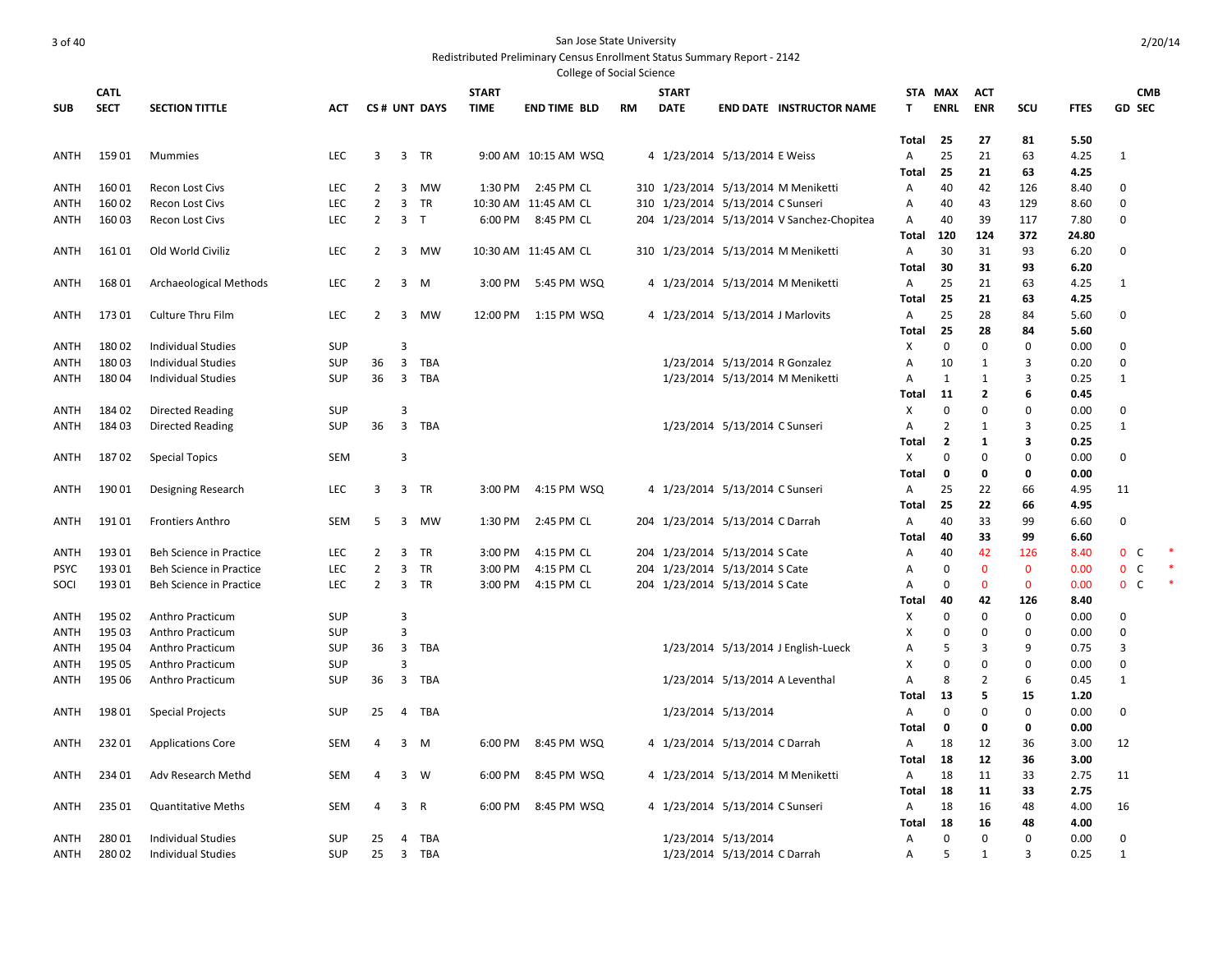San Jose State University

Redistributed Preliminary Census Enrollment Status Summary Report - 2142

College of Social Science

| SUB | CATL SECT | SECTION TITTLE | ACT | CS # | UNT | DAYS | START TIME | END TIME | BLD | RM | START DATE | END DATE | INSTRUCTOR NAME | STAT | MAX ENRL | ACT ENR | SCU | FTES | GD | CMB SEC | |
|---|---|---|---|---|---|---|---|---|---|---|---|---|---|---|---|---|---|---|---|---|---|
| | | | | | | | | | | | | | | Total | 25 | 27 | 81 | 5.50 | | | |
| ANTH | 159 01 | Mummies | LEC | 3 | 3 | TR | 9:00 AM | 10:15 AM | WSQ | 4 | 1/23/2014 | 5/13/2014 | E Weiss | A | 25 | 21 | 63 | 4.25 | 1 | | |
| | | | | | | | | | | | | | | Total | 25 | 21 | 63 | 4.25 | | | |
| ANTH | 160 01 | Recon Lost Civs | LEC | 2 | 3 | MW | 1:30 PM | 2:45 PM | CL | 310 | 1/23/2014 | 5/13/2014 | M Meniketti | A | 40 | 42 | 126 | 8.40 | 0 | | |
| ANTH | 160 02 | Recon Lost Civs | LEC | 2 | 3 | TR | 10:30 AM | 11:45 AM | CL | 310 | 1/23/2014 | 5/13/2014 | C Sunseri | A | 40 | 43 | 129 | 8.60 | 0 | | |
| ANTH | 160 03 | Recon Lost Civs | LEC | 2 | 3 | T | 6:00 PM | 8:45 PM | CL | 204 | 1/23/2014 | 5/13/2014 | V Sanchez-Chopitea | A | 40 | 39 | 117 | 7.80 | 0 | | |
| | | | | | | | | | | | | | | Total | 120 | 124 | 372 | 24.80 | | | |
| ANTH | 161 01 | Old World Civiliz | LEC | 2 | 3 | MW | 10:30 AM | 11:45 AM | CL | 310 | 1/23/2014 | 5/13/2014 | M Meniketti | A | 30 | 31 | 93 | 6.20 | 0 | | |
| | | | | | | | | | | | | | | Total | 30 | 31 | 93 | 6.20 | | | |
| ANTH | 168 01 | Archaeological Methods | LEC | 2 | 3 | M | 3:00 PM | 5:45 PM | WSQ | 4 | 1/23/2014 | 5/13/2014 | M Meniketti | A | 25 | 21 | 63 | 4.25 | 1 | | |
| | | | | | | | | | | | | | | Total | 25 | 21 | 63 | 4.25 | | | |
| ANTH | 173 01 | Culture Thru Film | LEC | 2 | 3 | MW | 12:00 PM | 1:15 PM | WSQ | 4 | 1/23/2014 | 5/13/2014 | J Marlovits | A | 25 | 28 | 84 | 5.60 | 0 | | |
| | | | | | | | | | | | | | | Total | 25 | 28 | 84 | 5.60 | | | |
| ANTH | 180 02 | Individual Studies | SUP | | 3 | | | | | | | | | X | 0 | 0 | 0 | 0.00 | 0 | | |
| ANTH | 180 03 | Individual Studies | SUP | 36 | 3 | TBA | | | | | 1/23/2014 | 5/13/2014 | R Gonzalez | A | 10 | 1 | 3 | 0.20 | 0 | | |
| ANTH | 180 04 | Individual Studies | SUP | 36 | 3 | TBA | | | | | 1/23/2014 | 5/13/2014 | M Meniketti | A | 1 | 1 | 3 | 0.25 | 1 | | |
| | | | | | | | | | | | | | | Total | 11 | 2 | 6 | 0.45 | | | |
| ANTH | 184 02 | Directed Reading | SUP | | 3 | | | | | | | | | X | 0 | 0 | 0 | 0.00 | 0 | | |
| ANTH | 184 03 | Directed Reading | SUP | 36 | 3 | TBA | | | | | 1/23/2014 | 5/13/2014 | C Sunseri | A | 2 | 1 | 3 | 0.25 | 1 | | |
| | | | | | | | | | | | | | | Total | 2 | 1 | 3 | 0.25 | | | |
| ANTH | 187 02 | Special Topics | SEM | | 3 | | | | | | | | | X | 0 | 0 | 0 | 0.00 | 0 | | |
| | | | | | | | | | | | | | | Total | 0 | 0 | 0 | 0.00 | | | |
| ANTH | 190 01 | Designing Research | LEC | 3 | 3 | TR | 3:00 PM | 4:15 PM | WSQ | 4 | 1/23/2014 | 5/13/2014 | C Sunseri | A | 25 | 22 | 66 | 4.95 | 11 | | |
| | | | | | | | | | | | | | | Total | 25 | 22 | 66 | 4.95 | | | |
| ANTH | 191 01 | Frontiers Anthro | SEM | 5 | 3 | MW | 1:30 PM | 2:45 PM | CL | 204 | 1/23/2014 | 5/13/2014 | C Darrah | A | 40 | 33 | 99 | 6.60 | 0 | | |
| | | | | | | | | | | | | | | Total | 40 | 33 | 99 | 6.60 | | | |
| ANTH | 193 01 | Beh Science in Practice | LEC | 2 | 3 | TR | 3:00 PM | 4:15 PM | CL | 204 | 1/23/2014 | 5/13/2014 | S Cate | A | 40 | 42 | 126 | 8.40 | 0 | C | * |
| PSYC | 193 01 | Beh Science in Practice | LEC | 2 | 3 | TR | 3:00 PM | 4:15 PM | CL | 204 | 1/23/2014 | 5/13/2014 | S Cate | A | 0 | 0 | 0 | 0.00 | 0 | C | * |
| SOCI | 193 01 | Beh Science in Practice | LEC | 2 | 3 | TR | 3:00 PM | 4:15 PM | CL | 204 | 1/23/2014 | 5/13/2014 | S Cate | A | 0 | 0 | 0 | 0.00 | 0 | C | * |
| | | | | | | | | | | | | | | Total | 40 | 42 | 126 | 8.40 | | | |
| ANTH | 195 02 | Anthro Practicum | SUP | | 3 | | | | | | | | | X | 0 | 0 | 0 | 0.00 | 0 | | |
| ANTH | 195 03 | Anthro Practicum | SUP | | 3 | | | | | | | | | X | 0 | 0 | 0 | 0.00 | 0 | | |
| ANTH | 195 04 | Anthro Practicum | SUP | 36 | 3 | TBA | | | | | 1/23/2014 | 5/13/2014 | J English-Lueck | A | 5 | 3 | 9 | 0.75 | 3 | | |
| ANTH | 195 05 | Anthro Practicum | SUP | | 3 | | | | | | | | | X | 0 | 0 | 0 | 0.00 | 0 | | |
| ANTH | 195 06 | Anthro Practicum | SUP | 36 | 3 | TBA | | | | | 1/23/2014 | 5/13/2014 | A Leventhal | A | 8 | 2 | 6 | 0.45 | 1 | | |
| | | | | | | | | | | | | | | Total | 13 | 5 | 15 | 1.20 | | | |
| ANTH | 198 01 | Special Projects | SUP | 25 | 4 | TBA | | | | | 1/23/2014 | 5/13/2014 | | A | 0 | 0 | 0 | 0.00 | 0 | | |
| | | | | | | | | | | | | | | Total | 0 | 0 | 0 | 0.00 | | | |
| ANTH | 232 01 | Applications Core | SEM | 4 | 3 | M | 6:00 PM | 8:45 PM | WSQ | 4 | 1/23/2014 | 5/13/2014 | C Darrah | A | 18 | 12 | 36 | 3.00 | 12 | | |
| | | | | | | | | | | | | | | Total | 18 | 12 | 36 | 3.00 | | | |
| ANTH | 234 01 | Adv Research Methd | SEM | 4 | 3 | W | 6:00 PM | 8:45 PM | WSQ | 4 | 1/23/2014 | 5/13/2014 | M Meniketti | A | 18 | 11 | 33 | 2.75 | 11 | | |
| | | | | | | | | | | | | | | Total | 18 | 11 | 33 | 2.75 | | | |
| ANTH | 235 01 | Quantitative Meths | SEM | 4 | 3 | R | 6:00 PM | 8:45 PM | WSQ | 4 | 1/23/2014 | 5/13/2014 | C Sunseri | A | 18 | 16 | 48 | 4.00 | 16 | | |
| | | | | | | | | | | | | | | Total | 18 | 16 | 48 | 4.00 | | | |
| ANTH | 280 01 | Individual Studies | SUP | 25 | 4 | TBA | | | | | 1/23/2014 | 5/13/2014 | | A | 0 | 0 | 0 | 0.00 | 0 | | |
| ANTH | 280 02 | Individual Studies | SUP | 25 | 3 | TBA | | | | | 1/23/2014 | 5/13/2014 | C Darrah | A | 5 | 1 | 3 | 0.25 | 1 | | |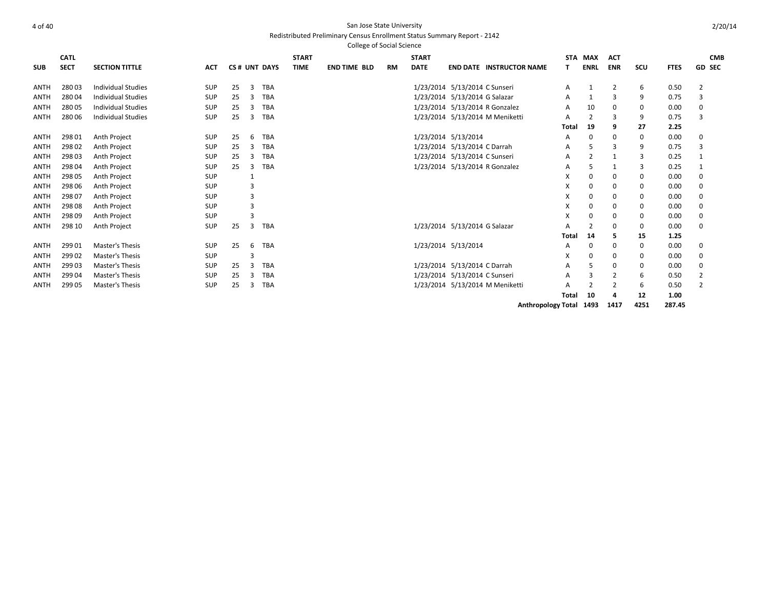San Jose State University

Redistributed Preliminary Census Enrollment Status Summary Report - 2142

College of Social Science

2/20/14

| SUB | CATL SECT | SECTION TITTLE | ACT | CS # | UNT | DAYS | START TIME | END TIME | BLD | RM | START DATE | END DATE | INSTRUCTOR NAME | STAT | MAX ENRL | ACT ENR | SCU | FTES | GD | CMB SEC |
|---|---|---|---|---|---|---|---|---|---|---|---|---|---|---|---|---|---|---|---|---|
| ANTH | 280 03 | Individual Studies | SUP | 25 | 3 | TBA | | | | | 1/23/2014 | 5/13/2014 | C Sunseri | A | 1 | 2 | 6 | 0.50 | 2 | |
| ANTH | 280 04 | Individual Studies | SUP | 25 | 3 | TBA | | | | | 1/23/2014 | 5/13/2014 | G Salazar | A | 1 | 3 | 9 | 0.75 | 3 | |
| ANTH | 280 05 | Individual Studies | SUP | 25 | 3 | TBA | | | | | 1/23/2014 | 5/13/2014 | R Gonzalez | A | 10 | 0 | 0 | 0.00 | 0 | |
| ANTH | 280 06 | Individual Studies | SUP | 25 | 3 | TBA | | | | | 1/23/2014 | 5/13/2014 | M Meniketti | A | 2 | 3 | 9 | 0.75 | 3 | |
| | | | | | | | | | | | | | | **Total** | **19** | **9** | **27** | **2.25** | | |
| ANTH | 298 01 | Anth Project | SUP | 25 | 6 | TBA | | | | | 1/23/2014 | 5/13/2014 | | A | 0 | 0 | 0 | 0.00 | 0 | |
| ANTH | 298 02 | Anth Project | SUP | 25 | 3 | TBA | | | | | 1/23/2014 | 5/13/2014 | C Darrah | A | 5 | 3 | 9 | 0.75 | 3 | |
| ANTH | 298 03 | Anth Project | SUP | 25 | 3 | TBA | | | | | 1/23/2014 | 5/13/2014 | C Sunseri | A | 2 | 1 | 3 | 0.25 | 1 | |
| ANTH | 298 04 | Anth Project | SUP | 25 | 3 | TBA | | | | | 1/23/2014 | 5/13/2014 | R Gonzalez | A | 5 | 1 | 3 | 0.25 | 1 | |
| ANTH | 298 05 | Anth Project | SUP | | 1 | | | | | | | | | X | 0 | 0 | 0 | 0.00 | 0 | |
| ANTH | 298 06 | Anth Project | SUP | | 3 | | | | | | | | | X | 0 | 0 | 0 | 0.00 | 0 | |
| ANTH | 298 07 | Anth Project | SUP | | 3 | | | | | | | | | X | 0 | 0 | 0 | 0.00 | 0 | |
| ANTH | 298 08 | Anth Project | SUP | | 3 | | | | | | | | | X | 0 | 0 | 0 | 0.00 | 0 | |
| ANTH | 298 09 | Anth Project | SUP | | 3 | | | | | | | | | X | 0 | 0 | 0 | 0.00 | 0 | |
| ANTH | 298 10 | Anth Project | SUP | 25 | 3 | TBA | | | | | 1/23/2014 | 5/13/2014 | G Salazar | A | 2 | 0 | 0 | 0.00 | 0 | |
| | | | | | | | | | | | | | | **Total** | **14** | **5** | **15** | **1.25** | | |
| ANTH | 299 01 | Master's Thesis | SUP | 25 | 6 | TBA | | | | | 1/23/2014 | 5/13/2014 | | A | 0 | 0 | 0 | 0.00 | 0 | |
| ANTH | 299 02 | Master's Thesis | SUP | | 3 | | | | | | | | | X | 0 | 0 | 0 | 0.00 | 0 | |
| ANTH | 299 03 | Master's Thesis | SUP | 25 | 3 | TBA | | | | | 1/23/2014 | 5/13/2014 | C Darrah | A | 5 | 0 | 0 | 0.00 | 0 | |
| ANTH | 299 04 | Master's Thesis | SUP | 25 | 3 | TBA | | | | | 1/23/2014 | 5/13/2014 | C Sunseri | A | 3 | 2 | 6 | 0.50 | 2 | |
| ANTH | 299 05 | Master's Thesis | SUP | 25 | 3 | TBA | | | | | 1/23/2014 | 5/13/2014 | M Meniketti | A | 2 | 2 | 6 | 0.50 | 2 | |
| | | | | | | | | | | | | | | **Total** | **10** | **4** | **12** | **1.00** | | |
| | | | | | | | | | | | | | **Anthropology Total** | | **1493** | **1417** | **4251** | **287.45** | | |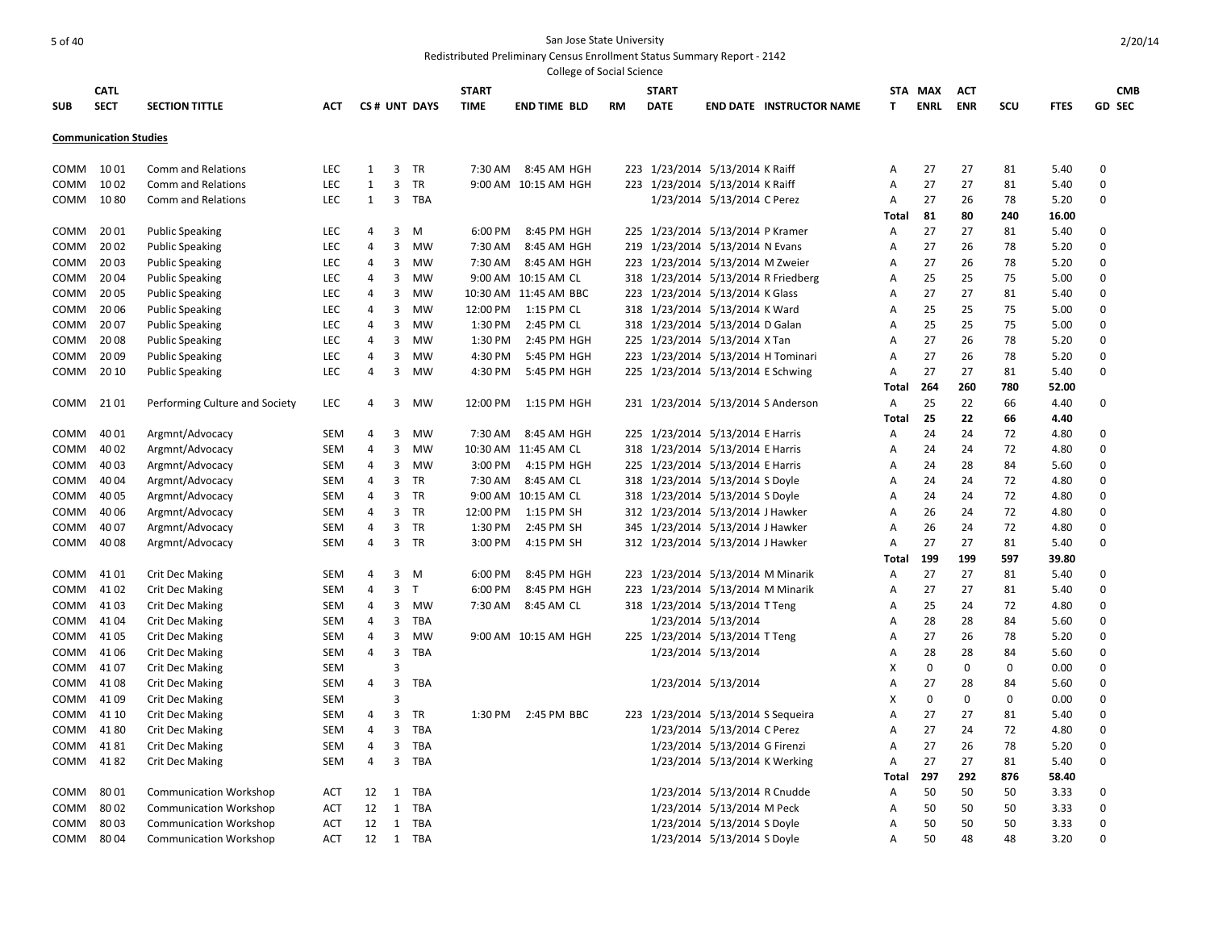San Jose State University

Redistributed Preliminary Census Enrollment Status Summary Report - 2142

College of Social Science

| SUB | CATL SECT | SECTION TITTLE | ACT | CS # | UNT | DAYS | START TIME | END TIME | BLD | RM | START DATE | END DATE | INSTRUCTOR NAME | STAT | MAX ENRL | ACT ENR | SCU | FTES | GD | CMB SEC |
|---|---|---|---|---|---|---|---|---|---|---|---|---|---|---|---|---|---|---|---|---|
| **Communication Studies** | | | | | | | | | | | | | | | | | | | | |
| COMM | 10 01 | Comm and Relations | LEC | 1 | 3 | TR | 7:30 AM | 8:45 AM | HGH | 223 | 1/23/2014 | 5/13/2014 | K Raiff | A | 27 | 27 | 81 | 5.40 | 0 | |
| COMM | 10 02 | Comm and Relations | LEC | 1 | 3 | TR | 9:00 AM | 10:15 AM | HGH | 223 | 1/23/2014 | 5/13/2014 | K Raiff | A | 27 | 27 | 81 | 5.40 | 0 | |
| COMM | 10 80 | Comm and Relations | LEC | 1 | 3 | TBA | | | | | 1/23/2014 | 5/13/2014 | C Perez | A | 27 | 26 | 78 | 5.20 | 0 | |
| | | | | | | | | | | | | | | **Total** | **81** | **80** | **240** | **16.00** | | |
| COMM | 20 01 | Public Speaking | LEC | 4 | 3 | M | 6:00 PM | 8:45 PM | HGH | 225 | 1/23/2014 | 5/13/2014 | P Kramer | A | 27 | 27 | 81 | 5.40 | 0 | |
| COMM | 20 02 | Public Speaking | LEC | 4 | 3 | MW | 7:30 AM | 8:45 AM | HGH | 219 | 1/23/2014 | 5/13/2014 | N Evans | A | 27 | 26 | 78 | 5.20 | 0 | |
| COMM | 20 03 | Public Speaking | LEC | 4 | 3 | MW | 7:30 AM | 8:45 AM | HGH | 223 | 1/23/2014 | 5/13/2014 | M Zweier | A | 27 | 26 | 78 | 5.20 | 0 | |
| COMM | 20 04 | Public Speaking | LEC | 4 | 3 | MW | 9:00 AM | 10:15 AM | CL | 318 | 1/23/2014 | 5/13/2014 | R Friedberg | A | 25 | 25 | 75 | 5.00 | 0 | |
| COMM | 20 05 | Public Speaking | LEC | 4 | 3 | MW | 10:30 AM | 11:45 AM | BBC | 223 | 1/23/2014 | 5/13/2014 | K Glass | A | 27 | 27 | 81 | 5.40 | 0 | |
| COMM | 20 06 | Public Speaking | LEC | 4 | 3 | MW | 12:00 PM | 1:15 PM | CL | 318 | 1/23/2014 | 5/13/2014 | K Ward | A | 25 | 25 | 75 | 5.00 | 0 | |
| COMM | 20 07 | Public Speaking | LEC | 4 | 3 | MW | 1:30 PM | 2:45 PM | CL | 318 | 1/23/2014 | 5/13/2014 | D Galan | A | 25 | 25 | 75 | 5.00 | 0 | |
| COMM | 20 08 | Public Speaking | LEC | 4 | 3 | MW | 1:30 PM | 2:45 PM | HGH | 225 | 1/23/2014 | 5/13/2014 | X Tan | A | 27 | 26 | 78 | 5.20 | 0 | |
| COMM | 20 09 | Public Speaking | LEC | 4 | 3 | MW | 4:30 PM | 5:45 PM | HGH | 223 | 1/23/2014 | 5/13/2014 | H Tominari | A | 27 | 26 | 78 | 5.20 | 0 | |
| COMM | 20 10 | Public Speaking | LEC | 4 | 3 | MW | 4:30 PM | 5:45 PM | HGH | 225 | 1/23/2014 | 5/13/2014 | E Schwing | A | 27 | 27 | 81 | 5.40 | 0 | |
| | | | | | | | | | | | | | | **Total** | **264** | **260** | **780** | **52.00** | | |
| COMM | 21 01 | Performing Culture and Society | LEC | 4 | 3 | MW | 12:00 PM | 1:15 PM | HGH | 231 | 1/23/2014 | 5/13/2014 | S Anderson | A | 25 | 22 | 66 | 4.40 | 0 | |
| | | | | | | | | | | | | | | **Total** | **25** | **22** | **66** | **4.40** | | |
| COMM | 40 01 | Argmnt/Advocacy | SEM | 4 | 3 | MW | 7:30 AM | 8:45 AM | HGH | 225 | 1/23/2014 | 5/13/2014 | E Harris | A | 24 | 24 | 72 | 4.80 | 0 | |
| COMM | 40 02 | Argmnt/Advocacy | SEM | 4 | 3 | MW | 10:30 AM | 11:45 AM | CL | 318 | 1/23/2014 | 5/13/2014 | E Harris | A | 24 | 24 | 72 | 4.80 | 0 | |
| COMM | 40 03 | Argmnt/Advocacy | SEM | 4 | 3 | MW | 3:00 PM | 4:15 PM | HGH | 225 | 1/23/2014 | 5/13/2014 | E Harris | A | 24 | 28 | 84 | 5.60 | 0 | |
| COMM | 40 04 | Argmnt/Advocacy | SEM | 4 | 3 | TR | 7:30 AM | 8:45 AM | CL | 318 | 1/23/2014 | 5/13/2014 | S Doyle | A | 24 | 24 | 72 | 4.80 | 0 | |
| COMM | 40 05 | Argmnt/Advocacy | SEM | 4 | 3 | TR | 9:00 AM | 10:15 AM | CL | 318 | 1/23/2014 | 5/13/2014 | S Doyle | A | 24 | 24 | 72 | 4.80 | 0 | |
| COMM | 40 06 | Argmnt/Advocacy | SEM | 4 | 3 | TR | 12:00 PM | 1:15 PM | SH | 312 | 1/23/2014 | 5/13/2014 | J Hawker | A | 26 | 24 | 72 | 4.80 | 0 | |
| COMM | 40 07 | Argmnt/Advocacy | SEM | 4 | 3 | TR | 1:30 PM | 2:45 PM | SH | 345 | 1/23/2014 | 5/13/2014 | J Hawker | A | 26 | 24 | 72 | 4.80 | 0 | |
| COMM | 40 08 | Argmnt/Advocacy | SEM | 4 | 3 | TR | 3:00 PM | 4:15 PM | SH | 312 | 1/23/2014 | 5/13/2014 | J Hawker | A | 27 | 27 | 81 | 5.40 | 0 | |
| | | | | | | | | | | | | | | **Total** | **199** | **199** | **597** | **39.80** | | |
| COMM | 41 01 | Crit Dec Making | SEM | 4 | 3 | M | 6:00 PM | 8:45 PM | HGH | 223 | 1/23/2014 | 5/13/2014 | M Minarik | A | 27 | 27 | 81 | 5.40 | 0 | |
| COMM | 41 02 | Crit Dec Making | SEM | 4 | 3 | T | 6:00 PM | 8:45 PM | HGH | 223 | 1/23/2014 | 5/13/2014 | M Minarik | A | 27 | 27 | 81 | 5.40 | 0 | |
| COMM | 41 03 | Crit Dec Making | SEM | 4 | 3 | MW | 7:30 AM | 8:45 AM | CL | 318 | 1/23/2014 | 5/13/2014 | T Teng | A | 25 | 24 | 72 | 4.80 | 0 | |
| COMM | 41 04 | Crit Dec Making | SEM | 4 | 3 | TBA | | | | | 1/23/2014 | 5/13/2014 | | A | 28 | 28 | 84 | 5.60 | 0 | |
| COMM | 41 05 | Crit Dec Making | SEM | 4 | 3 | MW | 9:00 AM | 10:15 AM | HGH | 225 | 1/23/2014 | 5/13/2014 | T Teng | A | 27 | 26 | 78 | 5.20 | 0 | |
| COMM | 41 06 | Crit Dec Making | SEM | 4 | 3 | TBA | | | | | 1/23/2014 | 5/13/2014 | | A | 28 | 28 | 84 | 5.60 | 0 | |
| COMM | 41 07 | Crit Dec Making | SEM | | 3 | | | | | | | | | X | 0 | 0 | 0 | 0.00 | 0 | |
| COMM | 41 08 | Crit Dec Making | SEM | 4 | 3 | TBA | | | | | 1/23/2014 | 5/13/2014 | | A | 27 | 28 | 84 | 5.60 | 0 | |
| COMM | 41 09 | Crit Dec Making | SEM | | 3 | | | | | | | | | X | 0 | 0 | 0 | 0.00 | 0 | |
| COMM | 41 10 | Crit Dec Making | SEM | 4 | 3 | TR | 1:30 PM | 2:45 PM | BBC | 223 | 1/23/2014 | 5/13/2014 | S Sequeira | A | 27 | 27 | 81 | 5.40 | 0 | |
| COMM | 41 80 | Crit Dec Making | SEM | 4 | 3 | TBA | | | | | 1/23/2014 | 5/13/2014 | C Perez | A | 27 | 24 | 72 | 4.80 | 0 | |
| COMM | 41 81 | Crit Dec Making | SEM | 4 | 3 | TBA | | | | | 1/23/2014 | 5/13/2014 | G Firenzi | A | 27 | 26 | 78 | 5.20 | 0 | |
| COMM | 41 82 | Crit Dec Making | SEM | 4 | 3 | TBA | | | | | 1/23/2014 | 5/13/2014 | K Werking | A | 27 | 27 | 81 | 5.40 | 0 | |
| | | | | | | | | | | | | | | **Total** | **297** | **292** | **876** | **58.40** | | |
| COMM | 80 01 | Communication Workshop | ACT | 12 | 1 | TBA | | | | | 1/23/2014 | 5/13/2014 | R Cnudde | A | 50 | 50 | 50 | 3.33 | 0 | |
| COMM | 80 02 | Communication Workshop | ACT | 12 | 1 | TBA | | | | | 1/23/2014 | 5/13/2014 | M Peck | A | 50 | 50 | 50 | 3.33 | 0 | |
| COMM | 80 03 | Communication Workshop | ACT | 12 | 1 | TBA | | | | | 1/23/2014 | 5/13/2014 | S Doyle | A | 50 | 50 | 50 | 3.33 | 0 | |
| COMM | 80 04 | Communication Workshop | ACT | 12 | 1 | TBA | | | | | 1/23/2014 | 5/13/2014 | S Doyle | A | 50 | 48 | 48 | 3.20 | 0 | |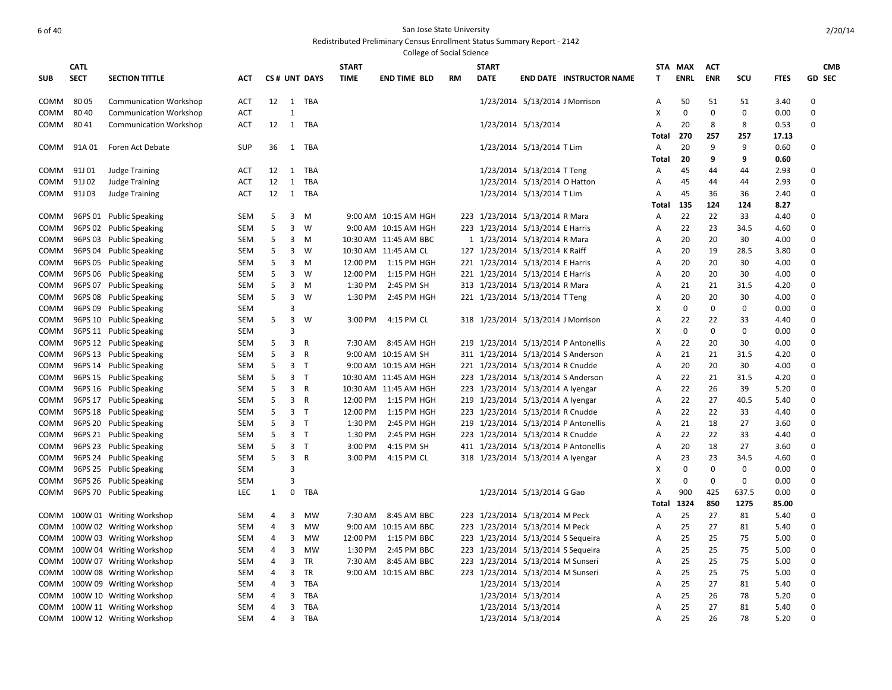San Jose State University
Redistributed Preliminary Census Enrollment Status Summary Report - 2142
College of Social Science

| SUB | CATL SECT | SECTION TITTLE | ACT | CS # | UNT | DAYS | START TIME | END TIME | BLD | RM | START DATE | END DATE | INSTRUCTOR NAME | STAT | MAX ENRL | ACT ENR | SCU | FTES | GD | CMB SEC |
|---|---|---|---|---|---|---|---|---|---|---|---|---|---|---|---|---|---|---|---|---|
| COMM | 80 05 | Communication Workshop | ACT | 12 | 1 | TBA | | | | | 1/23/2014 | 5/13/2014 | J Morrison | A | 50 | 51 | 51 | 3.40 | 0 | |
| COMM | 80 40 | Communication Workshop | ACT | | 1 | | | | | | | | | X | 0 | 0 | 0 | 0.00 | 0 | |
| COMM | 80 41 | Communication Workshop | ACT | 12 | 1 | TBA | | | | | 1/23/2014 | 5/13/2014 | | A | 20 | 8 | 8 | 0.53 | 0 | |
| | | | | | | | | | | | | | | Total | 270 | 257 | 257 | 17.13 | | |
| COMM | 91A 01 | Foren Act Debate | SUP | 36 | 1 | TBA | | | | | 1/23/2014 | 5/13/2014 | T Lim | A | 20 | 9 | 9 | 0.60 | 0 | |
| | | | | | | | | | | | | | | Total | 20 | 9 | 9 | 0.60 | | |
| COMM | 91J 01 | Judge Training | ACT | 12 | 1 | TBA | | | | | 1/23/2014 | 5/13/2014 | T Teng | A | 45 | 44 | 44 | 2.93 | 0 | |
| COMM | 91J 02 | Judge Training | ACT | 12 | 1 | TBA | | | | | 1/23/2014 | 5/13/2014 | O Hatton | A | 45 | 44 | 44 | 2.93 | 0 | |
| COMM | 91J 03 | Judge Training | ACT | 12 | 1 | TBA | | | | | 1/23/2014 | 5/13/2014 | T Lim | A | 45 | 36 | 36 | 2.40 | 0 | |
| | | | | | | | | | | | | | | Total | 135 | 124 | 124 | 8.27 | | |
| COMM | 96PS 01 | Public Speaking | SEM | 5 | 3 | M | 9:00 AM | 10:15 AM | HGH | 223 | 1/23/2014 | 5/13/2014 | R Mara | A | 22 | 22 | 33 | 4.40 | 0 | |
| COMM | 96PS 02 | Public Speaking | SEM | 5 | 3 | W | 9:00 AM | 10:15 AM | HGH | 223 | 1/23/2014 | 5/13/2014 | E Harris | A | 22 | 23 | 34.5 | 4.60 | 0 | |
| COMM | 96PS 03 | Public Speaking | SEM | 5 | 3 | M | 10:30 AM | 11:45 AM | BBC | 1 | 1/23/2014 | 5/13/2014 | R Mara | A | 20 | 20 | 30 | 4.00 | 0 | |
| COMM | 96PS 04 | Public Speaking | SEM | 5 | 3 | W | 10:30 AM | 11:45 AM | CL | 127 | 1/23/2014 | 5/13/2014 | K Raiff | A | 20 | 19 | 28.5 | 3.80 | 0 | |
| COMM | 96PS 05 | Public Speaking | SEM | 5 | 3 | M | 12:00 PM | 1:15 PM | HGH | 221 | 1/23/2014 | 5/13/2014 | E Harris | A | 20 | 20 | 30 | 4.00 | 0 | |
| COMM | 96PS 06 | Public Speaking | SEM | 5 | 3 | W | 12:00 PM | 1:15 PM | HGH | 221 | 1/23/2014 | 5/13/2014 | E Harris | A | 20 | 20 | 30 | 4.00 | 0 | |
| COMM | 96PS 07 | Public Speaking | SEM | 5 | 3 | M | 1:30 PM | 2:45 PM | SH | 313 | 1/23/2014 | 5/13/2014 | R Mara | A | 21 | 21 | 31.5 | 4.20 | 0 | |
| COMM | 96PS 08 | Public Speaking | SEM | 5 | 3 | W | 1:30 PM | 2:45 PM | HGH | 221 | 1/23/2014 | 5/13/2014 | T Teng | A | 20 | 20 | 30 | 4.00 | 0 | |
| COMM | 96PS 09 | Public Speaking | SEM | | 3 | | | | | | | | | X | 0 | 0 | 0 | 0.00 | 0 | |
| COMM | 96PS 10 | Public Speaking | SEM | 5 | 3 | W | 3:00 PM | 4:15 PM | CL | 318 | 1/23/2014 | 5/13/2014 | J Morrison | A | 22 | 22 | 33 | 4.40 | 0 | |
| COMM | 96PS 11 | Public Speaking | SEM | | 3 | | | | | | | | | X | 0 | 0 | 0 | 0.00 | 0 | |
| COMM | 96PS 12 | Public Speaking | SEM | 5 | 3 | R | 7:30 AM | 8:45 AM | HGH | 219 | 1/23/2014 | 5/13/2014 | P Antonellis | A | 22 | 20 | 30 | 4.00 | 0 | |
| COMM | 96PS 13 | Public Speaking | SEM | 5 | 3 | R | 9:00 AM | 10:15 AM | SH | 311 | 1/23/2014 | 5/13/2014 | S Anderson | A | 21 | 21 | 31.5 | 4.20 | 0 | |
| COMM | 96PS 14 | Public Speaking | SEM | 5 | 3 | T | 9:00 AM | 10:15 AM | HGH | 221 | 1/23/2014 | 5/13/2014 | R Cnudde | A | 20 | 20 | 30 | 4.00 | 0 | |
| COMM | 96PS 15 | Public Speaking | SEM | 5 | 3 | T | 10:30 AM | 11:45 AM | HGH | 223 | 1/23/2014 | 5/13/2014 | S Anderson | A | 22 | 21 | 31.5 | 4.20 | 0 | |
| COMM | 96PS 16 | Public Speaking | SEM | 5 | 3 | R | 10:30 AM | 11:45 AM | HGH | 223 | 1/23/2014 | 5/13/2014 | A Iyengar | A | 22 | 26 | 39 | 5.20 | 0 | |
| COMM | 96PS 17 | Public Speaking | SEM | 5 | 3 | R | 12:00 PM | 1:15 PM | HGH | 219 | 1/23/2014 | 5/13/2014 | A Iyengar | A | 22 | 27 | 40.5 | 5.40 | 0 | |
| COMM | 96PS 18 | Public Speaking | SEM | 5 | 3 | T | 12:00 PM | 1:15 PM | HGH | 223 | 1/23/2014 | 5/13/2014 | R Cnudde | A | 22 | 22 | 33 | 4.40 | 0 | |
| COMM | 96PS 20 | Public Speaking | SEM | 5 | 3 | T | 1:30 PM | 2:45 PM | HGH | 219 | 1/23/2014 | 5/13/2014 | P Antonellis | A | 21 | 18 | 27 | 3.60 | 0 | |
| COMM | 96PS 21 | Public Speaking | SEM | 5 | 3 | T | 1:30 PM | 2:45 PM | HGH | 223 | 1/23/2014 | 5/13/2014 | R Cnudde | A | 22 | 22 | 33 | 4.40 | 0 | |
| COMM | 96PS 23 | Public Speaking | SEM | 5 | 3 | T | 3:00 PM | 4:15 PM | SH | 411 | 1/23/2014 | 5/13/2014 | P Antonellis | A | 20 | 18 | 27 | 3.60 | 0 | |
| COMM | 96PS 24 | Public Speaking | SEM | 5 | 3 | R | 3:00 PM | 4:15 PM | CL | 318 | 1/23/2014 | 5/13/2014 | A Iyengar | A | 23 | 23 | 34.5 | 4.60 | 0 | |
| COMM | 96PS 25 | Public Speaking | SEM | | 3 | | | | | | | | | X | 0 | 0 | 0 | 0.00 | 0 | |
| COMM | 96PS 26 | Public Speaking | SEM | | 3 | | | | | | | | | X | 0 | 0 | 0 | 0.00 | 0 | |
| COMM | 96PS 70 | Public Speaking | LEC | 1 | 0 | TBA | | | | | 1/23/2014 | 5/13/2014 | G Gao | A | 900 | 425 | 637.5 | 0.00 | 0 | |
| | | | | | | | | | | | | | | Total | 1324 | 850 | 1275 | 85.00 | | |
| COMM | 100W 01 | Writing Workshop | SEM | 4 | 3 | MW | 7:30 AM | 8:45 AM | BBC | 223 | 1/23/2014 | 5/13/2014 | M Peck | A | 25 | 27 | 81 | 5.40 | 0 | |
| COMM | 100W 02 | Writing Workshop | SEM | 4 | 3 | MW | 9:00 AM | 10:15 AM | BBC | 223 | 1/23/2014 | 5/13/2014 | M Peck | A | 25 | 27 | 81 | 5.40 | 0 | |
| COMM | 100W 03 | Writing Workshop | SEM | 4 | 3 | MW | 12:00 PM | 1:15 PM | BBC | 223 | 1/23/2014 | 5/13/2014 | S Sequeira | A | 25 | 25 | 75 | 5.00 | 0 | |
| COMM | 100W 04 | Writing Workshop | SEM | 4 | 3 | MW | 1:30 PM | 2:45 PM | BBC | 223 | 1/23/2014 | 5/13/2014 | S Sequeira | A | 25 | 25 | 75 | 5.00 | 0 | |
| COMM | 100W 07 | Writing Workshop | SEM | 4 | 3 | TR | 7:30 AM | 8:45 AM | BBC | 223 | 1/23/2014 | 5/13/2014 | M Sunseri | A | 25 | 25 | 75 | 5.00 | 0 | |
| COMM | 100W 08 | Writing Workshop | SEM | 4 | 3 | TR | 9:00 AM | 10:15 AM | BBC | 223 | 1/23/2014 | 5/13/2014 | M Sunseri | A | 25 | 25 | 75 | 5.00 | 0 | |
| COMM | 100W 09 | Writing Workshop | SEM | 4 | 3 | TBA | | | | | 1/23/2014 | 5/13/2014 | | A | 25 | 27 | 81 | 5.40 | 0 | |
| COMM | 100W 10 | Writing Workshop | SEM | 4 | 3 | TBA | | | | | 1/23/2014 | 5/13/2014 | | A | 25 | 26 | 78 | 5.20 | 0 | |
| COMM | 100W 11 | Writing Workshop | SEM | 4 | 3 | TBA | | | | | 1/23/2014 | 5/13/2014 | | A | 25 | 27 | 81 | 5.40 | 0 | |
| COMM | 100W 12 | Writing Workshop | SEM | 4 | 3 | TBA | | | | | 1/23/2014 | 5/13/2014 | | A | 25 | 26 | 78 | 5.20 | 0 | |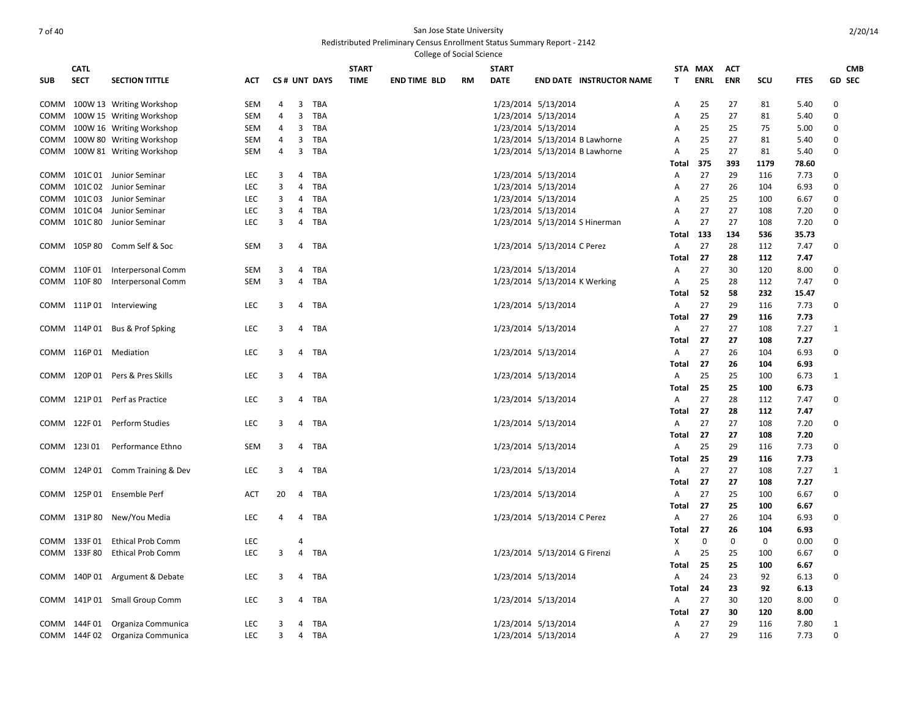San Jose State University

Redistributed Preliminary Census Enrollment Status Summary Report - 2142

College of Social Science

| SUB | CATL SECT | SECTION TITTLE | ACT | CS # | UNT | DAYS | START TIME | END TIME | BLD | RM | START DATE | END DATE | INSTRUCTOR NAME | STA T | MAX ENRL | ACT ENR | SCU | FTES | GD | CMB SEC |
|---|---|---|---|---|---|---|---|---|---|---|---|---|---|---|---|---|---|---|---|---|
| COMM | 100W 13 | Writing Workshop | SEM | 4 | 3 | TBA | | | | | 1/23/2014 | 5/13/2014 | | A | 25 | 27 | 81 | 5.40 | 0 | |
| COMM | 100W 15 | Writing Workshop | SEM | 4 | 3 | TBA | | | | | 1/23/2014 | 5/13/2014 | | A | 25 | 27 | 81 | 5.40 | 0 | |
| COMM | 100W 16 | Writing Workshop | SEM | 4 | 3 | TBA | | | | | 1/23/2014 | 5/13/2014 | | A | 25 | 25 | 75 | 5.00 | 0 | |
| COMM | 100W 80 | Writing Workshop | SEM | 4 | 3 | TBA | | | | | 1/23/2014 | 5/13/2014 | B Lawhorne | A | 25 | 27 | 81 | 5.40 | 0 | |
| COMM | 100W 81 | Writing Workshop | SEM | 4 | 3 | TBA | | | | | 1/23/2014 | 5/13/2014 | B Lawhorne | A | 25 | 27 | 81 | 5.40 | 0 | |
| | | | | | | | | | | | | | | **Total** | **375** | **393** | **1179** | **78.60** | | |
| COMM | 101C 01 | Junior Seminar | LEC | 3 | 4 | TBA | | | | | 1/23/2014 | 5/13/2014 | | A | 27 | 29 | 116 | 7.73 | 0 | |
| COMM | 101C 02 | Junior Seminar | LEC | 3 | 4 | TBA | | | | | 1/23/2014 | 5/13/2014 | | A | 27 | 26 | 104 | 6.93 | 0 | |
| COMM | 101C 03 | Junior Seminar | LEC | 3 | 4 | TBA | | | | | 1/23/2014 | 5/13/2014 | | A | 25 | 25 | 100 | 6.67 | 0 | |
| COMM | 101C 04 | Junior Seminar | LEC | 3 | 4 | TBA | | | | | 1/23/2014 | 5/13/2014 | | A | 27 | 27 | 108 | 7.20 | 0 | |
| COMM | 101C 80 | Junior Seminar | LEC | 3 | 4 | TBA | | | | | 1/23/2014 | 5/13/2014 | S Hinerman | A | 27 | 27 | 108 | 7.20 | 0 | |
| | | | | | | | | | | | | | | **Total** | **133** | **134** | **536** | **35.73** | | |
| COMM | 105P 80 | Comm Self & Soc | SEM | 3 | 4 | TBA | | | | | 1/23/2014 | 5/13/2014 | C Perez | A | 27 | 28 | 112 | 7.47 | 0 | |
| | | | | | | | | | | | | | | **Total** | **27** | **28** | **112** | **7.47** | | |
| COMM | 110F 01 | Interpersonal Comm | SEM | 3 | 4 | TBA | | | | | 1/23/2014 | 5/13/2014 | | A | 27 | 30 | 120 | 8.00 | 0 | |
| COMM | 110F 80 | Interpersonal Comm | SEM | 3 | 4 | TBA | | | | | 1/23/2014 | 5/13/2014 | K Werking | A | 25 | 28 | 112 | 7.47 | 0 | |
| | | | | | | | | | | | | | | **Total** | **52** | **58** | **232** | **15.47** | | |
| COMM | 111P 01 | Interviewing | LEC | 3 | 4 | TBA | | | | | 1/23/2014 | 5/13/2014 | | A | 27 | 29 | 116 | 7.73 | 0 | |
| | | | | | | | | | | | | | | **Total** | **27** | **29** | **116** | **7.73** | | |
| COMM | 114P 01 | Bus & Prof Spking | LEC | 3 | 4 | TBA | | | | | 1/23/2014 | 5/13/2014 | | A | 27 | 27 | 108 | 7.27 | 1 | |
| | | | | | | | | | | | | | | **Total** | **27** | **27** | **108** | **7.27** | | |
| COMM | 116P 01 | Mediation | LEC | 3 | 4 | TBA | | | | | 1/23/2014 | 5/13/2014 | | A | 27 | 26 | 104 | 6.93 | 0 | |
| | | | | | | | | | | | | | | **Total** | **27** | **26** | **104** | **6.93** | | |
| COMM | 120P 01 | Pers & Pres Skills | LEC | 3 | 4 | TBA | | | | | 1/23/2014 | 5/13/2014 | | A | 25 | 25 | 100 | 6.73 | 1 | |
| | | | | | | | | | | | | | | **Total** | **25** | **25** | **100** | **6.73** | | |
| COMM | 121P 01 | Perf as Practice | LEC | 3 | 4 | TBA | | | | | 1/23/2014 | 5/13/2014 | | A | 27 | 28 | 112 | 7.47 | 0 | |
| | | | | | | | | | | | | | | **Total** | **27** | **28** | **112** | **7.47** | | |
| COMM | 122F 01 | Perform Studies | LEC | 3 | 4 | TBA | | | | | 1/23/2014 | 5/13/2014 | | A | 27 | 27 | 108 | 7.20 | 0 | |
| | | | | | | | | | | | | | | **Total** | **27** | **27** | **108** | **7.20** | | |
| COMM | 123I 01 | Performance Ethno | SEM | 3 | 4 | TBA | | | | | 1/23/2014 | 5/13/2014 | | A | 25 | 29 | 116 | 7.73 | 0 | |
| | | | | | | | | | | | | | | **Total** | **25** | **29** | **116** | **7.73** | | |
| COMM | 124P 01 | Comm Training & Dev | LEC | 3 | 4 | TBA | | | | | 1/23/2014 | 5/13/2014 | | A | 27 | 27 | 108 | 7.27 | 1 | |
| | | | | | | | | | | | | | | **Total** | **27** | **27** | **108** | **7.27** | | |
| COMM | 125P 01 | Ensemble Perf | ACT | 20 | 4 | TBA | | | | | 1/23/2014 | 5/13/2014 | | A | 27 | 25 | 100 | 6.67 | 0 | |
| | | | | | | | | | | | | | | **Total** | **27** | **25** | **100** | **6.67** | | |
| COMM | 131P 80 | New/You Media | LEC | 4 | 4 | TBA | | | | | 1/23/2014 | 5/13/2014 | C Perez | A | 27 | 26 | 104 | 6.93 | 0 | |
| | | | | | | | | | | | | | | **Total** | **27** | **26** | **104** | **6.93** | | |
| COMM | 133F 01 | Ethical Prob Comm | LEC | | 4 | | | | | | | | | X | 0 | 0 | 0 | 0.00 | 0 | |
| COMM | 133F 80 | Ethical Prob Comm | LEC | 3 | 4 | TBA | | | | | 1/23/2014 | 5/13/2014 | G Firenzi | A | 25 | 25 | 100 | 6.67 | 0 | |
| | | | | | | | | | | | | | | **Total** | **25** | **25** | **100** | **6.67** | | |
| COMM | 140P 01 | Argument & Debate | LEC | 3 | 4 | TBA | | | | | 1/23/2014 | 5/13/2014 | | A | 24 | 23 | 92 | 6.13 | 0 | |
| | | | | | | | | | | | | | | **Total** | **24** | **23** | **92** | **6.13** | | |
| COMM | 141P 01 | Small Group Comm | LEC | 3 | 4 | TBA | | | | | 1/23/2014 | 5/13/2014 | | A | 27 | 30 | 120 | 8.00 | 0 | |
| | | | | | | | | | | | | | | **Total** | **27** | **30** | **120** | **8.00** | | |
| COMM | 144F 01 | Organiza Communica | LEC | 3 | 4 | TBA | | | | | 1/23/2014 | 5/13/2014 | | A | 27 | 29 | 116 | 7.80 | 1 | |
| COMM | 144F 02 | Organiza Communica | LEC | 3 | 4 | TBA | | | | | 1/23/2014 | 5/13/2014 | | A | 27 | 29 | 116 | 7.73 | 0 | |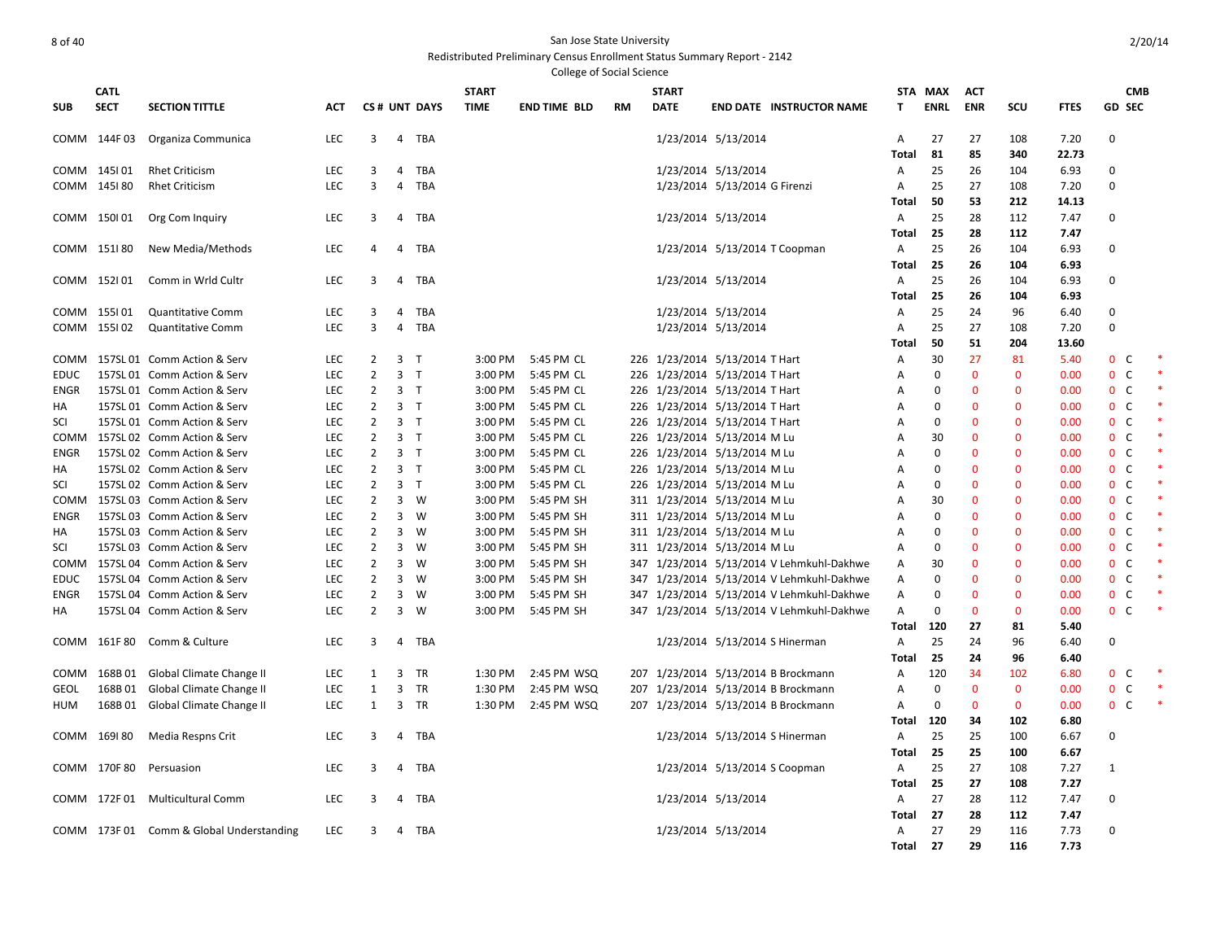San Jose State University

Redistributed Preliminary Census Enrollment Status Summary Report - 2142

College of Social Science

2/20/14

| SUB | CATL SECT | SECTION TITTLE | ACT | CS # | UNT | DAYS | START TIME | END TIME | BLD | RM | START DATE | END DATE | INSTRUCTOR NAME | STAT | MAX ENRL | ACT ENR | SCU | FTES | GD | CMB SEC | |
|---|---|---|---|---|---|---|---|---|---|---|---|---|---|---|---|---|---|---|---|---|---|
| COMM | 144F 03 | Organiza Communica | LEC | 3 | 4 | TBA | | | | | 1/23/2014 | 5/13/2014 | | A | 27 | 27 | 108 | 7.20 | 0 | | |
| | | | | | | | | | | | | | | Total | 81 | 85 | 340 | 22.73 | | | |
| COMM | 145I 01 | Rhet Criticism | LEC | 3 | 4 | TBA | | | | | 1/23/2014 | 5/13/2014 | | A | 25 | 26 | 104 | 6.93 | 0 | | |
| COMM | 145I 80 | Rhet Criticism | LEC | 3 | 4 | TBA | | | | | 1/23/2014 | 5/13/2014 | G Firenzi | A | 25 | 27 | 108 | 7.20 | 0 | | |
| | | | | | | | | | | | | | | Total | 50 | 53 | 212 | 14.13 | | | |
| COMM | 150I 01 | Org Com Inquiry | LEC | 3 | 4 | TBA | | | | | 1/23/2014 | 5/13/2014 | | A | 25 | 28 | 112 | 7.47 | 0 | | |
| | | | | | | | | | | | | | | Total | 25 | 28 | 112 | 7.47 | | | |
| COMM | 151I 80 | New Media/Methods | LEC | 4 | 4 | TBA | | | | | 1/23/2014 | 5/13/2014 | T Coopman | A | 25 | 26 | 104 | 6.93 | 0 | | |
| | | | | | | | | | | | | | | Total | 25 | 26 | 104 | 6.93 | | | |
| COMM | 152I 01 | Comm in Wrld Cultr | LEC | 3 | 4 | TBA | | | | | 1/23/2014 | 5/13/2014 | | A | 25 | 26 | 104 | 6.93 | 0 | | |
| | | | | | | | | | | | | | | Total | 25 | 26 | 104 | 6.93 | | | |
| COMM | 155I 01 | Quantitative Comm | LEC | 3 | 4 | TBA | | | | | 1/23/2014 | 5/13/2014 | | A | 25 | 24 | 96 | 6.40 | 0 | | |
| COMM | 155I 02 | Quantitative Comm | LEC | 3 | 4 | TBA | | | | | 1/23/2014 | 5/13/2014 | | A | 25 | 27 | 108 | 7.20 | 0 | | |
| | | | | | | | | | | | | | | Total | 50 | 51 | 204 | 13.60 | | | |
| COMM | 157SL 01 | Comm Action & Serv | LEC | 2 | 3 | T | 3:00 PM | 5:45 PM | CL | 226 | 1/23/2014 | 5/13/2014 | T Hart | A | 30 | 27 | 81 | 5.40 | 0 | C | * |
| EDUC | 157SL 01 | Comm Action & Serv | LEC | 2 | 3 | T | 3:00 PM | 5:45 PM | CL | 226 | 1/23/2014 | 5/13/2014 | T Hart | A | 0 | 0 | 0 | 0.00 | 0 | C | * |
| ENGR | 157SL 01 | Comm Action & Serv | LEC | 2 | 3 | T | 3:00 PM | 5:45 PM | CL | 226 | 1/23/2014 | 5/13/2014 | T Hart | A | 0 | 0 | 0 | 0.00 | 0 | C | * |
| HA | 157SL 01 | Comm Action & Serv | LEC | 2 | 3 | T | 3:00 PM | 5:45 PM | CL | 226 | 1/23/2014 | 5/13/2014 | T Hart | A | 0 | 0 | 0 | 0.00 | 0 | C | * |
| SCI | 157SL 01 | Comm Action & Serv | LEC | 2 | 3 | T | 3:00 PM | 5:45 PM | CL | 226 | 1/23/2014 | 5/13/2014 | T Hart | A | 0 | 0 | 0 | 0.00 | 0 | C | * |
| COMM | 157SL 02 | Comm Action & Serv | LEC | 2 | 3 | T | 3:00 PM | 5:45 PM | CL | 226 | 1/23/2014 | 5/13/2014 | M Lu | A | 30 | 0 | 0 | 0.00 | 0 | C | * |
| ENGR | 157SL 02 | Comm Action & Serv | LEC | 2 | 3 | T | 3:00 PM | 5:45 PM | CL | 226 | 1/23/2014 | 5/13/2014 | M Lu | A | 0 | 0 | 0 | 0.00 | 0 | C | * |
| HA | 157SL 02 | Comm Action & Serv | LEC | 2 | 3 | T | 3:00 PM | 5:45 PM | CL | 226 | 1/23/2014 | 5/13/2014 | M Lu | A | 0 | 0 | 0 | 0.00 | 0 | C | * |
| SCI | 157SL 02 | Comm Action & Serv | LEC | 2 | 3 | T | 3:00 PM | 5:45 PM | CL | 226 | 1/23/2014 | 5/13/2014 | M Lu | A | 0 | 0 | 0 | 0.00 | 0 | C | * |
| COMM | 157SL 03 | Comm Action & Serv | LEC | 2 | 3 | W | 3:00 PM | 5:45 PM | SH | 311 | 1/23/2014 | 5/13/2014 | M Lu | A | 30 | 0 | 0 | 0.00 | 0 | C | * |
| ENGR | 157SL 03 | Comm Action & Serv | LEC | 2 | 3 | W | 3:00 PM | 5:45 PM | SH | 311 | 1/23/2014 | 5/13/2014 | M Lu | A | 0 | 0 | 0 | 0.00 | 0 | C | * |
| HA | 157SL 03 | Comm Action & Serv | LEC | 2 | 3 | W | 3:00 PM | 5:45 PM | SH | 311 | 1/23/2014 | 5/13/2014 | M Lu | A | 0 | 0 | 0 | 0.00 | 0 | C | * |
| SCI | 157SL 03 | Comm Action & Serv | LEC | 2 | 3 | W | 3:00 PM | 5:45 PM | SH | 311 | 1/23/2014 | 5/13/2014 | M Lu | A | 0 | 0 | 0 | 0.00 | 0 | C | * |
| COMM | 157SL 04 | Comm Action & Serv | LEC | 2 | 3 | W | 3:00 PM | 5:45 PM | SH | 347 | 1/23/2014 | 5/13/2014 | V Lehmkuhl-Dakhwe | A | 30 | 0 | 0 | 0.00 | 0 | C | * |
| EDUC | 157SL 04 | Comm Action & Serv | LEC | 2 | 3 | W | 3:00 PM | 5:45 PM | SH | 347 | 1/23/2014 | 5/13/2014 | V Lehmkuhl-Dakhwe | A | 0 | 0 | 0 | 0.00 | 0 | C | * |
| ENGR | 157SL 04 | Comm Action & Serv | LEC | 2 | 3 | W | 3:00 PM | 5:45 PM | SH | 347 | 1/23/2014 | 5/13/2014 | V Lehmkuhl-Dakhwe | A | 0 | 0 | 0 | 0.00 | 0 | C | * |
| HA | 157SL 04 | Comm Action & Serv | LEC | 2 | 3 | W | 3:00 PM | 5:45 PM | SH | 347 | 1/23/2014 | 5/13/2014 | V Lehmkuhl-Dakhwe | A | 0 | 0 | 0 | 0.00 | 0 | C | * |
| | | | | | | | | | | | | | | Total | 120 | 27 | 81 | 5.40 | | | |
| COMM | 161F 80 | Comm & Culture | LEC | 3 | 4 | TBA | | | | | 1/23/2014 | 5/13/2014 | S Hinerman | A | 25 | 24 | 96 | 6.40 | 0 | | |
| | | | | | | | | | | | | | | Total | 25 | 24 | 96 | 6.40 | | | |
| COMM | 168B 01 | Global Climate Change II | LEC | 1 | 3 | TR | 1:30 PM | 2:45 PM | WSQ | 207 | 1/23/2014 | 5/13/2014 | B Brockmann | A | 120 | 34 | 102 | 6.80 | 0 | C | * |
| GEOL | 168B 01 | Global Climate Change II | LEC | 1 | 3 | TR | 1:30 PM | 2:45 PM | WSQ | 207 | 1/23/2014 | 5/13/2014 | B Brockmann | A | 0 | 0 | 0 | 0.00 | 0 | C | * |
| HUM | 168B 01 | Global Climate Change II | LEC | 1 | 3 | TR | 1:30 PM | 2:45 PM | WSQ | 207 | 1/23/2014 | 5/13/2014 | B Brockmann | A | 0 | 0 | 0 | 0.00 | 0 | C | * |
| | | | | | | | | | | | | | | Total | 120 | 34 | 102 | 6.80 | | | |
| COMM | 169I 80 | Media Respns Crit | LEC | 3 | 4 | TBA | | | | | 1/23/2014 | 5/13/2014 | S Hinerman | A | 25 | 25 | 100 | 6.67 | 0 | | |
| | | | | | | | | | | | | | | Total | 25 | 25 | 100 | 6.67 | | | |
| COMM | 170F 80 | Persuasion | LEC | 3 | 4 | TBA | | | | | 1/23/2014 | 5/13/2014 | S Coopman | A | 25 | 27 | 108 | 7.27 | 1 | | |
| | | | | | | | | | | | | | | Total | 25 | 27 | 108 | 7.27 | | | |
| COMM | 172F 01 | Multicultural Comm | LEC | 3 | 4 | TBA | | | | | 1/23/2014 | 5/13/2014 | | A | 27 | 28 | 112 | 7.47 | 0 | | |
| | | | | | | | | | | | | | | Total | 27 | 28 | 112 | 7.47 | | | |
| COMM | 173F 01 | Comm & Global Understanding | LEC | 3 | 4 | TBA | | | | | 1/23/2014 | 5/13/2014 | | A | 27 | 29 | 116 | 7.73 | 0 | | |
| | | | | | | | | | | | | | | Total | 27 | 29 | 116 | 7.73 | | | |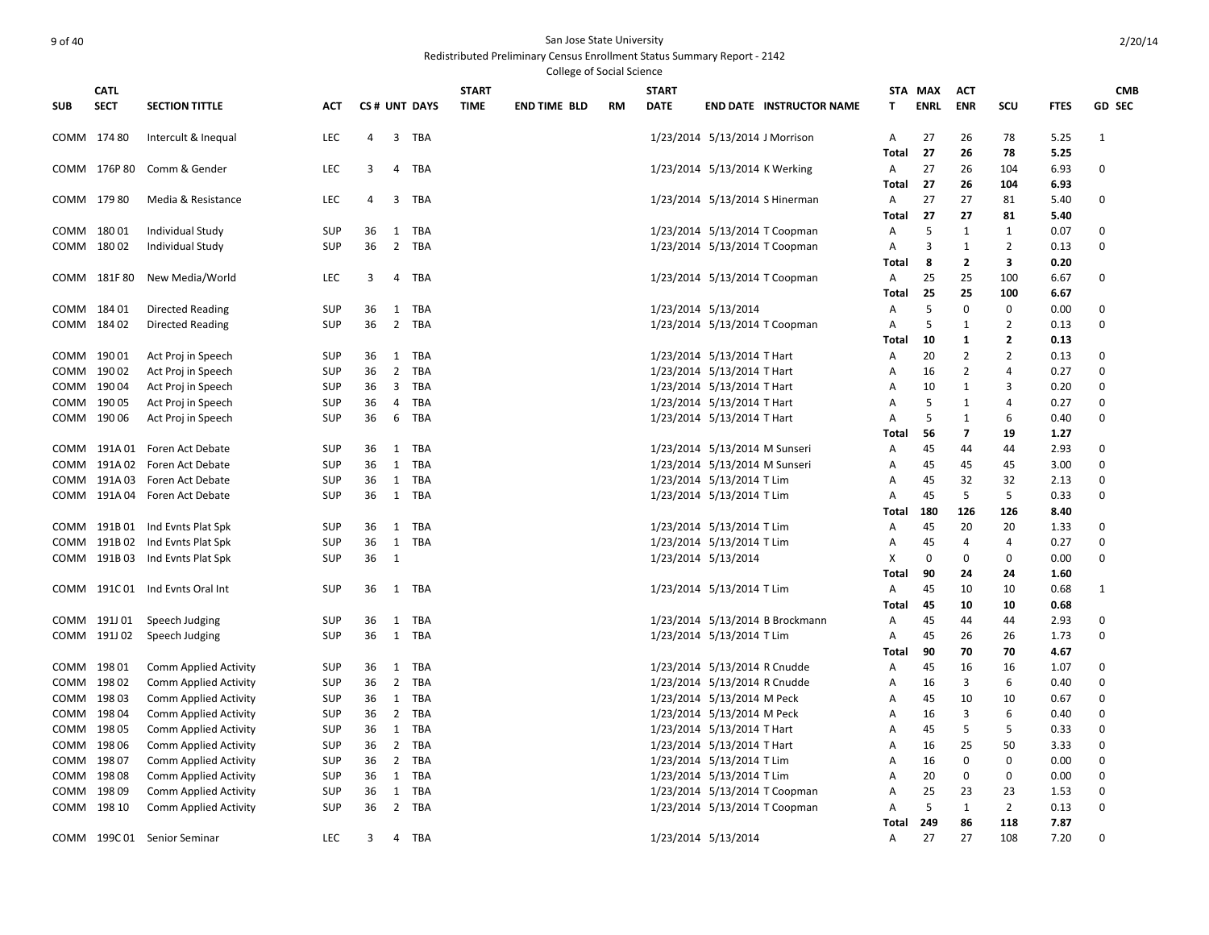San Jose State University

Redistributed Preliminary Census Enrollment Status Summary Report - 2142

College of Social Science

| SUB | CATL SECT | SECTION TITTLE | ACT | CS # | UNT | DAYS | START TIME | END TIME | BLD | RM | START DATE | END DATE | INSTRUCTOR NAME | STAT | MAX ENRL | ACT ENR | SCU | FTES | GD | CMB SEC |
|---|---|---|---|---|---|---|---|---|---|---|---|---|---|---|---|---|---|---|---|---|
| COMM | 174 80 | Intercult & Inequal | LEC | 4 | 3 | TBA | | | | | 1/23/2014 | 5/13/2014 | J Morrison | A | 27 | 26 | 78 | 5.25 | 1 | |
| | | | | | | | | | | | | | | **Total** | **27** | **26** | **78** | **5.25** | | |
| COMM | 176P 80 | Comm & Gender | LEC | 3 | 4 | TBA | | | | | 1/23/2014 | 5/13/2014 | K Werking | A | 27 | 26 | 104 | 6.93 | 0 | |
| | | | | | | | | | | | | | | **Total** | **27** | **26** | **104** | **6.93** | | |
| COMM | 179 80 | Media & Resistance | LEC | 4 | 3 | TBA | | | | | 1/23/2014 | 5/13/2014 | S Hinerman | A | 27 | 27 | 81 | 5.40 | 0 | |
| | | | | | | | | | | | | | | **Total** | **27** | **27** | **81** | **5.40** | | |
| COMM | 180 01 | Individual Study | SUP | 36 | 1 | TBA | | | | | 1/23/2014 | 5/13/2014 | T Coopman | A | 5 | 1 | 1 | 0.07 | 0 | |
| COMM | 180 02 | Individual Study | SUP | 36 | 2 | TBA | | | | | 1/23/2014 | 5/13/2014 | T Coopman | A | 3 | 1 | 2 | 0.13 | 0 | |
| | | | | | | | | | | | | | | **Total** | **8** | **2** | **3** | **0.20** | | |
| COMM | 181F 80 | New Media/World | LEC | 3 | 4 | TBA | | | | | 1/23/2014 | 5/13/2014 | T Coopman | A | 25 | 25 | 100 | 6.67 | 0 | |
| | | | | | | | | | | | | | | **Total** | **25** | **25** | **100** | **6.67** | | |
| COMM | 184 01 | Directed Reading | SUP | 36 | 1 | TBA | | | | | 1/23/2014 | 5/13/2014 | | A | 5 | 0 | 0 | 0.00 | 0 | |
| COMM | 184 02 | Directed Reading | SUP | 36 | 2 | TBA | | | | | 1/23/2014 | 5/13/2014 | T Coopman | A | 5 | 1 | 2 | 0.13 | 0 | |
| | | | | | | | | | | | | | | **Total** | **10** | **1** | **2** | **0.13** | | |
| COMM | 190 01 | Act Proj in Speech | SUP | 36 | 1 | TBA | | | | | 1/23/2014 | 5/13/2014 | T Hart | A | 20 | 2 | 2 | 0.13 | 0 | |
| COMM | 190 02 | Act Proj in Speech | SUP | 36 | 2 | TBA | | | | | 1/23/2014 | 5/13/2014 | T Hart | A | 16 | 2 | 4 | 0.27 | 0 | |
| COMM | 190 04 | Act Proj in Speech | SUP | 36 | 3 | TBA | | | | | 1/23/2014 | 5/13/2014 | T Hart | A | 10 | 1 | 3 | 0.20 | 0 | |
| COMM | 190 05 | Act Proj in Speech | SUP | 36 | 4 | TBA | | | | | 1/23/2014 | 5/13/2014 | T Hart | A | 5 | 1 | 4 | 0.27 | 0 | |
| COMM | 190 06 | Act Proj in Speech | SUP | 36 | 6 | TBA | | | | | 1/23/2014 | 5/13/2014 | T Hart | A | 5 | 1 | 6 | 0.40 | 0 | |
| | | | | | | | | | | | | | | **Total** | **56** | **7** | **19** | **1.27** | | |
| COMM | 191A 01 | Foren Act Debate | SUP | 36 | 1 | TBA | | | | | 1/23/2014 | 5/13/2014 | M Sunseri | A | 45 | 44 | 44 | 2.93 | 0 | |
| COMM | 191A 02 | Foren Act Debate | SUP | 36 | 1 | TBA | | | | | 1/23/2014 | 5/13/2014 | M Sunseri | A | 45 | 45 | 45 | 3.00 | 0 | |
| COMM | 191A 03 | Foren Act Debate | SUP | 36 | 1 | TBA | | | | | 1/23/2014 | 5/13/2014 | T Lim | A | 45 | 32 | 32 | 2.13 | 0 | |
| COMM | 191A 04 | Foren Act Debate | SUP | 36 | 1 | TBA | | | | | 1/23/2014 | 5/13/2014 | T Lim | A | 45 | 5 | 5 | 0.33 | 0 | |
| | | | | | | | | | | | | | | **Total** | **180** | **126** | **126** | **8.40** | | |
| COMM | 191B 01 | Ind Evnts Plat Spk | SUP | 36 | 1 | TBA | | | | | 1/23/2014 | 5/13/2014 | T Lim | A | 45 | 20 | 20 | 1.33 | 0 | |
| COMM | 191B 02 | Ind Evnts Plat Spk | SUP | 36 | 1 | TBA | | | | | 1/23/2014 | 5/13/2014 | T Lim | A | 45 | 4 | 4 | 0.27 | 0 | |
| COMM | 191B 03 | Ind Evnts Plat Spk | SUP | 36 | 1 | | | | | | 1/23/2014 | 5/13/2014 | | X | 0 | 0 | 0 | 0.00 | 0 | |
| | | | | | | | | | | | | | | **Total** | **90** | **24** | **24** | **1.60** | | |
| COMM | 191C 01 | Ind Evnts Oral Int | SUP | 36 | 1 | TBA | | | | | 1/23/2014 | 5/13/2014 | T Lim | A | 45 | 10 | 10 | 0.68 | 1 | |
| | | | | | | | | | | | | | | **Total** | **45** | **10** | **10** | **0.68** | | |
| COMM | 191J 01 | Speech Judging | SUP | 36 | 1 | TBA | | | | | 1/23/2014 | 5/13/2014 | B Brockmann | A | 45 | 44 | 44 | 2.93 | 0 | |
| COMM | 191J 02 | Speech Judging | SUP | 36 | 1 | TBA | | | | | 1/23/2014 | 5/13/2014 | T Lim | A | 45 | 26 | 26 | 1.73 | 0 | |
| | | | | | | | | | | | | | | **Total** | **90** | **70** | **70** | **4.67** | | |
| COMM | 198 01 | Comm Applied Activity | SUP | 36 | 1 | TBA | | | | | 1/23/2014 | 5/13/2014 | R Cnudde | A | 45 | 16 | 16 | 1.07 | 0 | |
| COMM | 198 02 | Comm Applied Activity | SUP | 36 | 2 | TBA | | | | | 1/23/2014 | 5/13/2014 | R Cnudde | A | 16 | 3 | 6 | 0.40 | 0 | |
| COMM | 198 03 | Comm Applied Activity | SUP | 36 | 1 | TBA | | | | | 1/23/2014 | 5/13/2014 | M Peck | A | 45 | 10 | 10 | 0.67 | 0 | |
| COMM | 198 04 | Comm Applied Activity | SUP | 36 | 2 | TBA | | | | | 1/23/2014 | 5/13/2014 | M Peck | A | 16 | 3 | 6 | 0.40 | 0 | |
| COMM | 198 05 | Comm Applied Activity | SUP | 36 | 1 | TBA | | | | | 1/23/2014 | 5/13/2014 | T Hart | A | 45 | 5 | 5 | 0.33 | 0 | |
| COMM | 198 06 | Comm Applied Activity | SUP | 36 | 2 | TBA | | | | | 1/23/2014 | 5/13/2014 | T Hart | A | 16 | 25 | 50 | 3.33 | 0 | |
| COMM | 198 07 | Comm Applied Activity | SUP | 36 | 2 | TBA | | | | | 1/23/2014 | 5/13/2014 | T Lim | A | 16 | 0 | 0 | 0.00 | 0 | |
| COMM | 198 08 | Comm Applied Activity | SUP | 36 | 1 | TBA | | | | | 1/23/2014 | 5/13/2014 | T Lim | A | 20 | 0 | 0 | 0.00 | 0 | |
| COMM | 198 09 | Comm Applied Activity | SUP | 36 | 1 | TBA | | | | | 1/23/2014 | 5/13/2014 | T Coopman | A | 25 | 23 | 23 | 1.53 | 0 | |
| COMM | 198 10 | Comm Applied Activity | SUP | 36 | 2 | TBA | | | | | 1/23/2014 | 5/13/2014 | T Coopman | A | 5 | 1 | 2 | 0.13 | 0 | |
| | | | | | | | | | | | | | | **Total** | **249** | **86** | **118** | **7.87** | | |
| COMM | 199C 01 | Senior Seminar | LEC | 3 | 4 | TBA | | | | | 1/23/2014 | 5/13/2014 | | A | 27 | 27 | 108 | 7.20 | 0 | |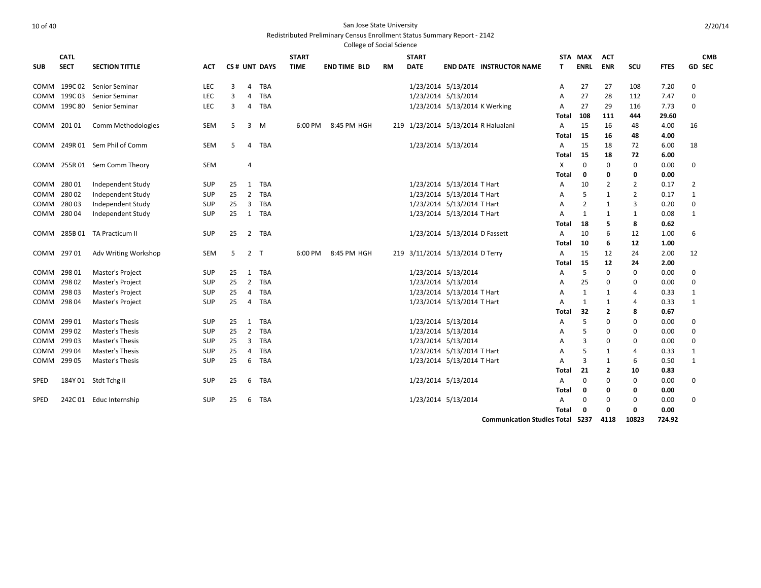San Jose State University
Redistributed Preliminary Census Enrollment Status Summary Report - 2142
College of Social Science

| SUB | CATL SECT | SECTION TITTLE | ACT | CS # | UNT | DAYS | START TIME | END TIME | BLD | RM | START DATE | END DATE | INSTRUCTOR NAME | STAT | MAX ENRL | ACT ENR | SCU | FTES | GD | CMB SEC |
|---|---|---|---|---|---|---|---|---|---|---|---|---|---|---|---|---|---|---|---|---|
| COMM | 199C 02 | Senior Seminar | LEC | 3 | 4 | TBA | | | | | 1/23/2014 | 5/13/2014 | | A | 27 | 27 | 108 | 7.20 | 0 | |
| COMM | 199C 03 | Senior Seminar | LEC | 3 | 4 | TBA | | | | | 1/23/2014 | 5/13/2014 | | A | 27 | 28 | 112 | 7.47 | 0 | |
| COMM | 199C 80 | Senior Seminar | LEC | 3 | 4 | TBA | | | | | 1/23/2014 | 5/13/2014 | K Werking | A | 27 | 29 | 116 | 7.73 | 0 | |
| | | | | | | | | | | | | | | **Total** | **108** | **111** | **444** | **29.60** | | |
| COMM | 201 01 | Comm Methodologies | SEM | 5 | 3 | M | 6:00 PM | 8:45 PM | HGH | 219 | 1/23/2014 | 5/13/2014 | R Halualani | A | 15 | 16 | 48 | 4.00 | 16 | |
| | | | | | | | | | | | | | | **Total** | **15** | **16** | **48** | **4.00** | | |
| COMM | 249R 01 | Sem Phil of Comm | SEM | 5 | 4 | TBA | | | | | 1/23/2014 | 5/13/2014 | | A | 15 | 18 | 72 | 6.00 | 18 | |
| | | | | | | | | | | | | | | **Total** | **15** | **18** | **72** | **6.00** | | |
| COMM | 255R 01 | Sem Comm Theory | SEM | | 4 | | | | | | | | | X | 0 | 0 | 0 | 0.00 | 0 | |
| | | | | | | | | | | | | | | **Total** | **0** | **0** | **0** | **0.00** | | |
| COMM | 280 01 | Independent Study | SUP | 25 | 1 | TBA | | | | | 1/23/2014 | 5/13/2014 | T Hart | A | 10 | 2 | 2 | 0.17 | 2 | |
| COMM | 280 02 | Independent Study | SUP | 25 | 2 | TBA | | | | | 1/23/2014 | 5/13/2014 | T Hart | A | 5 | 1 | 2 | 0.17 | 1 | |
| COMM | 280 03 | Independent Study | SUP | 25 | 3 | TBA | | | | | 1/23/2014 | 5/13/2014 | T Hart | A | 2 | 1 | 3 | 0.20 | 0 | |
| COMM | 280 04 | Independent Study | SUP | 25 | 1 | TBA | | | | | 1/23/2014 | 5/13/2014 | T Hart | A | 1 | 1 | 1 | 0.08 | 1 | |
| | | | | | | | | | | | | | | **Total** | **18** | **5** | **8** | **0.62** | | |
| COMM | 285B 01 | TA Practicum II | SUP | 25 | 2 | TBA | | | | | 1/23/2014 | 5/13/2014 | D Fassett | A | 10 | 6 | 12 | 1.00 | 6 | |
| | | | | | | | | | | | | | | **Total** | **10** | **6** | **12** | **1.00** | | |
| COMM | 297 01 | Adv Writing Workshop | SEM | 5 | 2 | T | 6:00 PM | 8:45 PM | HGH | 219 | 3/11/2014 | 5/13/2014 | D Terry | A | 15 | 12 | 24 | 2.00 | 12 | |
| | | | | | | | | | | | | | | **Total** | **15** | **12** | **24** | **2.00** | | |
| COMM | 298 01 | Master's Project | SUP | 25 | 1 | TBA | | | | | 1/23/2014 | 5/13/2014 | | A | 5 | 0 | 0 | 0.00 | 0 | |
| COMM | 298 02 | Master's Project | SUP | 25 | 2 | TBA | | | | | 1/23/2014 | 5/13/2014 | | A | 25 | 0 | 0 | 0.00 | 0 | |
| COMM | 298 03 | Master's Project | SUP | 25 | 4 | TBA | | | | | 1/23/2014 | 5/13/2014 | T Hart | A | 1 | 1 | 4 | 0.33 | 1 | |
| COMM | 298 04 | Master's Project | SUP | 25 | 4 | TBA | | | | | 1/23/2014 | 5/13/2014 | T Hart | A | 1 | 1 | 4 | 0.33 | 1 | |
| | | | | | | | | | | | | | | **Total** | **32** | **2** | **8** | **0.67** | | |
| COMM | 299 01 | Master's Thesis | SUP | 25 | 1 | TBA | | | | | 1/23/2014 | 5/13/2014 | | A | 5 | 0 | 0 | 0.00 | 0 | |
| COMM | 299 02 | Master's Thesis | SUP | 25 | 2 | TBA | | | | | 1/23/2014 | 5/13/2014 | | A | 5 | 0 | 0 | 0.00 | 0 | |
| COMM | 299 03 | Master's Thesis | SUP | 25 | 3 | TBA | | | | | 1/23/2014 | 5/13/2014 | | A | 3 | 0 | 0 | 0.00 | 0 | |
| COMM | 299 04 | Master's Thesis | SUP | 25 | 4 | TBA | | | | | 1/23/2014 | 5/13/2014 | T Hart | A | 5 | 1 | 4 | 0.33 | 1 | |
| COMM | 299 05 | Master's Thesis | SUP | 25 | 6 | TBA | | | | | 1/23/2014 | 5/13/2014 | T Hart | A | 3 | 1 | 6 | 0.50 | 1 | |
| | | | | | | | | | | | | | | **Total** | **21** | **2** | **10** | **0.83** | | |
| SPED | 184Y 01 | Stdt Tchg II | SUP | 25 | 6 | TBA | | | | | 1/23/2014 | 5/13/2014 | | A | 0 | 0 | 0 | 0.00 | 0 | |
| | | | | | | | | | | | | | | **Total** | **0** | **0** | **0** | **0.00** | | |
| SPED | 242C 01 | Educ Internship | SUP | 25 | 6 | TBA | | | | | 1/23/2014 | 5/13/2014 | | A | 0 | 0 | 0 | 0.00 | 0 | |
| | | | | | | | | | | | | | | **Total** | **0** | **0** | **0** | **0.00** | | |
| | | | | | | | | | | | | | **Communication Studies Total** | | **5237** | **4118** | **10823** | **724.92** | | |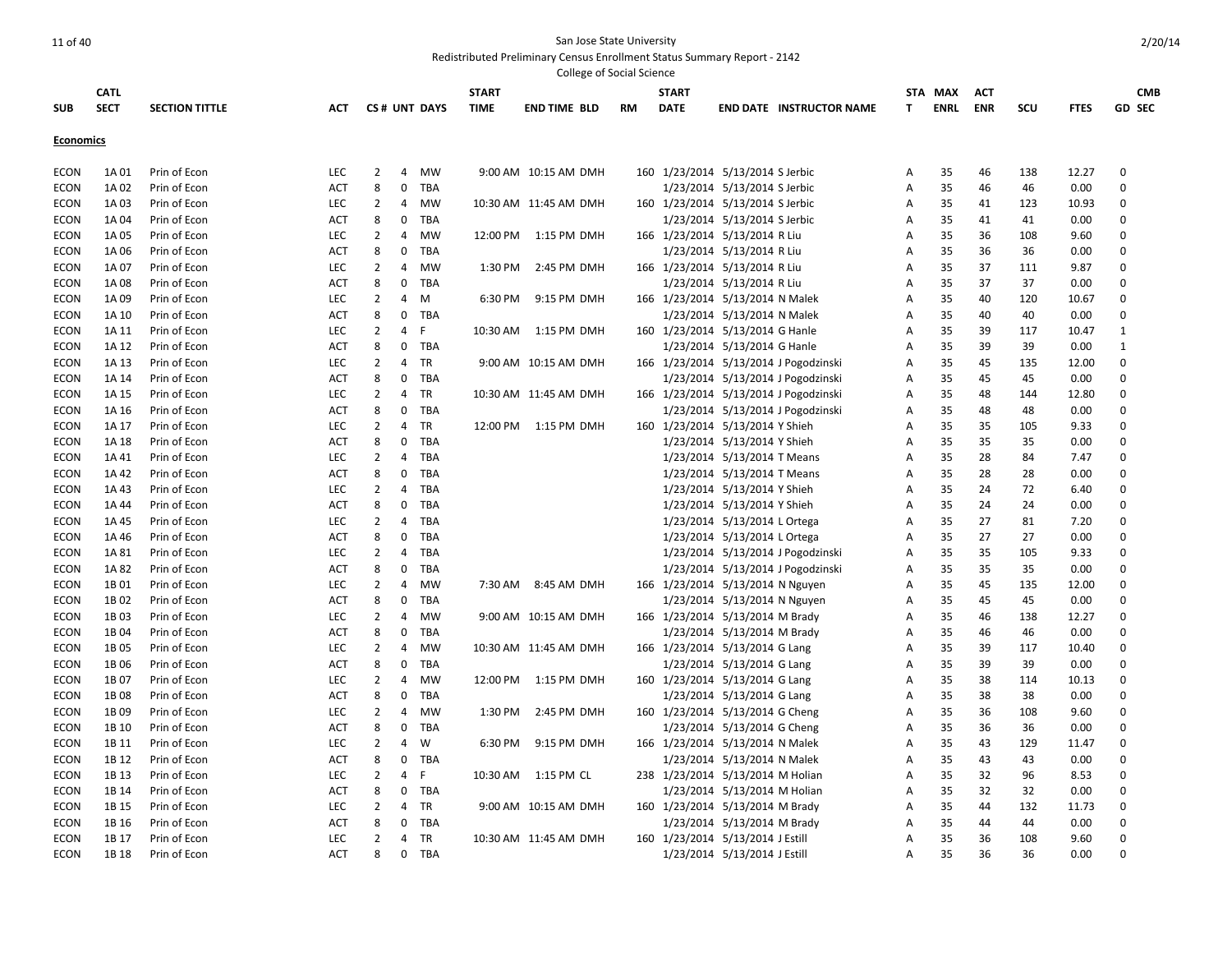San Jose State University

Redistributed Preliminary Census Enrollment Status Summary Report - 2142

College of Social Science

| SUB | CATL SECT | SECTION TITTLE | ACT | CS # | UNT | DAYS | START TIME | END TIME | BLD | RM | START DATE | END DATE | INSTRUCTOR NAME | STAT | MAX ENRL | ACT ENR | SCU | FTES | GD | CMB SEC |
|---|---|---|---|---|---|---|---|---|---|---|---|---|---|---|---|---|---|---|---|---|
| **Economics** | | | | | | | | | | | | | | | | | | | | |
| ECON | 1A 01 | Prin of Econ | LEC | 2 | 4 | MW | 9:00 AM | 10:15 AM | DMH | 160 | 1/23/2014 | 5/13/2014 | S Jerbic | A | 35 | 46 | 138 | 12.27 | 0 | |
| ECON | 1A 02 | Prin of Econ | ACT | 8 | 0 | TBA | | | | | 1/23/2014 | 5/13/2014 | S Jerbic | A | 35 | 46 | 46 | 0.00 | 0 | |
| ECON | 1A 03 | Prin of Econ | LEC | 2 | 4 | MW | 10:30 AM | 11:45 AM | DMH | 160 | 1/23/2014 | 5/13/2014 | S Jerbic | A | 35 | 41 | 123 | 10.93 | 0 | |
| ECON | 1A 04 | Prin of Econ | ACT | 8 | 0 | TBA | | | | | 1/23/2014 | 5/13/2014 | S Jerbic | A | 35 | 41 | 41 | 0.00 | 0 | |
| ECON | 1A 05 | Prin of Econ | LEC | 2 | 4 | MW | 12:00 PM | 1:15 PM | DMH | 166 | 1/23/2014 | 5/13/2014 | R Liu | A | 35 | 36 | 108 | 9.60 | 0 | |
| ECON | 1A 06 | Prin of Econ | ACT | 8 | 0 | TBA | | | | | 1/23/2014 | 5/13/2014 | R Liu | A | 35 | 36 | 36 | 0.00 | 0 | |
| ECON | 1A 07 | Prin of Econ | LEC | 2 | 4 | MW | 1:30 PM | 2:45 PM | DMH | 166 | 1/23/2014 | 5/13/2014 | R Liu | A | 35 | 37 | 111 | 9.87 | 0 | |
| ECON | 1A 08 | Prin of Econ | ACT | 8 | 0 | TBA | | | | | 1/23/2014 | 5/13/2014 | R Liu | A | 35 | 37 | 37 | 0.00 | 0 | |
| ECON | 1A 09 | Prin of Econ | LEC | 2 | 4 | M | 6:30 PM | 9:15 PM | DMH | 166 | 1/23/2014 | 5/13/2014 | N Malek | A | 35 | 40 | 120 | 10.67 | 0 | |
| ECON | 1A 10 | Prin of Econ | ACT | 8 | 0 | TBA | | | | | 1/23/2014 | 5/13/2014 | N Malek | A | 35 | 40 | 40 | 0.00 | 0 | |
| ECON | 1A 11 | Prin of Econ | LEC | 2 | 4 | F | 10:30 AM | 1:15 PM | DMH | 160 | 1/23/2014 | 5/13/2014 | G Hanle | A | 35 | 39 | 117 | 10.47 | 1 | |
| ECON | 1A 12 | Prin of Econ | ACT | 8 | 0 | TBA | | | | | 1/23/2014 | 5/13/2014 | G Hanle | A | 35 | 39 | 39 | 0.00 | 1 | |
| ECON | 1A 13 | Prin of Econ | LEC | 2 | 4 | TR | 9:00 AM | 10:15 AM | DMH | 166 | 1/23/2014 | 5/13/2014 | J Pogodzinski | A | 35 | 45 | 135 | 12.00 | 0 | |
| ECON | 1A 14 | Prin of Econ | ACT | 8 | 0 | TBA | | | | | 1/23/2014 | 5/13/2014 | J Pogodzinski | A | 35 | 45 | 45 | 0.00 | 0 | |
| ECON | 1A 15 | Prin of Econ | LEC | 2 | 4 | TR | 10:30 AM | 11:45 AM | DMH | 166 | 1/23/2014 | 5/13/2014 | J Pogodzinski | A | 35 | 48 | 144 | 12.80 | 0 | |
| ECON | 1A 16 | Prin of Econ | ACT | 8 | 0 | TBA | | | | | 1/23/2014 | 5/13/2014 | J Pogodzinski | A | 35 | 48 | 48 | 0.00 | 0 | |
| ECON | 1A 17 | Prin of Econ | LEC | 2 | 4 | TR | 12:00 PM | 1:15 PM | DMH | 160 | 1/23/2014 | 5/13/2014 | Y Shieh | A | 35 | 35 | 105 | 9.33 | 0 | |
| ECON | 1A 18 | Prin of Econ | ACT | 8 | 0 | TBA | | | | | 1/23/2014 | 5/13/2014 | Y Shieh | A | 35 | 35 | 35 | 0.00 | 0 | |
| ECON | 1A 41 | Prin of Econ | LEC | 2 | 4 | TBA | | | | | 1/23/2014 | 5/13/2014 | T Means | A | 35 | 28 | 84 | 7.47 | 0 | |
| ECON | 1A 42 | Prin of Econ | ACT | 8 | 0 | TBA | | | | | 1/23/2014 | 5/13/2014 | T Means | A | 35 | 28 | 28 | 0.00 | 0 | |
| ECON | 1A 43 | Prin of Econ | LEC | 2 | 4 | TBA | | | | | 1/23/2014 | 5/13/2014 | Y Shieh | A | 35 | 24 | 72 | 6.40 | 0 | |
| ECON | 1A 44 | Prin of Econ | ACT | 8 | 0 | TBA | | | | | 1/23/2014 | 5/13/2014 | Y Shieh | A | 35 | 24 | 24 | 0.00 | 0 | |
| ECON | 1A 45 | Prin of Econ | LEC | 2 | 4 | TBA | | | | | 1/23/2014 | 5/13/2014 | L Ortega | A | 35 | 27 | 81 | 7.20 | 0 | |
| ECON | 1A 46 | Prin of Econ | ACT | 8 | 0 | TBA | | | | | 1/23/2014 | 5/13/2014 | L Ortega | A | 35 | 27 | 27 | 0.00 | 0 | |
| ECON | 1A 81 | Prin of Econ | LEC | 2 | 4 | TBA | | | | | 1/23/2014 | 5/13/2014 | J Pogodzinski | A | 35 | 35 | 105 | 9.33 | 0 | |
| ECON | 1A 82 | Prin of Econ | ACT | 8 | 0 | TBA | | | | | 1/23/2014 | 5/13/2014 | J Pogodzinski | A | 35 | 35 | 35 | 0.00 | 0 | |
| ECON | 1B 01 | Prin of Econ | LEC | 2 | 4 | MW | 7:30 AM | 8:45 AM | DMH | 166 | 1/23/2014 | 5/13/2014 | N Nguyen | A | 35 | 45 | 135 | 12.00 | 0 | |
| ECON | 1B 02 | Prin of Econ | ACT | 8 | 0 | TBA | | | | | 1/23/2014 | 5/13/2014 | N Nguyen | A | 35 | 45 | 45 | 0.00 | 0 | |
| ECON | 1B 03 | Prin of Econ | LEC | 2 | 4 | MW | 9:00 AM | 10:15 AM | DMH | 166 | 1/23/2014 | 5/13/2014 | M Brady | A | 35 | 46 | 138 | 12.27 | 0 | |
| ECON | 1B 04 | Prin of Econ | ACT | 8 | 0 | TBA | | | | | 1/23/2014 | 5/13/2014 | M Brady | A | 35 | 46 | 46 | 0.00 | 0 | |
| ECON | 1B 05 | Prin of Econ | LEC | 2 | 4 | MW | 10:30 AM | 11:45 AM | DMH | 166 | 1/23/2014 | 5/13/2014 | G Lang | A | 35 | 39 | 117 | 10.40 | 0 | |
| ECON | 1B 06 | Prin of Econ | ACT | 8 | 0 | TBA | | | | | 1/23/2014 | 5/13/2014 | G Lang | A | 35 | 39 | 39 | 0.00 | 0 | |
| ECON | 1B 07 | Prin of Econ | LEC | 2 | 4 | MW | 12:00 PM | 1:15 PM | DMH | 160 | 1/23/2014 | 5/13/2014 | G Lang | A | 35 | 38 | 114 | 10.13 | 0 | |
| ECON | 1B 08 | Prin of Econ | ACT | 8 | 0 | TBA | | | | | 1/23/2014 | 5/13/2014 | G Lang | A | 35 | 38 | 38 | 0.00 | 0 | |
| ECON | 1B 09 | Prin of Econ | LEC | 2 | 4 | MW | 1:30 PM | 2:45 PM | DMH | 160 | 1/23/2014 | 5/13/2014 | G Cheng | A | 35 | 36 | 108 | 9.60 | 0 | |
| ECON | 1B 10 | Prin of Econ | ACT | 8 | 0 | TBA | | | | | 1/23/2014 | 5/13/2014 | G Cheng | A | 35 | 36 | 36 | 0.00 | 0 | |
| ECON | 1B 11 | Prin of Econ | LEC | 2 | 4 | W | 6:30 PM | 9:15 PM | DMH | 166 | 1/23/2014 | 5/13/2014 | N Malek | A | 35 | 43 | 129 | 11.47 | 0 | |
| ECON | 1B 12 | Prin of Econ | ACT | 8 | 0 | TBA | | | | | 1/23/2014 | 5/13/2014 | N Malek | A | 35 | 43 | 43 | 0.00 | 0 | |
| ECON | 1B 13 | Prin of Econ | LEC | 2 | 4 | F | 10:30 AM | 1:15 PM | CL | 238 | 1/23/2014 | 5/13/2014 | M Holian | A | 35 | 32 | 96 | 8.53 | 0 | |
| ECON | 1B 14 | Prin of Econ | ACT | 8 | 0 | TBA | | | | | 1/23/2014 | 5/13/2014 | M Holian | A | 35 | 32 | 32 | 0.00 | 0 | |
| ECON | 1B 15 | Prin of Econ | LEC | 2 | 4 | TR | 9:00 AM | 10:15 AM | DMH | 160 | 1/23/2014 | 5/13/2014 | M Brady | A | 35 | 44 | 132 | 11.73 | 0 | |
| ECON | 1B 16 | Prin of Econ | ACT | 8 | 0 | TBA | | | | | 1/23/2014 | 5/13/2014 | M Brady | A | 35 | 44 | 44 | 0.00 | 0 | |
| ECON | 1B 17 | Prin of Econ | LEC | 2 | 4 | TR | 10:30 AM | 11:45 AM | DMH | 160 | 1/23/2014 | 5/13/2014 | J Estill | A | 35 | 36 | 108 | 9.60 | 0 | |
| ECON | 1B 18 | Prin of Econ | ACT | 8 | 0 | TBA | | | | | 1/23/2014 | 5/13/2014 | J Estill | A | 35 | 36 | 36 | 0.00 | 0 | |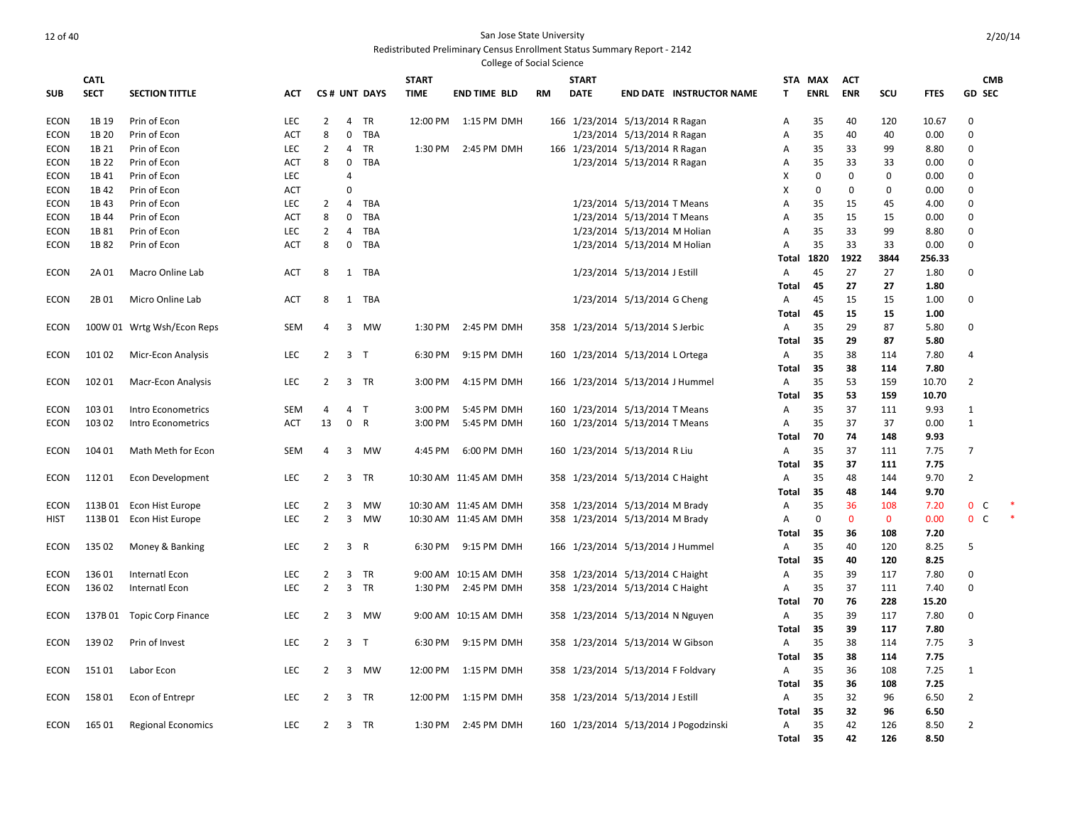San Jose State University
Redistributed Preliminary Census Enrollment Status Summary Report - 2142
College of Social Science

| SUB | CATL SECT | SECTION TITTLE | ACT | CS # | UNT | DAYS | START TIME | END TIME | BLD | RM | START DATE | END DATE | INSTRUCTOR NAME | STAT | MAX ENRL | ACT ENR | SCU | FTES | GD | CMB SEC | |
|---|---|---|---|---|---|---|---|---|---|---|---|---|---|---|---|---|---|---|---|---|---|
| ECON | 1B 19 | Prin of Econ | LEC | 2 | 4 | TR | 12:00 PM | 1:15 PM | DMH | 166 | 1/23/2014 | 5/13/2014 | R Ragan | A | 35 | 40 | 120 | 10.67 | 0 | | |
| ECON | 1B 20 | Prin of Econ | ACT | 8 | 0 | TBA | | | | | 1/23/2014 | 5/13/2014 | R Ragan | A | 35 | 40 | 40 | 0.00 | 0 | | |
| ECON | 1B 21 | Prin of Econ | LEC | 2 | 4 | TR | 1:30 PM | 2:45 PM | DMH | 166 | 1/23/2014 | 5/13/2014 | R Ragan | A | 35 | 33 | 99 | 8.80 | 0 | | |
| ECON | 1B 22 | Prin of Econ | ACT | 8 | 0 | TBA | | | | | 1/23/2014 | 5/13/2014 | R Ragan | A | 35 | 33 | 33 | 0.00 | 0 | | |
| ECON | 1B 41 | Prin of Econ | LEC | | 4 | | | | | | | | | X | 0 | 0 | 0 | 0.00 | 0 | | |
| ECON | 1B 42 | Prin of Econ | ACT | | 0 | | | | | | | | | X | 0 | 0 | 0 | 0.00 | 0 | | |
| ECON | 1B 43 | Prin of Econ | LEC | 2 | 4 | TBA | | | | | 1/23/2014 | 5/13/2014 | T Means | A | 35 | 15 | 45 | 4.00 | 0 | | |
| ECON | 1B 44 | Prin of Econ | ACT | 8 | 0 | TBA | | | | | 1/23/2014 | 5/13/2014 | T Means | A | 35 | 15 | 15 | 0.00 | 0 | | |
| ECON | 1B 81 | Prin of Econ | LEC | 2 | 4 | TBA | | | | | 1/23/2014 | 5/13/2014 | M Holian | A | 35 | 33 | 99 | 8.80 | 0 | | |
| ECON | 1B 82 | Prin of Econ | ACT | 8 | 0 | TBA | | | | | 1/23/2014 | 5/13/2014 | M Holian | A | 35 | 33 | 33 | 0.00 | 0 | | |
| | | | | | | | | | | | | | | **Total** | **1820** | **1922** | **3844** | **256.33** | | | |
| ECON | 2A 01 | Macro Online Lab | ACT | 8 | 1 | TBA | | | | | 1/23/2014 | 5/13/2014 | J Estill | A | 45 | 27 | 27 | 1.80 | 0 | | |
| | | | | | | | | | | | | | | **Total** | **45** | **27** | **27** | **1.80** | | | |
| ECON | 2B 01 | Micro Online Lab | ACT | 8 | 1 | TBA | | | | | 1/23/2014 | 5/13/2014 | G Cheng | A | 45 | 15 | 15 | 1.00 | 0 | | |
| | | | | | | | | | | | | | | **Total** | **45** | **15** | **15** | **1.00** | | | |
| ECON | 100W 01 | Wrtg Wsh/Econ Reps | SEM | 4 | 3 | MW | 1:30 PM | 2:45 PM | DMH | 358 | 1/23/2014 | 5/13/2014 | S Jerbic | A | 35 | 29 | 87 | 5.80 | 0 | | |
| | | | | | | | | | | | | | | **Total** | **35** | **29** | **87** | **5.80** | | | |
| ECON | 101 02 | Micr-Econ Analysis | LEC | 2 | 3 | T | 6:30 PM | 9:15 PM | DMH | 160 | 1/23/2014 | 5/13/2014 | L Ortega | A | 35 | 38 | 114 | 7.80 | 4 | | |
| | | | | | | | | | | | | | | **Total** | **35** | **38** | **114** | **7.80** | | | |
| ECON | 102 01 | Macr-Econ Analysis | LEC | 2 | 3 | TR | 3:00 PM | 4:15 PM | DMH | 166 | 1/23/2014 | 5/13/2014 | J Hummel | A | 35 | 53 | 159 | 10.70 | 2 | | |
| | | | | | | | | | | | | | | **Total** | **35** | **53** | **159** | **10.70** | | | |
| ECON | 103 01 | Intro Econometrics | SEM | 4 | 4 | T | 3:00 PM | 5:45 PM | DMH | 160 | 1/23/2014 | 5/13/2014 | T Means | A | 35 | 37 | 111 | 9.93 | 1 | | |
| ECON | 103 02 | Intro Econometrics | ACT | 13 | 0 | R | 3:00 PM | 5:45 PM | DMH | 160 | 1/23/2014 | 5/13/2014 | T Means | A | 35 | 37 | 37 | 0.00 | 1 | | |
| | | | | | | | | | | | | | | **Total** | **70** | **74** | **148** | **9.93** | | | |
| ECON | 104 01 | Math Meth for Econ | SEM | 4 | 3 | MW | 4:45 PM | 6:00 PM | DMH | 160 | 1/23/2014 | 5/13/2014 | R Liu | A | 35 | 37 | 111 | 7.75 | 7 | | |
| | | | | | | | | | | | | | | **Total** | **35** | **37** | **111** | **7.75** | | | |
| ECON | 112 01 | Econ Development | LEC | 2 | 3 | TR | 10:30 AM | 11:45 AM | DMH | 358 | 1/23/2014 | 5/13/2014 | C Haight | A | 35 | 48 | 144 | 9.70 | 2 | | |
| | | | | | | | | | | | | | | **Total** | **35** | **48** | **144** | **9.70** | | | |
| ECON | 113B 01 | Econ Hist Europe | LEC | 2 | 3 | MW | 10:30 AM | 11:45 AM | DMH | 358 | 1/23/2014 | 5/13/2014 | M Brady | A | 35 | 36 | 108 | 7.20 | 0 | C | * |
| HIST | 113B 01 | Econ Hist Europe | LEC | 2 | 3 | MW | 10:30 AM | 11:45 AM | DMH | 358 | 1/23/2014 | 5/13/2014 | M Brady | A | 0 | 0 | 0 | 0.00 | 0 | C | * |
| | | | | | | | | | | | | | | **Total** | **35** | **36** | **108** | **7.20** | | | |
| ECON | 135 02 | Money & Banking | LEC | 2 | 3 | R | 6:30 PM | 9:15 PM | DMH | 166 | 1/23/2014 | 5/13/2014 | J Hummel | A | 35 | 40 | 120 | 8.25 | 5 | | |
| | | | | | | | | | | | | | | **Total** | **35** | **40** | **120** | **8.25** | | | |
| ECON | 136 01 | Internatl Econ | LEC | 2 | 3 | TR | 9:00 AM | 10:15 AM | DMH | 358 | 1/23/2014 | 5/13/2014 | C Haight | A | 35 | 39 | 117 | 7.80 | 0 | | |
| ECON | 136 02 | Internatl Econ | LEC | 2 | 3 | TR | 1:30 PM | 2:45 PM | DMH | 358 | 1/23/2014 | 5/13/2014 | C Haight | A | 35 | 37 | 111 | 7.40 | 0 | | |
| | | | | | | | | | | | | | | **Total** | **70** | **76** | **228** | **15.20** | | | |
| ECON | 137B 01 | Topic Corp Finance | LEC | 2 | 3 | MW | 9:00 AM | 10:15 AM | DMH | 358 | 1/23/2014 | 5/13/2014 | N Nguyen | A | 35 | 39 | 117 | 7.80 | 0 | | |
| | | | | | | | | | | | | | | **Total** | **35** | **39** | **117** | **7.80** | | | |
| ECON | 139 02 | Prin of Invest | LEC | 2 | 3 | T | 6:30 PM | 9:15 PM | DMH | 358 | 1/23/2014 | 5/13/2014 | W Gibson | A | 35 | 38 | 114 | 7.75 | 3 | | |
| | | | | | | | | | | | | | | **Total** | **35** | **38** | **114** | **7.75** | | | |
| ECON | 151 01 | Labor Econ | LEC | 2 | 3 | MW | 12:00 PM | 1:15 PM | DMH | 358 | 1/23/2014 | 5/13/2014 | F Foldvary | A | 35 | 36 | 108 | 7.25 | 1 | | |
| | | | | | | | | | | | | | | **Total** | **35** | **36** | **108** | **7.25** | | | |
| ECON | 158 01 | Econ of Entrepr | LEC | 2 | 3 | TR | 12:00 PM | 1:15 PM | DMH | 358 | 1/23/2014 | 5/13/2014 | J Estill | A | 35 | 32 | 96 | 6.50 | 2 | | |
| | | | | | | | | | | | | | | **Total** | **35** | **32** | **96** | **6.50** | | | |
| ECON | 165 01 | Regional Economics | LEC | 2 | 3 | TR | 1:30 PM | 2:45 PM | DMH | 160 | 1/23/2014 | 5/13/2014 | J Pogodzinski | A | 35 | 42 | 126 | 8.50 | 2 | | |
| | | | | | | | | | | | | | | **Total** | **35** | **42** | **126** | **8.50** | | | |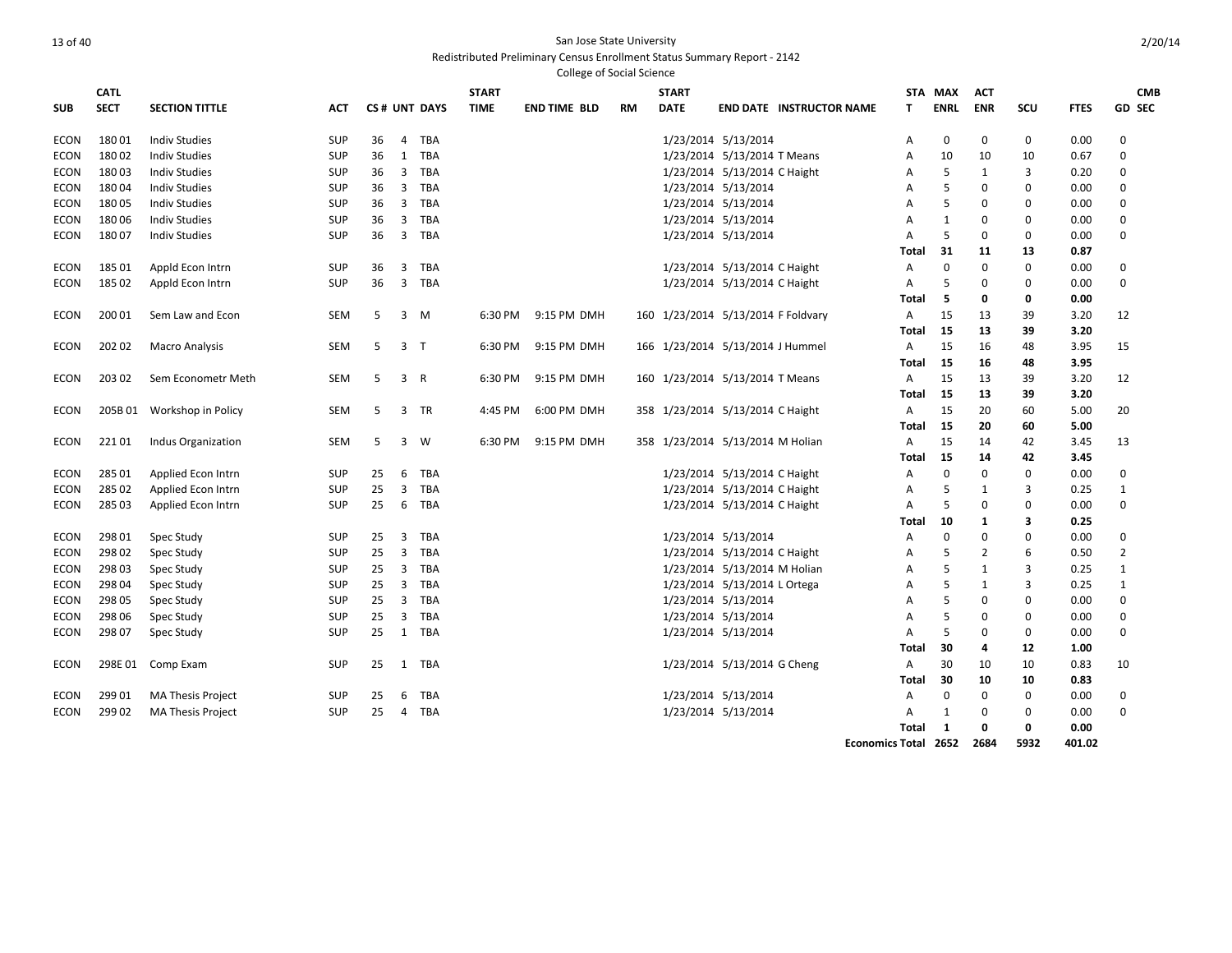San Jose State University

Redistributed Preliminary Census Enrollment Status Summary Report - 2142

College of Social Science

2/20/14

| SUB | CATL SECT | SECTION TITTLE | ACT | CS # | UNT | DAYS | START TIME | END TIME | BLD | RM | START DATE | END DATE | INSTRUCTOR NAME | STAT | MAX ENRL | ACT ENR | SCU | FTES | GD | CMB SEC |
|---|---|---|---|---|---|---|---|---|---|---|---|---|---|---|---|---|---|---|---|---|
| ECON | 180 01 | Indiv Studies | SUP | 36 | 4 | TBA | | | | | 1/23/2014 | 5/13/2014 | | A | 0 | 0 | 0 | 0.00 | 0 | |
| ECON | 180 02 | Indiv Studies | SUP | 36 | 1 | TBA | | | | | 1/23/2014 | 5/13/2014 | T Means | A | 10 | 10 | 10 | 0.67 | 0 | |
| ECON | 180 03 | Indiv Studies | SUP | 36 | 3 | TBA | | | | | 1/23/2014 | 5/13/2014 | C Haight | A | 5 | 1 | 3 | 0.20 | 0 | |
| ECON | 180 04 | Indiv Studies | SUP | 36 | 3 | TBA | | | | | 1/23/2014 | 5/13/2014 | | A | 5 | 0 | 0 | 0.00 | 0 | |
| ECON | 180 05 | Indiv Studies | SUP | 36 | 3 | TBA | | | | | 1/23/2014 | 5/13/2014 | | A | 5 | 0 | 0 | 0.00 | 0 | |
| ECON | 180 06 | Indiv Studies | SUP | 36 | 3 | TBA | | | | | 1/23/2014 | 5/13/2014 | | A | 1 | 0 | 0 | 0.00 | 0 | |
| ECON | 180 07 | Indiv Studies | SUP | 36 | 3 | TBA | | | | | 1/23/2014 | 5/13/2014 | | A | 5 | 0 | 0 | 0.00 | 0 | |
| | | | | | | | | | | | | | | **Total** | **31** | **11** | **13** | **0.87** | | |
| ECON | 185 01 | Appld Econ Intrn | SUP | 36 | 3 | TBA | | | | | 1/23/2014 | 5/13/2014 | C Haight | A | 0 | 0 | 0 | 0.00 | 0 | |
| ECON | 185 02 | Appld Econ Intrn | SUP | 36 | 3 | TBA | | | | | 1/23/2014 | 5/13/2014 | C Haight | A | 5 | 0 | 0 | 0.00 | 0 | |
| | | | | | | | | | | | | | | **Total** | **5** | **0** | **0** | **0.00** | | |
| ECON | 200 01 | Sem Law and Econ | SEM | 5 | 3 | M | 6:30 PM | 9:15 PM | DMH | 160 | 1/23/2014 | 5/13/2014 | F Foldvary | A | 15 | 13 | 39 | 3.20 | 12 | |
| | | | | | | | | | | | | | | **Total** | **15** | **13** | **39** | **3.20** | | |
| ECON | 202 02 | Macro Analysis | SEM | 5 | 3 | T | 6:30 PM | 9:15 PM | DMH | 166 | 1/23/2014 | 5/13/2014 | J Hummel | A | 15 | 16 | 48 | 3.95 | 15 | |
| | | | | | | | | | | | | | | **Total** | **15** | **16** | **48** | **3.95** | | |
| ECON | 203 02 | Sem Econometr Meth | SEM | 5 | 3 | R | 6:30 PM | 9:15 PM | DMH | 160 | 1/23/2014 | 5/13/2014 | T Means | A | 15 | 13 | 39 | 3.20 | 12 | |
| | | | | | | | | | | | | | | **Total** | **15** | **13** | **39** | **3.20** | | |
| ECON | 205B 01 | Workshop in Policy | SEM | 5 | 3 | TR | 4:45 PM | 6:00 PM | DMH | 358 | 1/23/2014 | 5/13/2014 | C Haight | A | 15 | 20 | 60 | 5.00 | 20 | |
| | | | | | | | | | | | | | | **Total** | **15** | **20** | **60** | **5.00** | | |
| ECON | 221 01 | Indus Organization | SEM | 5 | 3 | W | 6:30 PM | 9:15 PM | DMH | 358 | 1/23/2014 | 5/13/2014 | M Holian | A | 15 | 14 | 42 | 3.45 | 13 | |
| | | | | | | | | | | | | | | **Total** | **15** | **14** | **42** | **3.45** | | |
| ECON | 285 01 | Applied Econ Intrn | SUP | 25 | 6 | TBA | | | | | 1/23/2014 | 5/13/2014 | C Haight | A | 0 | 0 | 0 | 0.00 | 0 | |
| ECON | 285 02 | Applied Econ Intrn | SUP | 25 | 3 | TBA | | | | | 1/23/2014 | 5/13/2014 | C Haight | A | 5 | 1 | 3 | 0.25 | 1 | |
| ECON | 285 03 | Applied Econ Intrn | SUP | 25 | 6 | TBA | | | | | 1/23/2014 | 5/13/2014 | C Haight | A | 5 | 0 | 0 | 0.00 | 0 | |
| | | | | | | | | | | | | | | **Total** | **10** | **1** | **3** | **0.25** | | |
| ECON | 298 01 | Spec Study | SUP | 25 | 3 | TBA | | | | | 1/23/2014 | 5/13/2014 | | A | 0 | 0 | 0 | 0.00 | 0 | |
| ECON | 298 02 | Spec Study | SUP | 25 | 3 | TBA | | | | | 1/23/2014 | 5/13/2014 | C Haight | A | 5 | 2 | 6 | 0.50 | 2 | |
| ECON | 298 03 | Spec Study | SUP | 25 | 3 | TBA | | | | | 1/23/2014 | 5/13/2014 | M Holian | A | 5 | 1 | 3 | 0.25 | 1 | |
| ECON | 298 04 | Spec Study | SUP | 25 | 3 | TBA | | | | | 1/23/2014 | 5/13/2014 | L Ortega | A | 5 | 1 | 3 | 0.25 | 1 | |
| ECON | 298 05 | Spec Study | SUP | 25 | 3 | TBA | | | | | 1/23/2014 | 5/13/2014 | | A | 5 | 0 | 0 | 0.00 | 0 | |
| ECON | 298 06 | Spec Study | SUP | 25 | 3 | TBA | | | | | 1/23/2014 | 5/13/2014 | | A | 5 | 0 | 0 | 0.00 | 0 | |
| ECON | 298 07 | Spec Study | SUP | 25 | 1 | TBA | | | | | 1/23/2014 | 5/13/2014 | | A | 5 | 0 | 0 | 0.00 | 0 | |
| | | | | | | | | | | | | | | **Total** | **30** | **4** | **12** | **1.00** | | |
| ECON | 298E 01 | Comp Exam | SUP | 25 | 1 | TBA | | | | | 1/23/2014 | 5/13/2014 | G Cheng | A | 30 | 10 | 10 | 0.83 | 10 | |
| | | | | | | | | | | | | | | **Total** | **30** | **10** | **10** | **0.83** | | |
| ECON | 299 01 | MA Thesis Project | SUP | 25 | 6 | TBA | | | | | 1/23/2014 | 5/13/2014 | | A | 0 | 0 | 0 | 0.00 | 0 | |
| ECON | 299 02 | MA Thesis Project | SUP | 25 | 4 | TBA | | | | | 1/23/2014 | 5/13/2014 | | A | 1 | 0 | 0 | 0.00 | 0 | |
| | | | | | | | | | | | | | | **Total** | **1** | **0** | **0** | **0.00** | | |
| | | | | | | | | | | | | | **Economics Total** | | **2652** | **2684** | **5932** | **401.02** | | |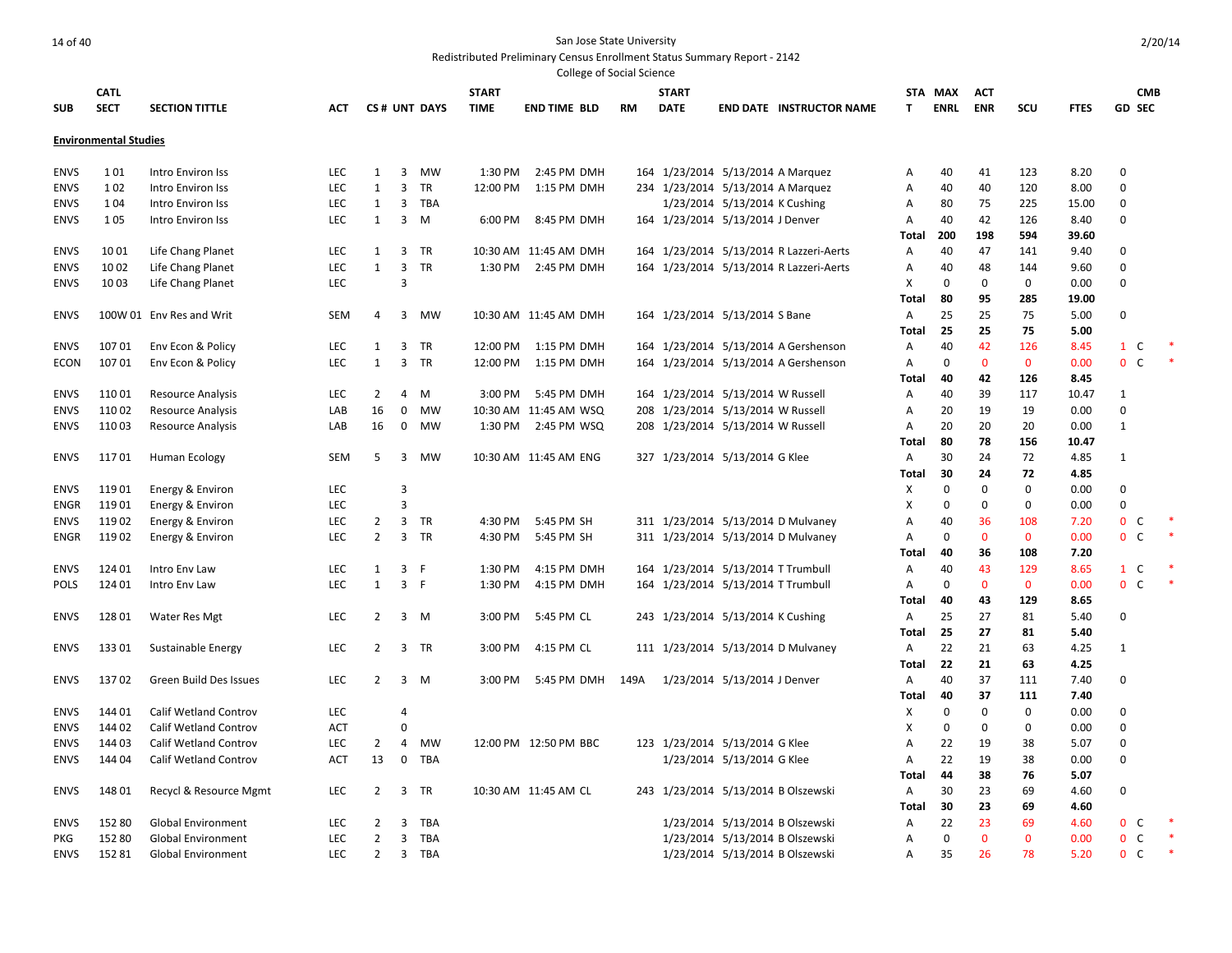San Jose State University
Redistributed Preliminary Census Enrollment Status Summary Report - 2142
College of Social Science

| SUB | CATL SECT | SECTION TITTLE | ACT | CS # | UNT | DAYS | START TIME | END TIME | BLD | RM | START DATE | END DATE | INSTRUCTOR NAME | STAT | MAX ENRL | ACT ENR | SCU | FTES | GD | CMB SEC |  |
|---|---|---|---|---|---|---|---|---|---|---|---|---|---|---|---|---|---|---|---|---|---|
| **Environmental Studies** | | | | | | | | | | | | | | | | | | | | | |
| ENVS | 1 01 | Intro Environ Iss | LEC | 1 | 3 | MW | 1:30 PM | 2:45 PM | DMH | 164 | 1/23/2014 | 5/13/2014 | A Marquez | A | 40 | 41 | 123 | 8.20 | 0 | | |
| ENVS | 1 02 | Intro Environ Iss | LEC | 1 | 3 | TR | 12:00 PM | 1:15 PM | DMH | 234 | 1/23/2014 | 5/13/2014 | A Marquez | A | 40 | 40 | 120 | 8.00 | 0 | | |
| ENVS | 1 04 | Intro Environ Iss | LEC | 1 | 3 | TBA | | | | | 1/23/2014 | 5/13/2014 | K Cushing | A | 80 | 75 | 225 | 15.00 | 0 | | |
| ENVS | 1 05 | Intro Environ Iss | LEC | 1 | 3 | M | 6:00 PM | 8:45 PM | DMH | 164 | 1/23/2014 | 5/13/2014 | J Denver | A | 40 | 42 | 126 | 8.40 | 0 | | |
| | | | | | | | | | | | | | | **Total** | **200** | **198** | **594** | **39.60** | | | |
| ENVS | 10 01 | Life Chang Planet | LEC | 1 | 3 | TR | 10:30 AM | 11:45 AM | DMH | 164 | 1/23/2014 | 5/13/2014 | R Lazzeri-Aerts | A | 40 | 47 | 141 | 9.40 | 0 | | |
| ENVS | 10 02 | Life Chang Planet | LEC | 1 | 3 | TR | 1:30 PM | 2:45 PM | DMH | 164 | 1/23/2014 | 5/13/2014 | R Lazzeri-Aerts | A | 40 | 48 | 144 | 9.60 | 0 | | |
| ENVS | 10 03 | Life Chang Planet | LEC | | 3 | | | | | | | | | X | 0 | 0 | 0 | 0.00 | 0 | | |
| | | | | | | | | | | | | | | **Total** | **80** | **95** | **285** | **19.00** | | | |
| ENVS | 100W 01 | Env Res and Writ | SEM | 4 | 3 | MW | 10:30 AM | 11:45 AM | DMH | 164 | 1/23/2014 | 5/13/2014 | S Bane | A | 25 | 25 | 75 | 5.00 | 0 | | |
| | | | | | | | | | | | | | | **Total** | **25** | **25** | **75** | **5.00** | | | |
| ENVS | 107 01 | Env Econ & Policy | LEC | 1 | 3 | TR | 12:00 PM | 1:15 PM | DMH | 164 | 1/23/2014 | 5/13/2014 | A Gershenson | A | 40 | 42 | 126 | 8.45 | 1 | C | * |
| ECON | 107 01 | Env Econ & Policy | LEC | 1 | 3 | TR | 12:00 PM | 1:15 PM | DMH | 164 | 1/23/2014 | 5/13/2014 | A Gershenson | A | 0 | 0 | 0 | 0.00 | 0 | C | * |
| | | | | | | | | | | | | | | **Total** | **40** | **42** | **126** | **8.45** | | | |
| ENVS | 110 01 | Resource Analysis | LEC | 2 | 4 | M | 3:00 PM | 5:45 PM | DMH | 164 | 1/23/2014 | 5/13/2014 | W Russell | A | 40 | 39 | 117 | 10.47 | 1 | | |
| ENVS | 110 02 | Resource Analysis | LAB | 16 | 0 | MW | 10:30 AM | 11:45 AM | WSQ | 208 | 1/23/2014 | 5/13/2014 | W Russell | A | 20 | 19 | 19 | 0.00 | 0 | | |
| ENVS | 110 03 | Resource Analysis | LAB | 16 | 0 | MW | 1:30 PM | 2:45 PM | WSQ | 208 | 1/23/2014 | 5/13/2014 | W Russell | A | 20 | 20 | 20 | 0.00 | 1 | | |
| | | | | | | | | | | | | | | **Total** | **80** | **78** | **156** | **10.47** | | | |
| ENVS | 117 01 | Human Ecology | SEM | 5 | 3 | MW | 10:30 AM | 11:45 AM | ENG | 327 | 1/23/2014 | 5/13/2014 | G Klee | A | 30 | 24 | 72 | 4.85 | 1 | | |
| | | | | | | | | | | | | | | **Total** | **30** | **24** | **72** | **4.85** | | | |
| ENVS | 119 01 | Energy & Environ | LEC | | 3 | | | | | | | | | X | 0 | 0 | 0 | 0.00 | 0 | | |
| ENGR | 119 01 | Energy & Environ | LEC | | 3 | | | | | | | | | X | 0 | 0 | 0 | 0.00 | 0 | | |
| ENVS | 119 02 | Energy & Environ | LEC | 2 | 3 | TR | 4:30 PM | 5:45 PM | SH | 311 | 1/23/2014 | 5/13/2014 | D Mulvaney | A | 40 | 36 | 108 | 7.20 | 0 | C | * |
| ENGR | 119 02 | Energy & Environ | LEC | 2 | 3 | TR | 4:30 PM | 5:45 PM | SH | 311 | 1/23/2014 | 5/13/2014 | D Mulvaney | A | 0 | 0 | 0 | 0.00 | 0 | C | * |
| | | | | | | | | | | | | | | **Total** | **40** | **36** | **108** | **7.20** | | | |
| ENVS | 124 01 | Intro Env Law | LEC | 1 | 3 | F | 1:30 PM | 4:15 PM | DMH | 164 | 1/23/2014 | 5/13/2014 | T Trumbull | A | 40 | 43 | 129 | 8.65 | 1 | C | * |
| POLS | 124 01 | Intro Env Law | LEC | 1 | 3 | F | 1:30 PM | 4:15 PM | DMH | 164 | 1/23/2014 | 5/13/2014 | T Trumbull | A | 0 | 0 | 0 | 0.00 | 0 | C | * |
| | | | | | | | | | | | | | | **Total** | **40** | **43** | **129** | **8.65** | | | |
| ENVS | 128 01 | Water Res Mgt | LEC | 2 | 3 | M | 3:00 PM | 5:45 PM | CL | 243 | 1/23/2014 | 5/13/2014 | K Cushing | A | 25 | 27 | 81 | 5.40 | 0 | | |
| | | | | | | | | | | | | | | **Total** | **25** | **27** | **81** | **5.40** | | | |
| ENVS | 133 01 | Sustainable Energy | LEC | 2 | 3 | TR | 3:00 PM | 4:15 PM | CL | 111 | 1/23/2014 | 5/13/2014 | D Mulvaney | A | 22 | 21 | 63 | 4.25 | 1 | | |
| | | | | | | | | | | | | | | **Total** | **22** | **21** | **63** | **4.25** | | | |
| ENVS | 137 02 | Green Build Des Issues | LEC | 2 | 3 | M | 3:00 PM | 5:45 PM | DMH | 149A | 1/23/2014 | 5/13/2014 | J Denver | A | 40 | 37 | 111 | 7.40 | 0 | | |
| | | | | | | | | | | | | | | **Total** | **40** | **37** | **111** | **7.40** | | | |
| ENVS | 144 01 | Calif Wetland Controv | LEC | | 4 | | | | | | | | | X | 0 | 0 | 0 | 0.00 | 0 | | |
| ENVS | 144 02 | Calif Wetland Controv | ACT | | 0 | | | | | | | | | X | 0 | 0 | 0 | 0.00 | 0 | | |
| ENVS | 144 03 | Calif Wetland Controv | LEC | 2 | 4 | MW | 12:00 PM | 12:50 PM | BBC | 123 | 1/23/2014 | 5/13/2014 | G Klee | A | 22 | 19 | 38 | 5.07 | 0 | | |
| ENVS | 144 04 | Calif Wetland Controv | ACT | 13 | 0 | TBA | | | | | 1/23/2014 | 5/13/2014 | G Klee | A | 22 | 19 | 38 | 0.00 | 0 | | |
| | | | | | | | | | | | | | | **Total** | **44** | **38** | **76** | **5.07** | | | |
| ENVS | 148 01 | Recycl & Resource Mgmt | LEC | 2 | 3 | TR | 10:30 AM | 11:45 AM | CL | 243 | 1/23/2014 | 5/13/2014 | B Olszewski | A | 30 | 23 | 69 | 4.60 | 0 | | |
| | | | | | | | | | | | | | | **Total** | **30** | **23** | **69** | **4.60** | | | |
| ENVS | 152 80 | Global Environment | LEC | 2 | 3 | TBA | | | | | 1/23/2014 | 5/13/2014 | B Olszewski | A | 22 | 23 | 69 | 4.60 | 0 | C | * |
| PKG | 152 80 | Global Environment | LEC | 2 | 3 | TBA | | | | | 1/23/2014 | 5/13/2014 | B Olszewski | A | 0 | 0 | 0 | 0.00 | 0 | C | * |
| ENVS | 152 81 | Global Environment | LEC | 2 | 3 | TBA | | | | | 1/23/2014 | 5/13/2014 | B Olszewski | A | 35 | 26 | 78 | 5.20 | 0 | C | * |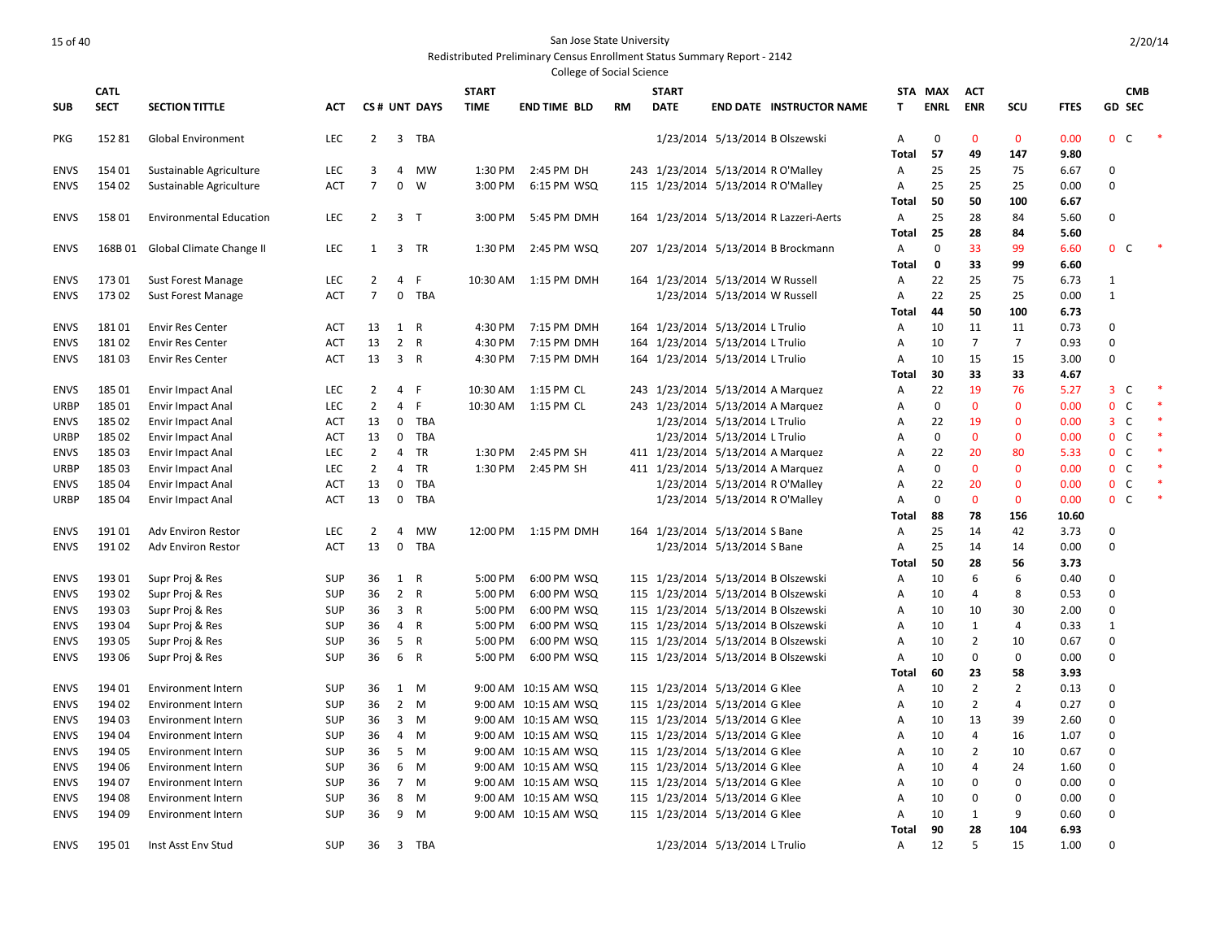San Jose State University

Redistributed Preliminary Census Enrollment Status Summary Report - 2142

College of Social Science

| SUB | CATL SECT | SECTION TITTLE | ACT | CS # | UNT | DAYS | START TIME | END TIME | BLD | RM | START DATE | END DATE | INSTRUCTOR NAME | STAT | MAX ENRL | ACT ENR | SCU | FTES | GD | CMB SEC | |
|---|---|---|---|---|---|---|---|---|---|---|---|---|---|---|---|---|---|---|---|---|---|
| PKG | 152 81 | Global Environment | LEC | 2 | 3 | TBA | | | | | 1/23/2014 | 5/13/2014 | B Olszewski | A | 0 | 0 | 0 | 0.00 | 0 | C | * |
| | | | | | | | | | | | | | | Total | 57 | 49 | 147 | 9.80 | | | |
| ENVS | 154 01 | Sustainable Agriculture | LEC | 3 | 4 | MW | 1:30 PM | 2:45 PM | DH | 243 | 1/23/2014 | 5/13/2014 | R O'Malley | A | 25 | 25 | 75 | 6.67 | 0 | | |
| ENVS | 154 02 | Sustainable Agriculture | ACT | 7 | 0 | W | 3:00 PM | 6:15 PM | WSQ | 115 | 1/23/2014 | 5/13/2014 | R O'Malley | A | 25 | 25 | 25 | 0.00 | 0 | | |
| | | | | | | | | | | | | | | Total | 50 | 50 | 100 | 6.67 | | | |
| ENVS | 158 01 | Environmental Education | LEC | 2 | 3 | T | 3:00 PM | 5:45 PM | DMH | 164 | 1/23/2014 | 5/13/2014 | R Lazzeri-Aerts | A | 25 | 28 | 84 | 5.60 | 0 | | |
| | | | | | | | | | | | | | | Total | 25 | 28 | 84 | 5.60 | | | |
| ENVS | 168B 01 | Global Climate Change II | LEC | 1 | 3 | TR | 1:30 PM | 2:45 PM | WSQ | 207 | 1/23/2014 | 5/13/2014 | B Brockmann | A | 0 | 33 | 99 | 6.60 | 0 | C | * |
| | | | | | | | | | | | | | | Total | 0 | 33 | 99 | 6.60 | | | |
| ENVS | 173 01 | Sust Forest Manage | LEC | 2 | 4 | F | 10:30 AM | 1:15 PM | DMH | 164 | 1/23/2014 | 5/13/2014 | W Russell | A | 22 | 25 | 75 | 6.73 | 1 | | |
| ENVS | 173 02 | Sust Forest Manage | ACT | 7 | 0 | TBA | | | | | 1/23/2014 | 5/13/2014 | W Russell | A | 22 | 25 | 25 | 0.00 | 1 | | |
| | | | | | | | | | | | | | | Total | 44 | 50 | 100 | 6.73 | | | |
| ENVS | 181 01 | Envir Res Center | ACT | 13 | 1 | R | 4:30 PM | 7:15 PM | DMH | 164 | 1/23/2014 | 5/13/2014 | L Trulio | A | 10 | 11 | 11 | 0.73 | 0 | | |
| ENVS | 181 02 | Envir Res Center | ACT | 13 | 2 | R | 4:30 PM | 7:15 PM | DMH | 164 | 1/23/2014 | 5/13/2014 | L Trulio | A | 10 | 7 | 7 | 0.93 | 0 | | |
| ENVS | 181 03 | Envir Res Center | ACT | 13 | 3 | R | 4:30 PM | 7:15 PM | DMH | 164 | 1/23/2014 | 5/13/2014 | L Trulio | A | 10 | 15 | 15 | 3.00 | 0 | | |
| | | | | | | | | | | | | | | Total | 30 | 33 | 33 | 4.67 | | | |
| ENVS | 185 01 | Envir Impact Anal | LEC | 2 | 4 | F | 10:30 AM | 1:15 PM | CL | 243 | 1/23/2014 | 5/13/2014 | A Marquez | A | 22 | 19 | 76 | 5.27 | 3 | C | * |
| URBP | 185 01 | Envir Impact Anal | LEC | 2 | 4 | F | 10:30 AM | 1:15 PM | CL | 243 | 1/23/2014 | 5/13/2014 | A Marquez | A | 0 | 0 | 0 | 0.00 | 0 | C | * |
| ENVS | 185 02 | Envir Impact Anal | ACT | 13 | 0 | TBA | | | | | 1/23/2014 | 5/13/2014 | L Trulio | A | 22 | 19 | 0 | 0.00 | 3 | C | * |
| URBP | 185 02 | Envir Impact Anal | ACT | 13 | 0 | TBA | | | | | 1/23/2014 | 5/13/2014 | L Trulio | A | 0 | 0 | 0 | 0.00 | 0 | C | * |
| ENVS | 185 03 | Envir Impact Anal | LEC | 2 | 4 | TR | 1:30 PM | 2:45 PM | SH | 411 | 1/23/2014 | 5/13/2014 | A Marquez | A | 22 | 20 | 80 | 5.33 | 0 | C | * |
| URBP | 185 03 | Envir Impact Anal | LEC | 2 | 4 | TR | 1:30 PM | 2:45 PM | SH | 411 | 1/23/2014 | 5/13/2014 | A Marquez | A | 0 | 0 | 0 | 0.00 | 0 | C | * |
| ENVS | 185 04 | Envir Impact Anal | ACT | 13 | 0 | TBA | | | | | 1/23/2014 | 5/13/2014 | R O'Malley | A | 22 | 20 | 0 | 0.00 | 0 | C | * |
| URBP | 185 04 | Envir Impact Anal | ACT | 13 | 0 | TBA | | | | | 1/23/2014 | 5/13/2014 | R O'Malley | A | 0 | 0 | 0 | 0.00 | 0 | C | * |
| | | | | | | | | | | | | | | Total | 88 | 78 | 156 | 10.60 | | | |
| ENVS | 191 01 | Adv Environ Restor | LEC | 2 | 4 | MW | 12:00 PM | 1:15 PM | DMH | 164 | 1/23/2014 | 5/13/2014 | S Bane | A | 25 | 14 | 42 | 3.73 | 0 | | |
| ENVS | 191 02 | Adv Environ Restor | ACT | 13 | 0 | TBA | | | | | 1/23/2014 | 5/13/2014 | S Bane | A | 25 | 14 | 14 | 0.00 | 0 | | |
| | | | | | | | | | | | | | | Total | 50 | 28 | 56 | 3.73 | | | |
| ENVS | 193 01 | Supr Proj & Res | SUP | 36 | 1 | R | 5:00 PM | 6:00 PM | WSQ | 115 | 1/23/2014 | 5/13/2014 | B Olszewski | A | 10 | 6 | 6 | 0.40 | 0 | | |
| ENVS | 193 02 | Supr Proj & Res | SUP | 36 | 2 | R | 5:00 PM | 6:00 PM | WSQ | 115 | 1/23/2014 | 5/13/2014 | B Olszewski | A | 10 | 4 | 8 | 0.53 | 0 | | |
| ENVS | 193 03 | Supr Proj & Res | SUP | 36 | 3 | R | 5:00 PM | 6:00 PM | WSQ | 115 | 1/23/2014 | 5/13/2014 | B Olszewski | A | 10 | 10 | 30 | 2.00 | 0 | | |
| ENVS | 193 04 | Supr Proj & Res | SUP | 36 | 4 | R | 5:00 PM | 6:00 PM | WSQ | 115 | 1/23/2014 | 5/13/2014 | B Olszewski | A | 10 | 1 | 4 | 0.33 | 1 | | |
| ENVS | 193 05 | Supr Proj & Res | SUP | 36 | 5 | R | 5:00 PM | 6:00 PM | WSQ | 115 | 1/23/2014 | 5/13/2014 | B Olszewski | A | 10 | 2 | 10 | 0.67 | 0 | | |
| ENVS | 193 06 | Supr Proj & Res | SUP | 36 | 6 | R | 5:00 PM | 6:00 PM | WSQ | 115 | 1/23/2014 | 5/13/2014 | B Olszewski | A | 10 | 0 | 0 | 0.00 | 0 | | |
| | | | | | | | | | | | | | | Total | 60 | 23 | 58 | 3.93 | | | |
| ENVS | 194 01 | Environment Intern | SUP | 36 | 1 | M | 9:00 AM | 10:15 AM | WSQ | 115 | 1/23/2014 | 5/13/2014 | G Klee | A | 10 | 2 | 2 | 0.13 | 0 | | |
| ENVS | 194 02 | Environment Intern | SUP | 36 | 2 | M | 9:00 AM | 10:15 AM | WSQ | 115 | 1/23/2014 | 5/13/2014 | G Klee | A | 10 | 2 | 4 | 0.27 | 0 | | |
| ENVS | 194 03 | Environment Intern | SUP | 36 | 3 | M | 9:00 AM | 10:15 AM | WSQ | 115 | 1/23/2014 | 5/13/2014 | G Klee | A | 10 | 13 | 39 | 2.60 | 0 | | |
| ENVS | 194 04 | Environment Intern | SUP | 36 | 4 | M | 9:00 AM | 10:15 AM | WSQ | 115 | 1/23/2014 | 5/13/2014 | G Klee | A | 10 | 4 | 16 | 1.07 | 0 | | |
| ENVS | 194 05 | Environment Intern | SUP | 36 | 5 | M | 9:00 AM | 10:15 AM | WSQ | 115 | 1/23/2014 | 5/13/2014 | G Klee | A | 10 | 2 | 10 | 0.67 | 0 | | |
| ENVS | 194 06 | Environment Intern | SUP | 36 | 6 | M | 9:00 AM | 10:15 AM | WSQ | 115 | 1/23/2014 | 5/13/2014 | G Klee | A | 10 | 4 | 24 | 1.60 | 0 | | |
| ENVS | 194 07 | Environment Intern | SUP | 36 | 7 | M | 9:00 AM | 10:15 AM | WSQ | 115 | 1/23/2014 | 5/13/2014 | G Klee | A | 10 | 0 | 0 | 0.00 | 0 | | |
| ENVS | 194 08 | Environment Intern | SUP | 36 | 8 | M | 9:00 AM | 10:15 AM | WSQ | 115 | 1/23/2014 | 5/13/2014 | G Klee | A | 10 | 0 | 0 | 0.00 | 0 | | |
| ENVS | 194 09 | Environment Intern | SUP | 36 | 9 | M | 9:00 AM | 10:15 AM | WSQ | 115 | 1/23/2014 | 5/13/2014 | G Klee | A | 10 | 1 | 9 | 0.60 | 0 | | |
| | | | | | | | | | | | | | | Total | 90 | 28 | 104 | 6.93 | | | |
| ENVS | 195 01 | Inst Asst Env Stud | SUP | 36 | 3 | TBA | | | | | 1/23/2014 | 5/13/2014 | L Trulio | A | 12 | 5 | 15 | 1.00 | 0 | | |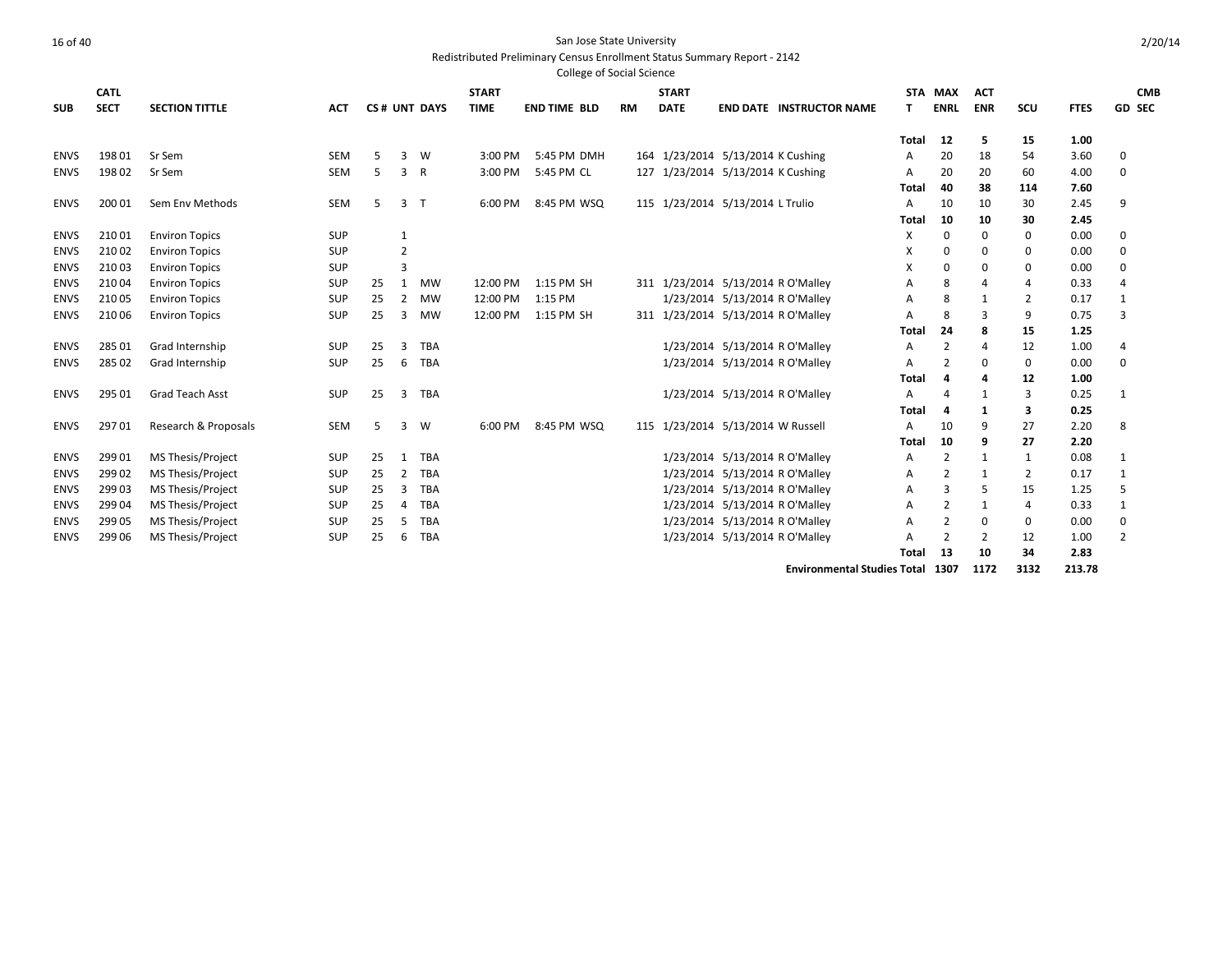San Jose State University

Redistributed Preliminary Census Enrollment Status Summary Report - 2142

College of Social Science

| SUB | CATL SECT | SECTION TITTLE | ACT | CS # | UNT | DAYS | START TIME | END TIME | BLD | RM | START DATE | END DATE | INSTRUCTOR NAME | STAT | MAX ENRL | ACT ENR | SCU | FTES | GD | CMB SEC |
|---|---|---|---|---|---|---|---|---|---|---|---|---|---|---|---|---|---|---|---|---|
| | | | | | | | | | | | | | | **Total** | **12** | **5** | **15** | **1.00** | | |
| ENVS | 198 01 | Sr Sem | SEM | 5 | 3 | W | 3:00 PM | 5:45 PM | DMH | 164 | 1/23/2014 | 5/13/2014 | K Cushing | A | 20 | 18 | 54 | 3.60 | 0 | |
| ENVS | 198 02 | Sr Sem | SEM | 5 | 3 | R | 3:00 PM | 5:45 PM | CL | 127 | 1/23/2014 | 5/13/2014 | K Cushing | A | 20 | 20 | 60 | 4.00 | 0 | |
| | | | | | | | | | | | | | | **Total** | **40** | **38** | **114** | **7.60** | | |
| ENVS | 200 01 | Sem Env Methods | SEM | 5 | 3 | T | 6:00 PM | 8:45 PM | WSQ | 115 | 1/23/2014 | 5/13/2014 | L Trulio | A | 10 | 10 | 30 | 2.45 | 9 | |
| | | | | | | | | | | | | | | **Total** | **10** | **10** | **30** | **2.45** | | |
| ENVS | 210 01 | Environ Topics | SUP | | 1 | | | | | | | | | X | 0 | 0 | 0 | 0.00 | 0 | |
| ENVS | 210 02 | Environ Topics | SUP | | 2 | | | | | | | | | X | 0 | 0 | 0 | 0.00 | 0 | |
| ENVS | 210 03 | Environ Topics | SUP | | 3 | | | | | | | | | X | 0 | 0 | 0 | 0.00 | 0 | |
| ENVS | 210 04 | Environ Topics | SUP | 25 | 1 | MW | 12:00 PM | 1:15 PM | SH | 311 | 1/23/2014 | 5/13/2014 | R O'Malley | A | 8 | 4 | 4 | 0.33 | 4 | |
| ENVS | 210 05 | Environ Topics | SUP | 25 | 2 | MW | 12:00 PM | 1:15 PM | | | 1/23/2014 | 5/13/2014 | R O'Malley | A | 8 | 1 | 2 | 0.17 | 1 | |
| ENVS | 210 06 | Environ Topics | SUP | 25 | 3 | MW | 12:00 PM | 1:15 PM | SH | 311 | 1/23/2014 | 5/13/2014 | R O'Malley | A | 8 | 3 | 9 | 0.75 | 3 | |
| | | | | | | | | | | | | | | **Total** | **24** | **8** | **15** | **1.25** | | |
| ENVS | 285 01 | Grad Internship | SUP | 25 | 3 | TBA | | | | | 1/23/2014 | 5/13/2014 | R O'Malley | A | 2 | 4 | 12 | 1.00 | 4 | |
| ENVS | 285 02 | Grad Internship | SUP | 25 | 6 | TBA | | | | | 1/23/2014 | 5/13/2014 | R O'Malley | A | 2 | 0 | 0 | 0.00 | 0 | |
| | | | | | | | | | | | | | | **Total** | **4** | **4** | **12** | **1.00** | | |
| ENVS | 295 01 | Grad Teach Asst | SUP | 25 | 3 | TBA | | | | | 1/23/2014 | 5/13/2014 | R O'Malley | A | 4 | 1 | 3 | 0.25 | 1 | |
| | | | | | | | | | | | | | | **Total** | **4** | **1** | **3** | **0.25** | | |
| ENVS | 297 01 | Research & Proposals | SEM | 5 | 3 | W | 6:00 PM | 8:45 PM | WSQ | 115 | 1/23/2014 | 5/13/2014 | W Russell | A | 10 | 9 | 27 | 2.20 | 8 | |
| | | | | | | | | | | | | | | **Total** | **10** | **9** | **27** | **2.20** | | |
| ENVS | 299 01 | MS Thesis/Project | SUP | 25 | 1 | TBA | | | | | 1/23/2014 | 5/13/2014 | R O'Malley | A | 2 | 1 | 1 | 0.08 | 1 | |
| ENVS | 299 02 | MS Thesis/Project | SUP | 25 | 2 | TBA | | | | | 1/23/2014 | 5/13/2014 | R O'Malley | A | 2 | 1 | 2 | 0.17 | 1 | |
| ENVS | 299 03 | MS Thesis/Project | SUP | 25 | 3 | TBA | | | | | 1/23/2014 | 5/13/2014 | R O'Malley | A | 3 | 5 | 15 | 1.25 | 5 | |
| ENVS | 299 04 | MS Thesis/Project | SUP | 25 | 4 | TBA | | | | | 1/23/2014 | 5/13/2014 | R O'Malley | A | 2 | 1 | 4 | 0.33 | 1 | |
| ENVS | 299 05 | MS Thesis/Project | SUP | 25 | 5 | TBA | | | | | 1/23/2014 | 5/13/2014 | R O'Malley | A | 2 | 0 | 0 | 0.00 | 0 | |
| ENVS | 299 06 | MS Thesis/Project | SUP | 25 | 6 | TBA | | | | | 1/23/2014 | 5/13/2014 | R O'Malley | A | 2 | 2 | 12 | 1.00 | 2 | |
| | | | | | | | | | | | | | | **Total** | **13** | **10** | **34** | **2.83** | | |
| | | | | | | | | | | | | | **Environmental Studies Total** | | **1307** | **1172** | **3132** | **213.78** | | |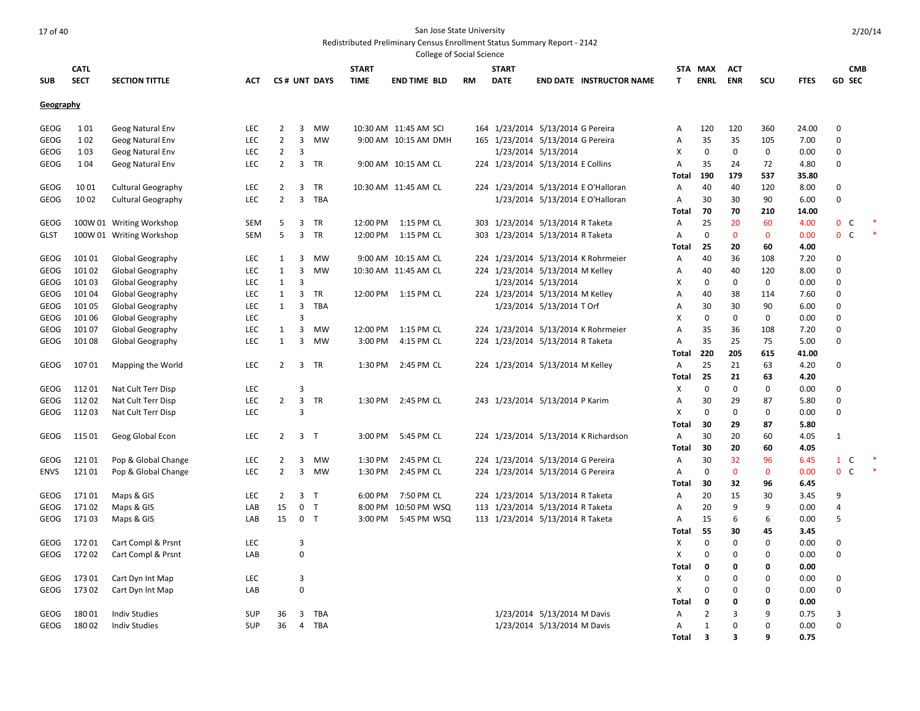San Jose State University

Redistributed Preliminary Census Enrollment Status Summary Report - 2142

College of Social Science

## Geography

| SUB | CATL SECT | SECTION TITTLE | ACT | CS # | UNT | DAYS | START TIME | END TIME | BLD | RM | START DATE | END DATE | INSTRUCTOR NAME | STAT | MAX ENRL | ACT ENR | SCU | FTES | GD | CMB SEC | |
|---|---|---|---|---|---|---|---|---|---|---|---|---|---|---|---|---|---|---|---|---|---|
| GEOG | 1 01 | Geog Natural Env | LEC | 2 | 3 | MW | 10:30 AM | 11:45 AM | SCI | 164 | 1/23/2014 | 5/13/2014 | G Pereira | A | 120 | 120 | 360 | 24.00 | 0 | | |
| GEOG | 1 02 | Geog Natural Env | LEC | 2 | 3 | MW | 9:00 AM | 10:15 AM | DMH | 165 | 1/23/2014 | 5/13/2014 | G Pereira | A | 35 | 35 | 105 | 7.00 | 0 | | |
| GEOG | 1 03 | Geog Natural Env | LEC | 2 | 3 | | | | | | 1/23/2014 | 5/13/2014 | | X | 0 | 0 | 0 | 0.00 | 0 | | |
| GEOG | 1 04 | Geog Natural Env | LEC | 2 | 3 | TR | 9:00 AM | 10:15 AM | CL | 224 | 1/23/2014 | 5/13/2014 | E Collins | A | 35 | 24 | 72 | 4.80 | 0 | | |
| | | | | | | | | | | | | | | **Total** | **190** | **179** | **537** | **35.80** | | | |
| GEOG | 10 01 | Cultural Geography | LEC | 2 | 3 | TR | 10:30 AM | 11:45 AM | CL | 224 | 1/23/2014 | 5/13/2014 | E O'Halloran | A | 40 | 40 | 120 | 8.00 | 0 | | |
| GEOG | 10 02 | Cultural Geography | LEC | 2 | 3 | TBA | | | | | 1/23/2014 | 5/13/2014 | E O'Halloran | A | 30 | 30 | 90 | 6.00 | 0 | | |
| | | | | | | | | | | | | | | **Total** | **70** | **70** | **210** | **14.00** | | | |
| GEOG | 100W 01 | Writing Workshop | SEM | 5 | 3 | TR | 12:00 PM | 1:15 PM | CL | 303 | 1/23/2014 | 5/13/2014 | R Taketa | A | 25 | 20 | 60 | 4.00 | 0 | C | * |
| GLST | 100W 01 | Writing Workshop | SEM | 5 | 3 | TR | 12:00 PM | 1:15 PM | CL | 303 | 1/23/2014 | 5/13/2014 | R Taketa | A | 0 | 0 | 0 | 0.00 | 0 | C | * |
| | | | | | | | | | | | | | | **Total** | **25** | **20** | **60** | **4.00** | | | |
| GEOG | 101 01 | Global Geography | LEC | 1 | 3 | MW | 9:00 AM | 10:15 AM | CL | 224 | 1/23/2014 | 5/13/2014 | K Rohrmeier | A | 40 | 36 | 108 | 7.20 | 0 | | |
| GEOG | 101 02 | Global Geography | LEC | 1 | 3 | MW | 10:30 AM | 11:45 AM | CL | 224 | 1/23/2014 | 5/13/2014 | M Kelley | A | 40 | 40 | 120 | 8.00 | 0 | | |
| GEOG | 101 03 | Global Geography | LEC | 1 | 3 | | | | | | 1/23/2014 | 5/13/2014 | | X | 0 | 0 | 0 | 0.00 | 0 | | |
| GEOG | 101 04 | Global Geography | LEC | 1 | 3 | TR | 12:00 PM | 1:15 PM | CL | 224 | 1/23/2014 | 5/13/2014 | M Kelley | A | 40 | 38 | 114 | 7.60 | 0 | | |
| GEOG | 101 05 | Global Geography | LEC | 1 | 3 | TBA | | | | | 1/23/2014 | 5/13/2014 | T Orf | A | 30 | 30 | 90 | 6.00 | 0 | | |
| GEOG | 101 06 | Global Geography | LEC | | 3 | | | | | | | | | X | 0 | 0 | 0 | 0.00 | 0 | | |
| GEOG | 101 07 | Global Geography | LEC | 1 | 3 | MW | 12:00 PM | 1:15 PM | CL | 224 | 1/23/2014 | 5/13/2014 | K Rohrmeier | A | 35 | 36 | 108 | 7.20 | 0 | | |
| GEOG | 101 08 | Global Geography | LEC | 1 | 3 | MW | 3:00 PM | 4:15 PM | CL | 224 | 1/23/2014 | 5/13/2014 | R Taketa | A | 35 | 25 | 75 | 5.00 | 0 | | |
| | | | | | | | | | | | | | | **Total** | **220** | **205** | **615** | **41.00** | | | |
| GEOG | 107 01 | Mapping the World | LEC | 2 | 3 | TR | 1:30 PM | 2:45 PM | CL | 224 | 1/23/2014 | 5/13/2014 | M Kelley | A | 25 | 21 | 63 | 4.20 | 0 | | |
| | | | | | | | | | | | | | | **Total** | **25** | **21** | **63** | **4.20** | | | |
| GEOG | 112 01 | Nat Cult Terr Disp | LEC | | 3 | | | | | | | | | X | 0 | 0 | 0 | 0.00 | 0 | | |
| GEOG | 112 02 | Nat Cult Terr Disp | LEC | 2 | 3 | TR | 1:30 PM | 2:45 PM | CL | 243 | 1/23/2014 | 5/13/2014 | P Karim | A | 30 | 29 | 87 | 5.80 | 0 | | |
| GEOG | 112 03 | Nat Cult Terr Disp | LEC | | 3 | | | | | | | | | X | 0 | 0 | 0 | 0.00 | 0 | | |
| | | | | | | | | | | | | | | **Total** | **30** | **29** | **87** | **5.80** | | | |
| GEOG | 115 01 | Geog Global Econ | LEC | 2 | 3 | T | 3:00 PM | 5:45 PM | CL | 224 | 1/23/2014 | 5/13/2014 | K Richardson | A | 30 | 20 | 60 | 4.05 | 1 | | |
| | | | | | | | | | | | | | | **Total** | **30** | **20** | **60** | **4.05** | | | |
| GEOG | 121 01 | Pop & Global Change | LEC | 2 | 3 | MW | 1:30 PM | 2:45 PM | CL | 224 | 1/23/2014 | 5/13/2014 | G Pereira | A | 30 | 32 | 96 | 6.45 | 1 | C | * |
| ENVS | 121 01 | Pop & Global Change | LEC | 2 | 3 | MW | 1:30 PM | 2:45 PM | CL | 224 | 1/23/2014 | 5/13/2014 | G Pereira | A | 0 | 0 | 0 | 0.00 | 0 | C | * |
| | | | | | | | | | | | | | | **Total** | **30** | **32** | **96** | **6.45** | | | |
| GEOG | 171 01 | Maps & GIS | LEC | 2 | 3 | T | 6:00 PM | 7:50 PM | CL | 224 | 1/23/2014 | 5/13/2014 | R Taketa | A | 20 | 15 | 30 | 3.45 | 9 | | |
| GEOG | 171 02 | Maps & GIS | LAB | 15 | 0 | T | 8:00 PM | 10:50 PM | WSQ | 113 | 1/23/2014 | 5/13/2014 | R Taketa | A | 20 | 9 | 9 | 0.00 | 4 | | |
| GEOG | 171 03 | Maps & GIS | LAB | 15 | 0 | T | 3:00 PM | 5:45 PM | WSQ | 113 | 1/23/2014 | 5/13/2014 | R Taketa | A | 15 | 6 | 6 | 0.00 | 5 | | |
| | | | | | | | | | | | | | | **Total** | **55** | **30** | **45** | **3.45** | | | |
| GEOG | 172 01 | Cart Compl & Prsnt | LEC | | 3 | | | | | | | | | X | 0 | 0 | 0 | 0.00 | 0 | | |
| GEOG | 172 02 | Cart Compl & Prsnt | LAB | | 0 | | | | | | | | | X | 0 | 0 | 0 | 0.00 | 0 | | |
| | | | | | | | | | | | | | | **Total** | **0** | **0** | **0** | **0.00** | | | |
| GEOG | 173 01 | Cart Dyn Int Map | LEC | | 3 | | | | | | | | | X | 0 | 0 | 0 | 0.00 | 0 | | |
| GEOG | 173 02 | Cart Dyn Int Map | LAB | | 0 | | | | | | | | | X | 0 | 0 | 0 | 0.00 | 0 | | |
| | | | | | | | | | | | | | | **Total** | **0** | **0** | **0** | **0.00** | | | |
| GEOG | 180 01 | Indiv Studies | SUP | 36 | 3 | TBA | | | | | 1/23/2014 | 5/13/2014 | M Davis | A | 2 | 3 | 9 | 0.75 | 3 | | |
| GEOG | 180 02 | Indiv Studies | SUP | 36 | 4 | TBA | | | | | 1/23/2014 | 5/13/2014 | M Davis | A | 1 | 0 | 0 | 0.00 | 0 | | |
| | | | | | | | | | | | | | | **Total** | **3** | **3** | **9** | **0.75** | | | |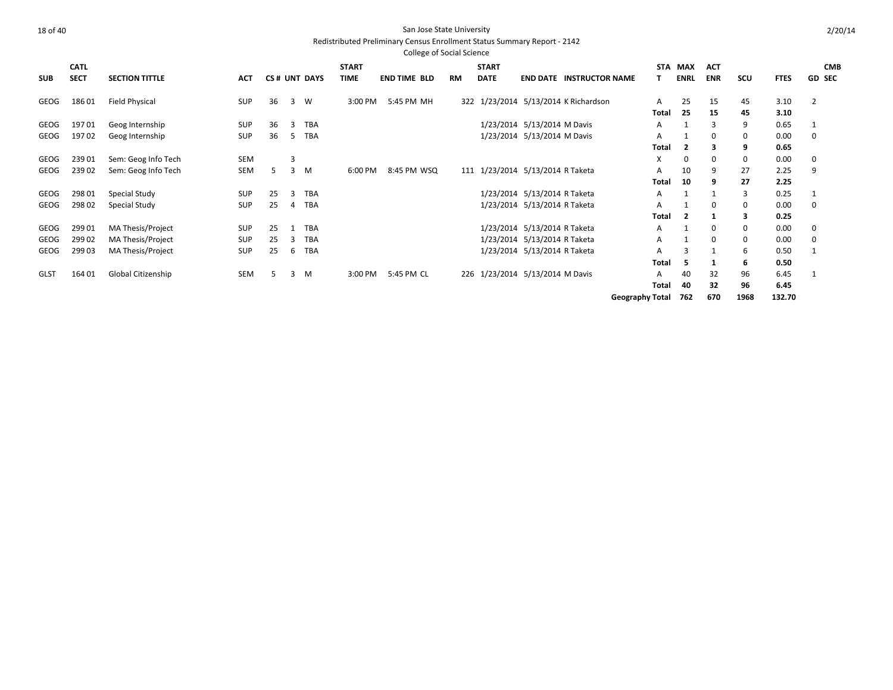San Jose State University

Redistributed Preliminary Census Enrollment Status Summary Report - 2142

College of Social Science

2/20/14

| SUB | CATL SECT | SECTION TITTLE | ACT | CS # | UNT | DAYS | START TIME | END TIME | BLD | RM | START DATE | END DATE | INSTRUCTOR NAME | STAT | MAX ENRL | ACT ENR | SCU | FTES | GD | CMB SEC |
|---|---|---|---|---|---|---|---|---|---|---|---|---|---|---|---|---|---|---|---|---|
| GEOG | 186 01 | Field Physical | SUP | 36 | 3 | W | 3:00 PM | 5:45 PM | MH | 322 | 1/23/2014 | 5/13/2014 | K Richardson | A | 25 | 15 | 45 | 3.10 | 2 | |
| | | | | | | | | | | | | | | **Total** | **25** | **15** | **45** | **3.10** | | |
| GEOG | 197 01 | Geog Internship | SUP | 36 | 3 | TBA | | | | | 1/23/2014 | 5/13/2014 | M Davis | A | 1 | 3 | 9 | 0.65 | 1 | |
| GEOG | 197 02 | Geog Internship | SUP | 36 | 5 | TBA | | | | | 1/23/2014 | 5/13/2014 | M Davis | A | 1 | 0 | 0 | 0.00 | 0 | |
| | | | | | | | | | | | | | | **Total** | **2** | **3** | **9** | **0.65** | | |
| GEOG | 239 01 | Sem: Geog Info Tech | SEM | | 3 | | | | | | | | | X | 0 | 0 | 0 | 0.00 | 0 | |
| GEOG | 239 02 | Sem: Geog Info Tech | SEM | 5 | 3 | M | 6:00 PM | 8:45 PM | WSQ | 111 | 1/23/2014 | 5/13/2014 | R Taketa | A | 10 | 9 | 27 | 2.25 | 9 | |
| | | | | | | | | | | | | | | **Total** | **10** | **9** | **27** | **2.25** | | |
| GEOG | 298 01 | Special Study | SUP | 25 | 3 | TBA | | | | | 1/23/2014 | 5/13/2014 | R Taketa | A | 1 | 1 | 3 | 0.25 | 1 | |
| GEOG | 298 02 | Special Study | SUP | 25 | 4 | TBA | | | | | 1/23/2014 | 5/13/2014 | R Taketa | A | 1 | 0 | 0 | 0.00 | 0 | |
| | | | | | | | | | | | | | | **Total** | **2** | **1** | **3** | **0.25** | | |
| GEOG | 299 01 | MA Thesis/Project | SUP | 25 | 1 | TBA | | | | | 1/23/2014 | 5/13/2014 | R Taketa | A | 1 | 0 | 0 | 0.00 | 0 | |
| GEOG | 299 02 | MA Thesis/Project | SUP | 25 | 3 | TBA | | | | | 1/23/2014 | 5/13/2014 | R Taketa | A | 1 | 0 | 0 | 0.00 | 0 | |
| GEOG | 299 03 | MA Thesis/Project | SUP | 25 | 6 | TBA | | | | | 1/23/2014 | 5/13/2014 | R Taketa | A | 3 | 1 | 6 | 0.50 | 1 | |
| | | | | | | | | | | | | | | **Total** | **5** | **1** | **6** | **0.50** | | |
| GLST | 164 01 | Global Citizenship | SEM | 5 | 3 | M | 3:00 PM | 5:45 PM | CL | 226 | 1/23/2014 | 5/13/2014 | M Davis | A | 40 | 32 | 96 | 6.45 | 1 | |
| | | | | | | | | | | | | | | **Total** | **40** | **32** | **96** | **6.45** | | |
| | | | | | | | | | | | | | | **Geography Total** | **762** | **670** | **1968** | **132.70** | | |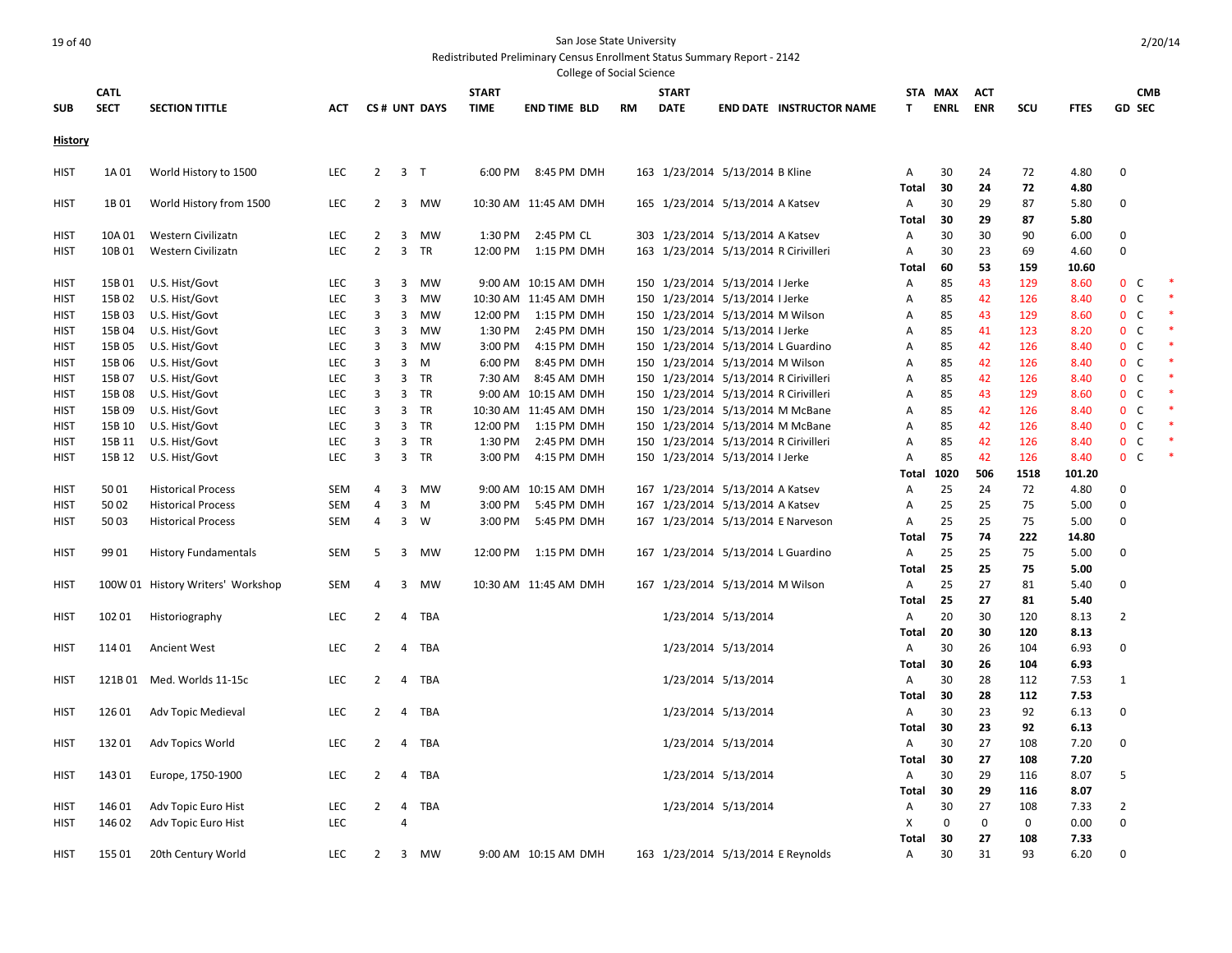San Jose State University

Redistributed Preliminary Census Enrollment Status Summary Report - 2142

College of Social Science

| SUB | CATL SECT | SECTION TITTLE | ACT | CS # | UNT | DAYS | START TIME | END TIME | BLD | RM | START DATE | END DATE | INSTRUCTOR NAME | STAT | MAX ENRL | ACT ENR | SCU | FTES | GD | CMB SEC | |
|---|---|---|---|---|---|---|---|---|---|---|---|---|---|---|---|---|---|---|---|---|---|
| **History** | | | | | | | | | | | | | | | | | | | | | |
| HIST | 1A 01 | World History to 1500 | LEC | 2 | 3 | T | 6:00 PM | 8:45 PM | DMH | 163 | 1/23/2014 | 5/13/2014 | B Kline | A | 30 | 24 | 72 | 4.80 | 0 | | |
| | | | | | | | | | | | | | | **Total** | **30** | **24** | **72** | **4.80** | | | |
| HIST | 1B 01 | World History from 1500 | LEC | 2 | 3 | MW | 10:30 AM | 11:45 AM | DMH | 165 | 1/23/2014 | 5/13/2014 | A Katsev | A | 30 | 29 | 87 | 5.80 | 0 | | |
| | | | | | | | | | | | | | | **Total** | **30** | **29** | **87** | **5.80** | | | |
| HIST | 10A 01 | Western Civilizatn | LEC | 2 | 3 | MW | 1:30 PM | 2:45 PM | CL | 303 | 1/23/2014 | 5/13/2014 | A Katsev | A | 30 | 30 | 90 | 6.00 | 0 | | |
| HIST | 10B 01 | Western Civilizatn | LEC | 2 | 3 | TR | 12:00 PM | 1:15 PM | DMH | 163 | 1/23/2014 | 5/13/2014 | R Cirivilleri | A | 30 | 23 | 69 | 4.60 | 0 | | |
| | | | | | | | | | | | | | | **Total** | **60** | **53** | **159** | **10.60** | | | |
| HIST | 15B 01 | U.S. Hist/Govt | LEC | 3 | 3 | MW | 9:00 AM | 10:15 AM | DMH | 150 | 1/23/2014 | 5/13/2014 | I Jerke | A | 85 | 43 | 129 | 8.60 | 0 | C | * |
| HIST | 15B 02 | U.S. Hist/Govt | LEC | 3 | 3 | MW | 10:30 AM | 11:45 AM | DMH | 150 | 1/23/2014 | 5/13/2014 | I Jerke | A | 85 | 42 | 126 | 8.40 | 0 | C | * |
| HIST | 15B 03 | U.S. Hist/Govt | LEC | 3 | 3 | MW | 12:00 PM | 1:15 PM | DMH | 150 | 1/23/2014 | 5/13/2014 | M Wilson | A | 85 | 43 | 129 | 8.60 | 0 | C | * |
| HIST | 15B 04 | U.S. Hist/Govt | LEC | 3 | 3 | MW | 1:30 PM | 2:45 PM | DMH | 150 | 1/23/2014 | 5/13/2014 | I Jerke | A | 85 | 41 | 123 | 8.20 | 0 | C | * |
| HIST | 15B 05 | U.S. Hist/Govt | LEC | 3 | 3 | MW | 3:00 PM | 4:15 PM | DMH | 150 | 1/23/2014 | 5/13/2014 | L Guardino | A | 85 | 42 | 126 | 8.40 | 0 | C | * |
| HIST | 15B 06 | U.S. Hist/Govt | LEC | 3 | 3 | M | 6:00 PM | 8:45 PM | DMH | 150 | 1/23/2014 | 5/13/2014 | M Wilson | A | 85 | 42 | 126 | 8.40 | 0 | C | * |
| HIST | 15B 07 | U.S. Hist/Govt | LEC | 3 | 3 | TR | 7:30 AM | 8:45 AM | DMH | 150 | 1/23/2014 | 5/13/2014 | R Cirivilleri | A | 85 | 42 | 126 | 8.40 | 0 | C | * |
| HIST | 15B 08 | U.S. Hist/Govt | LEC | 3 | 3 | TR | 9:00 AM | 10:15 AM | DMH | 150 | 1/23/2014 | 5/13/2014 | R Cirivilleri | A | 85 | 43 | 129 | 8.60 | 0 | C | * |
| HIST | 15B 09 | U.S. Hist/Govt | LEC | 3 | 3 | TR | 10:30 AM | 11:45 AM | DMH | 150 | 1/23/2014 | 5/13/2014 | M McBane | A | 85 | 42 | 126 | 8.40 | 0 | C | * |
| HIST | 15B 10 | U.S. Hist/Govt | LEC | 3 | 3 | TR | 12:00 PM | 1:15 PM | DMH | 150 | 1/23/2014 | 5/13/2014 | M McBane | A | 85 | 42 | 126 | 8.40 | 0 | C | * |
| HIST | 15B 11 | U.S. Hist/Govt | LEC | 3 | 3 | TR | 1:30 PM | 2:45 PM | DMH | 150 | 1/23/2014 | 5/13/2014 | R Cirivilleri | A | 85 | 42 | 126 | 8.40 | 0 | C | * |
| HIST | 15B 12 | U.S. Hist/Govt | LEC | 3 | 3 | TR | 3:00 PM | 4:15 PM | DMH | 150 | 1/23/2014 | 5/13/2014 | I Jerke | A | 85 | 42 | 126 | 8.40 | 0 | C | * |
| | | | | | | | | | | | | | | **Total** | **1020** | **506** | **1518** | **101.20** | | | |
| HIST | 50 01 | Historical Process | SEM | 4 | 3 | MW | 9:00 AM | 10:15 AM | DMH | 167 | 1/23/2014 | 5/13/2014 | A Katsev | A | 25 | 24 | 72 | 4.80 | 0 | | |
| HIST | 50 02 | Historical Process | SEM | 4 | 3 | M | 3:00 PM | 5:45 PM | DMH | 167 | 1/23/2014 | 5/13/2014 | A Katsev | A | 25 | 25 | 75 | 5.00 | 0 | | |
| HIST | 50 03 | Historical Process | SEM | 4 | 3 | W | 3:00 PM | 5:45 PM | DMH | 167 | 1/23/2014 | 5/13/2014 | E Narveson | A | 25 | 25 | 75 | 5.00 | 0 | | |
| | | | | | | | | | | | | | | **Total** | **75** | **74** | **222** | **14.80** | | | |
| HIST | 99 01 | History Fundamentals | SEM | 5 | 3 | MW | 12:00 PM | 1:15 PM | DMH | 167 | 1/23/2014 | 5/13/2014 | L Guardino | A | 25 | 25 | 75 | 5.00 | 0 | | |
| | | | | | | | | | | | | | | **Total** | **25** | **25** | **75** | **5.00** | | | |
| HIST | 100W 01 | History Writers' Workshop | SEM | 4 | 3 | MW | 10:30 AM | 11:45 AM | DMH | 167 | 1/23/2014 | 5/13/2014 | M Wilson | A | 25 | 27 | 81 | 5.40 | 0 | | |
| | | | | | | | | | | | | | | **Total** | **25** | **27** | **81** | **5.40** | | | |
| HIST | 102 01 | Historiography | LEC | 2 | 4 | TBA | | | | | 1/23/2014 | 5/13/2014 | | A | 20 | 30 | 120 | 8.13 | 2 | | |
| | | | | | | | | | | | | | | **Total** | **20** | **30** | **120** | **8.13** | | | |
| HIST | 114 01 | Ancient West | LEC | 2 | 4 | TBA | | | | | 1/23/2014 | 5/13/2014 | | A | 30 | 26 | 104 | 6.93 | 0 | | |
| | | | | | | | | | | | | | | **Total** | **30** | **26** | **104** | **6.93** | | | |
| HIST | 121B 01 | Med. Worlds 11-15c | LEC | 2 | 4 | TBA | | | | | 1/23/2014 | 5/13/2014 | | A | 30 | 28 | 112 | 7.53 | 1 | | |
| | | | | | | | | | | | | | | **Total** | **30** | **28** | **112** | **7.53** | | | |
| HIST | 126 01 | Adv Topic Medieval | LEC | 2 | 4 | TBA | | | | | 1/23/2014 | 5/13/2014 | | A | 30 | 23 | 92 | 6.13 | 0 | | |
| | | | | | | | | | | | | | | **Total** | **30** | **23** | **92** | **6.13** | | | |
| HIST | 132 01 | Adv Topics World | LEC | 2 | 4 | TBA | | | | | 1/23/2014 | 5/13/2014 | | A | 30 | 27 | 108 | 7.20 | 0 | | |
| | | | | | | | | | | | | | | **Total** | **30** | **27** | **108** | **7.20** | | | |
| HIST | 143 01 | Europe, 1750-1900 | LEC | 2 | 4 | TBA | | | | | 1/23/2014 | 5/13/2014 | | A | 30 | 29 | 116 | 8.07 | 5 | | |
| | | | | | | | | | | | | | | **Total** | **30** | **29** | **116** | **8.07** | | | |
| HIST | 146 01 | Adv Topic Euro Hist | LEC | 2 | 4 | TBA | | | | | 1/23/2014 | 5/13/2014 | | A | 30 | 27 | 108 | 7.33 | 2 | | |
| HIST | 146 02 | Adv Topic Euro Hist | LEC | | 4 | | | | | | | | | X | 0 | 0 | 0 | 0.00 | 0 | | |
| | | | | | | | | | | | | | | **Total** | **30** | **27** | **108** | **7.33** | | | |
| HIST | 155 01 | 20th Century World | LEC | 2 | 3 | MW | 9:00 AM | 10:15 AM | DMH | 163 | 1/23/2014 | 5/13/2014 | E Reynolds | A | 30 | 31 | 93 | 6.20 | 0 | | |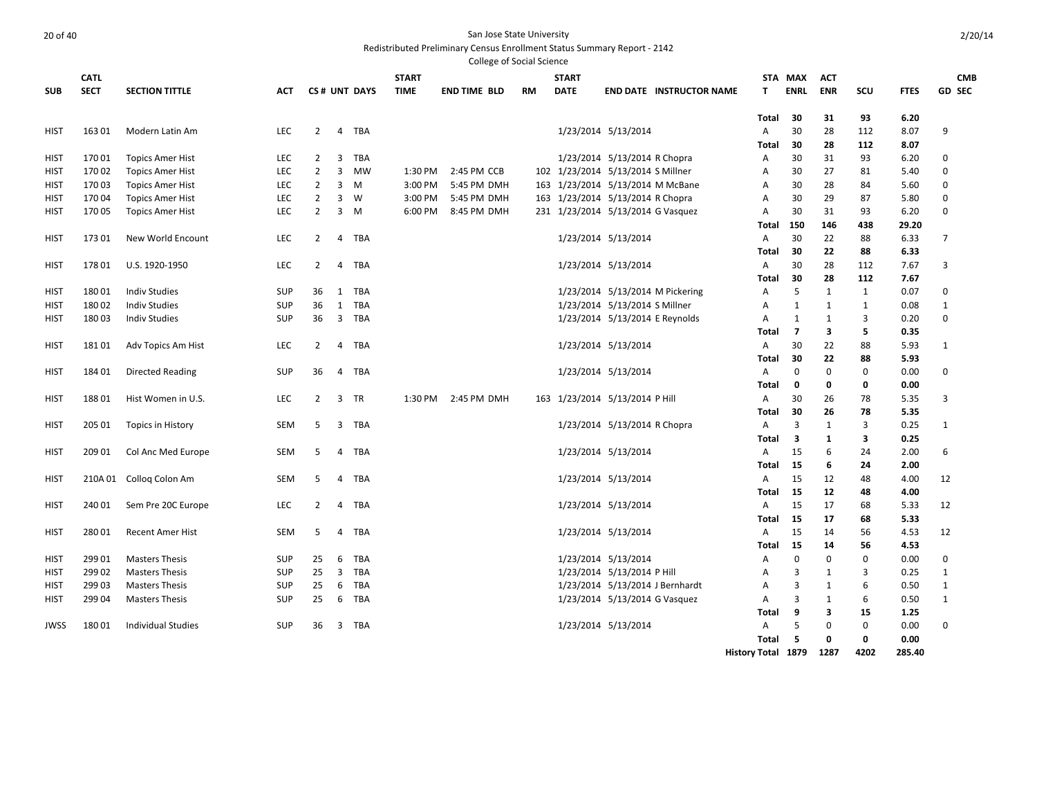San Jose State University

Redistributed Preliminary Census Enrollment Status Summary Report - 2142

College of Social Science

| SUB | CATL SECT | SECTION TITTLE | ACT | CS # | UNT | DAYS | START TIME | END TIME | BLD | RM | START DATE | END DATE | INSTRUCTOR NAME | STAT | MAX ENRL | ACT ENR | SCU | FTES | GD | CMB SEC |
|---|---|---|---|---|---|---|---|---|---|---|---|---|---|---|---|---|---|---|---|---|
| | | | | | | | | | | | | | | Total | 30 | 31 | 93 | 6.20 | | |
| HIST | 163 01 | Modern Latin Am | LEC | 2 | 4 | TBA | | | | | 1/23/2014 | 5/13/2014 | | A | 30 | 28 | 112 | 8.07 | 9 | |
| | | | | | | | | | | | | | | Total | 30 | 28 | 112 | 8.07 | | |
| HIST | 170 01 | Topics Amer Hist | LEC | 2 | 3 | TBA | | | | | 1/23/2014 | 5/13/2014 | R Chopra | A | 30 | 31 | 93 | 6.20 | 0 | |
| HIST | 170 02 | Topics Amer Hist | LEC | 2 | 3 | MW | 1:30 PM | 2:45 PM | CCB | 102 | 1/23/2014 | 5/13/2014 | S Millner | A | 30 | 27 | 81 | 5.40 | 0 | |
| HIST | 170 03 | Topics Amer Hist | LEC | 2 | 3 | M | 3:00 PM | 5:45 PM | DMH | 163 | 1/23/2014 | 5/13/2014 | M McBane | A | 30 | 28 | 84 | 5.60 | 0 | |
| HIST | 170 04 | Topics Amer Hist | LEC | 2 | 3 | W | 3:00 PM | 5:45 PM | DMH | 163 | 1/23/2014 | 5/13/2014 | R Chopra | A | 30 | 29 | 87 | 5.80 | 0 | |
| HIST | 170 05 | Topics Amer Hist | LEC | 2 | 3 | M | 6:00 PM | 8:45 PM | DMH | 231 | 1/23/2014 | 5/13/2014 | G Vasquez | A | 30 | 31 | 93 | 6.20 | 0 | |
| | | | | | | | | | | | | | | Total | 150 | 146 | 438 | 29.20 | | |
| HIST | 173 01 | New World Encount | LEC | 2 | 4 | TBA | | | | | 1/23/2014 | 5/13/2014 | | A | 30 | 22 | 88 | 6.33 | 7 | |
| | | | | | | | | | | | | | | Total | 30 | 22 | 88 | 6.33 | | |
| HIST | 178 01 | U.S. 1920-1950 | LEC | 2 | 4 | TBA | | | | | 1/23/2014 | 5/13/2014 | | A | 30 | 28 | 112 | 7.67 | 3 | |
| | | | | | | | | | | | | | | Total | 30 | 28 | 112 | 7.67 | | |
| HIST | 180 01 | Indiv Studies | SUP | 36 | 1 | TBA | | | | | 1/23/2014 | 5/13/2014 | M Pickering | A | 5 | 1 | 1 | 0.07 | 0 | |
| HIST | 180 02 | Indiv Studies | SUP | 36 | 1 | TBA | | | | | 1/23/2014 | 5/13/2014 | S Millner | A | 1 | 1 | 1 | 0.08 | 1 | |
| HIST | 180 03 | Indiv Studies | SUP | 36 | 3 | TBA | | | | | 1/23/2014 | 5/13/2014 | E Reynolds | A | 1 | 1 | 3 | 0.20 | 0 | |
| | | | | | | | | | | | | | | Total | 7 | 3 | 5 | 0.35 | | |
| HIST | 181 01 | Adv Topics Am Hist | LEC | 2 | 4 | TBA | | | | | 1/23/2014 | 5/13/2014 | | A | 30 | 22 | 88 | 5.93 | 1 | |
| | | | | | | | | | | | | | | Total | 30 | 22 | 88 | 5.93 | | |
| HIST | 184 01 | Directed Reading | SUP | 36 | 4 | TBA | | | | | 1/23/2014 | 5/13/2014 | | A | 0 | 0 | 0 | 0.00 | 0 | |
| | | | | | | | | | | | | | | Total | 0 | 0 | 0 | 0.00 | | |
| HIST | 188 01 | Hist Women in U.S. | LEC | 2 | 3 | TR | 1:30 PM | 2:45 PM | DMH | 163 | 1/23/2014 | 5/13/2014 | P Hill | A | 30 | 26 | 78 | 5.35 | 3 | |
| | | | | | | | | | | | | | | Total | 30 | 26 | 78 | 5.35 | | |
| HIST | 205 01 | Topics in History | SEM | 5 | 3 | TBA | | | | | 1/23/2014 | 5/13/2014 | R Chopra | A | 3 | 1 | 3 | 0.25 | 1 | |
| | | | | | | | | | | | | | | Total | 3 | 1 | 3 | 0.25 | | |
| HIST | 209 01 | Col Anc Med Europe | SEM | 5 | 4 | TBA | | | | | 1/23/2014 | 5/13/2014 | | A | 15 | 6 | 24 | 2.00 | 6 | |
| | | | | | | | | | | | | | | Total | 15 | 6 | 24 | 2.00 | | |
| HIST | 210A 01 | Colloq Colon Am | SEM | 5 | 4 | TBA | | | | | 1/23/2014 | 5/13/2014 | | A | 15 | 12 | 48 | 4.00 | 12 | |
| | | | | | | | | | | | | | | Total | 15 | 12 | 48 | 4.00 | | |
| HIST | 240 01 | Sem Pre 20C Europe | LEC | 2 | 4 | TBA | | | | | 1/23/2014 | 5/13/2014 | | A | 15 | 17 | 68 | 5.33 | 12 | |
| | | | | | | | | | | | | | | Total | 15 | 17 | 68 | 5.33 | | |
| HIST | 280 01 | Recent Amer Hist | SEM | 5 | 4 | TBA | | | | | 1/23/2014 | 5/13/2014 | | A | 15 | 14 | 56 | 4.53 | 12 | |
| | | | | | | | | | | | | | | Total | 15 | 14 | 56 | 4.53 | | |
| HIST | 299 01 | Masters Thesis | SUP | 25 | 6 | TBA | | | | | 1/23/2014 | 5/13/2014 | | A | 0 | 0 | 0 | 0.00 | 0 | |
| HIST | 299 02 | Masters Thesis | SUP | 25 | 3 | TBA | | | | | 1/23/2014 | 5/13/2014 | P Hill | A | 3 | 1 | 3 | 0.25 | 1 | |
| HIST | 299 03 | Masters Thesis | SUP | 25 | 6 | TBA | | | | | 1/23/2014 | 5/13/2014 | J Bernhardt | A | 3 | 1 | 6 | 0.50 | 1 | |
| HIST | 299 04 | Masters Thesis | SUP | 25 | 6 | TBA | | | | | 1/23/2014 | 5/13/2014 | G Vasquez | A | 3 | 1 | 6 | 0.50 | 1 | |
| | | | | | | | | | | | | | | Total | 9 | 3 | 15 | 1.25 | | |
| JWSS | 180 01 | Individual Studies | SUP | 36 | 3 | TBA | | | | | 1/23/2014 | 5/13/2014 | | A | 5 | 0 | 0 | 0.00 | 0 | |
| | | | | | | | | | | | | | | Total | 5 | 0 | 0 | 0.00 | | |
| | | | | | | | | | | | | | | History Total | 1879 | 1287 | 4202 | 285.40 | | |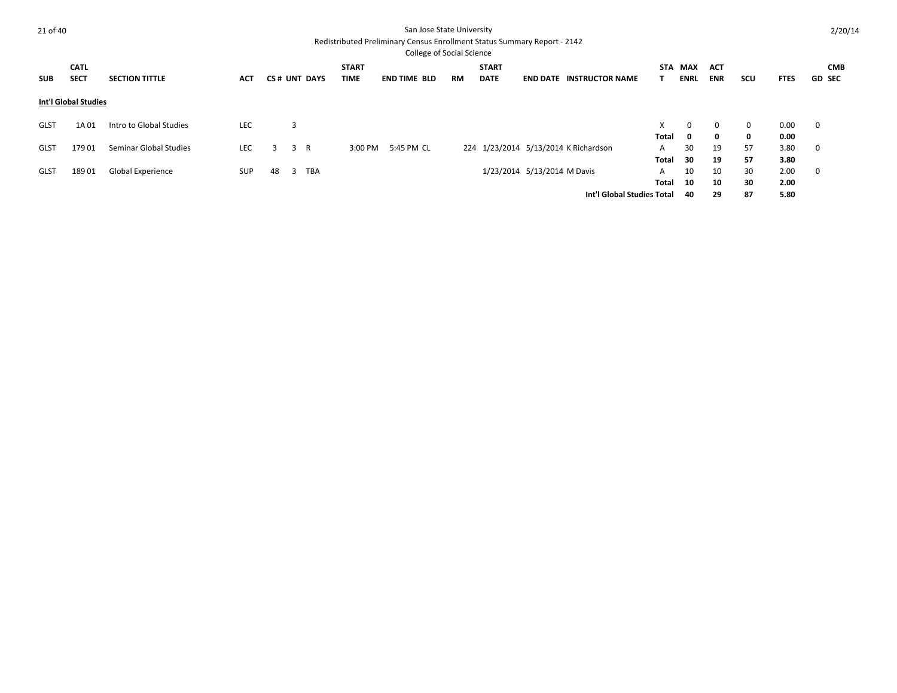San Jose State University

Redistributed Preliminary Census Enrollment Status Summary Report - 2142

College of Social Science

| SUB | CATL SECT | SECTION TITTLE | ACT | CS # | UNT | DAYS | START TIME | END TIME | BLD | RM | START DATE | END DATE | INSTRUCTOR NAME | STAT | MAX ENRL | ACT ENR | SCU | FTES | GD | CMB SEC |
|---|---|---|---|---|---|---|---|---|---|---|---|---|---|---|---|---|---|---|---|---|
| **Int'l Global Studies** | | | | | | | | | | | | | | | | | | | | |
| GLST | 1A 01 | Intro to Global Studies | LEC | | 3 | | | | | | | | | X | 0 | 0 | 0 | 0.00 | 0 | |
| | | | | | | | | | | | | | | **Total** | **0** | **0** | **0** | **0.00** | | |
| GLST | 179 01 | Seminar Global Studies | LEC | 3 | 3 | R | 3:00 PM | 5:45 PM | CL | 224 | 1/23/2014 | 5/13/2014 | K Richardson | A | 30 | 19 | 57 | 3.80 | 0 | |
| | | | | | | | | | | | | | | **Total** | **30** | **19** | **57** | **3.80** | | |
| GLST | 189 01 | Global Experience | SUP | 48 | 3 | TBA | | | | | 1/23/2014 | 5/13/2014 | M Davis | A | 10 | 10 | 30 | 2.00 | 0 | |
| | | | | | | | | | | | | | | **Total** | **10** | **10** | **30** | **2.00** | | |
| | | | | | | | | | | | | | **Int'l Global Studies Total** | | **40** | **29** | **87** | **5.80** | | |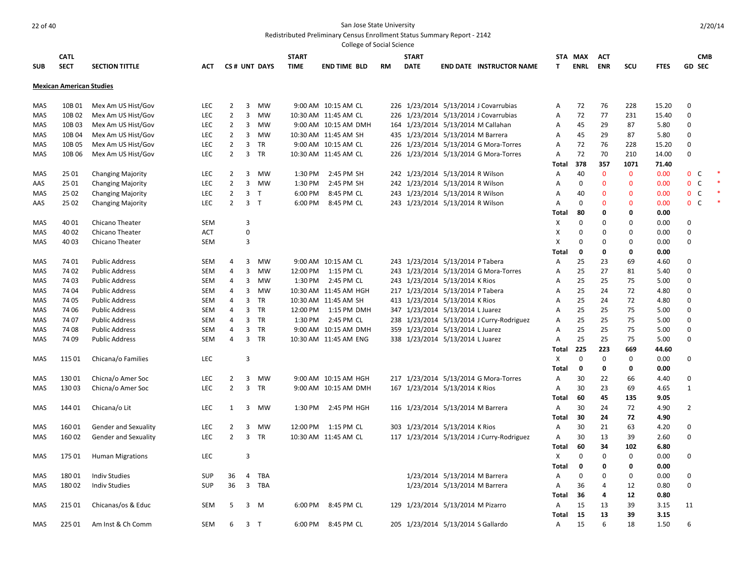San Jose State University
Redistributed Preliminary Census Enrollment Status Summary Report - 2142
College of Social Science

| SUB | CATL SECT | SECTION TITTLE | ACT | CS # | UNT | DAYS | START TIME | END TIME | BLD | RM | START DATE | END DATE | INSTRUCTOR NAME | STAT | MAX ENRL | ACT ENR | SCU | FTES | GD | CMB SEC | |
|---|---|---|---|---|---|---|---|---|---|---|---|---|---|---|---|---|---|---|---|---|---|

**Mexican American Studies**

| SUB | CATL SECT | SECTION TITTLE | ACT | CS # | UNT | DAYS | START TIME | END TIME | BLD | RM | START DATE | END DATE | INSTRUCTOR NAME | STAT | MAX ENRL | ACT ENR | SCU | FTES | GD | CMB SEC | |
|---|---|---|---|---|---|---|---|---|---|---|---|---|---|---|---|---|---|---|---|---|---|
| MAS | 10B 01 | Mex Am US Hist/Gov | LEC | 2 | 3 | MW | 9:00 AM | 10:15 AM | CL | 226 | 1/23/2014 | 5/13/2014 | J Covarrubias | A | 72 | 76 | 228 | 15.20 | 0 | | |
| MAS | 10B 02 | Mex Am US Hist/Gov | LEC | 2 | 3 | MW | 10:30 AM | 11:45 AM | CL | 226 | 1/23/2014 | 5/13/2014 | J Covarrubias | A | 72 | 77 | 231 | 15.40 | 0 | | |
| MAS | 10B 03 | Mex Am US Hist/Gov | LEC | 2 | 3 | MW | 9:00 AM | 10:15 AM | DMH | 164 | 1/23/2014 | 5/13/2014 | M Callahan | A | 45 | 29 | 87 | 5.80 | 0 | | |
| MAS | 10B 04 | Mex Am US Hist/Gov | LEC | 2 | 3 | MW | 10:30 AM | 11:45 AM | SH | 435 | 1/23/2014 | 5/13/2014 | M Barrera | A | 45 | 29 | 87 | 5.80 | 0 | | |
| MAS | 10B 05 | Mex Am US Hist/Gov | LEC | 2 | 3 | TR | 9:00 AM | 10:15 AM | CL | 226 | 1/23/2014 | 5/13/2014 | G Mora-Torres | A | 72 | 76 | 228 | 15.20 | 0 | | |
| MAS | 10B 06 | Mex Am US Hist/Gov | LEC | 2 | 3 | TR | 10:30 AM | 11:45 AM | CL | 226 | 1/23/2014 | 5/13/2014 | G Mora-Torres | A | 72 | 70 | 210 | 14.00 | 0 | | |
| | | | | | | | | | | | | | | **Total** | **378** | **357** | **1071** | **71.40** | | | |
| MAS | 25 01 | Changing Majority | LEC | 2 | 3 | MW | 1:30 PM | 2:45 PM | SH | 242 | 1/23/2014 | 5/13/2014 | R Wilson | A | 40 | 0 | 0 | 0.00 | 0 | C | * |
| AAS | 25 01 | Changing Majority | LEC | 2 | 3 | MW | 1:30 PM | 2:45 PM | SH | 242 | 1/23/2014 | 5/13/2014 | R Wilson | A | 0 | 0 | 0 | 0.00 | 0 | C | * |
| MAS | 25 02 | Changing Majority | LEC | 2 | 3 | T | 6:00 PM | 8:45 PM | CL | 243 | 1/23/2014 | 5/13/2014 | R Wilson | A | 40 | 0 | 0 | 0.00 | 0 | C | * |
| AAS | 25 02 | Changing Majority | LEC | 2 | 3 | T | 6:00 PM | 8:45 PM | CL | 243 | 1/23/2014 | 5/13/2014 | R Wilson | A | 0 | 0 | 0 | 0.00 | 0 | C | * |
| | | | | | | | | | | | | | | **Total** | **80** | **0** | **0** | **0.00** | | | |
| MAS | 40 01 | Chicano Theater | SEM | | 3 | | | | | | | | | X | 0 | 0 | 0 | 0.00 | 0 | | |
| MAS | 40 02 | Chicano Theater | ACT | | 0 | | | | | | | | | X | 0 | 0 | 0 | 0.00 | 0 | | |
| MAS | 40 03 | Chicano Theater | SEM | | 3 | | | | | | | | | X | 0 | 0 | 0 | 0.00 | 0 | | |
| | | | | | | | | | | | | | | **Total** | **0** | **0** | **0** | **0.00** | | | |
| MAS | 74 01 | Public Address | SEM | 4 | 3 | MW | 9:00 AM | 10:15 AM | CL | 243 | 1/23/2014 | 5/13/2014 | P Tabera | A | 25 | 23 | 69 | 4.60 | 0 | | |
| MAS | 74 02 | Public Address | SEM | 4 | 3 | MW | 12:00 PM | 1:15 PM | CL | 243 | 1/23/2014 | 5/13/2014 | G Mora-Torres | A | 25 | 27 | 81 | 5.40 | 0 | | |
| MAS | 74 03 | Public Address | SEM | 4 | 3 | MW | 1:30 PM | 2:45 PM | CL | 243 | 1/23/2014 | 5/13/2014 | K Rios | A | 25 | 25 | 75 | 5.00 | 0 | | |
| MAS | 74 04 | Public Address | SEM | 4 | 3 | MW | 10:30 AM | 11:45 AM | HGH | 217 | 1/23/2014 | 5/13/2014 | P Tabera | A | 25 | 24 | 72 | 4.80 | 0 | | |
| MAS | 74 05 | Public Address | SEM | 4 | 3 | TR | 10:30 AM | 11:45 AM | SH | 413 | 1/23/2014 | 5/13/2014 | K Rios | A | 25 | 24 | 72 | 4.80 | 0 | | |
| MAS | 74 06 | Public Address | SEM | 4 | 3 | TR | 12:00 PM | 1:15 PM | DMH | 347 | 1/23/2014 | 5/13/2014 | L Juarez | A | 25 | 25 | 75 | 5.00 | 0 | | |
| MAS | 74 07 | Public Address | SEM | 4 | 3 | TR | 1:30 PM | 2:45 PM | CL | 238 | 1/23/2014 | 5/13/2014 | J Curry-Rodriguez | A | 25 | 25 | 75 | 5.00 | 0 | | |
| MAS | 74 08 | Public Address | SEM | 4 | 3 | TR | 9:00 AM | 10:15 AM | DMH | 359 | 1/23/2014 | 5/13/2014 | L Juarez | A | 25 | 25 | 75 | 5.00 | 0 | | |
| MAS | 74 09 | Public Address | SEM | 4 | 3 | TR | 10:30 AM | 11:45 AM | ENG | 338 | 1/23/2014 | 5/13/2014 | L Juarez | A | 25 | 25 | 75 | 5.00 | 0 | | |
| | | | | | | | | | | | | | | **Total** | **225** | **223** | **669** | **44.60** | | | |
| MAS | 115 01 | Chicana/o Families | LEC | | 3 | | | | | | | | | X | 0 | 0 | 0 | 0.00 | 0 | | |
| | | | | | | | | | | | | | | **Total** | **0** | **0** | **0** | **0.00** | | | |
| MAS | 130 01 | Chicna/o Amer Soc | LEC | 2 | 3 | MW | 9:00 AM | 10:15 AM | HGH | 217 | 1/23/2014 | 5/13/2014 | G Mora-Torres | A | 30 | 22 | 66 | 4.40 | 0 | | |
| MAS | 130 03 | Chicna/o Amer Soc | LEC | 2 | 3 | TR | 9:00 AM | 10:15 AM | DMH | 167 | 1/23/2014 | 5/13/2014 | K Rios | A | 30 | 23 | 69 | 4.65 | 1 | | |
| | | | | | | | | | | | | | | **Total** | **60** | **45** | **135** | **9.05** | | | |
| MAS | 144 01 | Chicana/o Lit | LEC | 1 | 3 | MW | 1:30 PM | 2:45 PM | HGH | 116 | 1/23/2014 | 5/13/2014 | M Barrera | A | 30 | 24 | 72 | 4.90 | 2 | | |
| | | | | | | | | | | | | | | **Total** | **30** | **24** | **72** | **4.90** | | | |
| MAS | 160 01 | Gender and Sexuality | LEC | 2 | 3 | MW | 12:00 PM | 1:15 PM | CL | 303 | 1/23/2014 | 5/13/2014 | K Rios | A | 30 | 21 | 63 | 4.20 | 0 | | |
| MAS | 160 02 | Gender and Sexuality | LEC | 2 | 3 | TR | 10:30 AM | 11:45 AM | CL | 117 | 1/23/2014 | 5/13/2014 | J Curry-Rodriguez | A | 30 | 13 | 39 | 2.60 | 0 | | |
| | | | | | | | | | | | | | | **Total** | **60** | **34** | **102** | **6.80** | | | |
| MAS | 175 01 | Human Migrations | LEC | | 3 | | | | | | | | | X | 0 | 0 | 0 | 0.00 | 0 | | |
| | | | | | | | | | | | | | | **Total** | **0** | **0** | **0** | **0.00** | | | |
| MAS | 180 01 | Indiv Studies | SUP | 36 | 4 | TBA | | | | | 1/23/2014 | 5/13/2014 | M Barrera | A | 0 | 0 | 0 | 0.00 | 0 | | |
| MAS | 180 02 | Indiv Studies | SUP | 36 | 3 | TBA | | | | | 1/23/2014 | 5/13/2014 | M Barrera | A | 36 | 4 | 12 | 0.80 | 0 | | |
| | | | | | | | | | | | | | | **Total** | **36** | **4** | **12** | **0.80** | | | |
| MAS | 215 01 | Chicanas/os & Educ | SEM | 5 | 3 | M | 6:00 PM | 8:45 PM | CL | 129 | 1/23/2014 | 5/13/2014 | M Pizarro | A | 15 | 13 | 39 | 3.15 | 11 | | |
| | | | | | | | | | | | | | | **Total** | **15** | **13** | **39** | **3.15** | | | |
| MAS | 225 01 | Am Inst & Ch Comm | SEM | 6 | 3 | T | 6:00 PM | 8:45 PM | CL | 205 | 1/23/2014 | 5/13/2014 | S Gallardo | A | 15 | 6 | 18 | 1.50 | 6 | | |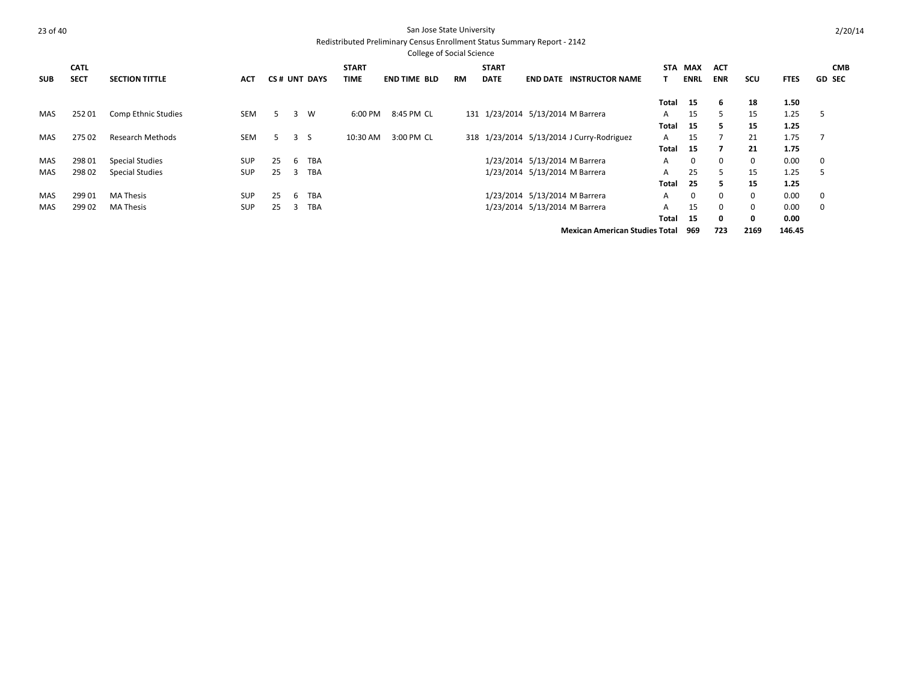San Jose State University

Redistributed Preliminary Census Enrollment Status Summary Report - 2142

College of Social Science

2/20/14

| SUB | CATL SECT | SECTION TITTLE | ACT | CS # | UNT | DAYS | START TIME | END TIME | BLD | RM | START DATE | END DATE | INSTRUCTOR NAME | STAT | MAX ENRL | ACT ENR | SCU | FTES | GD | CMB SEC |
|---|---|---|---|---|---|---|---|---|---|---|---|---|---|---|---|---|---|---|---|---|
| | | | | | | | | | | | | | | **Total** | **15** | **6** | **18** | **1.50** | | |
| MAS | 252 01 | Comp Ethnic Studies | SEM | 5 | 3 | W | 6:00 PM | 8:45 PM | CL | 131 | 1/23/2014 | 5/13/2014 | M Barrera | A | 15 | 5 | 15 | 1.25 | 5 | |
| | | | | | | | | | | | | | | **Total** | **15** | **5** | **15** | **1.25** | | |
| MAS | 275 02 | Research Methods | SEM | 5 | 3 | S | 10:30 AM | 3:00 PM | CL | 318 | 1/23/2014 | 5/13/2014 | J Curry-Rodriguez | A | 15 | 7 | 21 | 1.75 | 7 | |
| | | | | | | | | | | | | | | **Total** | **15** | **7** | **21** | **1.75** | | |
| MAS | 298 01 | Special Studies | SUP | 25 | 6 | TBA | | | | | 1/23/2014 | 5/13/2014 | M Barrera | A | 0 | 0 | 0 | 0.00 | 0 | |
| MAS | 298 02 | Special Studies | SUP | 25 | 3 | TBA | | | | | 1/23/2014 | 5/13/2014 | M Barrera | A | 25 | 5 | 15 | 1.25 | 5 | |
| | | | | | | | | | | | | | | **Total** | **25** | **5** | **15** | **1.25** | | |
| MAS | 299 01 | MA Thesis | SUP | 25 | 6 | TBA | | | | | 1/23/2014 | 5/13/2014 | M Barrera | A | 0 | 0 | 0 | 0.00 | 0 | |
| MAS | 299 02 | MA Thesis | SUP | 25 | 3 | TBA | | | | | 1/23/2014 | 5/13/2014 | M Barrera | A | 15 | 0 | 0 | 0.00 | 0 | |
| | | | | | | | | | | | | | | **Total** | **15** | **0** | **0** | **0.00** | | |
| | | | | | | | | | | | | | **Mexican American Studies Total** | | **969** | **723** | **2169** | **146.45** | | |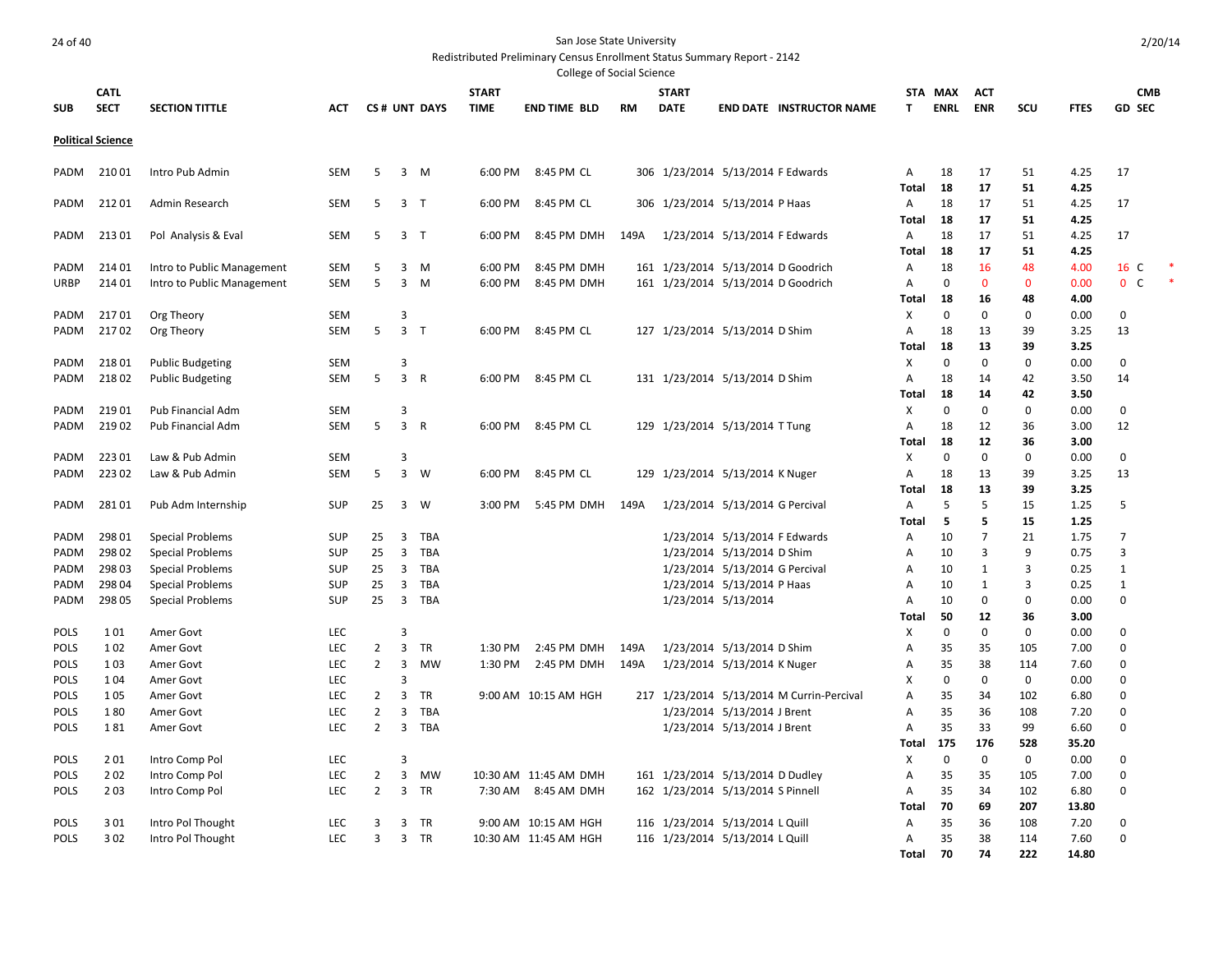San Jose State University

Redistributed Preliminary Census Enrollment Status Summary Report - 2142

College of Social Science

| SUB | CATL SECT | SECTION TITTLE | ACT | CS # | UNT | DAYS | START TIME | END TIME | BLD | RM | START DATE | END DATE | INSTRUCTOR NAME | STAT | MAX ENRL | ACT ENR | SCU | FTES | GD | CMB SEC |
|---|---|---|---|---|---|---|---|---|---|---|---|---|---|---|---|---|---|---|---|---|
| **Political Science** | | | | | | | | | | | | | | | | | | | | |
| PADM | 210 01 | Intro Pub Admin | SEM | 5 | 3 | M | 6:00 PM | 8:45 PM | CL | 306 | 1/23/2014 | 5/13/2014 | F Edwards | A | 18 | 17 | 51 | 4.25 | 17 | |
| | | | | | | | | | | | | | | **Total** | **18** | **17** | **51** | **4.25** | | |
| PADM | 212 01 | Admin Research | SEM | 5 | 3 | T | 6:00 PM | 8:45 PM | CL | 306 | 1/23/2014 | 5/13/2014 | P Haas | A | 18 | 17 | 51 | 4.25 | 17 | |
| | | | | | | | | | | | | | | **Total** | **18** | **17** | **51** | **4.25** | | |
| PADM | 213 01 | Pol Analysis & Eval | SEM | 5 | 3 | T | 6:00 PM | 8:45 PM | DMH | 149A | 1/23/2014 | 5/13/2014 | F Edwards | A | 18 | 17 | 51 | 4.25 | 17 | |
| | | | | | | | | | | | | | | **Total** | **18** | **17** | **51** | **4.25** | | |
| PADM | 214 01 | Intro to Public Management | SEM | 5 | 3 | M | 6:00 PM | 8:45 PM | DMH | 161 | 1/23/2014 | 5/13/2014 | D Goodrich | A | 18 | 16 | 48 | 4.00 | 16 | C * |
| URBP | 214 01 | Intro to Public Management | SEM | 5 | 3 | M | 6:00 PM | 8:45 PM | DMH | 161 | 1/23/2014 | 5/13/2014 | D Goodrich | A | 0 | 0 | 0 | 0.00 | 0 | C * |
| | | | | | | | | | | | | | | **Total** | **18** | **16** | **48** | **4.00** | | |
| PADM | 217 01 | Org Theory | SEM | | 3 | | | | | | | | | X | 0 | 0 | 0 | 0.00 | 0 | |
| PADM | 217 02 | Org Theory | SEM | 5 | 3 | T | 6:00 PM | 8:45 PM | CL | 127 | 1/23/2014 | 5/13/2014 | D Shim | A | 18 | 13 | 39 | 3.25 | 13 | |
| | | | | | | | | | | | | | | **Total** | **18** | **13** | **39** | **3.25** | | |
| PADM | 218 01 | Public Budgeting | SEM | | 3 | | | | | | | | | X | 0 | 0 | 0 | 0.00 | 0 | |
| PADM | 218 02 | Public Budgeting | SEM | 5 | 3 | R | 6:00 PM | 8:45 PM | CL | 131 | 1/23/2014 | 5/13/2014 | D Shim | A | 18 | 14 | 42 | 3.50 | 14 | |
| | | | | | | | | | | | | | | **Total** | **18** | **14** | **42** | **3.50** | | |
| PADM | 219 01 | Pub Financial Adm | SEM | | 3 | | | | | | | | | X | 0 | 0 | 0 | 0.00 | 0 | |
| PADM | 219 02 | Pub Financial Adm | SEM | 5 | 3 | R | 6:00 PM | 8:45 PM | CL | 129 | 1/23/2014 | 5/13/2014 | T Tung | A | 18 | 12 | 36 | 3.00 | 12 | |
| | | | | | | | | | | | | | | **Total** | **18** | **12** | **36** | **3.00** | | |
| PADM | 223 01 | Law & Pub Admin | SEM | | 3 | | | | | | | | | X | 0 | 0 | 0 | 0.00 | 0 | |
| PADM | 223 02 | Law & Pub Admin | SEM | 5 | 3 | W | 6:00 PM | 8:45 PM | CL | 129 | 1/23/2014 | 5/13/2014 | K Nuger | A | 18 | 13 | 39 | 3.25 | 13 | |
| | | | | | | | | | | | | | | **Total** | **18** | **13** | **39** | **3.25** | | |
| PADM | 281 01 | Pub Adm Internship | SUP | 25 | 3 | W | 3:00 PM | 5:45 PM | DMH | 149A | 1/23/2014 | 5/13/2014 | G Percival | A | 5 | 5 | 15 | 1.25 | 5 | |
| | | | | | | | | | | | | | | **Total** | **5** | **5** | **15** | **1.25** | | |
| PADM | 298 01 | Special Problems | SUP | 25 | 3 | TBA | | | | | 1/23/2014 | 5/13/2014 | F Edwards | A | 10 | 7 | 21 | 1.75 | 7 | |
| PADM | 298 02 | Special Problems | SUP | 25 | 3 | TBA | | | | | 1/23/2014 | 5/13/2014 | D Shim | A | 10 | 3 | 9 | 0.75 | 3 | |
| PADM | 298 03 | Special Problems | SUP | 25 | 3 | TBA | | | | | 1/23/2014 | 5/13/2014 | G Percival | A | 10 | 1 | 3 | 0.25 | 1 | |
| PADM | 298 04 | Special Problems | SUP | 25 | 3 | TBA | | | | | 1/23/2014 | 5/13/2014 | P Haas | A | 10 | 1 | 3 | 0.25 | 1 | |
| PADM | 298 05 | Special Problems | SUP | 25 | 3 | TBA | | | | | 1/23/2014 | 5/13/2014 | | A | 10 | 0 | 0 | 0.00 | 0 | |
| | | | | | | | | | | | | | | **Total** | **50** | **12** | **36** | **3.00** | | |
| POLS | 1 01 | Amer Govt | LEC | | 3 | | | | | | | | | X | 0 | 0 | 0 | 0.00 | 0 | |
| POLS | 1 02 | Amer Govt | LEC | 2 | 3 | TR | 1:30 PM | 2:45 PM | DMH | 149A | 1/23/2014 | 5/13/2014 | D Shim | A | 35 | 35 | 105 | 7.00 | 0 | |
| POLS | 1 03 | Amer Govt | LEC | 2 | 3 | MW | 1:30 PM | 2:45 PM | DMH | 149A | 1/23/2014 | 5/13/2014 | K Nuger | A | 35 | 38 | 114 | 7.60 | 0 | |
| POLS | 1 04 | Amer Govt | LEC | | 3 | | | | | | | | | X | 0 | 0 | 0 | 0.00 | 0 | |
| POLS | 1 05 | Amer Govt | LEC | 2 | 3 | TR | 9:00 AM | 10:15 AM | HGH | 217 | 1/23/2014 | 5/13/2014 | M Currin-Percival | A | 35 | 34 | 102 | 6.80 | 0 | |
| POLS | 1 80 | Amer Govt | LEC | 2 | 3 | TBA | | | | | 1/23/2014 | 5/13/2014 | J Brent | A | 35 | 36 | 108 | 7.20 | 0 | |
| POLS | 1 81 | Amer Govt | LEC | 2 | 3 | TBA | | | | | 1/23/2014 | 5/13/2014 | J Brent | A | 35 | 33 | 99 | 6.60 | 0 | |
| | | | | | | | | | | | | | | **Total** | **175** | **176** | **528** | **35.20** | | |
| POLS | 2 01 | Intro Comp Pol | LEC | | 3 | | | | | | | | | X | 0 | 0 | 0 | 0.00 | 0 | |
| POLS | 2 02 | Intro Comp Pol | LEC | 2 | 3 | MW | 10:30 AM | 11:45 AM | DMH | 161 | 1/23/2014 | 5/13/2014 | D Dudley | A | 35 | 35 | 105 | 7.00 | 0 | |
| POLS | 2 03 | Intro Comp Pol | LEC | 2 | 3 | TR | 7:30 AM | 8:45 AM | DMH | 162 | 1/23/2014 | 5/13/2014 | S Pinnell | A | 35 | 34 | 102 | 6.80 | 0 | |
| | | | | | | | | | | | | | | **Total** | **70** | **69** | **207** | **13.80** | | |
| POLS | 3 01 | Intro Pol Thought | LEC | 3 | 3 | TR | 9:00 AM | 10:15 AM | HGH | 116 | 1/23/2014 | 5/13/2014 | L Quill | A | 35 | 36 | 108 | 7.20 | 0 | |
| POLS | 3 02 | Intro Pol Thought | LEC | 3 | 3 | TR | 10:30 AM | 11:45 AM | HGH | 116 | 1/23/2014 | 5/13/2014 | L Quill | A | 35 | 38 | 114 | 7.60 | 0 | |
| | | | | | | | | | | | | | | **Total** | **70** | **74** | **222** | **14.80** | | |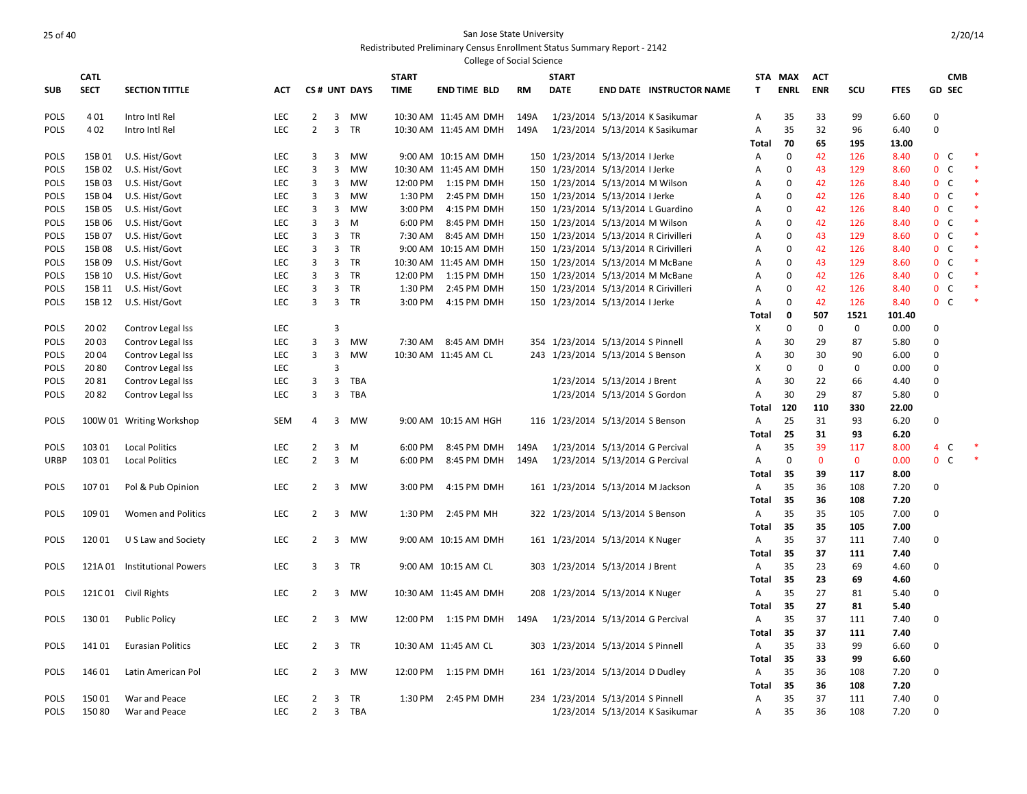San Jose State University
Redistributed Preliminary Census Enrollment Status Summary Report - 2142
College of Social Science

2/20/14

| SUB | CATL SECT | SECTION TITTLE | ACT | CS # | UNT | DAYS | START TIME | END TIME | BLD | RM | START DATE | END DATE | INSTRUCTOR NAME | STAT | MAX ENRL | ACT ENR | SCU | FTES | GD | CMB SEC | |
|---|---|---|---|---|---|---|---|---|---|---|---|---|---|---|---|---|---|---|---|---|---|
| POLS | 4 01 | Intro Intl Rel | LEC | 2 | 3 | MW | 10:30 AM | 11:45 AM | DMH | 149A | 1/23/2014 | 5/13/2014 | K Sasikumar | A | 35 | 33 | 99 | 6.60 | 0 | | |
| POLS | 4 02 | Intro Intl Rel | LEC | 2 | 3 | TR | 10:30 AM | 11:45 AM | DMH | 149A | 1/23/2014 | 5/13/2014 | K Sasikumar | A | 35 | 32 | 96 | 6.40 | 0 | | |
| | | | | | | | | | | | | | | **Total** | **70** | **65** | **195** | **13.00** | | | |
| POLS | 15B 01 | U.S. Hist/Govt | LEC | 3 | 3 | MW | 9:00 AM | 10:15 AM | DMH | 150 | 1/23/2014 | 5/13/2014 | I Jerke | A | 0 | 42 | 126 | 8.40 | 0 | C | * |
| POLS | 15B 02 | U.S. Hist/Govt | LEC | 3 | 3 | MW | 10:30 AM | 11:45 AM | DMH | 150 | 1/23/2014 | 5/13/2014 | I Jerke | A | 0 | 43 | 129 | 8.60 | 0 | C | * |
| POLS | 15B 03 | U.S. Hist/Govt | LEC | 3 | 3 | MW | 12:00 PM | 1:15 PM | DMH | 150 | 1/23/2014 | 5/13/2014 | M Wilson | A | 0 | 42 | 126 | 8.40 | 0 | C | * |
| POLS | 15B 04 | U.S. Hist/Govt | LEC | 3 | 3 | MW | 1:30 PM | 2:45 PM | DMH | 150 | 1/23/2014 | 5/13/2014 | I Jerke | A | 0 | 42 | 126 | 8.40 | 0 | C | * |
| POLS | 15B 05 | U.S. Hist/Govt | LEC | 3 | 3 | MW | 3:00 PM | 4:15 PM | DMH | 150 | 1/23/2014 | 5/13/2014 | L Guardino | A | 0 | 42 | 126 | 8.40 | 0 | C | * |
| POLS | 15B 06 | U.S. Hist/Govt | LEC | 3 | 3 | M | 6:00 PM | 8:45 PM | DMH | 150 | 1/23/2014 | 5/13/2014 | M Wilson | A | 0 | 42 | 126 | 8.40 | 0 | C | * |
| POLS | 15B 07 | U.S. Hist/Govt | LEC | 3 | 3 | TR | 7:30 AM | 8:45 AM | DMH | 150 | 1/23/2014 | 5/13/2014 | R Cirivilleri | A | 0 | 43 | 129 | 8.60 | 0 | C | * |
| POLS | 15B 08 | U.S. Hist/Govt | LEC | 3 | 3 | TR | 9:00 AM | 10:15 AM | DMH | 150 | 1/23/2014 | 5/13/2014 | R Cirivilleri | A | 0 | 42 | 126 | 8.40 | 0 | C | * |
| POLS | 15B 09 | U.S. Hist/Govt | LEC | 3 | 3 | TR | 10:30 AM | 11:45 AM | DMH | 150 | 1/23/2014 | 5/13/2014 | M McBane | A | 0 | 43 | 129 | 8.60 | 0 | C | * |
| POLS | 15B 10 | U.S. Hist/Govt | LEC | 3 | 3 | TR | 12:00 PM | 1:15 PM | DMH | 150 | 1/23/2014 | 5/13/2014 | M McBane | A | 0 | 42 | 126 | 8.40 | 0 | C | * |
| POLS | 15B 11 | U.S. Hist/Govt | LEC | 3 | 3 | TR | 1:30 PM | 2:45 PM | DMH | 150 | 1/23/2014 | 5/13/2014 | R Cirivilleri | A | 0 | 42 | 126 | 8.40 | 0 | C | * |
| POLS | 15B 12 | U.S. Hist/Govt | LEC | 3 | 3 | TR | 3:00 PM | 4:15 PM | DMH | 150 | 1/23/2014 | 5/13/2014 | I Jerke | A | 0 | 42 | 126 | 8.40 | 0 | C | * |
| | | | | | | | | | | | | | | **Total** | **0** | **507** | **1521** | **101.40** | | | |
| POLS | 20 02 | Controv Legal Iss | LEC | | 3 | | | | | | | | | X | 0 | 0 | 0 | 0.00 | 0 | | |
| POLS | 20 03 | Controv Legal Iss | LEC | 3 | 3 | MW | 7:30 AM | 8:45 AM | DMH | 354 | 1/23/2014 | 5/13/2014 | S Pinnell | A | 30 | 29 | 87 | 5.80 | 0 | | |
| POLS | 20 04 | Controv Legal Iss | LEC | 3 | 3 | MW | 10:30 AM | 11:45 AM | CL | 243 | 1/23/2014 | 5/13/2014 | S Benson | A | 30 | 30 | 90 | 6.00 | 0 | | |
| POLS | 20 80 | Controv Legal Iss | LEC | | 3 | | | | | | | | | X | 0 | 0 | 0 | 0.00 | 0 | | |
| POLS | 20 81 | Controv Legal Iss | LEC | 3 | 3 | TBA | | | | | 1/23/2014 | 5/13/2014 | J Brent | A | 30 | 22 | 66 | 4.40 | 0 | | |
| POLS | 20 82 | Controv Legal Iss | LEC | 3 | 3 | TBA | | | | | 1/23/2014 | 5/13/2014 | S Gordon | A | 30 | 29 | 87 | 5.80 | 0 | | |
| | | | | | | | | | | | | | | **Total** | **120** | **110** | **330** | **22.00** | | | |
| POLS | 100W 01 | Writing Workshop | SEM | 4 | 3 | MW | 9:00 AM | 10:15 AM | HGH | 116 | 1/23/2014 | 5/13/2014 | S Benson | A | 25 | 31 | 93 | 6.20 | 0 | | |
| | | | | | | | | | | | | | | **Total** | **25** | **31** | **93** | **6.20** | | | |
| POLS | 103 01 | Local Politics | LEC | 2 | 3 | M | 6:00 PM | 8:45 PM | DMH | 149A | 1/23/2014 | 5/13/2014 | G Percival | A | 35 | 39 | 117 | 8.00 | 4 | C | * |
| URBP | 103 01 | Local Politics | LEC | 2 | 3 | M | 6:00 PM | 8:45 PM | DMH | 149A | 1/23/2014 | 5/13/2014 | G Percival | A | 0 | 0 | 0 | 0.00 | 0 | C | * |
| | | | | | | | | | | | | | | **Total** | **35** | **39** | **117** | **8.00** | | | |
| POLS | 107 01 | Pol & Pub Opinion | LEC | 2 | 3 | MW | 3:00 PM | 4:15 PM | DMH | 161 | 1/23/2014 | 5/13/2014 | M Jackson | A | 35 | 36 | 108 | 7.20 | 0 | | |
| | | | | | | | | | | | | | | **Total** | **35** | **36** | **108** | **7.20** | | | |
| POLS | 109 01 | Women and Politics | LEC | 2 | 3 | MW | 1:30 PM | 2:45 PM | MH | 322 | 1/23/2014 | 5/13/2014 | S Benson | A | 35 | 35 | 105 | 7.00 | 0 | | |
| | | | | | | | | | | | | | | **Total** | **35** | **35** | **105** | **7.00** | | | |
| POLS | 120 01 | U S Law and Society | LEC | 2 | 3 | MW | 9:00 AM | 10:15 AM | DMH | 161 | 1/23/2014 | 5/13/2014 | K Nuger | A | 35 | 37 | 111 | 7.40 | 0 | | |
| | | | | | | | | | | | | | | **Total** | **35** | **37** | **111** | **7.40** | | | |
| POLS | 121A 01 | Institutional Powers | LEC | 3 | 3 | TR | 9:00 AM | 10:15 AM | CL | 303 | 1/23/2014 | 5/13/2014 | J Brent | A | 35 | 23 | 69 | 4.60 | 0 | | |
| | | | | | | | | | | | | | | **Total** | **35** | **23** | **69** | **4.60** | | | |
| POLS | 121C 01 | Civil Rights | LEC | 2 | 3 | MW | 10:30 AM | 11:45 AM | DMH | 208 | 1/23/2014 | 5/13/2014 | K Nuger | A | 35 | 27 | 81 | 5.40 | 0 | | |
| | | | | | | | | | | | | | | **Total** | **35** | **27** | **81** | **5.40** | | | |
| POLS | 130 01 | Public Policy | LEC | 2 | 3 | MW | 12:00 PM | 1:15 PM | DMH | 149A | 1/23/2014 | 5/13/2014 | G Percival | A | 35 | 37 | 111 | 7.40 | 0 | | |
| | | | | | | | | | | | | | | **Total** | **35** | **37** | **111** | **7.40** | | | |
| POLS | 141 01 | Eurasian Politics | LEC | 2 | 3 | TR | 10:30 AM | 11:45 AM | CL | 303 | 1/23/2014 | 5/13/2014 | S Pinnell | A | 35 | 33 | 99 | 6.60 | 0 | | |
| | | | | | | | | | | | | | | **Total** | **35** | **33** | **99** | **6.60** | | | |
| POLS | 146 01 | Latin American Pol | LEC | 2 | 3 | MW | 12:00 PM | 1:15 PM | DMH | 161 | 1/23/2014 | 5/13/2014 | D Dudley | A | 35 | 36 | 108 | 7.20 | 0 | | |
| | | | | | | | | | | | | | | **Total** | **35** | **36** | **108** | **7.20** | | | |
| POLS | 150 01 | War and Peace | LEC | 2 | 3 | TR | 1:30 PM | 2:45 PM | DMH | 234 | 1/23/2014 | 5/13/2014 | S Pinnell | A | 35 | 37 | 111 | 7.40 | 0 | | |
| POLS | 150 80 | War and Peace | LEC | 2 | 3 | TBA | | | | | 1/23/2014 | 5/13/2014 | K Sasikumar | A | 35 | 36 | 108 | 7.20 | 0 | | |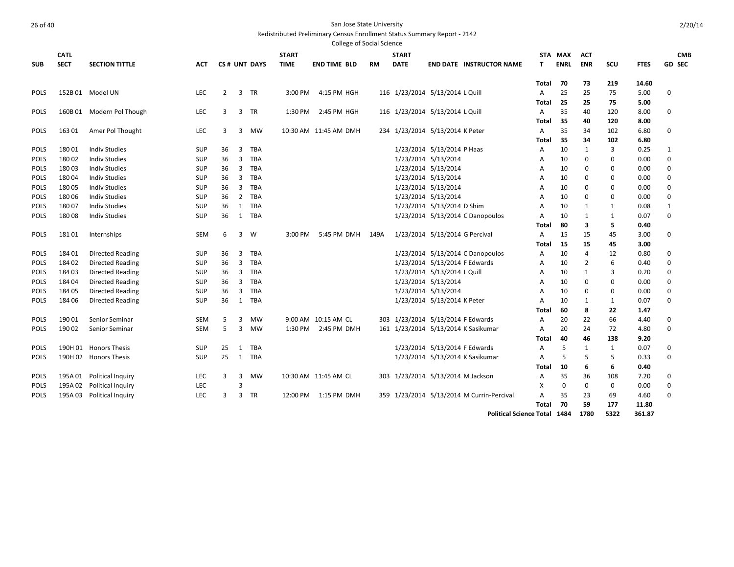San Jose State University

Redistributed Preliminary Census Enrollment Status Summary Report - 2142

College of Social Science

| SUB | CATL SECT | SECTION TITTLE | ACT | CS # | UNT | DAYS | START TIME | END TIME | BLD | RM | START DATE | END DATE | INSTRUCTOR NAME | STAT | MAX ENRL | ACT ENR | SCU | FTES | GD | CMB SEC |
|---|---|---|---|---|---|---|---|---|---|---|---|---|---|---|---|---|---|---|---|---|
| | | | | | | | | | | | | | | **Total** | **70** | **73** | **219** | **14.60** | | |
| POLS | 152B 01 | Model UN | LEC | 2 | 3 | TR | 3:00 PM | 4:15 PM | HGH | 116 | 1/23/2014 | 5/13/2014 | L Quill | A | 25 | 25 | 75 | 5.00 | 0 | |
| | | | | | | | | | | | | | | **Total** | **25** | **25** | **75** | **5.00** | | |
| POLS | 160B 01 | Modern Pol Though | LEC | 3 | 3 | TR | 1:30 PM | 2:45 PM | HGH | 116 | 1/23/2014 | 5/13/2014 | L Quill | A | 35 | 40 | 120 | 8.00 | 0 | |
| | | | | | | | | | | | | | | **Total** | **35** | **40** | **120** | **8.00** | | |
| POLS | 163 01 | Amer Pol Thought | LEC | 3 | 3 | MW | 10:30 AM | 11:45 AM | DMH | 234 | 1/23/2014 | 5/13/2014 | K Peter | A | 35 | 34 | 102 | 6.80 | 0 | |
| | | | | | | | | | | | | | | **Total** | **35** | **34** | **102** | **6.80** | | |
| POLS | 180 01 | Indiv Studies | SUP | 36 | 3 | TBA | | | | | 1/23/2014 | 5/13/2014 | P Haas | A | 10 | 1 | 3 | 0.25 | 1 | |
| POLS | 180 02 | Indiv Studies | SUP | 36 | 3 | TBA | | | | | 1/23/2014 | 5/13/2014 | | A | 10 | 0 | 0 | 0.00 | 0 | |
| POLS | 180 03 | Indiv Studies | SUP | 36 | 3 | TBA | | | | | 1/23/2014 | 5/13/2014 | | A | 10 | 0 | 0 | 0.00 | 0 | |
| POLS | 180 04 | Indiv Studies | SUP | 36 | 3 | TBA | | | | | 1/23/2014 | 5/13/2014 | | A | 10 | 0 | 0 | 0.00 | 0 | |
| POLS | 180 05 | Indiv Studies | SUP | 36 | 3 | TBA | | | | | 1/23/2014 | 5/13/2014 | | A | 10 | 0 | 0 | 0.00 | 0 | |
| POLS | 180 06 | Indiv Studies | SUP | 36 | 2 | TBA | | | | | 1/23/2014 | 5/13/2014 | | A | 10 | 0 | 0 | 0.00 | 0 | |
| POLS | 180 07 | Indiv Studies | SUP | 36 | 1 | TBA | | | | | 1/23/2014 | 5/13/2014 | D Shim | A | 10 | 1 | 1 | 0.08 | 1 | |
| POLS | 180 08 | Indiv Studies | SUP | 36 | 1 | TBA | | | | | 1/23/2014 | 5/13/2014 | C Danopoulos | A | 10 | 1 | 1 | 0.07 | 0 | |
| | | | | | | | | | | | | | | **Total** | **80** | **3** | **5** | **0.40** | | |
| POLS | 181 01 | Internships | SEM | 6 | 3 | W | 3:00 PM | 5:45 PM | DMH | 149A | 1/23/2014 | 5/13/2014 | G Percival | A | 15 | 15 | 45 | 3.00 | 0 | |
| | | | | | | | | | | | | | | **Total** | **15** | **15** | **45** | **3.00** | | |
| POLS | 184 01 | Directed Reading | SUP | 36 | 3 | TBA | | | | | 1/23/2014 | 5/13/2014 | C Danopoulos | A | 10 | 4 | 12 | 0.80 | 0 | |
| POLS | 184 02 | Directed Reading | SUP | 36 | 3 | TBA | | | | | 1/23/2014 | 5/13/2014 | F Edwards | A | 10 | 2 | 6 | 0.40 | 0 | |
| POLS | 184 03 | Directed Reading | SUP | 36 | 3 | TBA | | | | | 1/23/2014 | 5/13/2014 | L Quill | A | 10 | 1 | 3 | 0.20 | 0 | |
| POLS | 184 04 | Directed Reading | SUP | 36 | 3 | TBA | | | | | 1/23/2014 | 5/13/2014 | | A | 10 | 0 | 0 | 0.00 | 0 | |
| POLS | 184 05 | Directed Reading | SUP | 36 | 3 | TBA | | | | | 1/23/2014 | 5/13/2014 | | A | 10 | 0 | 0 | 0.00 | 0 | |
| POLS | 184 06 | Directed Reading | SUP | 36 | 1 | TBA | | | | | 1/23/2014 | 5/13/2014 | K Peter | A | 10 | 1 | 1 | 0.07 | 0 | |
| | | | | | | | | | | | | | | **Total** | **60** | **8** | **22** | **1.47** | | |
| POLS | 190 01 | Senior Seminar | SEM | 5 | 3 | MW | 9:00 AM | 10:15 AM | CL | 303 | 1/23/2014 | 5/13/2014 | F Edwards | A | 20 | 22 | 66 | 4.40 | 0 | |
| POLS | 190 02 | Senior Seminar | SEM | 5 | 3 | MW | 1:30 PM | 2:45 PM | DMH | 161 | 1/23/2014 | 5/13/2014 | K Sasikumar | A | 20 | 24 | 72 | 4.80 | 0 | |
| | | | | | | | | | | | | | | **Total** | **40** | **46** | **138** | **9.20** | | |
| POLS | 190H 01 | Honors Thesis | SUP | 25 | 1 | TBA | | | | | 1/23/2014 | 5/13/2014 | F Edwards | A | 5 | 1 | 1 | 0.07 | 0 | |
| POLS | 190H 02 | Honors Thesis | SUP | 25 | 1 | TBA | | | | | 1/23/2014 | 5/13/2014 | K Sasikumar | A | 5 | 5 | 5 | 0.33 | 0 | |
| | | | | | | | | | | | | | | **Total** | **10** | **6** | **6** | **0.40** | | |
| POLS | 195A 01 | Political Inquiry | LEC | 3 | 3 | MW | 10:30 AM | 11:45 AM | CL | 303 | 1/23/2014 | 5/13/2014 | M Jackson | A | 35 | 36 | 108 | 7.20 | 0 | |
| POLS | 195A 02 | Political Inquiry | LEC | | 3 | | | | | | | | | X | 0 | 0 | 0 | 0.00 | 0 | |
| POLS | 195A 03 | Political Inquiry | LEC | 3 | 3 | TR | 12:00 PM | 1:15 PM | DMH | 359 | 1/23/2014 | 5/13/2014 | M Currin-Percival | A | 35 | 23 | 69 | 4.60 | 0 | |
| | | | | | | | | | | | | | | **Total** | **70** | **59** | **177** | **11.80** | | |
| | | | | | | | | | | | | | **Political Science Total** | | **1484** | **1780** | **5322** | **361.87** | | |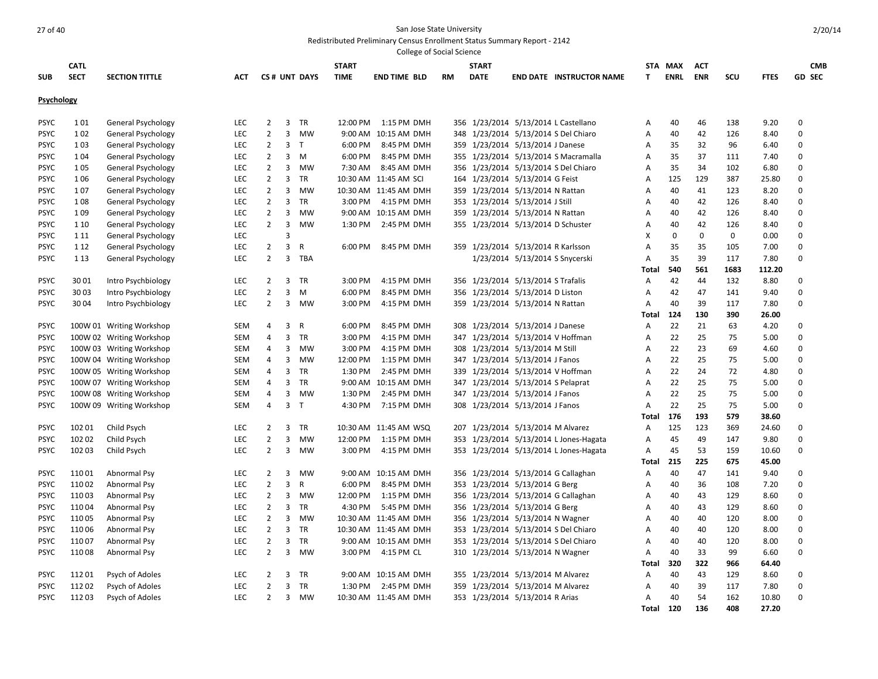San Jose State University

Redistributed Preliminary Census Enrollment Status Summary Report - 2142

College of Social Science

| SUB | CATL SECT | SECTION TITTLE | ACT | CS # | UNT | DAYS | START TIME | END TIME | BLD | RM | START DATE | END DATE | INSTRUCTOR NAME | STAT | MAX ENRL | ACT ENR | SCU | FTES | GD | CMB SEC |
|---|---|---|---|---|---|---|---|---|---|---|---|---|---|---|---|---|---|---|---|---|
| **Psychology** | | | | | | | | | | | | | | | | | | | | |
| PSYC | 1 01 | General Psychology | LEC | 2 | 3 | TR | 12:00 PM | 1:15 PM | DMH | 356 | 1/23/2014 | 5/13/2014 | L Castellano | A | 40 | 46 | 138 | 9.20 | 0 | |
| PSYC | 1 02 | General Psychology | LEC | 2 | 3 | MW | 9:00 AM | 10:15 AM | DMH | 348 | 1/23/2014 | 5/13/2014 | S Del Chiaro | A | 40 | 42 | 126 | 8.40 | 0 | |
| PSYC | 1 03 | General Psychology | LEC | 2 | 3 | T | 6:00 PM | 8:45 PM | DMH | 359 | 1/23/2014 | 5/13/2014 | J Danese | A | 35 | 32 | 96 | 6.40 | 0 | |
| PSYC | 1 04 | General Psychology | LEC | 2 | 3 | M | 6:00 PM | 8:45 PM | DMH | 355 | 1/23/2014 | 5/13/2014 | S Macramalla | A | 35 | 37 | 111 | 7.40 | 0 | |
| PSYC | 1 05 | General Psychology | LEC | 2 | 3 | MW | 7:30 AM | 8:45 AM | DMH | 356 | 1/23/2014 | 5/13/2014 | S Del Chiaro | A | 35 | 34 | 102 | 6.80 | 0 | |
| PSYC | 1 06 | General Psychology | LEC | 2 | 3 | TR | 10:30 AM | 11:45 AM | SCI | 164 | 1/23/2014 | 5/13/2014 | G Feist | A | 125 | 129 | 387 | 25.80 | 0 | |
| PSYC | 1 07 | General Psychology | LEC | 2 | 3 | MW | 10:30 AM | 11:45 AM | DMH | 359 | 1/23/2014 | 5/13/2014 | N Rattan | A | 40 | 41 | 123 | 8.20 | 0 | |
| PSYC | 1 08 | General Psychology | LEC | 2 | 3 | TR | 3:00 PM | 4:15 PM | DMH | 353 | 1/23/2014 | 5/13/2014 | J Still | A | 40 | 42 | 126 | 8.40 | 0 | |
| PSYC | 1 09 | General Psychology | LEC | 2 | 3 | MW | 9:00 AM | 10:15 AM | DMH | 359 | 1/23/2014 | 5/13/2014 | N Rattan | A | 40 | 42 | 126 | 8.40 | 0 | |
| PSYC | 1 10 | General Psychology | LEC | 2 | 3 | MW | 1:30 PM | 2:45 PM | DMH | 355 | 1/23/2014 | 5/13/2014 | D Schuster | A | 40 | 42 | 126 | 8.40 | 0 | |
| PSYC | 1 11 | General Psychology | LEC | | 3 | | | | | | | | | X | 0 | 0 | 0 | 0.00 | 0 | |
| PSYC | 1 12 | General Psychology | LEC | 2 | 3 | R | 6:00 PM | 8:45 PM | DMH | 359 | 1/23/2014 | 5/13/2014 | R Karlsson | A | 35 | 35 | 105 | 7.00 | 0 | |
| PSYC | 1 13 | General Psychology | LEC | 2 | 3 | TBA | | | | | 1/23/2014 | 5/13/2014 | S Snycerski | A | 35 | 39 | 117 | 7.80 | 0 | |
| | | | | | | | | | | | | | | **Total** | **540** | **561** | **1683** | **112.20** | | |
| PSYC | 30 01 | Intro Psychbiology | LEC | 2 | 3 | TR | 3:00 PM | 4:15 PM | DMH | 356 | 1/23/2014 | 5/13/2014 | S Trafalis | A | 42 | 44 | 132 | 8.80 | 0 | |
| PSYC | 30 03 | Intro Psychbiology | LEC | 2 | 3 | M | 6:00 PM | 8:45 PM | DMH | 356 | 1/23/2014 | 5/13/2014 | D Liston | A | 42 | 47 | 141 | 9.40 | 0 | |
| PSYC | 30 04 | Intro Psychbiology | LEC | 2 | 3 | MW | 3:00 PM | 4:15 PM | DMH | 359 | 1/23/2014 | 5/13/2014 | N Rattan | A | 40 | 39 | 117 | 7.80 | 0 | |
| | | | | | | | | | | | | | | **Total** | **124** | **130** | **390** | **26.00** | | |
| PSYC | 100W 01 | Writing Workshop | SEM | 4 | 3 | R | 6:00 PM | 8:45 PM | DMH | 308 | 1/23/2014 | 5/13/2014 | J Danese | A | 22 | 21 | 63 | 4.20 | 0 | |
| PSYC | 100W 02 | Writing Workshop | SEM | 4 | 3 | TR | 3:00 PM | 4:15 PM | DMH | 347 | 1/23/2014 | 5/13/2014 | V Hoffman | A | 22 | 25 | 75 | 5.00 | 0 | |
| PSYC | 100W 03 | Writing Workshop | SEM | 4 | 3 | MW | 3:00 PM | 4:15 PM | DMH | 308 | 1/23/2014 | 5/13/2014 | M Still | A | 22 | 23 | 69 | 4.60 | 0 | |
| PSYC | 100W 04 | Writing Workshop | SEM | 4 | 3 | MW | 12:00 PM | 1:15 PM | DMH | 347 | 1/23/2014 | 5/13/2014 | J Fanos | A | 22 | 25 | 75 | 5.00 | 0 | |
| PSYC | 100W 05 | Writing Workshop | SEM | 4 | 3 | TR | 1:30 PM | 2:45 PM | DMH | 339 | 1/23/2014 | 5/13/2014 | V Hoffman | A | 22 | 24 | 72 | 4.80 | 0 | |
| PSYC | 100W 07 | Writing Workshop | SEM | 4 | 3 | TR | 9:00 AM | 10:15 AM | DMH | 347 | 1/23/2014 | 5/13/2014 | S Pelaprat | A | 22 | 25 | 75 | 5.00 | 0 | |
| PSYC | 100W 08 | Writing Workshop | SEM | 4 | 3 | MW | 1:30 PM | 2:45 PM | DMH | 347 | 1/23/2014 | 5/13/2014 | J Fanos | A | 22 | 25 | 75 | 5.00 | 0 | |
| PSYC | 100W 09 | Writing Workshop | SEM | 4 | 3 | T | 4:30 PM | 7:15 PM | DMH | 308 | 1/23/2014 | 5/13/2014 | J Fanos | A | 22 | 25 | 75 | 5.00 | 0 | |
| | | | | | | | | | | | | | | **Total** | **176** | **193** | **579** | **38.60** | | |
| PSYC | 102 01 | Child Psych | LEC | 2 | 3 | TR | 10:30 AM | 11:45 AM | WSQ | 207 | 1/23/2014 | 5/13/2014 | M Alvarez | A | 125 | 123 | 369 | 24.60 | 0 | |
| PSYC | 102 02 | Child Psych | LEC | 2 | 3 | MW | 12:00 PM | 1:15 PM | DMH | 353 | 1/23/2014 | 5/13/2014 | L Jones-Hagata | A | 45 | 49 | 147 | 9.80 | 0 | |
| PSYC | 102 03 | Child Psych | LEC | 2 | 3 | MW | 3:00 PM | 4:15 PM | DMH | 353 | 1/23/2014 | 5/13/2014 | L Jones-Hagata | A | 45 | 53 | 159 | 10.60 | 0 | |
| | | | | | | | | | | | | | | **Total** | **215** | **225** | **675** | **45.00** | | |
| PSYC | 110 01 | Abnormal Psy | LEC | 2 | 3 | MW | 9:00 AM | 10:15 AM | DMH | 356 | 1/23/2014 | 5/13/2014 | G Callaghan | A | 40 | 47 | 141 | 9.40 | 0 | |
| PSYC | 110 02 | Abnormal Psy | LEC | 2 | 3 | R | 6:00 PM | 8:45 PM | DMH | 353 | 1/23/2014 | 5/13/2014 | G Berg | A | 40 | 36 | 108 | 7.20 | 0 | |
| PSYC | 110 03 | Abnormal Psy | LEC | 2 | 3 | MW | 12:00 PM | 1:15 PM | DMH | 356 | 1/23/2014 | 5/13/2014 | G Callaghan | A | 40 | 43 | 129 | 8.60 | 0 | |
| PSYC | 110 04 | Abnormal Psy | LEC | 2 | 3 | TR | 4:30 PM | 5:45 PM | DMH | 356 | 1/23/2014 | 5/13/2014 | G Berg | A | 40 | 43 | 129 | 8.60 | 0 | |
| PSYC | 110 05 | Abnormal Psy | LEC | 2 | 3 | MW | 10:30 AM | 11:45 AM | DMH | 356 | 1/23/2014 | 5/13/2014 | N Wagner | A | 40 | 40 | 120 | 8.00 | 0 | |
| PSYC | 110 06 | Abnormal Psy | LEC | 2 | 3 | TR | 10:30 AM | 11:45 AM | DMH | 353 | 1/23/2014 | 5/13/2014 | S Del Chiaro | A | 40 | 40 | 120 | 8.00 | 0 | |
| PSYC | 110 07 | Abnormal Psy | LEC | 2 | 3 | TR | 9:00 AM | 10:15 AM | DMH | 353 | 1/23/2014 | 5/13/2014 | S Del Chiaro | A | 40 | 40 | 120 | 8.00 | 0 | |
| PSYC | 110 08 | Abnormal Psy | LEC | 2 | 3 | MW | 3:00 PM | 4:15 PM | CL | 310 | 1/23/2014 | 5/13/2014 | N Wagner | A | 40 | 33 | 99 | 6.60 | 0 | |
| | | | | | | | | | | | | | | **Total** | **320** | **322** | **966** | **64.40** | | |
| PSYC | 112 01 | Psych of Adoles | LEC | 2 | 3 | TR | 9:00 AM | 10:15 AM | DMH | 355 | 1/23/2014 | 5/13/2014 | M Alvarez | A | 40 | 43 | 129 | 8.60 | 0 | |
| PSYC | 112 02 | Psych of Adoles | LEC | 2 | 3 | TR | 1:30 PM | 2:45 PM | DMH | 359 | 1/23/2014 | 5/13/2014 | M Alvarez | A | 40 | 39 | 117 | 7.80 | 0 | |
| PSYC | 112 03 | Psych of Adoles | LEC | 2 | 3 | MW | 10:30 AM | 11:45 AM | DMH | 353 | 1/23/2014 | 5/13/2014 | R Arias | A | 40 | 54 | 162 | 10.80 | 0 | |
| | | | | | | | | | | | | | | **Total** | **120** | **136** | **408** | **27.20** | | |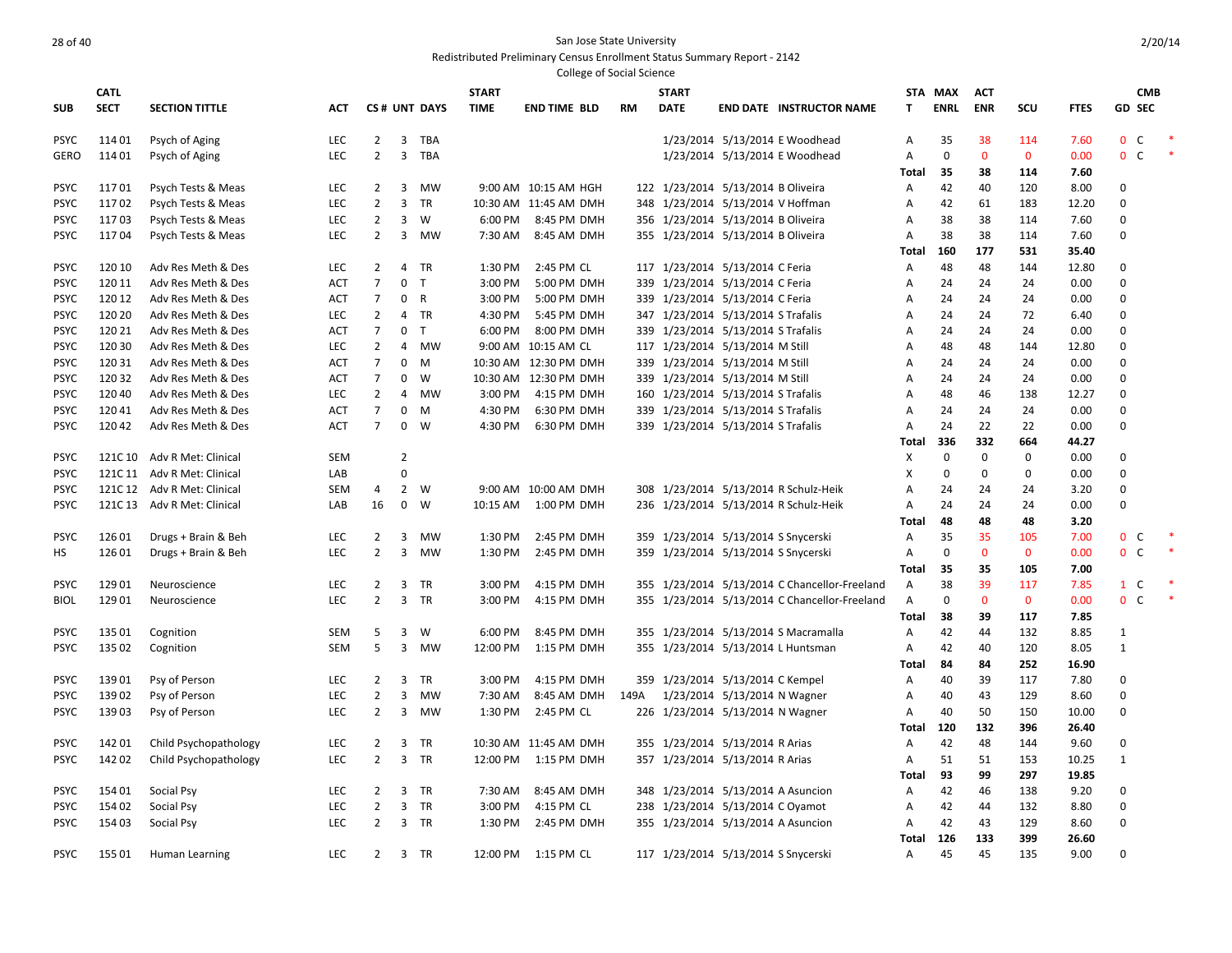San Jose State University

Redistributed Preliminary Census Enrollment Status Summary Report - 2142

College of Social Science

| SUB | CATL SECT | SECTION TITTLE | ACT | CS # | UNT | DAYS | START TIME | END TIME | BLD | RM | START DATE | END DATE | INSTRUCTOR NAME | STAT | MAX ENRL | ACT ENR | SCU | FTES | GD | CMB SEC | |
|---|---|---|---|---|---|---|---|---|---|---|---|---|---|---|---|---|---|---|---|---|---|
| PSYC | 114 01 | Psych of Aging | LEC | 2 | 3 | TBA | | | | | 1/23/2014 | 5/13/2014 | E Woodhead | A | 35 | 38 | 114 | 7.60 | 0 | C | * |
| GERO | 114 01 | Psych of Aging | LEC | 2 | 3 | TBA | | | | | 1/23/2014 | 5/13/2014 | E Woodhead | A | 0 | 0 | 0 | 0.00 | 0 | C | * |
| | | | | | | | | | | | | | | Total | 35 | 38 | 114 | 7.60 | | | |
| PSYC | 117 01 | Psych Tests & Meas | LEC | 2 | 3 | MW | 9:00 AM | 10:15 AM | HGH | 122 | 1/23/2014 | 5/13/2014 | B Oliveira | A | 42 | 40 | 120 | 8.00 | 0 | | |
| PSYC | 117 02 | Psych Tests & Meas | LEC | 2 | 3 | TR | 10:30 AM | 11:45 AM | DMH | 348 | 1/23/2014 | 5/13/2014 | V Hoffman | A | 42 | 61 | 183 | 12.20 | 0 | | |
| PSYC | 117 03 | Psych Tests & Meas | LEC | 2 | 3 | W | 6:00 PM | 8:45 PM | DMH | 356 | 1/23/2014 | 5/13/2014 | B Oliveira | A | 38 | 38 | 114 | 7.60 | 0 | | |
| PSYC | 117 04 | Psych Tests & Meas | LEC | 2 | 3 | MW | 7:30 AM | 8:45 AM | DMH | 355 | 1/23/2014 | 5/13/2014 | B Oliveira | A | 38 | 38 | 114 | 7.60 | 0 | | |
| | | | | | | | | | | | | | | Total | 160 | 177 | 531 | 35.40 | | | |
| PSYC | 120 10 | Adv Res Meth & Des | LEC | 2 | 4 | TR | 1:30 PM | 2:45 PM | CL | 117 | 1/23/2014 | 5/13/2014 | C Feria | A | 48 | 48 | 144 | 12.80 | 0 | | |
| PSYC | 120 11 | Adv Res Meth & Des | ACT | 7 | 0 | T | 3:00 PM | 5:00 PM | DMH | 339 | 1/23/2014 | 5/13/2014 | C Feria | A | 24 | 24 | 24 | 0.00 | 0 | | |
| PSYC | 120 12 | Adv Res Meth & Des | ACT | 7 | 0 | R | 3:00 PM | 5:00 PM | DMH | 339 | 1/23/2014 | 5/13/2014 | C Feria | A | 24 | 24 | 24 | 0.00 | 0 | | |
| PSYC | 120 20 | Adv Res Meth & Des | LEC | 2 | 4 | TR | 4:30 PM | 5:45 PM | DMH | 347 | 1/23/2014 | 5/13/2014 | S Trafalis | A | 24 | 24 | 72 | 6.40 | 0 | | |
| PSYC | 120 21 | Adv Res Meth & Des | ACT | 7 | 0 | T | 6:00 PM | 8:00 PM | DMH | 339 | 1/23/2014 | 5/13/2014 | S Trafalis | A | 24 | 24 | 24 | 0.00 | 0 | | |
| PSYC | 120 30 | Adv Res Meth & Des | LEC | 2 | 4 | MW | 9:00 AM | 10:15 AM | CL | 117 | 1/23/2014 | 5/13/2014 | M Still | A | 48 | 48 | 144 | 12.80 | 0 | | |
| PSYC | 120 31 | Adv Res Meth & Des | ACT | 7 | 0 | M | 10:30 AM | 12:30 PM | DMH | 339 | 1/23/2014 | 5/13/2014 | M Still | A | 24 | 24 | 24 | 0.00 | 0 | | |
| PSYC | 120 32 | Adv Res Meth & Des | ACT | 7 | 0 | W | 10:30 AM | 12:30 PM | DMH | 339 | 1/23/2014 | 5/13/2014 | M Still | A | 24 | 24 | 24 | 0.00 | 0 | | |
| PSYC | 120 40 | Adv Res Meth & Des | LEC | 2 | 4 | MW | 3:00 PM | 4:15 PM | DMH | 160 | 1/23/2014 | 5/13/2014 | S Trafalis | A | 48 | 46 | 138 | 12.27 | 0 | | |
| PSYC | 120 41 | Adv Res Meth & Des | ACT | 7 | 0 | M | 4:30 PM | 6:30 PM | DMH | 339 | 1/23/2014 | 5/13/2014 | S Trafalis | A | 24 | 24 | 24 | 0.00 | 0 | | |
| PSYC | 120 42 | Adv Res Meth & Des | ACT | 7 | 0 | W | 4:30 PM | 6:30 PM | DMH | 339 | 1/23/2014 | 5/13/2014 | S Trafalis | A | 24 | 22 | 22 | 0.00 | 0 | | |
| | | | | | | | | | | | | | | Total | 336 | 332 | 664 | 44.27 | | | |
| PSYC | 121C 10 | Adv R Met: Clinical | SEM | | 2 | | | | | | | | | X | 0 | 0 | 0 | 0.00 | 0 | | |
| PSYC | 121C 11 | Adv R Met: Clinical | LAB | | 0 | | | | | | | | | X | 0 | 0 | 0 | 0.00 | 0 | | |
| PSYC | 121C 12 | Adv R Met: Clinical | SEM | 4 | 2 | W | 9:00 AM | 10:00 AM | DMH | 308 | 1/23/2014 | 5/13/2014 | R Schulz-Heik | A | 24 | 24 | 24 | 3.20 | 0 | | |
| PSYC | 121C 13 | Adv R Met: Clinical | LAB | 16 | 0 | W | 10:15 AM | 1:00 PM | DMH | 236 | 1/23/2014 | 5/13/2014 | R Schulz-Heik | A | 24 | 24 | 24 | 0.00 | 0 | | |
| | | | | | | | | | | | | | | Total | 48 | 48 | 48 | 3.20 | | | |
| PSYC | 126 01 | Drugs + Brain & Beh | LEC | 2 | 3 | MW | 1:30 PM | 2:45 PM | DMH | 359 | 1/23/2014 | 5/13/2014 | S Snycerski | A | 35 | 35 | 105 | 7.00 | 0 | C | * |
| HS | 126 01 | Drugs + Brain & Beh | LEC | 2 | 3 | MW | 1:30 PM | 2:45 PM | DMH | 359 | 1/23/2014 | 5/13/2014 | S Snycerski | A | 0 | 0 | 0 | 0.00 | 0 | C | * |
| | | | | | | | | | | | | | | Total | 35 | 35 | 105 | 7.00 | | | |
| PSYC | 129 01 | Neuroscience | LEC | 2 | 3 | TR | 3:00 PM | 4:15 PM | DMH | 355 | 1/23/2014 | 5/13/2014 | C Chancellor-Freeland | A | 38 | 39 | 117 | 7.85 | 1 | C | * |
| BIOL | 129 01 | Neuroscience | LEC | 2 | 3 | TR | 3:00 PM | 4:15 PM | DMH | 355 | 1/23/2014 | 5/13/2014 | C Chancellor-Freeland | A | 0 | 0 | 0 | 0.00 | 0 | C | * |
| | | | | | | | | | | | | | | Total | 38 | 39 | 117 | 7.85 | | | |
| PSYC | 135 01 | Cognition | SEM | 5 | 3 | W | 6:00 PM | 8:45 PM | DMH | 355 | 1/23/2014 | 5/13/2014 | S Macramalla | A | 42 | 44 | 132 | 8.85 | 1 | | |
| PSYC | 135 02 | Cognition | SEM | 5 | 3 | MW | 12:00 PM | 1:15 PM | DMH | 355 | 1/23/2014 | 5/13/2014 | L Huntsman | A | 42 | 40 | 120 | 8.05 | 1 | | |
| | | | | | | | | | | | | | | Total | 84 | 84 | 252 | 16.90 | | | |
| PSYC | 139 01 | Psy of Person | LEC | 2 | 3 | TR | 3:00 PM | 4:15 PM | DMH | 359 | 1/23/2014 | 5/13/2014 | C Kempel | A | 40 | 39 | 117 | 7.80 | 0 | | |
| PSYC | 139 02 | Psy of Person | LEC | 2 | 3 | MW | 7:30 AM | 8:45 AM | DMH | 149A | 1/23/2014 | 5/13/2014 | N Wagner | A | 40 | 43 | 129 | 8.60 | 0 | | |
| PSYC | 139 03 | Psy of Person | LEC | 2 | 3 | MW | 1:30 PM | 2:45 PM | CL | 226 | 1/23/2014 | 5/13/2014 | N Wagner | A | 40 | 50 | 150 | 10.00 | 0 | | |
| | | | | | | | | | | | | | | Total | 120 | 132 | 396 | 26.40 | | | |
| PSYC | 142 01 | Child Psychopathology | LEC | 2 | 3 | TR | 10:30 AM | 11:45 AM | DMH | 355 | 1/23/2014 | 5/13/2014 | R Arias | A | 42 | 48 | 144 | 9.60 | 0 | | |
| PSYC | 142 02 | Child Psychopathology | LEC | 2 | 3 | TR | 12:00 PM | 1:15 PM | DMH | 357 | 1/23/2014 | 5/13/2014 | R Arias | A | 51 | 51 | 153 | 10.25 | 1 | | |
| | | | | | | | | | | | | | | Total | 93 | 99 | 297 | 19.85 | | | |
| PSYC | 154 01 | Social Psy | LEC | 2 | 3 | TR | 7:30 AM | 8:45 AM | DMH | 348 | 1/23/2014 | 5/13/2014 | A Asuncion | A | 42 | 46 | 138 | 9.20 | 0 | | |
| PSYC | 154 02 | Social Psy | LEC | 2 | 3 | TR | 3:00 PM | 4:15 PM | CL | 238 | 1/23/2014 | 5/13/2014 | C Oyamot | A | 42 | 44 | 132 | 8.80 | 0 | | |
| PSYC | 154 03 | Social Psy | LEC | 2 | 3 | TR | 1:30 PM | 2:45 PM | DMH | 355 | 1/23/2014 | 5/13/2014 | A Asuncion | A | 42 | 43 | 129 | 8.60 | 0 | | |
| | | | | | | | | | | | | | | Total | 126 | 133 | 399 | 26.60 | | | |
| PSYC | 155 01 | Human Learning | LEC | 2 | 3 | TR | 12:00 PM | 1:15 PM | CL | 117 | 1/23/2014 | 5/13/2014 | S Snycerski | A | 45 | 45 | 135 | 9.00 | 0 | | |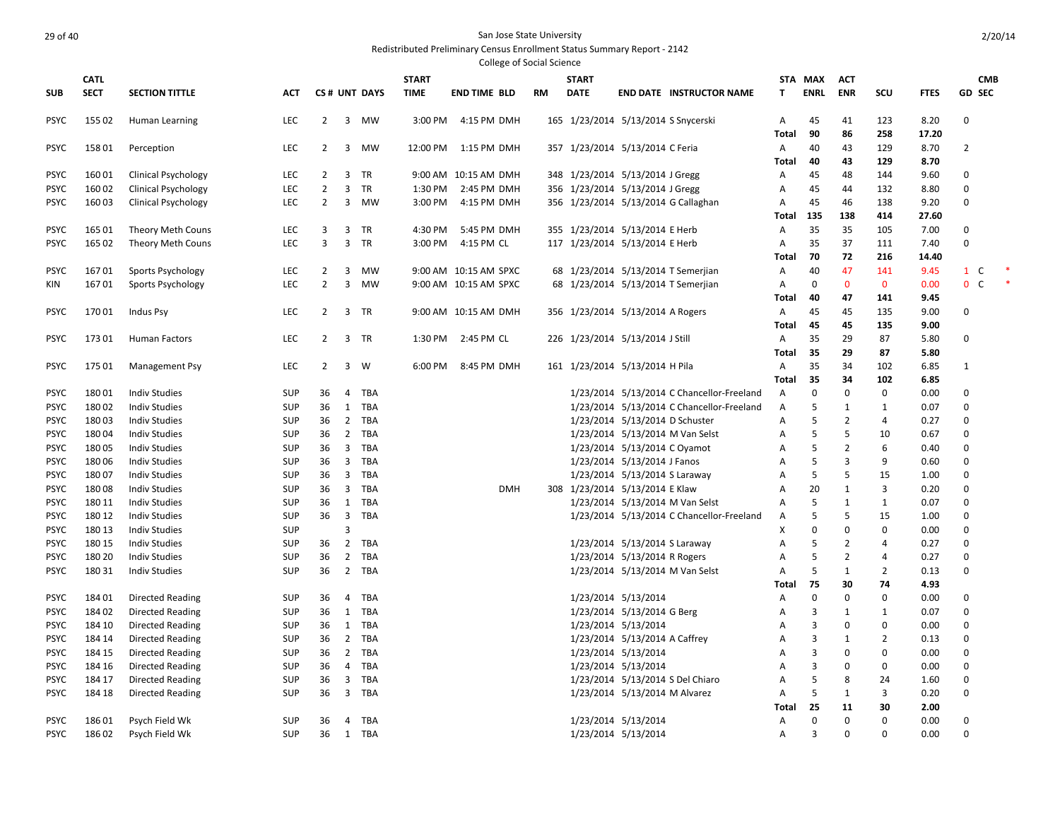San Jose State University

Redistributed Preliminary Census Enrollment Status Summary Report - 2142

College of Social Science

| SUB | CATL SECT | SECTION TITTLE | ACT | CS # | UNT | DAYS | START TIME | END TIME | BLD | RM | START DATE | END DATE | INSTRUCTOR NAME | STAT | MAX ENRL | ACT ENR | SCU | FTES | GD | CMB SEC | |
|---|---|---|---|---|---|---|---|---|---|---|---|---|---|---|---|---|---|---|---|---|---|
| PSYC | 155 02 | Human Learning | LEC | 2 | 3 | MW | 3:00 PM | 4:15 PM | DMH | 165 | 1/23/2014 | 5/13/2014 | S Snycerski | A | 45 | 41 | 123 | 8.20 | 0 | | |
| | | | | | | | | | | | | | | Total | 90 | 86 | 258 | 17.20 | | | |
| PSYC | 158 01 | Perception | LEC | 2 | 3 | MW | 12:00 PM | 1:15 PM | DMH | 357 | 1/23/2014 | 5/13/2014 | C Feria | A | 40 | 43 | 129 | 8.70 | 2 | | |
| | | | | | | | | | | | | | | Total | 40 | 43 | 129 | 8.70 | | | |
| PSYC | 160 01 | Clinical Psychology | LEC | 2 | 3 | TR | 9:00 AM | 10:15 AM | DMH | 348 | 1/23/2014 | 5/13/2014 | J Gregg | A | 45 | 48 | 144 | 9.60 | 0 | | |
| PSYC | 160 02 | Clinical Psychology | LEC | 2 | 3 | TR | 1:30 PM | 2:45 PM | DMH | 356 | 1/23/2014 | 5/13/2014 | J Gregg | A | 45 | 44 | 132 | 8.80 | 0 | | |
| PSYC | 160 03 | Clinical Psychology | LEC | 2 | 3 | MW | 3:00 PM | 4:15 PM | DMH | 356 | 1/23/2014 | 5/13/2014 | G Callaghan | A | 45 | 46 | 138 | 9.20 | 0 | | |
| | | | | | | | | | | | | | | Total | 135 | 138 | 414 | 27.60 | | | |
| PSYC | 165 01 | Theory Meth Couns | LEC | 3 | 3 | TR | 4:30 PM | 5:45 PM | DMH | 355 | 1/23/2014 | 5/13/2014 | E Herb | A | 35 | 35 | 105 | 7.00 | 0 | | |
| PSYC | 165 02 | Theory Meth Couns | LEC | 3 | 3 | TR | 3:00 PM | 4:15 PM | CL | 117 | 1/23/2014 | 5/13/2014 | E Herb | A | 35 | 37 | 111 | 7.40 | 0 | | |
| | | | | | | | | | | | | | | Total | 70 | 72 | 216 | 14.40 | | | |
| PSYC | 167 01 | Sports Psychology | LEC | 2 | 3 | MW | 9:00 AM | 10:15 AM | SPXC | 68 | 1/23/2014 | 5/13/2014 | T Semerjian | A | 40 | 47 | 141 | 9.45 | 1 | C | * |
| KIN | 167 01 | Sports Psychology | LEC | 2 | 3 | MW | 9:00 AM | 10:15 AM | SPXC | 68 | 1/23/2014 | 5/13/2014 | T Semerjian | A | 0 | 0 | 0 | 0.00 | 0 | C | * |
| | | | | | | | | | | | | | | Total | 40 | 47 | 141 | 9.45 | | | |
| PSYC | 170 01 | Indus Psy | LEC | 2 | 3 | TR | 9:00 AM | 10:15 AM | DMH | 356 | 1/23/2014 | 5/13/2014 | A Rogers | A | 45 | 45 | 135 | 9.00 | 0 | | |
| | | | | | | | | | | | | | | Total | 45 | 45 | 135 | 9.00 | | | |
| PSYC | 173 01 | Human Factors | LEC | 2 | 3 | TR | 1:30 PM | 2:45 PM | CL | 226 | 1/23/2014 | 5/13/2014 | J Still | A | 35 | 29 | 87 | 5.80 | 0 | | |
| | | | | | | | | | | | | | | Total | 35 | 29 | 87 | 5.80 | | | |
| PSYC | 175 01 | Management Psy | LEC | 2 | 3 | W | 6:00 PM | 8:45 PM | DMH | 161 | 1/23/2014 | 5/13/2014 | H Pila | A | 35 | 34 | 102 | 6.85 | 1 | | |
| | | | | | | | | | | | | | | Total | 35 | 34 | 102 | 6.85 | | | |
| PSYC | 180 01 | Indiv Studies | SUP | 36 | 4 | TBA | | | | | 1/23/2014 | 5/13/2014 | C Chancellor-Freeland | A | 0 | 0 | 0 | 0.00 | 0 | | |
| PSYC | 180 02 | Indiv Studies | SUP | 36 | 1 | TBA | | | | | 1/23/2014 | 5/13/2014 | C Chancellor-Freeland | A | 5 | 1 | 1 | 0.07 | 0 | | |
| PSYC | 180 03 | Indiv Studies | SUP | 36 | 2 | TBA | | | | | 1/23/2014 | 5/13/2014 | D Schuster | A | 5 | 2 | 4 | 0.27 | 0 | | |
| PSYC | 180 04 | Indiv Studies | SUP | 36 | 2 | TBA | | | | | 1/23/2014 | 5/13/2014 | M Van Selst | A | 5 | 5 | 10 | 0.67 | 0 | | |
| PSYC | 180 05 | Indiv Studies | SUP | 36 | 3 | TBA | | | | | 1/23/2014 | 5/13/2014 | C Oyamot | A | 5 | 2 | 6 | 0.40 | 0 | | |
| PSYC | 180 06 | Indiv Studies | SUP | 36 | 3 | TBA | | | | | 1/23/2014 | 5/13/2014 | J Fanos | A | 5 | 3 | 9 | 0.60 | 0 | | |
| PSYC | 180 07 | Indiv Studies | SUP | 36 | 3 | TBA | | | | | 1/23/2014 | 5/13/2014 | S Laraway | A | 5 | 5 | 15 | 1.00 | 0 | | |
| PSYC | 180 08 | Indiv Studies | SUP | 36 | 3 | TBA | | | DMH | 308 | 1/23/2014 | 5/13/2014 | E Klaw | A | 20 | 1 | 3 | 0.20 | 0 | | |
| PSYC | 180 11 | Indiv Studies | SUP | 36 | 1 | TBA | | | | | 1/23/2014 | 5/13/2014 | M Van Selst | A | 5 | 1 | 1 | 0.07 | 0 | | |
| PSYC | 180 12 | Indiv Studies | SUP | 36 | 3 | TBA | | | | | 1/23/2014 | 5/13/2014 | C Chancellor-Freeland | A | 5 | 5 | 15 | 1.00 | 0 | | |
| PSYC | 180 13 | Indiv Studies | SUP | | 3 | | | | | | | | | X | 0 | 0 | 0 | 0.00 | 0 | | |
| PSYC | 180 15 | Indiv Studies | SUP | 36 | 2 | TBA | | | | | 1/23/2014 | 5/13/2014 | S Laraway | A | 5 | 2 | 4 | 0.27 | 0 | | |
| PSYC | 180 20 | Indiv Studies | SUP | 36 | 2 | TBA | | | | | 1/23/2014 | 5/13/2014 | R Rogers | A | 5 | 2 | 4 | 0.27 | 0 | | |
| PSYC | 180 31 | Indiv Studies | SUP | 36 | 2 | TBA | | | | | 1/23/2014 | 5/13/2014 | M Van Selst | A | 5 | 1 | 2 | 0.13 | 0 | | |
| | | | | | | | | | | | | | | Total | 75 | 30 | 74 | 4.93 | | | |
| PSYC | 184 01 | Directed Reading | SUP | 36 | 4 | TBA | | | | | 1/23/2014 | 5/13/2014 | | A | 0 | 0 | 0 | 0.00 | 0 | | |
| PSYC | 184 02 | Directed Reading | SUP | 36 | 1 | TBA | | | | | 1/23/2014 | 5/13/2014 | G Berg | A | 3 | 1 | 1 | 0.07 | 0 | | |
| PSYC | 184 10 | Directed Reading | SUP | 36 | 1 | TBA | | | | | 1/23/2014 | 5/13/2014 | | A | 3 | 0 | 0 | 0.00 | 0 | | |
| PSYC | 184 14 | Directed Reading | SUP | 36 | 2 | TBA | | | | | 1/23/2014 | 5/13/2014 | A Caffrey | A | 3 | 1 | 2 | 0.13 | 0 | | |
| PSYC | 184 15 | Directed Reading | SUP | 36 | 2 | TBA | | | | | 1/23/2014 | 5/13/2014 | | A | 3 | 0 | 0 | 0.00 | 0 | | |
| PSYC | 184 16 | Directed Reading | SUP | 36 | 4 | TBA | | | | | 1/23/2014 | 5/13/2014 | | A | 3 | 0 | 0 | 0.00 | 0 | | |
| PSYC | 184 17 | Directed Reading | SUP | 36 | 3 | TBA | | | | | 1/23/2014 | 5/13/2014 | S Del Chiaro | A | 5 | 8 | 24 | 1.60 | 0 | | |
| PSYC | 184 18 | Directed Reading | SUP | 36 | 3 | TBA | | | | | 1/23/2014 | 5/13/2014 | M Alvarez | A | 5 | 1 | 3 | 0.20 | 0 | | |
| | | | | | | | | | | | | | | Total | 25 | 11 | 30 | 2.00 | | | |
| PSYC | 186 01 | Psych Field Wk | SUP | 36 | 4 | TBA | | | | | 1/23/2014 | 5/13/2014 | | A | 0 | 0 | 0 | 0.00 | 0 | | |
| PSYC | 186 02 | Psych Field Wk | SUP | 36 | 1 | TBA | | | | | 1/23/2014 | 5/13/2014 | | A | 3 | 0 | 0 | 0.00 | 0 | | |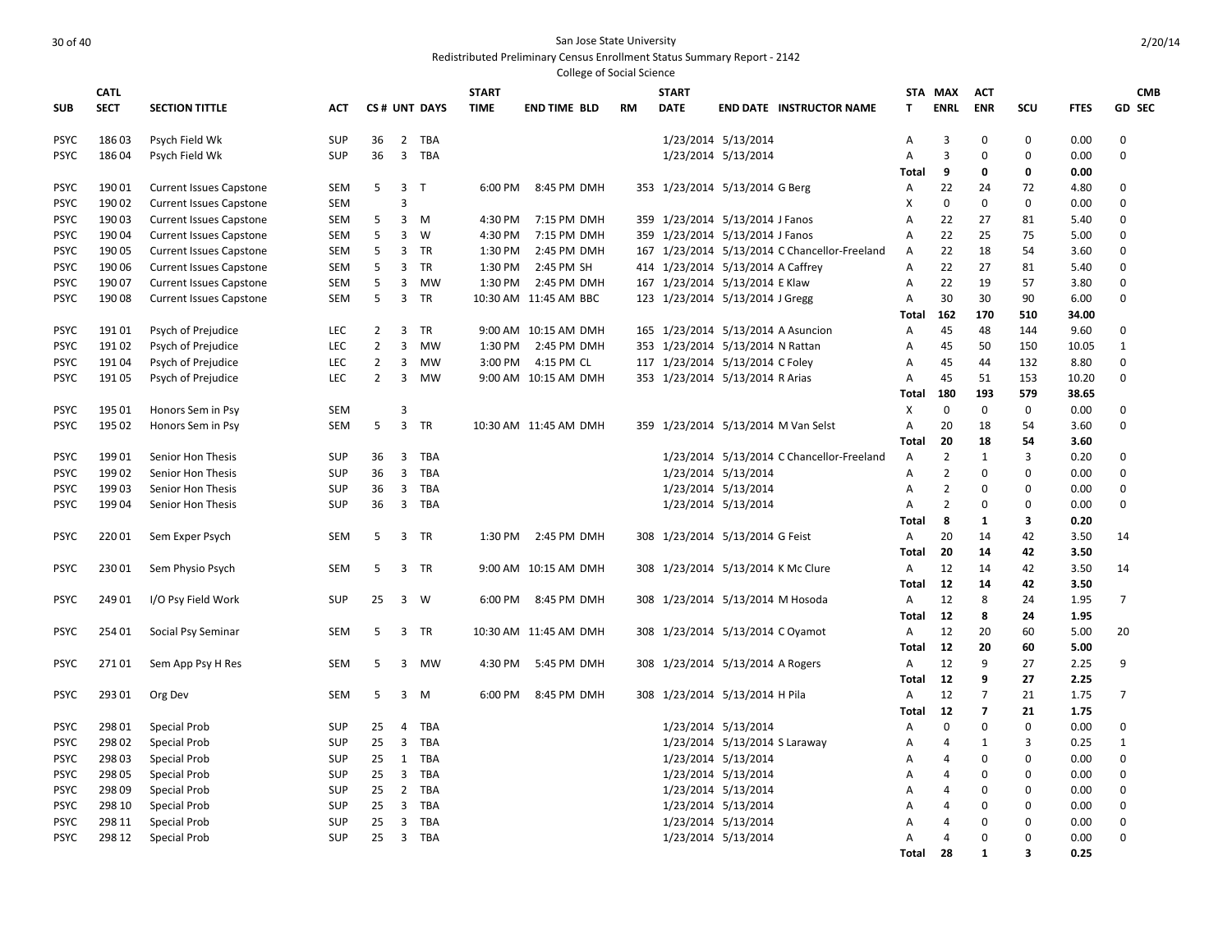San Jose State University

Redistributed Preliminary Census Enrollment Status Summary Report - 2142

College of Social Science

| SUB | CATL SECT | SECTION TITTLE | ACT | CS # | UNT | DAYS | START TIME | END TIME | BLD | RM | START DATE | END DATE | INSTRUCTOR NAME | STA T | MAX ENRL | ACT ENR | SCU | FTES | GD | CMB SEC |
|---|---|---|---|---|---|---|---|---|---|---|---|---|---|---|---|---|---|---|---|---|
| PSYC | 186 03 | Psych Field Wk | SUP | 36 | 2 | TBA | | | | | 1/23/2014 | 5/13/2014 | | A | 3 | 0 | 0 | 0.00 | 0 | |
| PSYC | 186 04 | Psych Field Wk | SUP | 36 | 3 | TBA | | | | | 1/23/2014 | 5/13/2014 | | A | 3 | 0 | 0 | 0.00 | 0 | |
| | | | | | | | | | | | | | | **Total** | **9** | **0** | **0** | **0.00** | | |
| PSYC | 190 01 | Current Issues Capstone | SEM | 5 | 3 | T | 6:00 PM | 8:45 PM | DMH | 353 | 1/23/2014 | 5/13/2014 | G Berg | A | 22 | 24 | 72 | 4.80 | 0 | |
| PSYC | 190 02 | Current Issues Capstone | SEM | | 3 | | | | | | | | | X | 0 | 0 | 0 | 0.00 | 0 | |
| PSYC | 190 03 | Current Issues Capstone | SEM | 5 | 3 | M | 4:30 PM | 7:15 PM | DMH | 359 | 1/23/2014 | 5/13/2014 | J Fanos | A | 22 | 27 | 81 | 5.40 | 0 | |
| PSYC | 190 04 | Current Issues Capstone | SEM | 5 | 3 | W | 4:30 PM | 7:15 PM | DMH | 359 | 1/23/2014 | 5/13/2014 | J Fanos | A | 22 | 25 | 75 | 5.00 | 0 | |
| PSYC | 190 05 | Current Issues Capstone | SEM | 5 | 3 | TR | 1:30 PM | 2:45 PM | DMH | 167 | 1/23/2014 | 5/13/2014 | C Chancellor-Freeland | A | 22 | 18 | 54 | 3.60 | 0 | |
| PSYC | 190 06 | Current Issues Capstone | SEM | 5 | 3 | TR | 1:30 PM | 2:45 PM | SH | 414 | 1/23/2014 | 5/13/2014 | A Caffrey | A | 22 | 27 | 81 | 5.40 | 0 | |
| PSYC | 190 07 | Current Issues Capstone | SEM | 5 | 3 | MW | 1:30 PM | 2:45 PM | DMH | 167 | 1/23/2014 | 5/13/2014 | E Klaw | A | 22 | 19 | 57 | 3.80 | 0 | |
| PSYC | 190 08 | Current Issues Capstone | SEM | 5 | 3 | TR | 10:30 AM | 11:45 AM | BBC | 123 | 1/23/2014 | 5/13/2014 | J Gregg | A | 30 | 30 | 90 | 6.00 | 0 | |
| | | | | | | | | | | | | | | **Total** | **162** | **170** | **510** | **34.00** | | |
| PSYC | 191 01 | Psych of Prejudice | LEC | 2 | 3 | TR | 9:00 AM | 10:15 AM | DMH | 165 | 1/23/2014 | 5/13/2014 | A Asuncion | A | 45 | 48 | 144 | 9.60 | 0 | |
| PSYC | 191 02 | Psych of Prejudice | LEC | 2 | 3 | MW | 1:30 PM | 2:45 PM | DMH | 353 | 1/23/2014 | 5/13/2014 | N Rattan | A | 45 | 50 | 150 | 10.05 | 1 | |
| PSYC | 191 04 | Psych of Prejudice | LEC | 2 | 3 | MW | 3:00 PM | 4:15 PM | CL | 117 | 1/23/2014 | 5/13/2014 | C Foley | A | 45 | 44 | 132 | 8.80 | 0 | |
| PSYC | 191 05 | Psych of Prejudice | LEC | 2 | 3 | MW | 9:00 AM | 10:15 AM | DMH | 353 | 1/23/2014 | 5/13/2014 | R Arias | A | 45 | 51 | 153 | 10.20 | 0 | |
| | | | | | | | | | | | | | | **Total** | **180** | **193** | **579** | **38.65** | | |
| PSYC | 195 01 | Honors Sem in Psy | SEM | | 3 | | | | | | | | | X | 0 | 0 | 0 | 0.00 | 0 | |
| PSYC | 195 02 | Honors Sem in Psy | SEM | 5 | 3 | TR | 10:30 AM | 11:45 AM | DMH | 359 | 1/23/2014 | 5/13/2014 | M Van Selst | A | 20 | 18 | 54 | 3.60 | 0 | |
| | | | | | | | | | | | | | | **Total** | **20** | **18** | **54** | **3.60** | | |
| PSYC | 199 01 | Senior Hon Thesis | SUP | 36 | 3 | TBA | | | | | 1/23/2014 | 5/13/2014 | C Chancellor-Freeland | A | 2 | 1 | 3 | 0.20 | 0 | |
| PSYC | 199 02 | Senior Hon Thesis | SUP | 36 | 3 | TBA | | | | | 1/23/2014 | 5/13/2014 | | A | 2 | 0 | 0 | 0.00 | 0 | |
| PSYC | 199 03 | Senior Hon Thesis | SUP | 36 | 3 | TBA | | | | | 1/23/2014 | 5/13/2014 | | A | 2 | 0 | 0 | 0.00 | 0 | |
| PSYC | 199 04 | Senior Hon Thesis | SUP | 36 | 3 | TBA | | | | | 1/23/2014 | 5/13/2014 | | A | 2 | 0 | 0 | 0.00 | 0 | |
| | | | | | | | | | | | | | | **Total** | **8** | **1** | **3** | **0.20** | | |
| PSYC | 220 01 | Sem Exper Psych | SEM | 5 | 3 | TR | 1:30 PM | 2:45 PM | DMH | 308 | 1/23/2014 | 5/13/2014 | G Feist | A | 20 | 14 | 42 | 3.50 | 14 | |
| | | | | | | | | | | | | | | **Total** | **20** | **14** | **42** | **3.50** | | |
| PSYC | 230 01 | Sem Physio Psych | SEM | 5 | 3 | TR | 9:00 AM | 10:15 AM | DMH | 308 | 1/23/2014 | 5/13/2014 | K Mc Clure | A | 12 | 14 | 42 | 3.50 | 14 | |
| | | | | | | | | | | | | | | **Total** | **12** | **14** | **42** | **3.50** | | |
| PSYC | 249 01 | I/O Psy Field Work | SUP | 25 | 3 | W | 6:00 PM | 8:45 PM | DMH | 308 | 1/23/2014 | 5/13/2014 | M Hosoda | A | 12 | 8 | 24 | 1.95 | 7 | |
| | | | | | | | | | | | | | | **Total** | **12** | **8** | **24** | **1.95** | | |
| PSYC | 254 01 | Social Psy Seminar | SEM | 5 | 3 | TR | 10:30 AM | 11:45 AM | DMH | 308 | 1/23/2014 | 5/13/2014 | C Oyamot | A | 12 | 20 | 60 | 5.00 | 20 | |
| | | | | | | | | | | | | | | **Total** | **12** | **20** | **60** | **5.00** | | |
| PSYC | 271 01 | Sem App Psy H Res | SEM | 5 | 3 | MW | 4:30 PM | 5:45 PM | DMH | 308 | 1/23/2014 | 5/13/2014 | A Rogers | A | 12 | 9 | 27 | 2.25 | 9 | |
| | | | | | | | | | | | | | | **Total** | **12** | **9** | **27** | **2.25** | | |
| PSYC | 293 01 | Org Dev | SEM | 5 | 3 | M | 6:00 PM | 8:45 PM | DMH | 308 | 1/23/2014 | 5/13/2014 | H Pila | A | 12 | 7 | 21 | 1.75 | 7 | |
| | | | | | | | | | | | | | | **Total** | **12** | **7** | **21** | **1.75** | | |
| PSYC | 298 01 | Special Prob | SUP | 25 | 4 | TBA | | | | | 1/23/2014 | 5/13/2014 | | A | 0 | 0 | 0 | 0.00 | 0 | |
| PSYC | 298 02 | Special Prob | SUP | 25 | 3 | TBA | | | | | 1/23/2014 | 5/13/2014 | S Laraway | A | 4 | 1 | 3 | 0.25 | 1 | |
| PSYC | 298 03 | Special Prob | SUP | 25 | 1 | TBA | | | | | 1/23/2014 | 5/13/2014 | | A | 4 | 0 | 0 | 0.00 | 0 | |
| PSYC | 298 05 | Special Prob | SUP | 25 | 3 | TBA | | | | | 1/23/2014 | 5/13/2014 | | A | 4 | 0 | 0 | 0.00 | 0 | |
| PSYC | 298 09 | Special Prob | SUP | 25 | 2 | TBA | | | | | 1/23/2014 | 5/13/2014 | | A | 4 | 0 | 0 | 0.00 | 0 | |
| PSYC | 298 10 | Special Prob | SUP | 25 | 3 | TBA | | | | | 1/23/2014 | 5/13/2014 | | A | 4 | 0 | 0 | 0.00 | 0 | |
| PSYC | 298 11 | Special Prob | SUP | 25 | 3 | TBA | | | | | 1/23/2014 | 5/13/2014 | | A | 4 | 0 | 0 | 0.00 | 0 | |
| PSYC | 298 12 | Special Prob | SUP | 25 | 3 | TBA | | | | | 1/23/2014 | 5/13/2014 | | A | 4 | 0 | 0 | 0.00 | 0 | |
| | | | | | | | | | | | | | | **Total** | **28** | **1** | **3** | **0.25** | | |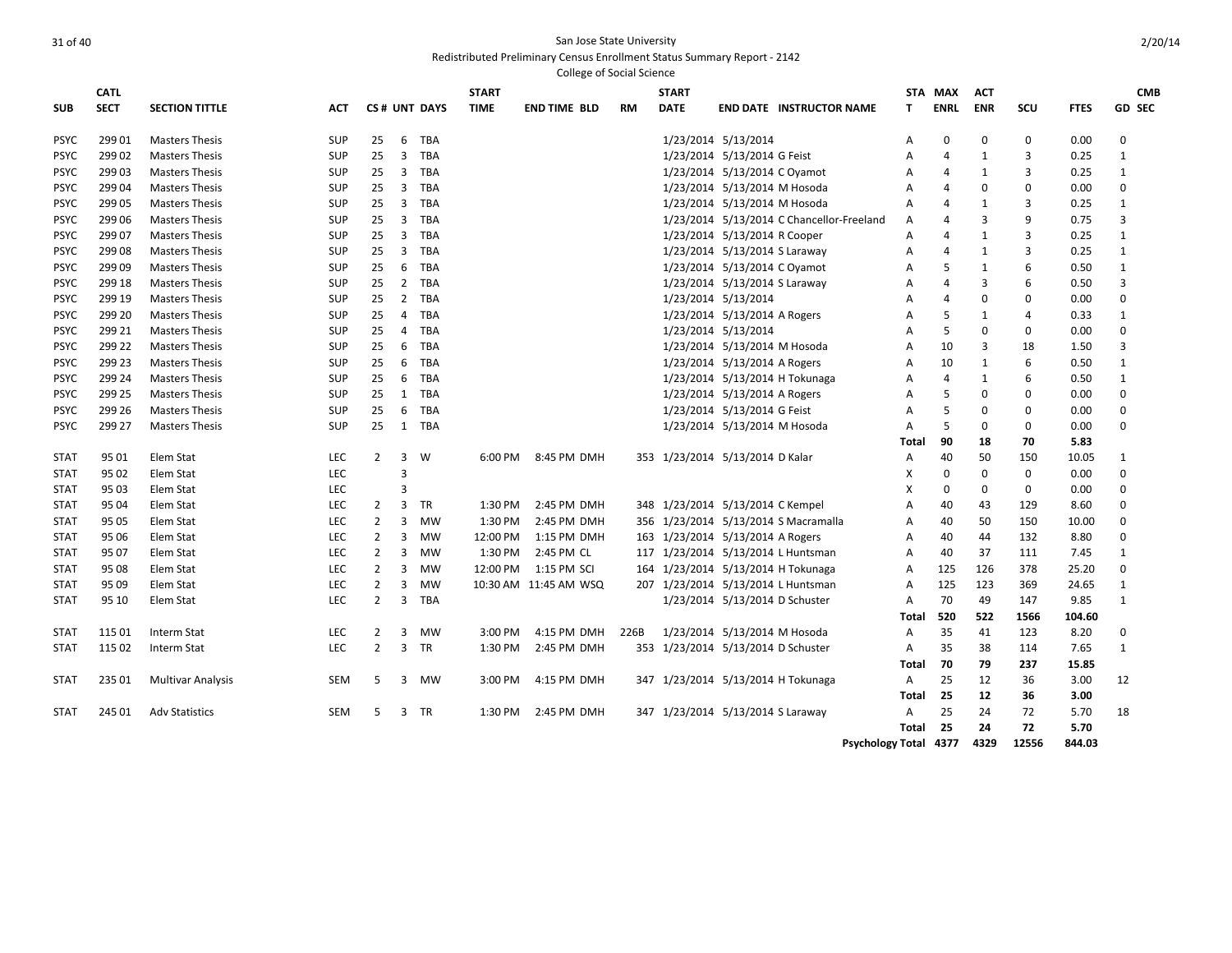San Jose State University

Redistributed Preliminary Census Enrollment Status Summary Report - 2142

College of Social Science

| SUB | CATL SECT | SECTION TITTLE | ACT | CS # | UNT | DAYS | START TIME | END TIME | BLD | RM | START DATE | END DATE | INSTRUCTOR NAME | STAT | MAX ENRL | ACT ENR | SCU | FTES | GD | CMB SEC |
|---|---|---|---|---|---|---|---|---|---|---|---|---|---|---|---|---|---|---|---|---|
| PSYC | 299 01 | Masters Thesis | SUP | 25 | 6 | TBA | | | | | 1/23/2014 | 5/13/2014 | | A | 0 | 0 | 0 | 0.00 | 0 | |
| PSYC | 299 02 | Masters Thesis | SUP | 25 | 3 | TBA | | | | | 1/23/2014 | 5/13/2014 | G Feist | A | 4 | 1 | 3 | 0.25 | 1 | |
| PSYC | 299 03 | Masters Thesis | SUP | 25 | 3 | TBA | | | | | 1/23/2014 | 5/13/2014 | C Oyamot | A | 4 | 1 | 3 | 0.25 | 1 | |
| PSYC | 299 04 | Masters Thesis | SUP | 25 | 3 | TBA | | | | | 1/23/2014 | 5/13/2014 | M Hosoda | A | 4 | 0 | 0 | 0.00 | 0 | |
| PSYC | 299 05 | Masters Thesis | SUP | 25 | 3 | TBA | | | | | 1/23/2014 | 5/13/2014 | M Hosoda | A | 4 | 1 | 3 | 0.25 | 1 | |
| PSYC | 299 06 | Masters Thesis | SUP | 25 | 3 | TBA | | | | | 1/23/2014 | 5/13/2014 | C Chancellor-Freeland | A | 4 | 3 | 9 | 0.75 | 3 | |
| PSYC | 299 07 | Masters Thesis | SUP | 25 | 3 | TBA | | | | | 1/23/2014 | 5/13/2014 | R Cooper | A | 4 | 1 | 3 | 0.25 | 1 | |
| PSYC | 299 08 | Masters Thesis | SUP | 25 | 3 | TBA | | | | | 1/23/2014 | 5/13/2014 | S Laraway | A | 4 | 1 | 3 | 0.25 | 1 | |
| PSYC | 299 09 | Masters Thesis | SUP | 25 | 6 | TBA | | | | | 1/23/2014 | 5/13/2014 | C Oyamot | A | 5 | 1 | 6 | 0.50 | 1 | |
| PSYC | 299 18 | Masters Thesis | SUP | 25 | 2 | TBA | | | | | 1/23/2014 | 5/13/2014 | S Laraway | A | 4 | 3 | 6 | 0.50 | 3 | |
| PSYC | 299 19 | Masters Thesis | SUP | 25 | 2 | TBA | | | | | 1/23/2014 | 5/13/2014 | | A | 4 | 0 | 0 | 0.00 | 0 | |
| PSYC | 299 20 | Masters Thesis | SUP | 25 | 4 | TBA | | | | | 1/23/2014 | 5/13/2014 | A Rogers | A | 5 | 1 | 4 | 0.33 | 1 | |
| PSYC | 299 21 | Masters Thesis | SUP | 25 | 4 | TBA | | | | | 1/23/2014 | 5/13/2014 | | A | 5 | 0 | 0 | 0.00 | 0 | |
| PSYC | 299 22 | Masters Thesis | SUP | 25 | 6 | TBA | | | | | 1/23/2014 | 5/13/2014 | M Hosoda | A | 10 | 3 | 18 | 1.50 | 3 | |
| PSYC | 299 23 | Masters Thesis | SUP | 25 | 6 | TBA | | | | | 1/23/2014 | 5/13/2014 | A Rogers | A | 10 | 1 | 6 | 0.50 | 1 | |
| PSYC | 299 24 | Masters Thesis | SUP | 25 | 6 | TBA | | | | | 1/23/2014 | 5/13/2014 | H Tokunaga | A | 4 | 1 | 6 | 0.50 | 1 | |
| PSYC | 299 25 | Masters Thesis | SUP | 25 | 1 | TBA | | | | | 1/23/2014 | 5/13/2014 | A Rogers | A | 5 | 0 | 0 | 0.00 | 0 | |
| PSYC | 299 26 | Masters Thesis | SUP | 25 | 6 | TBA | | | | | 1/23/2014 | 5/13/2014 | G Feist | A | 5 | 0 | 0 | 0.00 | 0 | |
| PSYC | 299 27 | Masters Thesis | SUP | 25 | 1 | TBA | | | | | 1/23/2014 | 5/13/2014 | M Hosoda | A | 5 | 0 | 0 | 0.00 | 0 | |
| | | | | | | | | | | | | | | **Total** | **90** | **18** | **70** | **5.83** | | |
| STAT | 95 01 | Elem Stat | LEC | 2 | 3 | W | 6:00 PM | 8:45 PM | DMH | 353 | 1/23/2014 | 5/13/2014 | D Kalar | A | 40 | 50 | 150 | 10.05 | 1 | |
| STAT | 95 02 | Elem Stat | LEC | | 3 | | | | | | | | | X | 0 | 0 | 0 | 0.00 | 0 | |
| STAT | 95 03 | Elem Stat | LEC | | 3 | | | | | | | | | X | 0 | 0 | 0 | 0.00 | 0 | |
| STAT | 95 04 | Elem Stat | LEC | 2 | 3 | TR | 1:30 PM | 2:45 PM | DMH | 348 | 1/23/2014 | 5/13/2014 | C Kempel | A | 40 | 43 | 129 | 8.60 | 0 | |
| STAT | 95 05 | Elem Stat | LEC | 2 | 3 | MW | 1:30 PM | 2:45 PM | DMH | 356 | 1/23/2014 | 5/13/2014 | S Macramalla | A | 40 | 50 | 150 | 10.00 | 0 | |
| STAT | 95 06 | Elem Stat | LEC | 2 | 3 | MW | 12:00 PM | 1:15 PM | DMH | 163 | 1/23/2014 | 5/13/2014 | A Rogers | A | 40 | 44 | 132 | 8.80 | 0 | |
| STAT | 95 07 | Elem Stat | LEC | 2 | 3 | MW | 1:30 PM | 2:45 PM | CL | 117 | 1/23/2014 | 5/13/2014 | L Huntsman | A | 40 | 37 | 111 | 7.45 | 1 | |
| STAT | 95 08 | Elem Stat | LEC | 2 | 3 | MW | 12:00 PM | 1:15 PM | SCI | 164 | 1/23/2014 | 5/13/2014 | H Tokunaga | A | 125 | 126 | 378 | 25.20 | 0 | |
| STAT | 95 09 | Elem Stat | LEC | 2 | 3 | MW | 10:30 AM | 11:45 AM | WSQ | 207 | 1/23/2014 | 5/13/2014 | L Huntsman | A | 125 | 123 | 369 | 24.65 | 1 | |
| STAT | 95 10 | Elem Stat | LEC | 2 | 3 | TBA | | | | | 1/23/2014 | 5/13/2014 | D Schuster | A | 70 | 49 | 147 | 9.85 | 1 | |
| | | | | | | | | | | | | | | **Total** | **520** | **522** | **1566** | **104.60** | | |
| STAT | 115 01 | Interm Stat | LEC | 2 | 3 | MW | 3:00 PM | 4:15 PM | DMH | 226B | 1/23/2014 | 5/13/2014 | M Hosoda | A | 35 | 41 | 123 | 8.20 | 0 | |
| STAT | 115 02 | Interm Stat | LEC | 2 | 3 | TR | 1:30 PM | 2:45 PM | DMH | 353 | 1/23/2014 | 5/13/2014 | D Schuster | A | 35 | 38 | 114 | 7.65 | 1 | |
| | | | | | | | | | | | | | | **Total** | **70** | **79** | **237** | **15.85** | | |
| STAT | 235 01 | Multivar Analysis | SEM | 5 | 3 | MW | 3:00 PM | 4:15 PM | DMH | 347 | 1/23/2014 | 5/13/2014 | H Tokunaga | A | 25 | 12 | 36 | 3.00 | 12 | |
| | | | | | | | | | | | | | | **Total** | **25** | **12** | **36** | **3.00** | | |
| STAT | 245 01 | Adv Statistics | SEM | 5 | 3 | TR | 1:30 PM | 2:45 PM | DMH | 347 | 1/23/2014 | 5/13/2014 | S Laraway | A | 25 | 24 | 72 | 5.70 | 18 | |
| | | | | | | | | | | | | | | **Total** | **25** | **24** | **72** | **5.70** | | |
| | | | | | | | | | | | | | **Psychology Total** | | **4377** | **4329** | **12556** | **844.03** | | |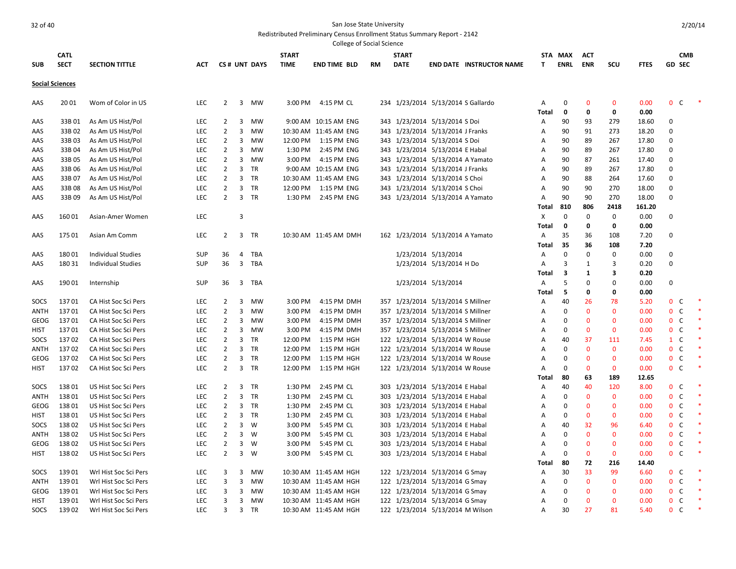San Jose State University

Redistributed Preliminary Census Enrollment Status Summary Report - 2142

College of Social Science

| SUB | CATL SECT | SECTION TITTLE | ACT | CS # | UNT | DAYS | START TIME | END TIME | BLD | RM | START DATE | END DATE | INSTRUCTOR NAME | STAT | MAX ENRL | ACT ENR | SCU | FTES | GD | CMB SEC | |
|---|---|---|---|---|---|---|---|---|---|---|---|---|---|---|---|---|---|---|---|---|---|
| **Social Sciences** | | | | | | | | | | | | | | | | | | | | | |
| AAS | 20 01 | Wom of Color in US | LEC | 2 | 3 | MW | 3:00 PM | 4:15 PM | CL | 234 | 1/23/2014 | 5/13/2014 | S Gallardo | A | 0 | 0 | 0 | 0.00 | 0 | C | * |
| | | | | | | | | | | | | | | **Total** | **0** | **0** | **0** | **0.00** | | | |
| AAS | 33B 01 | As Am US Hist/Pol | LEC | 2 | 3 | MW | 9:00 AM | 10:15 AM | ENG | 343 | 1/23/2014 | 5/13/2014 | S Doi | A | 90 | 93 | 279 | 18.60 | 0 | | |
| AAS | 33B 02 | As Am US Hist/Pol | LEC | 2 | 3 | MW | 10:30 AM | 11:45 AM | ENG | 343 | 1/23/2014 | 5/13/2014 | J Franks | A | 90 | 91 | 273 | 18.20 | 0 | | |
| AAS | 33B 03 | As Am US Hist/Pol | LEC | 2 | 3 | MW | 12:00 PM | 1:15 PM | ENG | 343 | 1/23/2014 | 5/13/2014 | S Doi | A | 90 | 89 | 267 | 17.80 | 0 | | |
| AAS | 33B 04 | As Am US Hist/Pol | LEC | 2 | 3 | MW | 1:30 PM | 2:45 PM | ENG | 343 | 1/23/2014 | 5/13/2014 | E Habal | A | 90 | 89 | 267 | 17.80 | 0 | | |
| AAS | 33B 05 | As Am US Hist/Pol | LEC | 2 | 3 | MW | 3:00 PM | 4:15 PM | ENG | 343 | 1/23/2014 | 5/13/2014 | A Yamato | A | 90 | 87 | 261 | 17.40 | 0 | | |
| AAS | 33B 06 | As Am US Hist/Pol | LEC | 2 | 3 | TR | 9:00 AM | 10:15 AM | ENG | 343 | 1/23/2014 | 5/13/2014 | J Franks | A | 90 | 89 | 267 | 17.80 | 0 | | |
| AAS | 33B 07 | As Am US Hist/Pol | LEC | 2 | 3 | TR | 10:30 AM | 11:45 AM | ENG | 343 | 1/23/2014 | 5/13/2014 | S Choi | A | 90 | 88 | 264 | 17.60 | 0 | | |
| AAS | 33B 08 | As Am US Hist/Pol | LEC | 2 | 3 | TR | 12:00 PM | 1:15 PM | ENG | 343 | 1/23/2014 | 5/13/2014 | S Choi | A | 90 | 90 | 270 | 18.00 | 0 | | |
| AAS | 33B 09 | As Am US Hist/Pol | LEC | 2 | 3 | TR | 1:30 PM | 2:45 PM | ENG | 343 | 1/23/2014 | 5/13/2014 | A Yamato | A | 90 | 90 | 270 | 18.00 | 0 | | |
| | | | | | | | | | | | | | | **Total** | **810** | **806** | **2418** | **161.20** | | | |
| AAS | 160 01 | Asian-Amer Women | LEC | | 3 | | | | | | | | | X | 0 | 0 | 0 | 0.00 | 0 | | |
| | | | | | | | | | | | | | | **Total** | **0** | **0** | **0** | **0.00** | | | |
| AAS | 175 01 | Asian Am Comm | LEC | 2 | 3 | TR | 10:30 AM | 11:45 AM | DMH | 162 | 1/23/2014 | 5/13/2014 | A Yamato | A | 35 | 36 | 108 | 7.20 | 0 | | |
| | | | | | | | | | | | | | | **Total** | **35** | **36** | **108** | **7.20** | | | |
| AAS | 180 01 | Individual Studies | SUP | 36 | 4 | TBA | | | | | 1/23/2014 | 5/13/2014 | | A | 0 | 0 | 0 | 0.00 | 0 | | |
| AAS | 180 31 | Individual Studies | SUP | 36 | 3 | TBA | | | | | 1/23/2014 | 5/13/2014 | H Do | A | 3 | 1 | 3 | 0.20 | 0 | | |
| | | | | | | | | | | | | | | **Total** | **3** | **1** | **3** | **0.20** | | | |
| AAS | 190 01 | Internship | SUP | 36 | 3 | TBA | | | | | 1/23/2014 | 5/13/2014 | | A | 5 | 0 | 0 | 0.00 | 0 | | |
| | | | | | | | | | | | | | | **Total** | **5** | **0** | **0** | **0.00** | | | |
| SOCS | 137 01 | CA Hist Soc Sci Pers | LEC | 2 | 3 | MW | 3:00 PM | 4:15 PM | DMH | 357 | 1/23/2014 | 5/13/2014 | S Millner | A | 40 | 26 | 78 | 5.20 | 0 | C | * |
| ANTH | 137 01 | CA Hist Soc Sci Pers | LEC | 2 | 3 | MW | 3:00 PM | 4:15 PM | DMH | 357 | 1/23/2014 | 5/13/2014 | S Millner | A | 0 | 0 | 0 | 0.00 | 0 | C | * |
| GEOG | 137 01 | CA Hist Soc Sci Pers | LEC | 2 | 3 | MW | 3:00 PM | 4:15 PM | DMH | 357 | 1/23/2014 | 5/13/2014 | S Millner | A | 0 | 0 | 0 | 0.00 | 0 | C | * |
| HIST | 137 01 | CA Hist Soc Sci Pers | LEC | 2 | 3 | MW | 3:00 PM | 4:15 PM | DMH | 357 | 1/23/2014 | 5/13/2014 | S Millner | A | 0 | 0 | 0 | 0.00 | 0 | C | * |
| SOCS | 137 02 | CA Hist Soc Sci Pers | LEC | 2 | 3 | TR | 12:00 PM | 1:15 PM | HGH | 122 | 1/23/2014 | 5/13/2014 | W Rouse | A | 40 | 37 | 111 | 7.45 | 1 | C | * |
| ANTH | 137 02 | CA Hist Soc Sci Pers | LEC | 2 | 3 | TR | 12:00 PM | 1:15 PM | HGH | 122 | 1/23/2014 | 5/13/2014 | W Rouse | A | 0 | 0 | 0 | 0.00 | 0 | C | * |
| GEOG | 137 02 | CA Hist Soc Sci Pers | LEC | 2 | 3 | TR | 12:00 PM | 1:15 PM | HGH | 122 | 1/23/2014 | 5/13/2014 | W Rouse | A | 0 | 0 | 0 | 0.00 | 0 | C | * |
| HIST | 137 02 | CA Hist Soc Sci Pers | LEC | 2 | 3 | TR | 12:00 PM | 1:15 PM | HGH | 122 | 1/23/2014 | 5/13/2014 | W Rouse | A | 0 | 0 | 0 | 0.00 | 0 | C | * |
| | | | | | | | | | | | | | | **Total** | **80** | **63** | **189** | **12.65** | | | |
| SOCS | 138 01 | US Hist Soc Sci Pers | LEC | 2 | 3 | TR | 1:30 PM | 2:45 PM | CL | 303 | 1/23/2014 | 5/13/2014 | E Habal | A | 40 | 40 | 120 | 8.00 | 0 | C | * |
| ANTH | 138 01 | US Hist Soc Sci Pers | LEC | 2 | 3 | TR | 1:30 PM | 2:45 PM | CL | 303 | 1/23/2014 | 5/13/2014 | E Habal | A | 0 | 0 | 0 | 0.00 | 0 | C | * |
| GEOG | 138 01 | US Hist Soc Sci Pers | LEC | 2 | 3 | TR | 1:30 PM | 2:45 PM | CL | 303 | 1/23/2014 | 5/13/2014 | E Habal | A | 0 | 0 | 0 | 0.00 | 0 | C | * |
| HIST | 138 01 | US Hist Soc Sci Pers | LEC | 2 | 3 | TR | 1:30 PM | 2:45 PM | CL | 303 | 1/23/2014 | 5/13/2014 | E Habal | A | 0 | 0 | 0 | 0.00 | 0 | C | * |
| SOCS | 138 02 | US Hist Soc Sci Pers | LEC | 2 | 3 | W | 3:00 PM | 5:45 PM | CL | 303 | 1/23/2014 | 5/13/2014 | E Habal | A | 40 | 32 | 96 | 6.40 | 0 | C | * |
| ANTH | 138 02 | US Hist Soc Sci Pers | LEC | 2 | 3 | W | 3:00 PM | 5:45 PM | CL | 303 | 1/23/2014 | 5/13/2014 | E Habal | A | 0 | 0 | 0 | 0.00 | 0 | C | * |
| GEOG | 138 02 | US Hist Soc Sci Pers | LEC | 2 | 3 | W | 3:00 PM | 5:45 PM | CL | 303 | 1/23/2014 | 5/13/2014 | E Habal | A | 0 | 0 | 0 | 0.00 | 0 | C | * |
| HIST | 138 02 | US Hist Soc Sci Pers | LEC | 2 | 3 | W | 3:00 PM | 5:45 PM | CL | 303 | 1/23/2014 | 5/13/2014 | E Habal | A | 0 | 0 | 0 | 0.00 | 0 | C | * |
| | | | | | | | | | | | | | | **Total** | **80** | **72** | **216** | **14.40** | | | |
| SOCS | 139 01 | Wrl Hist Soc Sci Pers | LEC | 3 | 3 | MW | 10:30 AM | 11:45 AM | HGH | 122 | 1/23/2014 | 5/13/2014 | G Smay | A | 30 | 33 | 99 | 6.60 | 0 | C | * |
| ANTH | 139 01 | Wrl Hist Soc Sci Pers | LEC | 3 | 3 | MW | 10:30 AM | 11:45 AM | HGH | 122 | 1/23/2014 | 5/13/2014 | G Smay | A | 0 | 0 | 0 | 0.00 | 0 | C | * |
| GEOG | 139 01 | Wrl Hist Soc Sci Pers | LEC | 3 | 3 | MW | 10:30 AM | 11:45 AM | HGH | 122 | 1/23/2014 | 5/13/2014 | G Smay | A | 0 | 0 | 0 | 0.00 | 0 | C | * |
| HIST | 139 01 | Wrl Hist Soc Sci Pers | LEC | 3 | 3 | MW | 10:30 AM | 11:45 AM | HGH | 122 | 1/23/2014 | 5/13/2014 | G Smay | A | 0 | 0 | 0 | 0.00 | 0 | C | * |
| SOCS | 139 02 | Wrl Hist Soc Sci Pers | LEC | 3 | 3 | TR | 10:30 AM | 11:45 AM | HGH | 122 | 1/23/2014 | 5/13/2014 | M Wilson | A | 30 | 27 | 81 | 5.40 | 0 | C | * |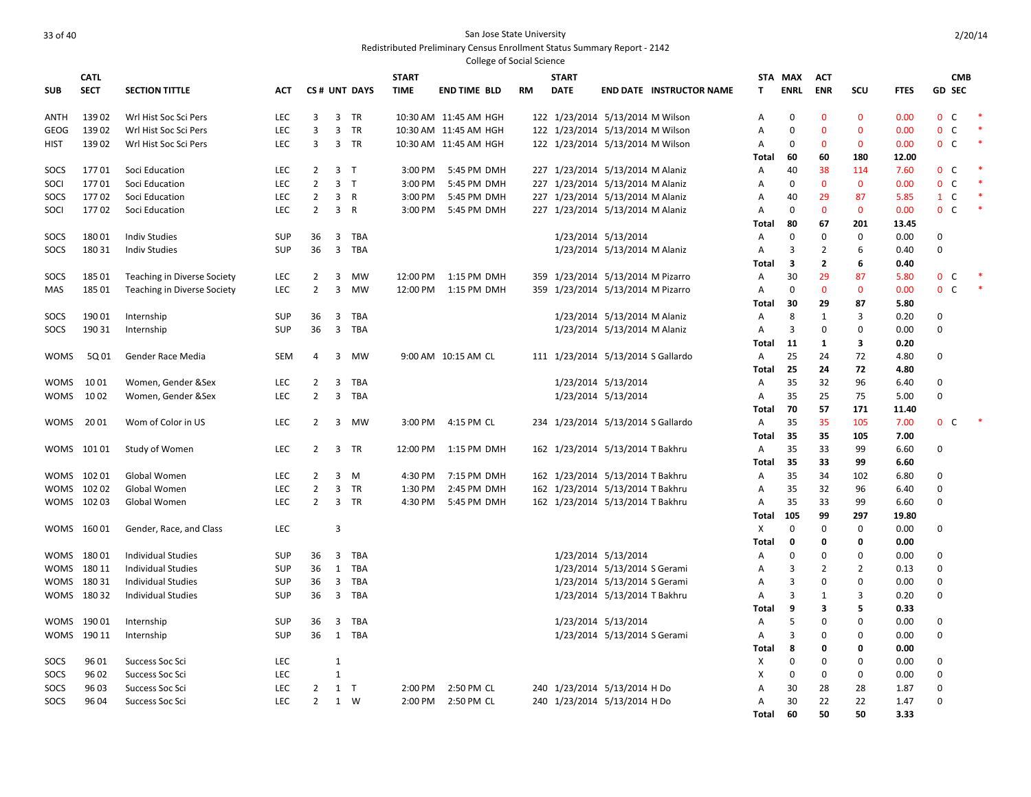San Jose State University

Redistributed Preliminary Census Enrollment Status Summary Report - 2142

College of Social Science

2/20/14

| SUB | CATL SECT | SECTION TITTLE | ACT | CS # | UNT | DAYS | START TIME | END TIME | BLD | RM | START DATE | END DATE | INSTRUCTOR NAME | STAT | MAX ENRL | ACT ENR | SCU | FTES | GD | CMB SEC | |
|---|---|---|---|---|---|---|---|---|---|---|---|---|---|---|---|---|---|---|---|---|---|
| ANTH | 139 02 | Wrl Hist Soc Sci Pers | LEC | 3 | 3 | TR | 10:30 AM | 11:45 AM | HGH | 122 | 1/23/2014 | 5/13/2014 | M Wilson | A | 0 | 0 | 0 | 0.00 | 0 | C | * |
| GEOG | 139 02 | Wrl Hist Soc Sci Pers | LEC | 3 | 3 | TR | 10:30 AM | 11:45 AM | HGH | 122 | 1/23/2014 | 5/13/2014 | M Wilson | A | 0 | 0 | 0 | 0.00 | 0 | C | * |
| HIST | 139 02 | Wrl Hist Soc Sci Pers | LEC | 3 | 3 | TR | 10:30 AM | 11:45 AM | HGH | 122 | 1/23/2014 | 5/13/2014 | M Wilson | A | 0 | 0 | 0 | 0.00 | 0 | C | * |
| | | | | | | | | | | | | | | **Total** | **60** | **60** | **180** | **12.00** | | | |
| SOCS | 177 01 | Soci Education | LEC | 2 | 3 | T | 3:00 PM | 5:45 PM | DMH | 227 | 1/23/2014 | 5/13/2014 | M Alaniz | A | 40 | 38 | 114 | 7.60 | 0 | C | * |
| SOCI | 177 01 | Soci Education | LEC | 2 | 3 | T | 3:00 PM | 5:45 PM | DMH | 227 | 1/23/2014 | 5/13/2014 | M Alaniz | A | 0 | 0 | 0 | 0.00 | 0 | C | * |
| SOCS | 177 02 | Soci Education | LEC | 2 | 3 | R | 3:00 PM | 5:45 PM | DMH | 227 | 1/23/2014 | 5/13/2014 | M Alaniz | A | 40 | 29 | 87 | 5.85 | 1 | C | * |
| SOCI | 177 02 | Soci Education | LEC | 2 | 3 | R | 3:00 PM | 5:45 PM | DMH | 227 | 1/23/2014 | 5/13/2014 | M Alaniz | A | 0 | 0 | 0 | 0.00 | 0 | C | * |
| | | | | | | | | | | | | | | **Total** | **80** | **67** | **201** | **13.45** | | | |
| SOCS | 180 01 | Indiv Studies | SUP | 36 | 3 | TBA | | | | | 1/23/2014 | 5/13/2014 | | A | 0 | 0 | 0 | 0.00 | 0 | | |
| SOCS | 180 31 | Indiv Studies | SUP | 36 | 3 | TBA | | | | | 1/23/2014 | 5/13/2014 | M Alaniz | A | 3 | 2 | 6 | 0.40 | 0 | | |
| | | | | | | | | | | | | | | **Total** | **3** | **2** | **6** | **0.40** | | | |
| SOCS | 185 01 | Teaching in Diverse Society | LEC | 2 | 3 | MW | 12:00 PM | 1:15 PM | DMH | 359 | 1/23/2014 | 5/13/2014 | M Pizarro | A | 30 | 29 | 87 | 5.80 | 0 | C | * |
| MAS | 185 01 | Teaching in Diverse Society | LEC | 2 | 3 | MW | 12:00 PM | 1:15 PM | DMH | 359 | 1/23/2014 | 5/13/2014 | M Pizarro | A | 0 | 0 | 0 | 0.00 | 0 | C | * |
| | | | | | | | | | | | | | | **Total** | **30** | **29** | **87** | **5.80** | | | |
| SOCS | 190 01 | Internship | SUP | 36 | 3 | TBA | | | | | 1/23/2014 | 5/13/2014 | M Alaniz | A | 8 | 1 | 3 | 0.20 | 0 | | |
| SOCS | 190 31 | Internship | SUP | 36 | 3 | TBA | | | | | 1/23/2014 | 5/13/2014 | M Alaniz | A | 3 | 0 | 0 | 0.00 | 0 | | |
| | | | | | | | | | | | | | | **Total** | **11** | **1** | **3** | **0.20** | | | |
| WOMS | 5Q 01 | Gender Race Media | SEM | 4 | 3 | MW | 9:00 AM | 10:15 AM | CL | 111 | 1/23/2014 | 5/13/2014 | S Gallardo | A | 25 | 24 | 72 | 4.80 | 0 | | |
| | | | | | | | | | | | | | | **Total** | **25** | **24** | **72** | **4.80** | | | |
| WOMS | 10 01 | Women, Gender &Sex | LEC | 2 | 3 | TBA | | | | | 1/23/2014 | 5/13/2014 | | A | 35 | 32 | 96 | 6.40 | 0 | | |
| WOMS | 10 02 | Women, Gender &Sex | LEC | 2 | 3 | TBA | | | | | 1/23/2014 | 5/13/2014 | | A | 35 | 25 | 75 | 5.00 | 0 | | |
| | | | | | | | | | | | | | | **Total** | **70** | **57** | **171** | **11.40** | | | |
| WOMS | 20 01 | Wom of Color in US | LEC | 2 | 3 | MW | 3:00 PM | 4:15 PM | CL | 234 | 1/23/2014 | 5/13/2014 | S Gallardo | A | 35 | 35 | 105 | 7.00 | 0 | C | * |
| | | | | | | | | | | | | | | **Total** | **35** | **35** | **105** | **7.00** | | | |
| WOMS | 101 01 | Study of Women | LEC | 2 | 3 | TR | 12:00 PM | 1:15 PM | DMH | 162 | 1/23/2014 | 5/13/2014 | T Bakhru | A | 35 | 33 | 99 | 6.60 | 0 | | |
| | | | | | | | | | | | | | | **Total** | **35** | **33** | **99** | **6.60** | | | |
| WOMS | 102 01 | Global Women | LEC | 2 | 3 | M | 4:30 PM | 7:15 PM | DMH | 162 | 1/23/2014 | 5/13/2014 | T Bakhru | A | 35 | 34 | 102 | 6.80 | 0 | | |
| WOMS | 102 02 | Global Women | LEC | 2 | 3 | TR | 1:30 PM | 2:45 PM | DMH | 162 | 1/23/2014 | 5/13/2014 | T Bakhru | A | 35 | 32 | 96 | 6.40 | 0 | | |
| WOMS | 102 03 | Global Women | LEC | 2 | 3 | TR | 4:30 PM | 5:45 PM | DMH | 162 | 1/23/2014 | 5/13/2014 | T Bakhru | A | 35 | 33 | 99 | 6.60 | 0 | | |
| | | | | | | | | | | | | | | **Total** | **105** | **99** | **297** | **19.80** | | | |
| WOMS | 160 01 | Gender, Race, and Class | LEC | | 3 | | | | | | | | | X | 0 | 0 | 0 | 0.00 | 0 | | |
| | | | | | | | | | | | | | | **Total** | **0** | **0** | **0** | **0.00** | | | |
| WOMS | 180 01 | Individual Studies | SUP | 36 | 3 | TBA | | | | | 1/23/2014 | 5/13/2014 | | A | 0 | 0 | 0 | 0.00 | 0 | | |
| WOMS | 180 11 | Individual Studies | SUP | 36 | 1 | TBA | | | | | 1/23/2014 | 5/13/2014 | S Gerami | A | 3 | 2 | 2 | 0.13 | 0 | | |
| WOMS | 180 31 | Individual Studies | SUP | 36 | 3 | TBA | | | | | 1/23/2014 | 5/13/2014 | S Gerami | A | 3 | 0 | 0 | 0.00 | 0 | | |
| WOMS | 180 32 | Individual Studies | SUP | 36 | 3 | TBA | | | | | 1/23/2014 | 5/13/2014 | T Bakhru | A | 3 | 1 | 3 | 0.20 | 0 | | |
| | | | | | | | | | | | | | | **Total** | **9** | **3** | **5** | **0.33** | | | |
| WOMS | 190 01 | Internship | SUP | 36 | 3 | TBA | | | | | 1/23/2014 | 5/13/2014 | | A | 5 | 0 | 0 | 0.00 | 0 | | |
| WOMS | 190 11 | Internship | SUP | 36 | 1 | TBA | | | | | 1/23/2014 | 5/13/2014 | S Gerami | A | 3 | 0 | 0 | 0.00 | 0 | | |
| | | | | | | | | | | | | | | **Total** | **8** | **0** | **0** | **0.00** | | | |
| SOCS | 96 01 | Success Soc Sci | LEC | | 1 | | | | | | | | | X | 0 | 0 | 0 | 0.00 | 0 | | |
| SOCS | 96 02 | Success Soc Sci | LEC | | 1 | | | | | | | | | X | 0 | 0 | 0 | 0.00 | 0 | | |
| SOCS | 96 03 | Success Soc Sci | LEC | 2 | 1 | T | 2:00 PM | 2:50 PM | CL | 240 | 1/23/2014 | 5/13/2014 | H Do | A | 30 | 28 | 28 | 1.87 | 0 | | |
| SOCS | 96 04 | Success Soc Sci | LEC | 2 | 1 | W | 2:00 PM | 2:50 PM | CL | 240 | 1/23/2014 | 5/13/2014 | H Do | A | 30 | 22 | 22 | 1.47 | 0 | | |
| | | | | | | | | | | | | | | **Total** | **60** | **50** | **50** | **3.33** | | | |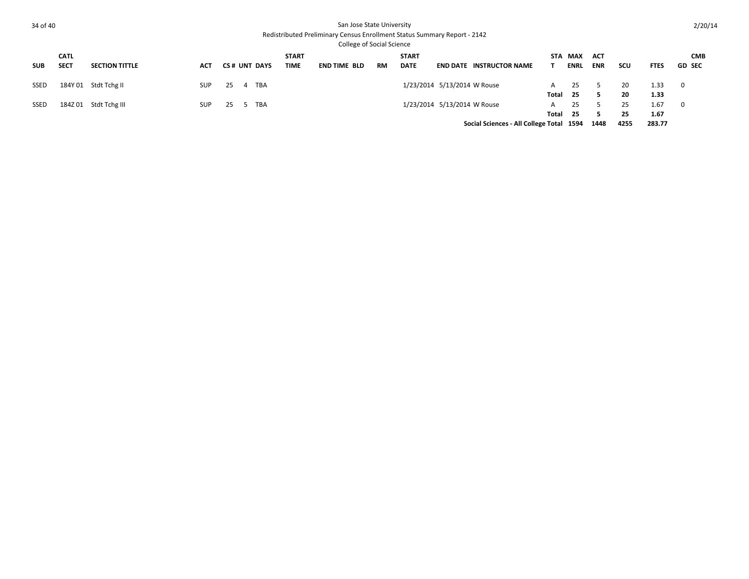San Jose State University

Redistributed Preliminary Census Enrollment Status Summary Report - 2142

College of Social Science

| SUB | CATL SECT | SECTION TITTLE | ACT | CS # | UNT | DAYS | START TIME | END TIME | BLD | RM | START DATE | END DATE | INSTRUCTOR NAME | STAT | MAX ENRL | ACT ENR | SCU | FTES | GD | CMB SEC |
|---|---|---|---|---|---|---|---|---|---|---|---|---|---|---|---|---|---|---|---|---|
| SSED | 184Y 01 | Stdt Tchg II | SUP | 25 | 4 | TBA | | | | | 1/23/2014 | 5/13/2014 | W Rouse | A | 25 | 5 | 20 | 1.33 | 0 | |
| | | | | | | | | | | | | | | **Total** | **25** | **5** | **20** | **1.33** | | |
| SSED | 184Z 01 | Stdt Tchg III | SUP | 25 | 5 | TBA | | | | | 1/23/2014 | 5/13/2014 | W Rouse | A | 25 | 5 | 25 | 1.67 | 0 | |
| | | | | | | | | | | | | | | **Total** | **25** | **5** | **25** | **1.67** | | |
| | | | | | | | | | | | | | **Social Sciences - All College Total** | | **1594** | **1448** | **4255** | **283.77** | | |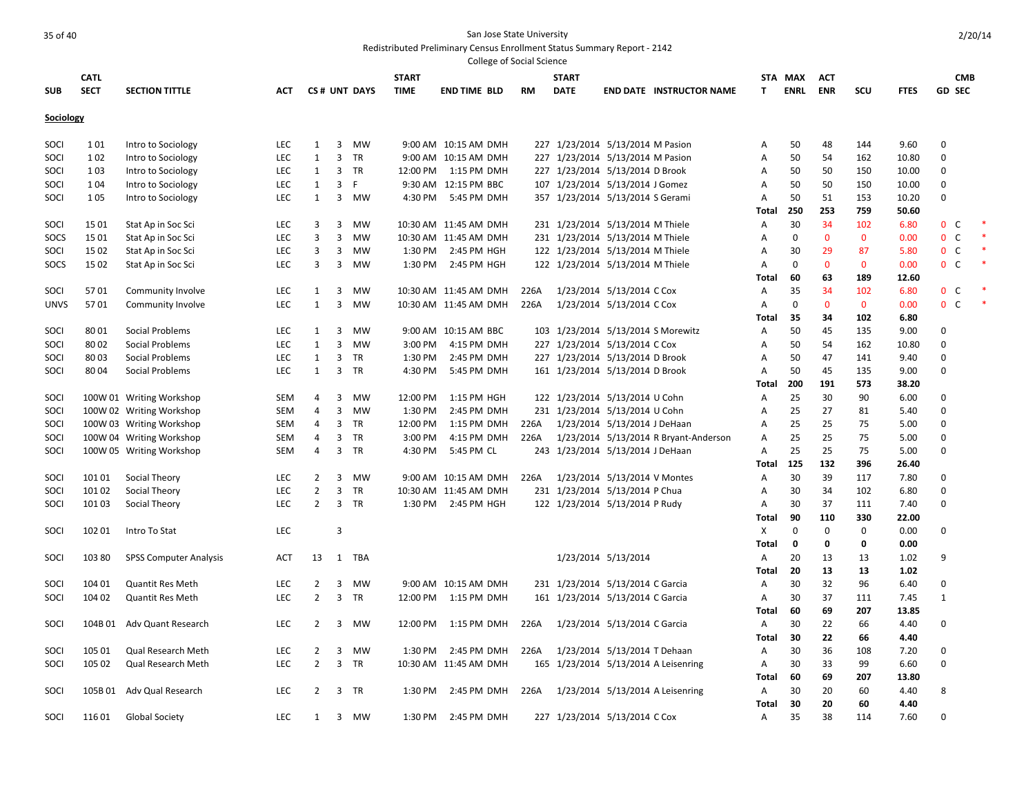San Jose State University

Redistributed Preliminary Census Enrollment Status Summary Report - 2142

College of Social Science

| SUB | CATL SECT | SECTION TITTLE | ACT | CS # | UNT | DAYS | START TIME | END TIME | BLD | RM | START DATE | END DATE | INSTRUCTOR NAME | STAT | MAX ENRL | ACT ENR | SCU | FTES | GD | CMB SEC | |
|---|---|---|---|---|---|---|---|---|---|---|---|---|---|---|---|---|---|---|---|---|---|
| **Sociology** | | | | | | | | | | | | | | | | | | | | | |
| SOCI | 1 01 | Intro to Sociology | LEC | 1 | 3 | MW | 9:00 AM | 10:15 AM | DMH | 227 | 1/23/2014 | 5/13/2014 | M Pasion | A | 50 | 48 | 144 | 9.60 | 0 | | |
| SOCI | 1 02 | Intro to Sociology | LEC | 1 | 3 | TR | 9:00 AM | 10:15 AM | DMH | 227 | 1/23/2014 | 5/13/2014 | M Pasion | A | 50 | 54 | 162 | 10.80 | 0 | | |
| SOCI | 1 03 | Intro to Sociology | LEC | 1 | 3 | TR | 12:00 PM | 1:15 PM | DMH | 227 | 1/23/2014 | 5/13/2014 | D Brook | A | 50 | 50 | 150 | 10.00 | 0 | | |
| SOCI | 1 04 | Intro to Sociology | LEC | 1 | 3 | F | 9:30 AM | 12:15 PM | BBC | 107 | 1/23/2014 | 5/13/2014 | J Gomez | A | 50 | 50 | 150 | 10.00 | 0 | | |
| SOCI | 1 05 | Intro to Sociology | LEC | 1 | 3 | MW | 4:30 PM | 5:45 PM | DMH | 357 | 1/23/2014 | 5/13/2014 | S Gerami | A | 50 | 51 | 153 | 10.20 | 0 | | |
| | | | | | | | | | | | | | | **Total** | **250** | **253** | **759** | **50.60** | | | |
| SOCI | 15 01 | Stat Ap in Soc Sci | LEC | 3 | 3 | MW | 10:30 AM | 11:45 AM | DMH | 231 | 1/23/2014 | 5/13/2014 | M Thiele | A | 30 | 34 | 102 | 6.80 | 0 | C | * |
| SOCS | 15 01 | Stat Ap in Soc Sci | LEC | 3 | 3 | MW | 10:30 AM | 11:45 AM | DMH | 231 | 1/23/2014 | 5/13/2014 | M Thiele | A | 0 | 0 | 0 | 0.00 | 0 | C | * |
| SOCI | 15 02 | Stat Ap in Soc Sci | LEC | 3 | 3 | MW | 1:30 PM | 2:45 PM | HGH | 122 | 1/23/2014 | 5/13/2014 | M Thiele | A | 30 | 29 | 87 | 5.80 | 0 | C | * |
| SOCS | 15 02 | Stat Ap in Soc Sci | LEC | 3 | 3 | MW | 1:30 PM | 2:45 PM | HGH | 122 | 1/23/2014 | 5/13/2014 | M Thiele | A | 0 | 0 | 0 | 0.00 | 0 | C | * |
| | | | | | | | | | | | | | | **Total** | **60** | **63** | **189** | **12.60** | | | |
| SOCI | 57 01 | Community Involve | LEC | 1 | 3 | MW | 10:30 AM | 11:45 AM | DMH | 226A | 1/23/2014 | 5/13/2014 | C Cox | A | 35 | 34 | 102 | 6.80 | 0 | C | * |
| UNVS | 57 01 | Community Involve | LEC | 1 | 3 | MW | 10:30 AM | 11:45 AM | DMH | 226A | 1/23/2014 | 5/13/2014 | C Cox | A | 0 | 0 | 0 | 0.00 | 0 | C | * |
| | | | | | | | | | | | | | | **Total** | **35** | **34** | **102** | **6.80** | | | |
| SOCI | 80 01 | Social Problems | LEC | 1 | 3 | MW | 9:00 AM | 10:15 AM | BBC | 103 | 1/23/2014 | 5/13/2014 | S Morewitz | A | 50 | 45 | 135 | 9.00 | 0 | | |
| SOCI | 80 02 | Social Problems | LEC | 1 | 3 | MW | 3:00 PM | 4:15 PM | DMH | 227 | 1/23/2014 | 5/13/2014 | C Cox | A | 50 | 54 | 162 | 10.80 | 0 | | |
| SOCI | 80 03 | Social Problems | LEC | 1 | 3 | TR | 1:30 PM | 2:45 PM | DMH | 227 | 1/23/2014 | 5/13/2014 | D Brook | A | 50 | 47 | 141 | 9.40 | 0 | | |
| SOCI | 80 04 | Social Problems | LEC | 1 | 3 | TR | 4:30 PM | 5:45 PM | DMH | 161 | 1/23/2014 | 5/13/2014 | D Brook | A | 50 | 45 | 135 | 9.00 | 0 | | |
| | | | | | | | | | | | | | | **Total** | **200** | **191** | **573** | **38.20** | | | |
| SOCI | 100W 01 | Writing Workshop | SEM | 4 | 3 | MW | 12:00 PM | 1:15 PM | HGH | 122 | 1/23/2014 | 5/13/2014 | U Cohn | A | 25 | 30 | 90 | 6.00 | 0 | | |
| SOCI | 100W 02 | Writing Workshop | SEM | 4 | 3 | MW | 1:30 PM | 2:45 PM | DMH | 231 | 1/23/2014 | 5/13/2014 | U Cohn | A | 25 | 27 | 81 | 5.40 | 0 | | |
| SOCI | 100W 03 | Writing Workshop | SEM | 4 | 3 | TR | 12:00 PM | 1:15 PM | DMH | 226A | 1/23/2014 | 5/13/2014 | J DeHaan | A | 25 | 25 | 75 | 5.00 | 0 | | |
| SOCI | 100W 04 | Writing Workshop | SEM | 4 | 3 | TR | 3:00 PM | 4:15 PM | DMH | 226A | 1/23/2014 | 5/13/2014 | R Bryant-Anderson | A | 25 | 25 | 75 | 5.00 | 0 | | |
| SOCI | 100W 05 | Writing Workshop | SEM | 4 | 3 | TR | 4:30 PM | 5:45 PM | CL | 243 | 1/23/2014 | 5/13/2014 | J DeHaan | A | 25 | 25 | 75 | 5.00 | 0 | | |
| | | | | | | | | | | | | | | **Total** | **125** | **132** | **396** | **26.40** | | | |
| SOCI | 101 01 | Social Theory | LEC | 2 | 3 | MW | 9:00 AM | 10:15 AM | DMH | 226A | 1/23/2014 | 5/13/2014 | V Montes | A | 30 | 39 | 117 | 7.80 | 0 | | |
| SOCI | 101 02 | Social Theory | LEC | 2 | 3 | TR | 10:30 AM | 11:45 AM | DMH | 231 | 1/23/2014 | 5/13/2014 | P Chua | A | 30 | 34 | 102 | 6.80 | 0 | | |
| SOCI | 101 03 | Social Theory | LEC | 2 | 3 | TR | 1:30 PM | 2:45 PM | HGH | 122 | 1/23/2014 | 5/13/2014 | P Rudy | A | 30 | 37 | 111 | 7.40 | 0 | | |
| | | | | | | | | | | | | | | **Total** | **90** | **110** | **330** | **22.00** | | | |
| SOCI | 102 01 | Intro To Stat | LEC | | 3 | | | | | | | | | X | 0 | 0 | 0 | 0.00 | 0 | | |
| | | | | | | | | | | | | | | **Total** | **0** | **0** | **0** | **0.00** | | | |
| SOCI | 103 80 | SPSS Computer Analysis | ACT | 13 | 1 | TBA | | | | | 1/23/2014 | 5/13/2014 | | A | 20 | 13 | 13 | 1.02 | 9 | | |
| | | | | | | | | | | | | | | **Total** | **20** | **13** | **13** | **1.02** | | | |
| SOCI | 104 01 | Quantit Res Meth | LEC | 2 | 3 | MW | 9:00 AM | 10:15 AM | DMH | 231 | 1/23/2014 | 5/13/2014 | C Garcia | A | 30 | 32 | 96 | 6.40 | 0 | | |
| SOCI | 104 02 | Quantit Res Meth | LEC | 2 | 3 | TR | 12:00 PM | 1:15 PM | DMH | 161 | 1/23/2014 | 5/13/2014 | C Garcia | A | 30 | 37 | 111 | 7.45 | 1 | | |
| | | | | | | | | | | | | | | **Total** | **60** | **69** | **207** | **13.85** | | | |
| SOCI | 104B 01 | Adv Quant Research | LEC | 2 | 3 | MW | 12:00 PM | 1:15 PM | DMH | 226A | 1/23/2014 | 5/13/2014 | C Garcia | A | 30 | 22 | 66 | 4.40 | 0 | | |
| | | | | | | | | | | | | | | **Total** | **30** | **22** | **66** | **4.40** | | | |
| SOCI | 105 01 | Qual Research Meth | LEC | 2 | 3 | MW | 1:30 PM | 2:45 PM | DMH | 226A | 1/23/2014 | 5/13/2014 | T Dehaan | A | 30 | 36 | 108 | 7.20 | 0 | | |
| SOCI | 105 02 | Qual Research Meth | LEC | 2 | 3 | TR | 10:30 AM | 11:45 AM | DMH | 165 | 1/23/2014 | 5/13/2014 | A Leisenring | A | 30 | 33 | 99 | 6.60 | 0 | | |
| | | | | | | | | | | | | | | **Total** | **60** | **69** | **207** | **13.80** | | | |
| SOCI | 105B 01 | Adv Qual Research | LEC | 2 | 3 | TR | 1:30 PM | 2:45 PM | DMH | 226A | 1/23/2014 | 5/13/2014 | A Leisenring | A | 30 | 20 | 60 | 4.40 | 8 | | |
| | | | | | | | | | | | | | | **Total** | **30** | **20** | **60** | **4.40** | | | |
| SOCI | 116 01 | Global Society | LEC | 1 | 3 | MW | 1:30 PM | 2:45 PM | DMH | 227 | 1/23/2014 | 5/13/2014 | C Cox | A | 35 | 38 | 114 | 7.60 | 0 | | |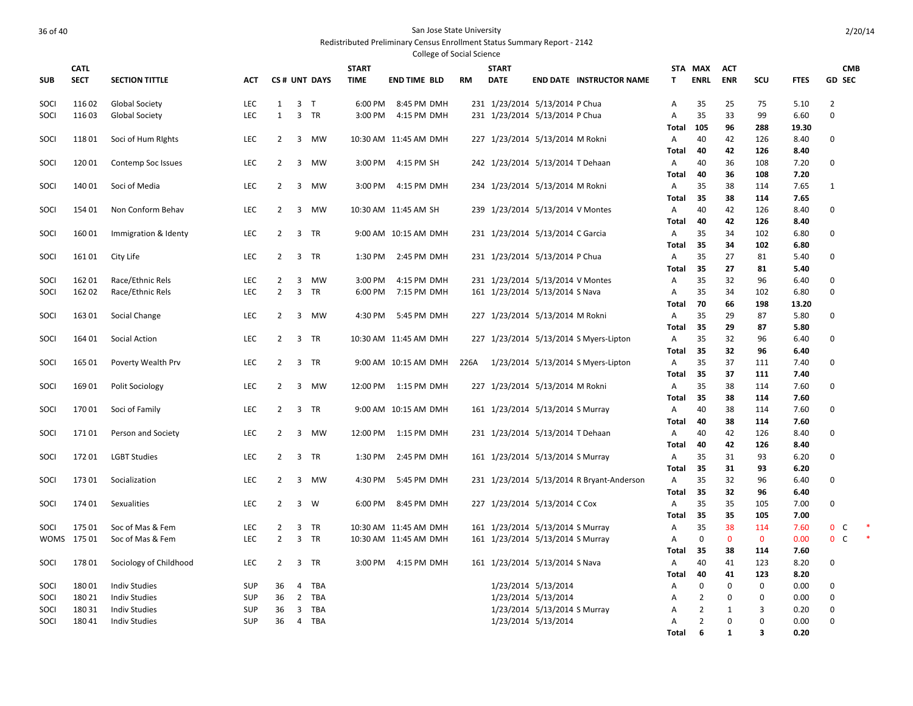San Jose State University

Redistributed Preliminary Census Enrollment Status Summary Report - 2142

College of Social Science

2/20/14

| SUB | CATL SECT | SECTION TITTLE | ACT | CS # | UNT | DAYS | START TIME | END TIME | BLD | RM | START DATE | END DATE | INSTRUCTOR NAME | STAT | MAX ENRL | ACT ENR | SCU | FTES | GD | CMB SEC |
|---|---|---|---|---|---|---|---|---|---|---|---|---|---|---|---|---|---|---|---|---|
| SOCI | 116 02 | Global Society | LEC | 1 | 3 | T | 6:00 PM | 8:45 PM | DMH | 231 | 1/23/2014 | 5/13/2014 | P Chua | A | 35 | 25 | 75 | 5.10 | 2 | |
| SOCI | 116 03 | Global Society | LEC | 1 | 3 | TR | 3:00 PM | 4:15 PM | DMH | 231 | 1/23/2014 | 5/13/2014 | P Chua | A | 35 | 33 | 99 | 6.60 | 0 | |
| | | | | | | | | | | | | | | **Total** | **105** | **96** | **288** | **19.30** | | |
| SOCI | 118 01 | Soci of Hum RIghts | LEC | 2 | 3 | MW | 10:30 AM | 11:45 AM | DMH | 227 | 1/23/2014 | 5/13/2014 | M Rokni | A | 40 | 42 | 126 | 8.40 | 0 | |
| | | | | | | | | | | | | | | **Total** | **40** | **42** | **126** | **8.40** | | |
| SOCI | 120 01 | Contemp Soc Issues | LEC | 2 | 3 | MW | 3:00 PM | 4:15 PM | SH | 242 | 1/23/2014 | 5/13/2014 | T Dehaan | A | 40 | 36 | 108 | 7.20 | 0 | |
| | | | | | | | | | | | | | | **Total** | **40** | **36** | **108** | **7.20** | | |
| SOCI | 140 01 | Soci of Media | LEC | 2 | 3 | MW | 3:00 PM | 4:15 PM | DMH | 234 | 1/23/2014 | 5/13/2014 | M Rokni | A | 35 | 38 | 114 | 7.65 | 1 | |
| | | | | | | | | | | | | | | **Total** | **35** | **38** | **114** | **7.65** | | |
| SOCI | 154 01 | Non Conform Behav | LEC | 2 | 3 | MW | 10:30 AM | 11:45 AM | SH | 239 | 1/23/2014 | 5/13/2014 | V Montes | A | 40 | 42 | 126 | 8.40 | 0 | |
| | | | | | | | | | | | | | | **Total** | **40** | **42** | **126** | **8.40** | | |
| SOCI | 160 01 | Immigration & Identy | LEC | 2 | 3 | TR | 9:00 AM | 10:15 AM | DMH | 231 | 1/23/2014 | 5/13/2014 | C Garcia | A | 35 | 34 | 102 | 6.80 | 0 | |
| | | | | | | | | | | | | | | **Total** | **35** | **34** | **102** | **6.80** | | |
| SOCI | 161 01 | City Life | LEC | 2 | 3 | TR | 1:30 PM | 2:45 PM | DMH | 231 | 1/23/2014 | 5/13/2014 | P Chua | A | 35 | 27 | 81 | 5.40 | 0 | |
| | | | | | | | | | | | | | | **Total** | **35** | **27** | **81** | **5.40** | | |
| SOCI | 162 01 | Race/Ethnic Rels | LEC | 2 | 3 | MW | 3:00 PM | 4:15 PM | DMH | 231 | 1/23/2014 | 5/13/2014 | V Montes | A | 35 | 32 | 96 | 6.40 | 0 | |
| SOCI | 162 02 | Race/Ethnic Rels | LEC | 2 | 3 | TR | 6:00 PM | 7:15 PM | DMH | 161 | 1/23/2014 | 5/13/2014 | S Nava | A | 35 | 34 | 102 | 6.80 | 0 | |
| | | | | | | | | | | | | | | **Total** | **70** | **66** | **198** | **13.20** | | |
| SOCI | 163 01 | Social Change | LEC | 2 | 3 | MW | 4:30 PM | 5:45 PM | DMH | 227 | 1/23/2014 | 5/13/2014 | M Rokni | A | 35 | 29 | 87 | 5.80 | 0 | |
| | | | | | | | | | | | | | | **Total** | **35** | **29** | **87** | **5.80** | | |
| SOCI | 164 01 | Social Action | LEC | 2 | 3 | TR | 10:30 AM | 11:45 AM | DMH | 227 | 1/23/2014 | 5/13/2014 | S Myers-Lipton | A | 35 | 32 | 96 | 6.40 | 0 | |
| | | | | | | | | | | | | | | **Total** | **35** | **32** | **96** | **6.40** | | |
| SOCI | 165 01 | Poverty Wealth Prv | LEC | 2 | 3 | TR | 9:00 AM | 10:15 AM | DMH | 226A | 1/23/2014 | 5/13/2014 | S Myers-Lipton | A | 35 | 37 | 111 | 7.40 | 0 | |
| | | | | | | | | | | | | | | **Total** | **35** | **37** | **111** | **7.40** | | |
| SOCI | 169 01 | Polit Sociology | LEC | 2 | 3 | MW | 12:00 PM | 1:15 PM | DMH | 227 | 1/23/2014 | 5/13/2014 | M Rokni | A | 35 | 38 | 114 | 7.60 | 0 | |
| | | | | | | | | | | | | | | **Total** | **35** | **38** | **114** | **7.60** | | |
| SOCI | 170 01 | Soci of Family | LEC | 2 | 3 | TR | 9:00 AM | 10:15 AM | DMH | 161 | 1/23/2014 | 5/13/2014 | S Murray | A | 40 | 38 | 114 | 7.60 | 0 | |
| | | | | | | | | | | | | | | **Total** | **40** | **38** | **114** | **7.60** | | |
| SOCI | 171 01 | Person and Society | LEC | 2 | 3 | MW | 12:00 PM | 1:15 PM | DMH | 231 | 1/23/2014 | 5/13/2014 | T Dehaan | A | 40 | 42 | 126 | 8.40 | 0 | |
| | | | | | | | | | | | | | | **Total** | **40** | **42** | **126** | **8.40** | | |
| SOCI | 172 01 | LGBT Studies | LEC | 2 | 3 | TR | 1:30 PM | 2:45 PM | DMH | 161 | 1/23/2014 | 5/13/2014 | S Murray | A | 35 | 31 | 93 | 6.20 | 0 | |
| | | | | | | | | | | | | | | **Total** | **35** | **31** | **93** | **6.20** | | |
| SOCI | 173 01 | Socialization | LEC | 2 | 3 | MW | 4:30 PM | 5:45 PM | DMH | 231 | 1/23/2014 | 5/13/2014 | R Bryant-Anderson | A | 35 | 32 | 96 | 6.40 | 0 | |
| | | | | | | | | | | | | | | **Total** | **35** | **32** | **96** | **6.40** | | |
| SOCI | 174 01 | Sexualities | LEC | 2 | 3 | W | 6:00 PM | 8:45 PM | DMH | 227 | 1/23/2014 | 5/13/2014 | C Cox | A | 35 | 35 | 105 | 7.00 | 0 | |
| | | | | | | | | | | | | | | **Total** | **35** | **35** | **105** | **7.00** | | |
| SOCI | 175 01 | Soc of Mas & Fem | LEC | 2 | 3 | TR | 10:30 AM | 11:45 AM | DMH | 161 | 1/23/2014 | 5/13/2014 | S Murray | A | 35 | 38 | 114 | 7.60 | 0 | C * |
| WOMS | 175 01 | Soc of Mas & Fem | LEC | 2 | 3 | TR | 10:30 AM | 11:45 AM | DMH | 161 | 1/23/2014 | 5/13/2014 | S Murray | A | 0 | 0 | 0 | 0.00 | 0 | C * |
| | | | | | | | | | | | | | | **Total** | **35** | **38** | **114** | **7.60** | | |
| SOCI | 178 01 | Sociology of Childhood | LEC | 2 | 3 | TR | 3:00 PM | 4:15 PM | DMH | 161 | 1/23/2014 | 5/13/2014 | S Nava | A | 40 | 41 | 123 | 8.20 | 0 | |
| | | | | | | | | | | | | | | **Total** | **40** | **41** | **123** | **8.20** | | |
| SOCI | 180 01 | Indiv Studies | SUP | 36 | 4 | TBA | | | | | 1/23/2014 | 5/13/2014 | | A | 0 | 0 | 0 | 0.00 | 0 | |
| SOCI | 180 21 | Indiv Studies | SUP | 36 | 2 | TBA | | | | | 1/23/2014 | 5/13/2014 | | A | 2 | 0 | 0 | 0.00 | 0 | |
| SOCI | 180 31 | Indiv Studies | SUP | 36 | 3 | TBA | | | | | 1/23/2014 | 5/13/2014 | S Murray | A | 2 | 1 | 3 | 0.20 | 0 | |
| SOCI | 180 41 | Indiv Studies | SUP | 36 | 4 | TBA | | | | | 1/23/2014 | 5/13/2014 | | A | 2 | 0 | 0 | 0.00 | 0 | |
| | | | | | | | | | | | | | | **Total** | **6** | **1** | **3** | **0.20** | | |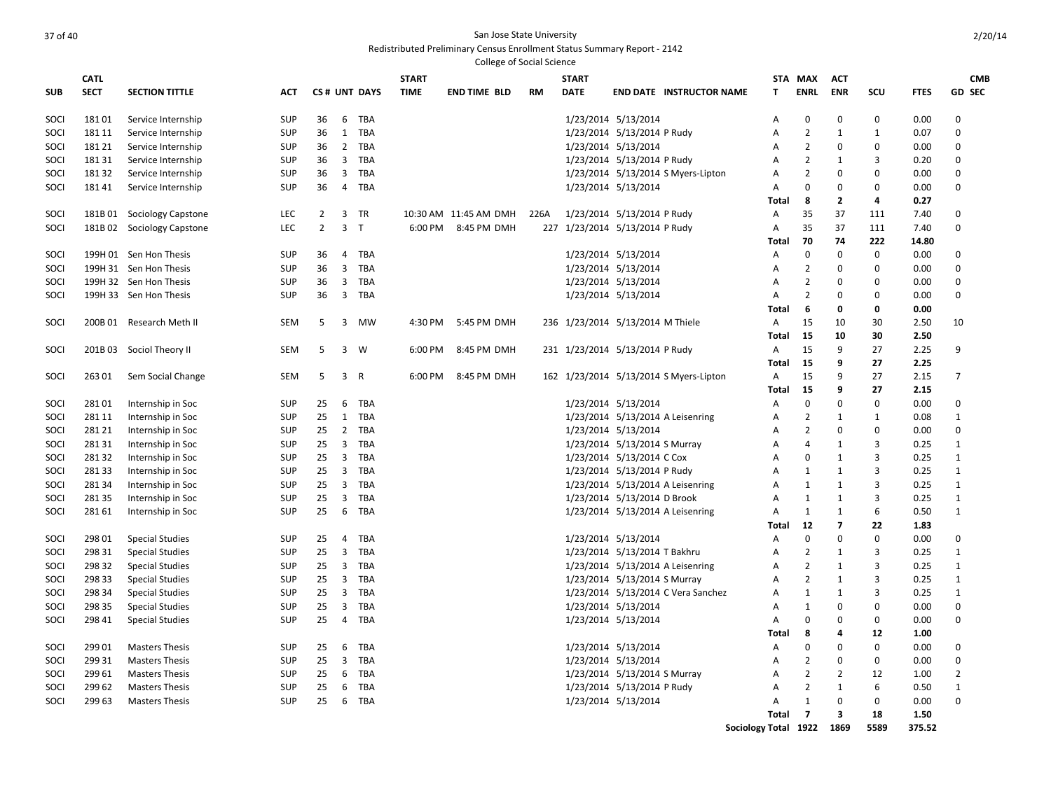San Jose State University

Redistributed Preliminary Census Enrollment Status Summary Report - 2142

College of Social Science

| SUB | CATL SECT | SECTION TITTLE | ACT | CS # | UNT | DAYS | START TIME | END TIME | BLD | RM | START DATE | END DATE | INSTRUCTOR NAME | STAT | MAX ENRL | ACT ENR | SCU | FTES | GD | CMB SEC |
|---|---|---|---|---|---|---|---|---|---|---|---|---|---|---|---|---|---|---|---|---|
| SOCI | 181 01 | Service Internship | SUP | 36 | 6 | TBA | | | | | 1/23/2014 | 5/13/2014 | | A | 0 | 0 | 0 | 0.00 | 0 | |
| SOCI | 181 11 | Service Internship | SUP | 36 | 1 | TBA | | | | | 1/23/2014 | 5/13/2014 | P Rudy | A | 2 | 1 | 1 | 0.07 | 0 | |
| SOCI | 181 21 | Service Internship | SUP | 36 | 2 | TBA | | | | | 1/23/2014 | 5/13/2014 | | A | 2 | 0 | 0 | 0.00 | 0 | |
| SOCI | 181 31 | Service Internship | SUP | 36 | 3 | TBA | | | | | 1/23/2014 | 5/13/2014 | P Rudy | A | 2 | 1 | 3 | 0.20 | 0 | |
| SOCI | 181 32 | Service Internship | SUP | 36 | 3 | TBA | | | | | 1/23/2014 | 5/13/2014 | S Myers-Lipton | A | 2 | 0 | 0 | 0.00 | 0 | |
| SOCI | 181 41 | Service Internship | SUP | 36 | 4 | TBA | | | | | 1/23/2014 | 5/13/2014 | | A | 0 | 0 | 0 | 0.00 | 0 | |
| | | | | | | | | | | | | | | **Total** | **8** | **2** | **4** | **0.27** | | |
| SOCI | 181B 01 | Sociology Capstone | LEC | 2 | 3 | TR | 10:30 AM | 11:45 AM | DMH | 226A | 1/23/2014 | 5/13/2014 | P Rudy | A | 35 | 37 | 111 | 7.40 | 0 | |
| SOCI | 181B 02 | Sociology Capstone | LEC | 2 | 3 | T | 6:00 PM | 8:45 PM | DMH | 227 | 1/23/2014 | 5/13/2014 | P Rudy | A | 35 | 37 | 111 | 7.40 | 0 | |
| | | | | | | | | | | | | | | **Total** | **70** | **74** | **222** | **14.80** | | |
| SOCI | 199H 01 | Sen Hon Thesis | SUP | 36 | 4 | TBA | | | | | 1/23/2014 | 5/13/2014 | | A | 0 | 0 | 0 | 0.00 | 0 | |
| SOCI | 199H 31 | Sen Hon Thesis | SUP | 36 | 3 | TBA | | | | | 1/23/2014 | 5/13/2014 | | A | 2 | 0 | 0 | 0.00 | 0 | |
| SOCI | 199H 32 | Sen Hon Thesis | SUP | 36 | 3 | TBA | | | | | 1/23/2014 | 5/13/2014 | | A | 2 | 0 | 0 | 0.00 | 0 | |
| SOCI | 199H 33 | Sen Hon Thesis | SUP | 36 | 3 | TBA | | | | | 1/23/2014 | 5/13/2014 | | A | 2 | 0 | 0 | 0.00 | 0 | |
| | | | | | | | | | | | | | | **Total** | **6** | **0** | **0** | **0.00** | | |
| SOCI | 200B 01 | Research Meth II | SEM | 5 | 3 | MW | 4:30 PM | 5:45 PM | DMH | 236 | 1/23/2014 | 5/13/2014 | M Thiele | A | 15 | 10 | 30 | 2.50 | 10 | |
| | | | | | | | | | | | | | | **Total** | **15** | **10** | **30** | **2.50** | | |
| SOCI | 201B 03 | Sociol Theory II | SEM | 5 | 3 | W | 6:00 PM | 8:45 PM | DMH | 231 | 1/23/2014 | 5/13/2014 | P Rudy | A | 15 | 9 | 27 | 2.25 | 9 | |
| | | | | | | | | | | | | | | **Total** | **15** | **9** | **27** | **2.25** | | |
| SOCI | 263 01 | Sem Social Change | SEM | 5 | 3 | R | 6:00 PM | 8:45 PM | DMH | 162 | 1/23/2014 | 5/13/2014 | S Myers-Lipton | A | 15 | 9 | 27 | 2.15 | 7 | |
| | | | | | | | | | | | | | | **Total** | **15** | **9** | **27** | **2.15** | | |
| SOCI | 281 01 | Internship in Soc | SUP | 25 | 6 | TBA | | | | | 1/23/2014 | 5/13/2014 | | A | 0 | 0 | 0 | 0.00 | 0 | |
| SOCI | 281 11 | Internship in Soc | SUP | 25 | 1 | TBA | | | | | 1/23/2014 | 5/13/2014 | A Leisenring | A | 2 | 1 | 1 | 0.08 | 1 | |
| SOCI | 281 21 | Internship in Soc | SUP | 25 | 2 | TBA | | | | | 1/23/2014 | 5/13/2014 | | A | 2 | 0 | 0 | 0.00 | 0 | |
| SOCI | 281 31 | Internship in Soc | SUP | 25 | 3 | TBA | | | | | 1/23/2014 | 5/13/2014 | S Murray | A | 4 | 1 | 3 | 0.25 | 1 | |
| SOCI | 281 32 | Internship in Soc | SUP | 25 | 3 | TBA | | | | | 1/23/2014 | 5/13/2014 | C Cox | A | 0 | 1 | 3 | 0.25 | 1 | |
| SOCI | 281 33 | Internship in Soc | SUP | 25 | 3 | TBA | | | | | 1/23/2014 | 5/13/2014 | P Rudy | A | 1 | 1 | 3 | 0.25 | 1 | |
| SOCI | 281 34 | Internship in Soc | SUP | 25 | 3 | TBA | | | | | 1/23/2014 | 5/13/2014 | A Leisenring | A | 1 | 1 | 3 | 0.25 | 1 | |
| SOCI | 281 35 | Internship in Soc | SUP | 25 | 3 | TBA | | | | | 1/23/2014 | 5/13/2014 | D Brook | A | 1 | 1 | 3 | 0.25 | 1 | |
| SOCI | 281 61 | Internship in Soc | SUP | 25 | 6 | TBA | | | | | 1/23/2014 | 5/13/2014 | A Leisenring | A | 1 | 1 | 6 | 0.50 | 1 | |
| | | | | | | | | | | | | | | **Total** | **12** | **7** | **22** | **1.83** | | |
| SOCI | 298 01 | Special Studies | SUP | 25 | 4 | TBA | | | | | 1/23/2014 | 5/13/2014 | | A | 0 | 0 | 0 | 0.00 | 0 | |
| SOCI | 298 31 | Special Studies | SUP | 25 | 3 | TBA | | | | | 1/23/2014 | 5/13/2014 | T Bakhru | A | 2 | 1 | 3 | 0.25 | 1 | |
| SOCI | 298 32 | Special Studies | SUP | 25 | 3 | TBA | | | | | 1/23/2014 | 5/13/2014 | A Leisenring | A | 2 | 1 | 3 | 0.25 | 1 | |
| SOCI | 298 33 | Special Studies | SUP | 25 | 3 | TBA | | | | | 1/23/2014 | 5/13/2014 | S Murray | A | 2 | 1 | 3 | 0.25 | 1 | |
| SOCI | 298 34 | Special Studies | SUP | 25 | 3 | TBA | | | | | 1/23/2014 | 5/13/2014 | C Vera Sanchez | A | 1 | 1 | 3 | 0.25 | 1 | |
| SOCI | 298 35 | Special Studies | SUP | 25 | 3 | TBA | | | | | 1/23/2014 | 5/13/2014 | | A | 1 | 0 | 0 | 0.00 | 0 | |
| SOCI | 298 41 | Special Studies | SUP | 25 | 4 | TBA | | | | | 1/23/2014 | 5/13/2014 | | A | 0 | 0 | 0 | 0.00 | 0 | |
| | | | | | | | | | | | | | | **Total** | **8** | **4** | **12** | **1.00** | | |
| SOCI | 299 01 | Masters Thesis | SUP | 25 | 6 | TBA | | | | | 1/23/2014 | 5/13/2014 | | A | 0 | 0 | 0 | 0.00 | 0 | |
| SOCI | 299 31 | Masters Thesis | SUP | 25 | 3 | TBA | | | | | 1/23/2014 | 5/13/2014 | | A | 2 | 0 | 0 | 0.00 | 0 | |
| SOCI | 299 61 | Masters Thesis | SUP | 25 | 6 | TBA | | | | | 1/23/2014 | 5/13/2014 | S Murray | A | 2 | 2 | 12 | 1.00 | 2 | |
| SOCI | 299 62 | Masters Thesis | SUP | 25 | 6 | TBA | | | | | 1/23/2014 | 5/13/2014 | P Rudy | A | 2 | 1 | 6 | 0.50 | 1 | |
| SOCI | 299 63 | Masters Thesis | SUP | 25 | 6 | TBA | | | | | 1/23/2014 | 5/13/2014 | | A | 1 | 0 | 0 | 0.00 | 0 | |
| | | | | | | | | | | | | | | **Total** | **7** | **3** | **18** | **1.50** | | |
| | | | | | | | | | | | | | **Sociology Total** | | **1922** | **1869** | **5589** | **375.52** | | |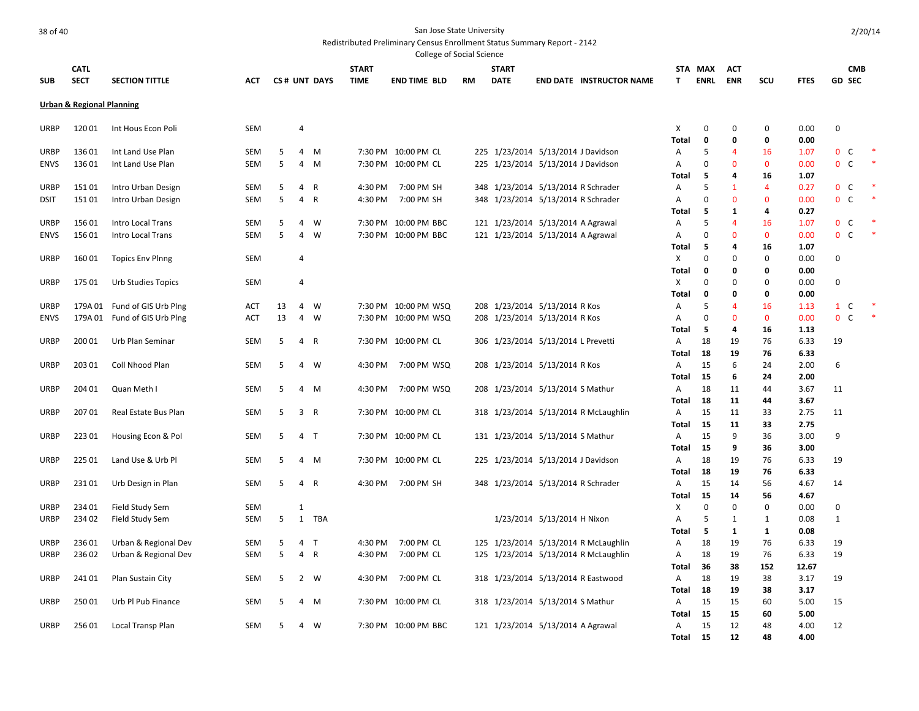San Jose State University
Redistributed Preliminary Census Enrollment Status Summary Report - 2142
College of Social Science

2/20/14

| SUB | CATL SECT | SECTION TITTLE | ACT | CS # | UNT | DAYS | START TIME | END TIME | BLD | RM | START DATE | END DATE | INSTRUCTOR NAME | STAT | MAX ENRL | ACT ENR | SCU | FTES | GD | CMB SEC | |
|---|---|---|---|---|---|---|---|---|---|---|---|---|---|---|---|---|---|---|---|---|---|
| **Urban & Regional Planning** | | | | | | | | | | | | | | | | | | | | | |
| URBP | 120 01 | Int Hous Econ Poli | SEM | | 4 | | | | | | | | | X | 0 | 0 | 0 | 0.00 | 0 | | |
| | | | | | | | | | | | | | | **Total** | **0** | **0** | **0** | **0.00** | | | |
| URBP | 136 01 | Int Land Use Plan | SEM | 5 | 4 | M | 7:30 PM | 10:00 PM | CL | 225 | 1/23/2014 | 5/13/2014 | J Davidson | A | 5 | 4 | 16 | 1.07 | 0 | C | * |
| ENVS | 136 01 | Int Land Use Plan | SEM | 5 | 4 | M | 7:30 PM | 10:00 PM | CL | 225 | 1/23/2014 | 5/13/2014 | J Davidson | A | 0 | 0 | 0 | 0.00 | 0 | C | * |
| | | | | | | | | | | | | | | **Total** | **5** | **4** | **16** | **1.07** | | | |
| URBP | 151 01 | Intro Urban Design | SEM | 5 | 4 | R | 4:30 PM | 7:00 PM | SH | 348 | 1/23/2014 | 5/13/2014 | R Schrader | A | 5 | 1 | 4 | 0.27 | 0 | C | * |
| DSIT | 151 01 | Intro Urban Design | SEM | 5 | 4 | R | 4:30 PM | 7:00 PM | SH | 348 | 1/23/2014 | 5/13/2014 | R Schrader | A | 0 | 0 | 0 | 0.00 | 0 | C | * |
| | | | | | | | | | | | | | | **Total** | **5** | **1** | **4** | **0.27** | | | |
| URBP | 156 01 | Intro Local Trans | SEM | 5 | 4 | W | 7:30 PM | 10:00 PM | BBC | 121 | 1/23/2014 | 5/13/2014 | A Agrawal | A | 5 | 4 | 16 | 1.07 | 0 | C | * |
| ENVS | 156 01 | Intro Local Trans | SEM | 5 | 4 | W | 7:30 PM | 10:00 PM | BBC | 121 | 1/23/2014 | 5/13/2014 | A Agrawal | A | 0 | 0 | 0 | 0.00 | 0 | C | * |
| | | | | | | | | | | | | | | **Total** | **5** | **4** | **16** | **1.07** | | | |
| URBP | 160 01 | Topics Env Plnng | SEM | | 4 | | | | | | | | | X | 0 | 0 | 0 | 0.00 | 0 | | |
| | | | | | | | | | | | | | | **Total** | **0** | **0** | **0** | **0.00** | | | |
| URBP | 175 01 | Urb Studies Topics | SEM | | 4 | | | | | | | | | X | 0 | 0 | 0 | 0.00 | 0 | | |
| | | | | | | | | | | | | | | **Total** | **0** | **0** | **0** | **0.00** | | | |
| URBP | 179A 01 | Fund of GIS Urb Plng | ACT | 13 | 4 | W | 7:30 PM | 10:00 PM | WSQ | 208 | 1/23/2014 | 5/13/2014 | R Kos | A | 5 | 4 | 16 | 1.13 | 1 | C | * |
| ENVS | 179A 01 | Fund of GIS Urb Plng | ACT | 13 | 4 | W | 7:30 PM | 10:00 PM | WSQ | 208 | 1/23/2014 | 5/13/2014 | R Kos | A | 0 | 0 | 0 | 0.00 | 0 | C | * |
| | | | | | | | | | | | | | | **Total** | **5** | **4** | **16** | **1.13** | | | |
| URBP | 200 01 | Urb Plan Seminar | SEM | 5 | 4 | R | 7:30 PM | 10:00 PM | CL | 306 | 1/23/2014 | 5/13/2014 | L Prevetti | A | 18 | 19 | 76 | 6.33 | 19 | | |
| | | | | | | | | | | | | | | **Total** | **18** | **19** | **76** | **6.33** | | | |
| URBP | 203 01 | Coll Nhood Plan | SEM | 5 | 4 | W | 4:30 PM | 7:00 PM | WSQ | 208 | 1/23/2014 | 5/13/2014 | R Kos | A | 15 | 6 | 24 | 2.00 | 6 | | |
| | | | | | | | | | | | | | | **Total** | **15** | **6** | **24** | **2.00** | | | |
| URBP | 204 01 | Quan Meth I | SEM | 5 | 4 | M | 4:30 PM | 7:00 PM | WSQ | 208 | 1/23/2014 | 5/13/2014 | S Mathur | A | 18 | 11 | 44 | 3.67 | 11 | | |
| | | | | | | | | | | | | | | **Total** | **18** | **11** | **44** | **3.67** | | | |
| URBP | 207 01 | Real Estate Bus Plan | SEM | 5 | 3 | R | 7:30 PM | 10:00 PM | CL | 318 | 1/23/2014 | 5/13/2014 | R McLaughlin | A | 15 | 11 | 33 | 2.75 | 11 | | |
| | | | | | | | | | | | | | | **Total** | **15** | **11** | **33** | **2.75** | | | |
| URBP | 223 01 | Housing Econ & Pol | SEM | 5 | 4 | T | 7:30 PM | 10:00 PM | CL | 131 | 1/23/2014 | 5/13/2014 | S Mathur | A | 15 | 9 | 36 | 3.00 | 9 | | |
| | | | | | | | | | | | | | | **Total** | **15** | **9** | **36** | **3.00** | | | |
| URBP | 225 01 | Land Use & Urb Pl | SEM | 5 | 4 | M | 7:30 PM | 10:00 PM | CL | 225 | 1/23/2014 | 5/13/2014 | J Davidson | A | 18 | 19 | 76 | 6.33 | 19 | | |
| | | | | | | | | | | | | | | **Total** | **18** | **19** | **76** | **6.33** | | | |
| URBP | 231 01 | Urb Design in Plan | SEM | 5 | 4 | R | 4:30 PM | 7:00 PM | SH | 348 | 1/23/2014 | 5/13/2014 | R Schrader | A | 15 | 14 | 56 | 4.67 | 14 | | |
| | | | | | | | | | | | | | | **Total** | **15** | **14** | **56** | **4.67** | | | |
| URBP | 234 01 | Field Study Sem | SEM | | 1 | | | | | | | | | X | 0 | 0 | 0 | 0.00 | 0 | | |
| URBP | 234 02 | Field Study Sem | SEM | 5 | 1 | TBA | | | | | 1/23/2014 | 5/13/2014 | H Nixon | A | 5 | 1 | 1 | 0.08 | 1 | | |
| | | | | | | | | | | | | | | **Total** | **5** | **1** | **1** | **0.08** | | | |
| URBP | 236 01 | Urban & Regional Dev | SEM | 5 | 4 | T | 4:30 PM | 7:00 PM | CL | 125 | 1/23/2014 | 5/13/2014 | R McLaughlin | A | 18 | 19 | 76 | 6.33 | 19 | | |
| URBP | 236 02 | Urban & Regional Dev | SEM | 5 | 4 | R | 4:30 PM | 7:00 PM | CL | 125 | 1/23/2014 | 5/13/2014 | R McLaughlin | A | 18 | 19 | 76 | 6.33 | 19 | | |
| | | | | | | | | | | | | | | **Total** | **36** | **38** | **152** | **12.67** | | | |
| URBP | 241 01 | Plan Sustain City | SEM | 5 | 2 | W | 4:30 PM | 7:00 PM | CL | 318 | 1/23/2014 | 5/13/2014 | R Eastwood | A | 18 | 19 | 38 | 3.17 | 19 | | |
| | | | | | | | | | | | | | | **Total** | **18** | **19** | **38** | **3.17** | | | |
| URBP | 250 01 | Urb Pl Pub Finance | SEM | 5 | 4 | M | 7:30 PM | 10:00 PM | CL | 318 | 1/23/2014 | 5/13/2014 | S Mathur | A | 15 | 15 | 60 | 5.00 | 15 | | |
| | | | | | | | | | | | | | | **Total** | **15** | **15** | **60** | **5.00** | | | |
| URBP | 256 01 | Local Transp Plan | SEM | 5 | 4 | W | 7:30 PM | 10:00 PM | BBC | 121 | 1/23/2014 | 5/13/2014 | A Agrawal | A | 15 | 12 | 48 | 4.00 | 12 | | |
| | | | | | | | | | | | | | | **Total** | **15** | **12** | **48** | **4.00** | | | |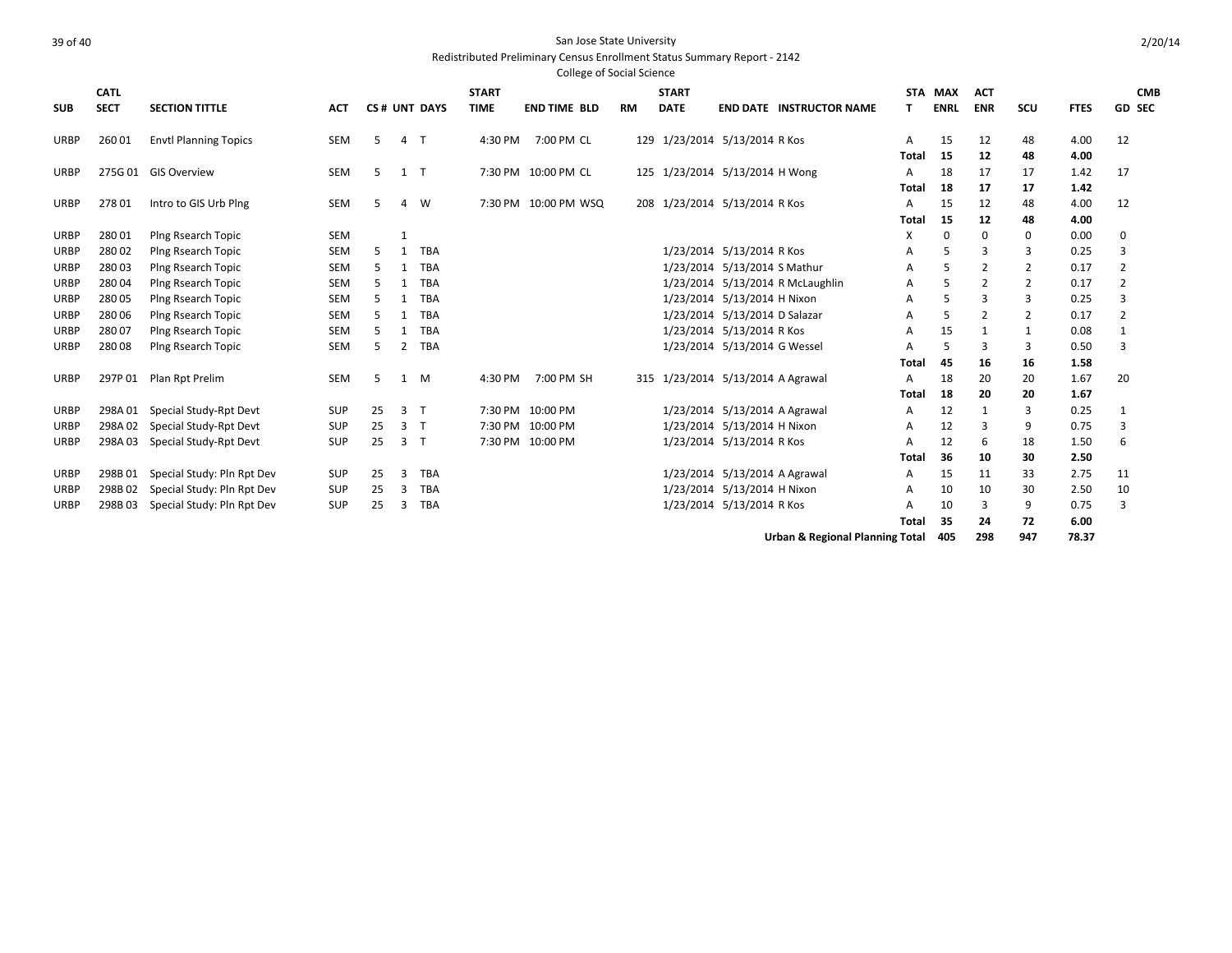San Jose State University

Redistributed Preliminary Census Enrollment Status Summary Report - 2142

College of Social Science

| SUB | CATL SECT | SECTION TITTLE | ACT | CS # | UNT | DAYS | START TIME | END TIME | BLD | RM | START DATE | END DATE | INSTRUCTOR NAME | STAT | MAX ENRL | ACT ENR | SCU | FTES | GD | CMB SEC |
|---|---|---|---|---|---|---|---|---|---|---|---|---|---|---|---|---|---|---|---|---|
| URBP | 260 01 | Envtl Planning Topics | SEM | 5 | 4 | T | 4:30 PM | 7:00 PM | CL | 129 | 1/23/2014 | 5/13/2014 | R Kos | A | 15 | 12 | 48 | 4.00 | 12 | |
| | | | | | | | | | | | | | | **Total** | **15** | **12** | **48** | **4.00** | | |
| URBP | 275G 01 | GIS Overview | SEM | 5 | 1 | T | 7:30 PM | 10:00 PM | CL | 125 | 1/23/2014 | 5/13/2014 | H Wong | A | 18 | 17 | 17 | 1.42 | 17 | |
| | | | | | | | | | | | | | | **Total** | **18** | **17** | **17** | **1.42** | | |
| URBP | 278 01 | Intro to GIS Urb Plng | SEM | 5 | 4 | W | 7:30 PM | 10:00 PM | WSQ | 208 | 1/23/2014 | 5/13/2014 | R Kos | A | 15 | 12 | 48 | 4.00 | 12 | |
| | | | | | | | | | | | | | | **Total** | **15** | **12** | **48** | **4.00** | | |
| URBP | 280 01 | Plng Rsearch Topic | SEM | | 1 | | | | | | | | | X | 0 | 0 | 0 | 0.00 | 0 | |
| URBP | 280 02 | Plng Rsearch Topic | SEM | 5 | 1 | TBA | | | | | 1/23/2014 | 5/13/2014 | R Kos | A | 5 | 3 | 3 | 0.25 | 3 | |
| URBP | 280 03 | Plng Rsearch Topic | SEM | 5 | 1 | TBA | | | | | 1/23/2014 | 5/13/2014 | S Mathur | A | 5 | 2 | 2 | 0.17 | 2 | |
| URBP | 280 04 | Plng Rsearch Topic | SEM | 5 | 1 | TBA | | | | | 1/23/2014 | 5/13/2014 | R McLaughlin | A | 5 | 2 | 2 | 0.17 | 2 | |
| URBP | 280 05 | Plng Rsearch Topic | SEM | 5 | 1 | TBA | | | | | 1/23/2014 | 5/13/2014 | H Nixon | A | 5 | 3 | 3 | 0.25 | 3 | |
| URBP | 280 06 | Plng Rsearch Topic | SEM | 5 | 1 | TBA | | | | | 1/23/2014 | 5/13/2014 | D Salazar | A | 5 | 2 | 2 | 0.17 | 2 | |
| URBP | 280 07 | Plng Rsearch Topic | SEM | 5 | 1 | TBA | | | | | 1/23/2014 | 5/13/2014 | R Kos | A | 15 | 1 | 1 | 0.08 | 1 | |
| URBP | 280 08 | Plng Rsearch Topic | SEM | 5 | 2 | TBA | | | | | 1/23/2014 | 5/13/2014 | G Wessel | A | 5 | 3 | 3 | 0.50 | 3 | |
| | | | | | | | | | | | | | | **Total** | **45** | **16** | **16** | **1.58** | | |
| URBP | 297P 01 | Plan Rpt Prelim | SEM | 5 | 1 | M | 4:30 PM | 7:00 PM | SH | 315 | 1/23/2014 | 5/13/2014 | A Agrawal | A | 18 | 20 | 20 | 1.67 | 20 | |
| | | | | | | | | | | | | | | **Total** | **18** | **20** | **20** | **1.67** | | |
| URBP | 298A 01 | Special Study-Rpt Devt | SUP | 25 | 3 | T | 7:30 PM | 10:00 PM | | | 1/23/2014 | 5/13/2014 | A Agrawal | A | 12 | 1 | 3 | 0.25 | 1 | |
| URBP | 298A 02 | Special Study-Rpt Devt | SUP | 25 | 3 | T | 7:30 PM | 10:00 PM | | | 1/23/2014 | 5/13/2014 | H Nixon | A | 12 | 3 | 9 | 0.75 | 3 | |
| URBP | 298A 03 | Special Study-Rpt Devt | SUP | 25 | 3 | T | 7:30 PM | 10:00 PM | | | 1/23/2014 | 5/13/2014 | R Kos | A | 12 | 6 | 18 | 1.50 | 6 | |
| | | | | | | | | | | | | | | **Total** | **36** | **10** | **30** | **2.50** | | |
| URBP | 298B 01 | Special Study: Pln Rpt Dev | SUP | 25 | 3 | TBA | | | | | 1/23/2014 | 5/13/2014 | A Agrawal | A | 15 | 11 | 33 | 2.75 | 11 | |
| URBP | 298B 02 | Special Study: Pln Rpt Dev | SUP | 25 | 3 | TBA | | | | | 1/23/2014 | 5/13/2014 | H Nixon | A | 10 | 10 | 30 | 2.50 | 10 | |
| URBP | 298B 03 | Special Study: Pln Rpt Dev | SUP | 25 | 3 | TBA | | | | | 1/23/2014 | 5/13/2014 | R Kos | A | 10 | 3 | 9 | 0.75 | 3 | |
| | | | | | | | | | | | | | | **Total** | **35** | **24** | **72** | **6.00** | | |
| | | | | | | | | | | | | | **Urban & Regional Planning Total** | | **405** | **298** | **947** | **78.37** | | |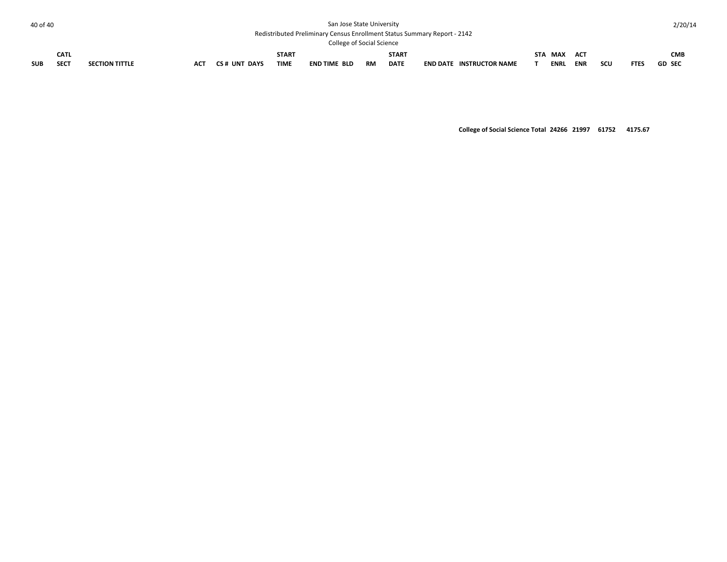| SUB | CATL SECT | SECTION TITTLE | ACT | CS # | UNT | DAYS | START TIME | END TIME | BLD | RM | START DATE | END DATE | INSTRUCTOR NAME | STAT | MAX ENRL | ACT ENR | SCU | FTES | GD | CMB SEC |
|---|---|---|---|---|---|---|---|---|---|---|---|---|---|---|---|---|---|---|---|---|
| | | | | | | | | | | | | | **College of Social Science Total** | | **24266** | **21997** | **61752** | **4175.67** | | |